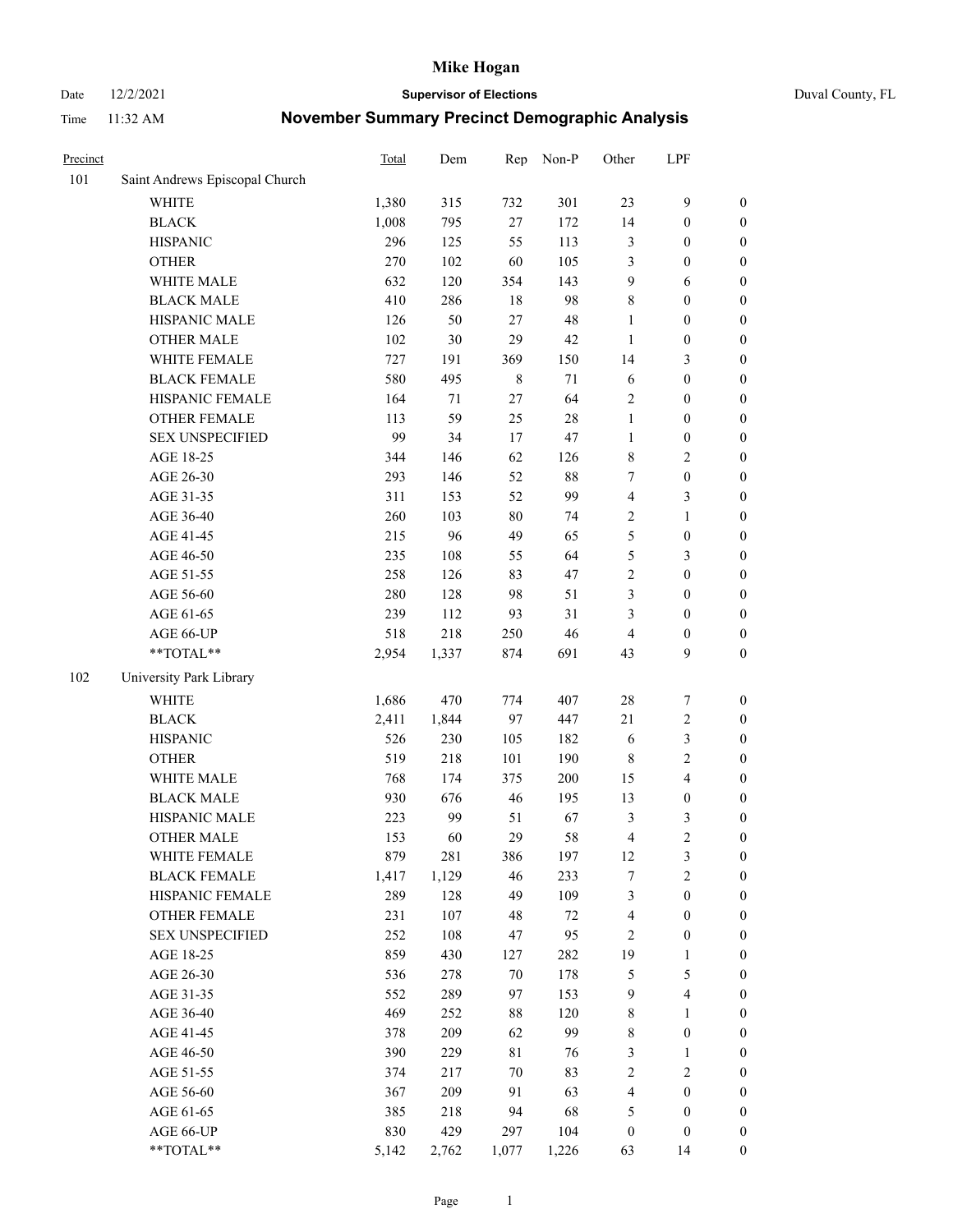# Mike Hogan

Date 12/2/2021 | **Supervisor of Elections** | Duval County, FL

Time 11:32 AM | **November Summary Precinct Demographic Analysis**

| Precinct | | Total | Dem | Rep | Non-P | Other | LPF | |
|---|---|---|---|---|---|---|---|---|
| 101 | Saint Andrews Episcopal Church | | | | | | | |
| | WHITE | 1,380 | 315 | 732 | 301 | 23 | 9 | 0 |
| | BLACK | 1,008 | 795 | 27 | 172 | 14 | 0 | 0 |
| | HISPANIC | 296 | 125 | 55 | 113 | 3 | 0 | 0 |
| | OTHER | 270 | 102 | 60 | 105 | 3 | 0 | 0 |
| | WHITE MALE | 632 | 120 | 354 | 143 | 9 | 6 | 0 |
| | BLACK MALE | 410 | 286 | 18 | 98 | 8 | 0 | 0 |
| | HISPANIC MALE | 126 | 50 | 27 | 48 | 1 | 0 | 0 |
| | OTHER MALE | 102 | 30 | 29 | 42 | 1 | 0 | 0 |
| | WHITE FEMALE | 727 | 191 | 369 | 150 | 14 | 3 | 0 |
| | BLACK FEMALE | 580 | 495 | 8 | 71 | 6 | 0 | 0 |
| | HISPANIC FEMALE | 164 | 71 | 27 | 64 | 2 | 0 | 0 |
| | OTHER FEMALE | 113 | 59 | 25 | 28 | 1 | 0 | 0 |
| | SEX UNSPECIFIED | 99 | 34 | 17 | 47 | 1 | 0 | 0 |
| | AGE 18-25 | 344 | 146 | 62 | 126 | 8 | 2 | 0 |
| | AGE 26-30 | 293 | 146 | 52 | 88 | 7 | 0 | 0 |
| | AGE 31-35 | 311 | 153 | 52 | 99 | 4 | 3 | 0 |
| | AGE 36-40 | 260 | 103 | 80 | 74 | 2 | 1 | 0 |
| | AGE 41-45 | 215 | 96 | 49 | 65 | 5 | 0 | 0 |
| | AGE 46-50 | 235 | 108 | 55 | 64 | 5 | 3 | 0 |
| | AGE 51-55 | 258 | 126 | 83 | 47 | 2 | 0 | 0 |
| | AGE 56-60 | 280 | 128 | 98 | 51 | 3 | 0 | 0 |
| | AGE 61-65 | 239 | 112 | 93 | 31 | 3 | 0 | 0 |
| | AGE 66-UP | 518 | 218 | 250 | 46 | 4 | 0 | 0 |
| | **TOTAL** | 2,954 | 1,337 | 874 | 691 | 43 | 9 | 0 |
| 102 | University Park Library | | | | | | | |
| | WHITE | 1,686 | 470 | 774 | 407 | 28 | 7 | 0 |
| | BLACK | 2,411 | 1,844 | 97 | 447 | 21 | 2 | 0 |
| | HISPANIC | 526 | 230 | 105 | 182 | 6 | 3 | 0 |
| | OTHER | 519 | 218 | 101 | 190 | 8 | 2 | 0 |
| | WHITE MALE | 768 | 174 | 375 | 200 | 15 | 4 | 0 |
| | BLACK MALE | 930 | 676 | 46 | 195 | 13 | 0 | 0 |
| | HISPANIC MALE | 223 | 99 | 51 | 67 | 3 | 3 | 0 |
| | OTHER MALE | 153 | 60 | 29 | 58 | 4 | 2 | 0 |
| | WHITE FEMALE | 879 | 281 | 386 | 197 | 12 | 3 | 0 |
| | BLACK FEMALE | 1,417 | 1,129 | 46 | 233 | 7 | 2 | 0 |
| | HISPANIC FEMALE | 289 | 128 | 49 | 109 | 3 | 0 | 0 |
| | OTHER FEMALE | 231 | 107 | 48 | 72 | 4 | 0 | 0 |
| | SEX UNSPECIFIED | 252 | 108 | 47 | 95 | 2 | 0 | 0 |
| | AGE 18-25 | 859 | 430 | 127 | 282 | 19 | 1 | 0 |
| | AGE 26-30 | 536 | 278 | 70 | 178 | 5 | 5 | 0 |
| | AGE 31-35 | 552 | 289 | 97 | 153 | 9 | 4 | 0 |
| | AGE 36-40 | 469 | 252 | 88 | 120 | 8 | 1 | 0 |
| | AGE 41-45 | 378 | 209 | 62 | 99 | 8 | 0 | 0 |
| | AGE 46-50 | 390 | 229 | 81 | 76 | 3 | 1 | 0 |
| | AGE 51-55 | 374 | 217 | 70 | 83 | 2 | 2 | 0 |
| | AGE 56-60 | 367 | 209 | 91 | 63 | 4 | 0 | 0 |
| | AGE 61-65 | 385 | 218 | 94 | 68 | 5 | 0 | 0 |
| | AGE 66-UP | 830 | 429 | 297 | 104 | 0 | 0 | 0 |
| | **TOTAL** | 5,142 | 2,762 | 1,077 | 1,226 | 63 | 14 | 0 |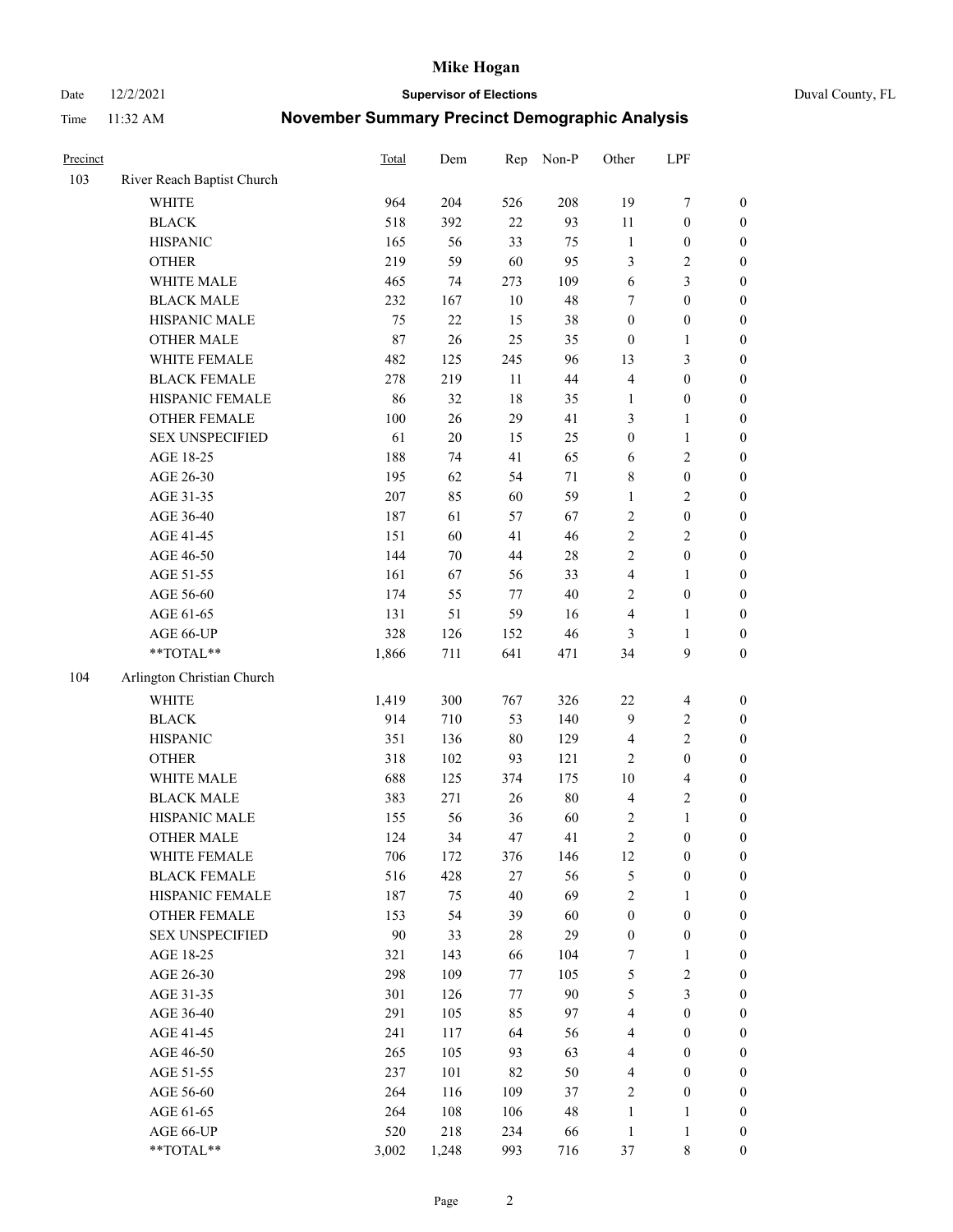# Mike Hogan

Date 12/2/2021 **Supervisor of Elections** Duval County, FL

Time 11:32 AM **November Summary Precinct Demographic Analysis**

| Precinct | | Total | Dem | Rep | Non-P | Other | LPF | |
|---|---|---|---|---|---|---|---|---|
| 103 | River Reach Baptist Church | | | | | | | |
| | WHITE | 964 | 204 | 526 | 208 | 19 | 7 | 0 |
| | BLACK | 518 | 392 | 22 | 93 | 11 | 0 | 0 |
| | HISPANIC | 165 | 56 | 33 | 75 | 1 | 0 | 0 |
| | OTHER | 219 | 59 | 60 | 95 | 3 | 2 | 0 |
| | WHITE MALE | 465 | 74 | 273 | 109 | 6 | 3 | 0 |
| | BLACK MALE | 232 | 167 | 10 | 48 | 7 | 0 | 0 |
| | HISPANIC MALE | 75 | 22 | 15 | 38 | 0 | 0 | 0 |
| | OTHER MALE | 87 | 26 | 25 | 35 | 0 | 1 | 0 |
| | WHITE FEMALE | 482 | 125 | 245 | 96 | 13 | 3 | 0 |
| | BLACK FEMALE | 278 | 219 | 11 | 44 | 4 | 0 | 0 |
| | HISPANIC FEMALE | 86 | 32 | 18 | 35 | 1 | 0 | 0 |
| | OTHER FEMALE | 100 | 26 | 29 | 41 | 3 | 1 | 0 |
| | SEX UNSPECIFIED | 61 | 20 | 15 | 25 | 0 | 1 | 0 |
| | AGE 18-25 | 188 | 74 | 41 | 65 | 6 | 2 | 0 |
| | AGE 26-30 | 195 | 62 | 54 | 71 | 8 | 0 | 0 |
| | AGE 31-35 | 207 | 85 | 60 | 59 | 1 | 2 | 0 |
| | AGE 36-40 | 187 | 61 | 57 | 67 | 2 | 0 | 0 |
| | AGE 41-45 | 151 | 60 | 41 | 46 | 2 | 2 | 0 |
| | AGE 46-50 | 144 | 70 | 44 | 28 | 2 | 0 | 0 |
| | AGE 51-55 | 161 | 67 | 56 | 33 | 4 | 1 | 0 |
| | AGE 56-60 | 174 | 55 | 77 | 40 | 2 | 0 | 0 |
| | AGE 61-65 | 131 | 51 | 59 | 16 | 4 | 1 | 0 |
| | AGE 66-UP | 328 | 126 | 152 | 46 | 3 | 1 | 0 |
| | **TOTAL** | 1,866 | 711 | 641 | 471 | 34 | 9 | 0 |
| 104 | Arlington Christian Church | | | | | | | |
| | WHITE | 1,419 | 300 | 767 | 326 | 22 | 4 | 0 |
| | BLACK | 914 | 710 | 53 | 140 | 9 | 2 | 0 |
| | HISPANIC | 351 | 136 | 80 | 129 | 4 | 2 | 0 |
| | OTHER | 318 | 102 | 93 | 121 | 2 | 0 | 0 |
| | WHITE MALE | 688 | 125 | 374 | 175 | 10 | 4 | 0 |
| | BLACK MALE | 383 | 271 | 26 | 80 | 4 | 2 | 0 |
| | HISPANIC MALE | 155 | 56 | 36 | 60 | 2 | 1 | 0 |
| | OTHER MALE | 124 | 34 | 47 | 41 | 2 | 0 | 0 |
| | WHITE FEMALE | 706 | 172 | 376 | 146 | 12 | 0 | 0 |
| | BLACK FEMALE | 516 | 428 | 27 | 56 | 5 | 0 | 0 |
| | HISPANIC FEMALE | 187 | 75 | 40 | 69 | 2 | 1 | 0 |
| | OTHER FEMALE | 153 | 54 | 39 | 60 | 0 | 0 | 0 |
| | SEX UNSPECIFIED | 90 | 33 | 28 | 29 | 0 | 0 | 0 |
| | AGE 18-25 | 321 | 143 | 66 | 104 | 7 | 1 | 0 |
| | AGE 26-30 | 298 | 109 | 77 | 105 | 5 | 2 | 0 |
| | AGE 31-35 | 301 | 126 | 77 | 90 | 5 | 3 | 0 |
| | AGE 36-40 | 291 | 105 | 85 | 97 | 4 | 0 | 0 |
| | AGE 41-45 | 241 | 117 | 64 | 56 | 4 | 0 | 0 |
| | AGE 46-50 | 265 | 105 | 93 | 63 | 4 | 0 | 0 |
| | AGE 51-55 | 237 | 101 | 82 | 50 | 4 | 0 | 0 |
| | AGE 56-60 | 264 | 116 | 109 | 37 | 2 | 0 | 0 |
| | AGE 61-65 | 264 | 108 | 106 | 48 | 1 | 1 | 0 |
| | AGE 66-UP | 520 | 218 | 234 | 66 | 1 | 1 | 0 |
| | **TOTAL** | 3,002 | 1,248 | 993 | 716 | 37 | 8 | 0 |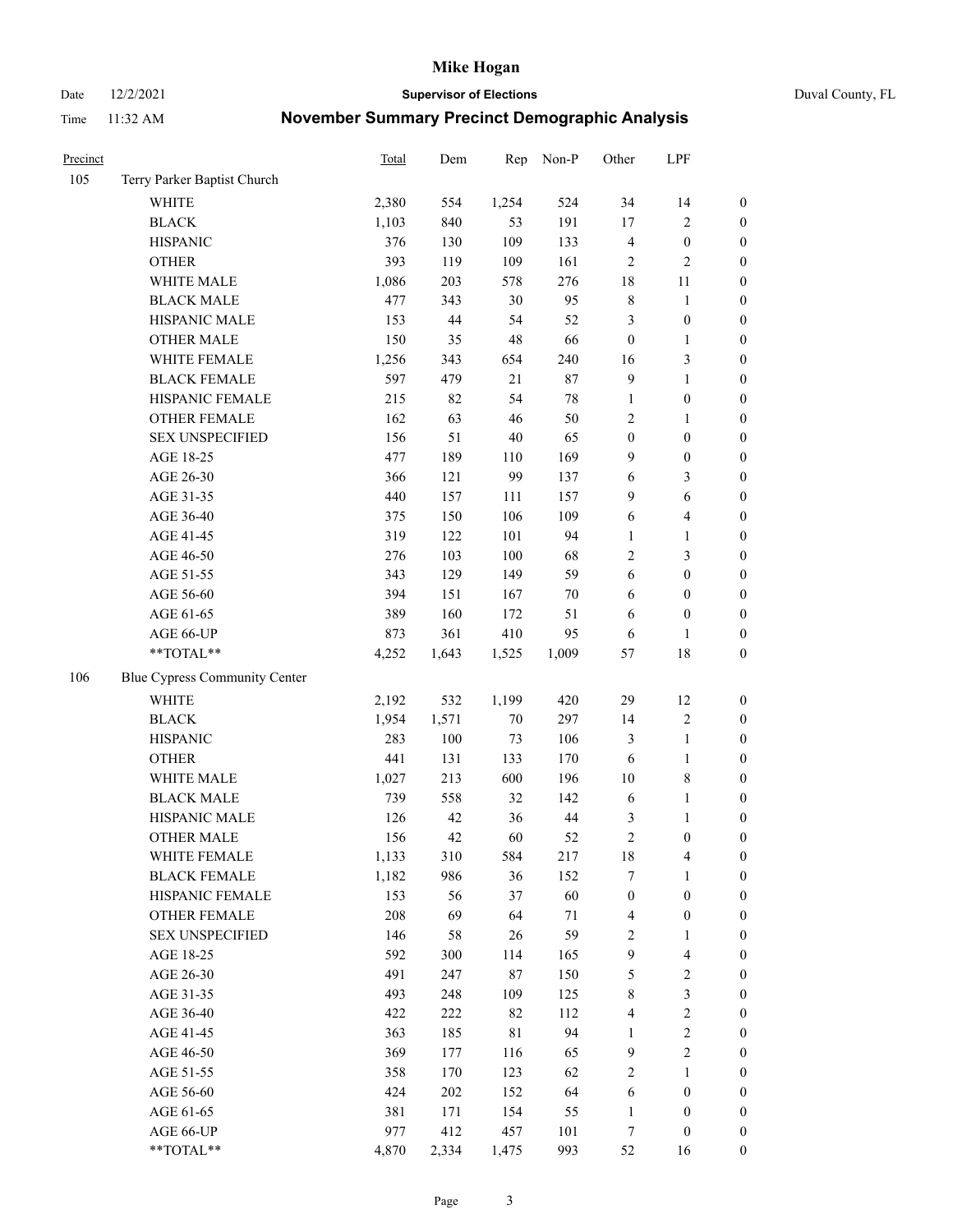# Mike Hogan

Date 12/2/2021 **Supervisor of Elections** Duval County, FL

Time 11:32 AM **November Summary Precinct Demographic Analysis**

| Precinct | | Total | Dem | Rep | Non-P | Other | LPF | |
|---|---|---|---|---|---|---|---|---|
| 105 | Terry Parker Baptist Church | | | | | | | |
| | WHITE | 2,380 | 554 | 1,254 | 524 | 34 | 14 | 0 |
| | BLACK | 1,103 | 840 | 53 | 191 | 17 | 2 | 0 |
| | HISPANIC | 376 | 130 | 109 | 133 | 4 | 0 | 0 |
| | OTHER | 393 | 119 | 109 | 161 | 2 | 2 | 0 |
| | WHITE MALE | 1,086 | 203 | 578 | 276 | 18 | 11 | 0 |
| | BLACK MALE | 477 | 343 | 30 | 95 | 8 | 1 | 0 |
| | HISPANIC MALE | 153 | 44 | 54 | 52 | 3 | 0 | 0 |
| | OTHER MALE | 150 | 35 | 48 | 66 | 0 | 1 | 0 |
| | WHITE FEMALE | 1,256 | 343 | 654 | 240 | 16 | 3 | 0 |
| | BLACK FEMALE | 597 | 479 | 21 | 87 | 9 | 1 | 0 |
| | HISPANIC FEMALE | 215 | 82 | 54 | 78 | 1 | 0 | 0 |
| | OTHER FEMALE | 162 | 63 | 46 | 50 | 2 | 1 | 0 |
| | SEX UNSPECIFIED | 156 | 51 | 40 | 65 | 0 | 0 | 0 |
| | AGE 18-25 | 477 | 189 | 110 | 169 | 9 | 0 | 0 |
| | AGE 26-30 | 366 | 121 | 99 | 137 | 6 | 3 | 0 |
| | AGE 31-35 | 440 | 157 | 111 | 157 | 9 | 6 | 0 |
| | AGE 36-40 | 375 | 150 | 106 | 109 | 6 | 4 | 0 |
| | AGE 41-45 | 319 | 122 | 101 | 94 | 1 | 1 | 0 |
| | AGE 46-50 | 276 | 103 | 100 | 68 | 2 | 3 | 0 |
| | AGE 51-55 | 343 | 129 | 149 | 59 | 6 | 0 | 0 |
| | AGE 56-60 | 394 | 151 | 167 | 70 | 6 | 0 | 0 |
| | AGE 61-65 | 389 | 160 | 172 | 51 | 6 | 0 | 0 |
| | AGE 66-UP | 873 | 361 | 410 | 95 | 6 | 1 | 0 |
| | **TOTAL** | 4,252 | 1,643 | 1,525 | 1,009 | 57 | 18 | 0 |
| 106 | Blue Cypress Community Center | | | | | | | |
| | WHITE | 2,192 | 532 | 1,199 | 420 | 29 | 12 | 0 |
| | BLACK | 1,954 | 1,571 | 70 | 297 | 14 | 2 | 0 |
| | HISPANIC | 283 | 100 | 73 | 106 | 3 | 1 | 0 |
| | OTHER | 441 | 131 | 133 | 170 | 6 | 1 | 0 |
| | WHITE MALE | 1,027 | 213 | 600 | 196 | 10 | 8 | 0 |
| | BLACK MALE | 739 | 558 | 32 | 142 | 6 | 1 | 0 |
| | HISPANIC MALE | 126 | 42 | 36 | 44 | 3 | 1 | 0 |
| | OTHER MALE | 156 | 42 | 60 | 52 | 2 | 0 | 0 |
| | WHITE FEMALE | 1,133 | 310 | 584 | 217 | 18 | 4 | 0 |
| | BLACK FEMALE | 1,182 | 986 | 36 | 152 | 7 | 1 | 0 |
| | HISPANIC FEMALE | 153 | 56 | 37 | 60 | 0 | 0 | 0 |
| | OTHER FEMALE | 208 | 69 | 64 | 71 | 4 | 0 | 0 |
| | SEX UNSPECIFIED | 146 | 58 | 26 | 59 | 2 | 1 | 0 |
| | AGE 18-25 | 592 | 300 | 114 | 165 | 9 | 4 | 0 |
| | AGE 26-30 | 491 | 247 | 87 | 150 | 5 | 2 | 0 |
| | AGE 31-35 | 493 | 248 | 109 | 125 | 8 | 3 | 0 |
| | AGE 36-40 | 422 | 222 | 82 | 112 | 4 | 2 | 0 |
| | AGE 41-45 | 363 | 185 | 81 | 94 | 1 | 2 | 0 |
| | AGE 46-50 | 369 | 177 | 116 | 65 | 9 | 2 | 0 |
| | AGE 51-55 | 358 | 170 | 123 | 62 | 2 | 1 | 0 |
| | AGE 56-60 | 424 | 202 | 152 | 64 | 6 | 0 | 0 |
| | AGE 61-65 | 381 | 171 | 154 | 55 | 1 | 0 | 0 |
| | AGE 66-UP | 977 | 412 | 457 | 101 | 7 | 0 | 0 |
| | **TOTAL** | 4,870 | 2,334 | 1,475 | 993 | 52 | 16 | 0 |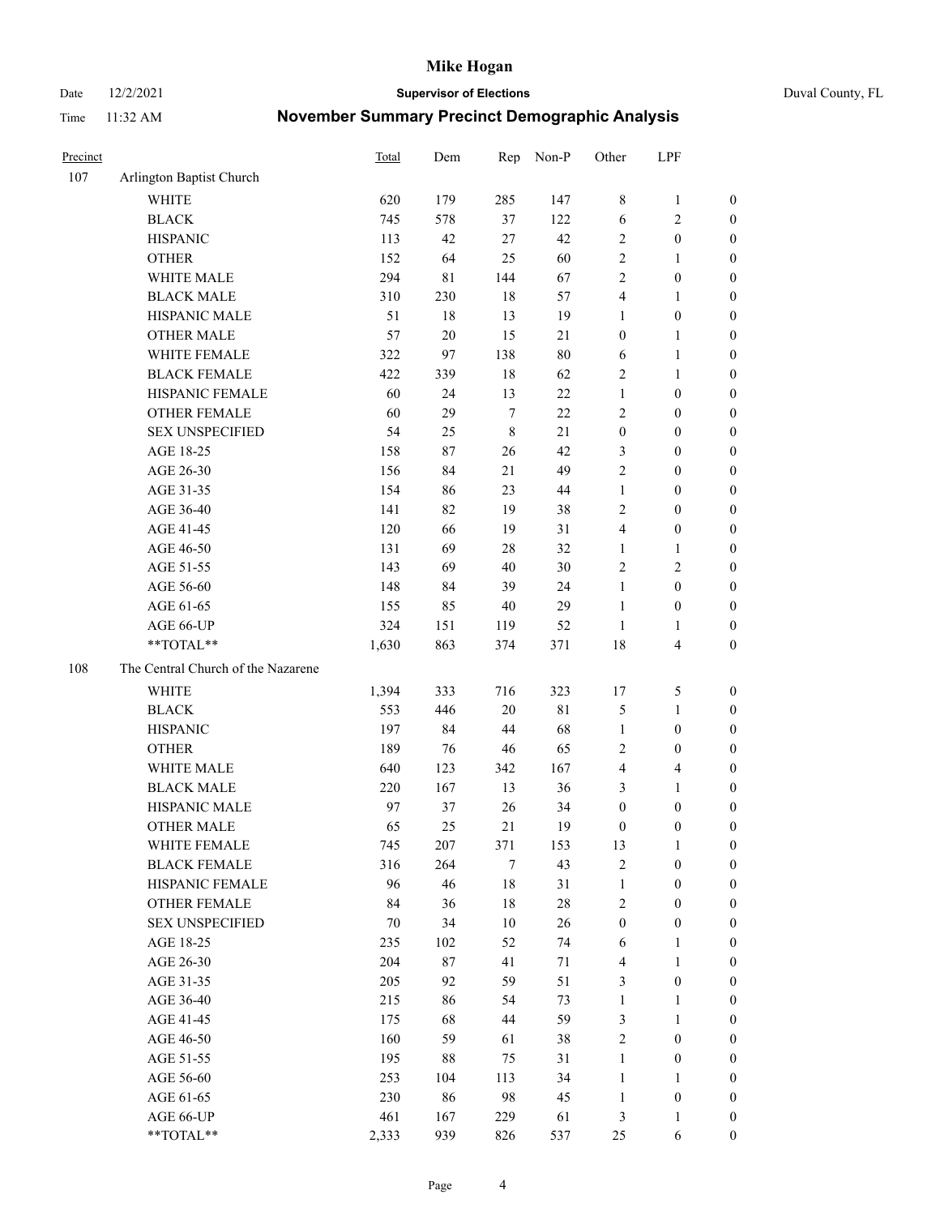# Mike Hogan

Date 12/2/2021 **Supervisor of Elections** Duval County, FL

Time 11:32 AM **November Summary Precinct Demographic Analysis**

| Precinct | | Total | Dem | Rep | Non-P | Other | LPF | |
|---|---|---|---|---|---|---|---|---|
| 107 | Arlington Baptist Church | | | | | | | |
| | WHITE | 620 | 179 | 285 | 147 | 8 | 1 | 0 |
| | BLACK | 745 | 578 | 37 | 122 | 6 | 2 | 0 |
| | HISPANIC | 113 | 42 | 27 | 42 | 2 | 0 | 0 |
| | OTHER | 152 | 64 | 25 | 60 | 2 | 1 | 0 |
| | WHITE MALE | 294 | 81 | 144 | 67 | 2 | 0 | 0 |
| | BLACK MALE | 310 | 230 | 18 | 57 | 4 | 1 | 0 |
| | HISPANIC MALE | 51 | 18 | 13 | 19 | 1 | 0 | 0 |
| | OTHER MALE | 57 | 20 | 15 | 21 | 0 | 1 | 0 |
| | WHITE FEMALE | 322 | 97 | 138 | 80 | 6 | 1 | 0 |
| | BLACK FEMALE | 422 | 339 | 18 | 62 | 2 | 1 | 0 |
| | HISPANIC FEMALE | 60 | 24 | 13 | 22 | 1 | 0 | 0 |
| | OTHER FEMALE | 60 | 29 | 7 | 22 | 2 | 0 | 0 |
| | SEX UNSPECIFIED | 54 | 25 | 8 | 21 | 0 | 0 | 0 |
| | AGE 18-25 | 158 | 87 | 26 | 42 | 3 | 0 | 0 |
| | AGE 26-30 | 156 | 84 | 21 | 49 | 2 | 0 | 0 |
| | AGE 31-35 | 154 | 86 | 23 | 44 | 1 | 0 | 0 |
| | AGE 36-40 | 141 | 82 | 19 | 38 | 2 | 0 | 0 |
| | AGE 41-45 | 120 | 66 | 19 | 31 | 4 | 0 | 0 |
| | AGE 46-50 | 131 | 69 | 28 | 32 | 1 | 1 | 0 |
| | AGE 51-55 | 143 | 69 | 40 | 30 | 2 | 2 | 0 |
| | AGE 56-60 | 148 | 84 | 39 | 24 | 1 | 0 | 0 |
| | AGE 61-65 | 155 | 85 | 40 | 29 | 1 | 0 | 0 |
| | AGE 66-UP | 324 | 151 | 119 | 52 | 1 | 1 | 0 |
| | **TOTAL** | 1,630 | 863 | 374 | 371 | 18 | 4 | 0 |
| 108 | The Central Church of the Nazarene | | | | | | | |
| | WHITE | 1,394 | 333 | 716 | 323 | 17 | 5 | 0 |
| | BLACK | 553 | 446 | 20 | 81 | 5 | 1 | 0 |
| | HISPANIC | 197 | 84 | 44 | 68 | 1 | 0 | 0 |
| | OTHER | 189 | 76 | 46 | 65 | 2 | 0 | 0 |
| | WHITE MALE | 640 | 123 | 342 | 167 | 4 | 4 | 0 |
| | BLACK MALE | 220 | 167 | 13 | 36 | 3 | 1 | 0 |
| | HISPANIC MALE | 97 | 37 | 26 | 34 | 0 | 0 | 0 |
| | OTHER MALE | 65 | 25 | 21 | 19 | 0 | 0 | 0 |
| | WHITE FEMALE | 745 | 207 | 371 | 153 | 13 | 1 | 0 |
| | BLACK FEMALE | 316 | 264 | 7 | 43 | 2 | 0 | 0 |
| | HISPANIC FEMALE | 96 | 46 | 18 | 31 | 1 | 0 | 0 |
| | OTHER FEMALE | 84 | 36 | 18 | 28 | 2 | 0 | 0 |
| | SEX UNSPECIFIED | 70 | 34 | 10 | 26 | 0 | 0 | 0 |
| | AGE 18-25 | 235 | 102 | 52 | 74 | 6 | 1 | 0 |
| | AGE 26-30 | 204 | 87 | 41 | 71 | 4 | 1 | 0 |
| | AGE 31-35 | 205 | 92 | 59 | 51 | 3 | 0 | 0 |
| | AGE 36-40 | 215 | 86 | 54 | 73 | 1 | 1 | 0 |
| | AGE 41-45 | 175 | 68 | 44 | 59 | 3 | 1 | 0 |
| | AGE 46-50 | 160 | 59 | 61 | 38 | 2 | 0 | 0 |
| | AGE 51-55 | 195 | 88 | 75 | 31 | 1 | 0 | 0 |
| | AGE 56-60 | 253 | 104 | 113 | 34 | 1 | 1 | 0 |
| | AGE 61-65 | 230 | 86 | 98 | 45 | 1 | 0 | 0 |
| | AGE 66-UP | 461 | 167 | 229 | 61 | 3 | 1 | 0 |
| | **TOTAL** | 2,333 | 939 | 826 | 537 | 25 | 6 | 0 |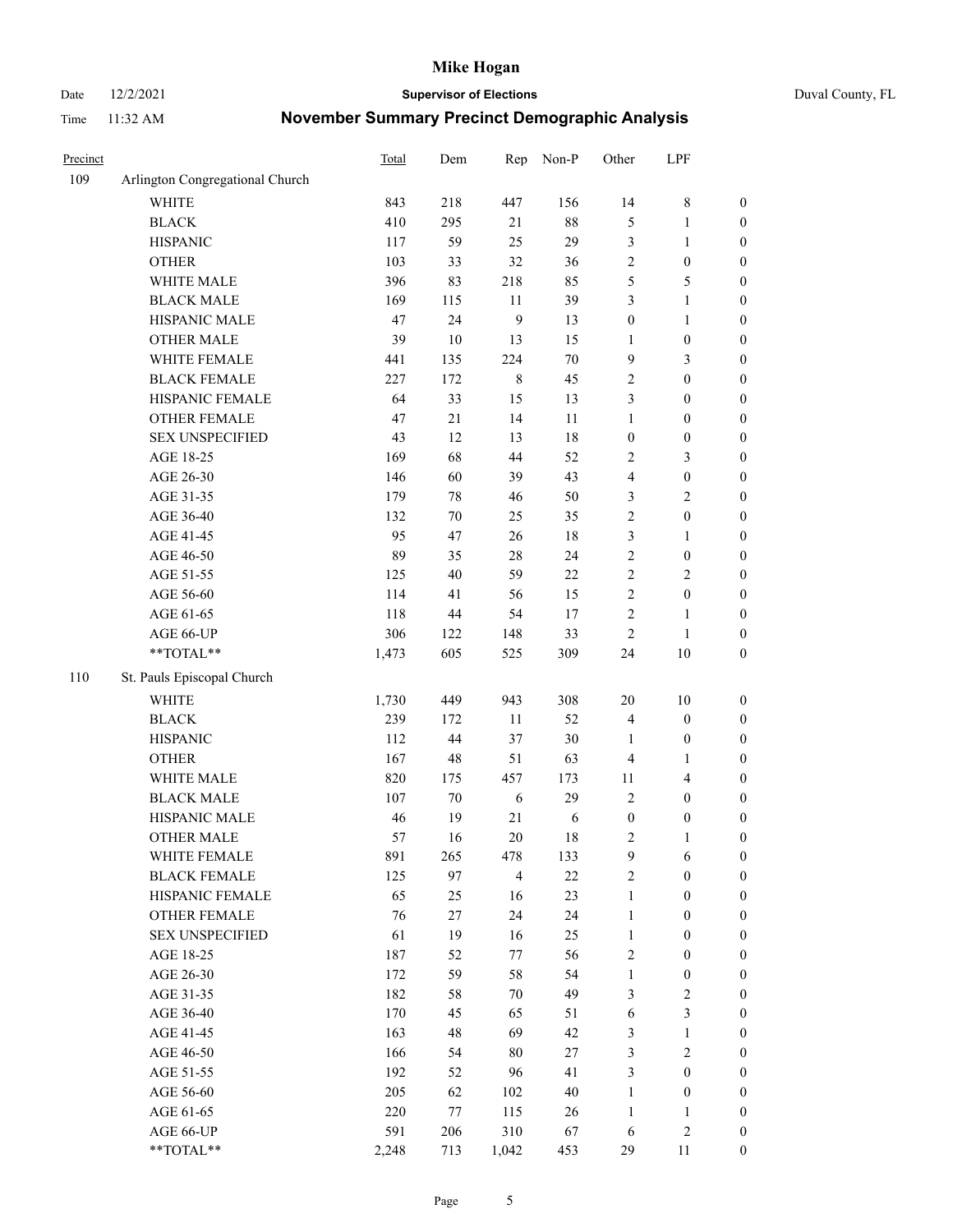# Mike Hogan

Date 12/2/2021 | **Supervisor of Elections** | Duval County, FL

Time 11:32 AM | **November Summary Precinct Demographic Analysis**

| Precinct | | Total | Dem | Rep | Non-P | Other | LPF | |
|---|---|---|---|---|---|---|---|---|
| 109 | Arlington Congregational Church | | | | | | | |
| | WHITE | 843 | 218 | 447 | 156 | 14 | 8 | 0 |
| | BLACK | 410 | 295 | 21 | 88 | 5 | 1 | 0 |
| | HISPANIC | 117 | 59 | 25 | 29 | 3 | 1 | 0 |
| | OTHER | 103 | 33 | 32 | 36 | 2 | 0 | 0 |
| | WHITE MALE | 396 | 83 | 218 | 85 | 5 | 5 | 0 |
| | BLACK MALE | 169 | 115 | 11 | 39 | 3 | 1 | 0 |
| | HISPANIC MALE | 47 | 24 | 9 | 13 | 0 | 1 | 0 |
| | OTHER MALE | 39 | 10 | 13 | 15 | 1 | 0 | 0 |
| | WHITE FEMALE | 441 | 135 | 224 | 70 | 9 | 3 | 0 |
| | BLACK FEMALE | 227 | 172 | 8 | 45 | 2 | 0 | 0 |
| | HISPANIC FEMALE | 64 | 33 | 15 | 13 | 3 | 0 | 0 |
| | OTHER FEMALE | 47 | 21 | 14 | 11 | 1 | 0 | 0 |
| | SEX UNSPECIFIED | 43 | 12 | 13 | 18 | 0 | 0 | 0 |
| | AGE 18-25 | 169 | 68 | 44 | 52 | 2 | 3 | 0 |
| | AGE 26-30 | 146 | 60 | 39 | 43 | 4 | 0 | 0 |
| | AGE 31-35 | 179 | 78 | 46 | 50 | 3 | 2 | 0 |
| | AGE 36-40 | 132 | 70 | 25 | 35 | 2 | 0 | 0 |
| | AGE 41-45 | 95 | 47 | 26 | 18 | 3 | 1 | 0 |
| | AGE 46-50 | 89 | 35 | 28 | 24 | 2 | 0 | 0 |
| | AGE 51-55 | 125 | 40 | 59 | 22 | 2 | 2 | 0 |
| | AGE 56-60 | 114 | 41 | 56 | 15 | 2 | 0 | 0 |
| | AGE 61-65 | 118 | 44 | 54 | 17 | 2 | 1 | 0 |
| | AGE 66-UP | 306 | 122 | 148 | 33 | 2 | 1 | 0 |
| | **TOTAL** | 1,473 | 605 | 525 | 309 | 24 | 10 | 0 |
| 110 | St. Pauls Episcopal Church | | | | | | | |
| | WHITE | 1,730 | 449 | 943 | 308 | 20 | 10 | 0 |
| | BLACK | 239 | 172 | 11 | 52 | 4 | 0 | 0 |
| | HISPANIC | 112 | 44 | 37 | 30 | 1 | 0 | 0 |
| | OTHER | 167 | 48 | 51 | 63 | 4 | 1 | 0 |
| | WHITE MALE | 820 | 175 | 457 | 173 | 11 | 4 | 0 |
| | BLACK MALE | 107 | 70 | 6 | 29 | 2 | 0 | 0 |
| | HISPANIC MALE | 46 | 19 | 21 | 6 | 0 | 0 | 0 |
| | OTHER MALE | 57 | 16 | 20 | 18 | 2 | 1 | 0 |
| | WHITE FEMALE | 891 | 265 | 478 | 133 | 9 | 6 | 0 |
| | BLACK FEMALE | 125 | 97 | 4 | 22 | 2 | 0 | 0 |
| | HISPANIC FEMALE | 65 | 25 | 16 | 23 | 1 | 0 | 0 |
| | OTHER FEMALE | 76 | 27 | 24 | 24 | 1 | 0 | 0 |
| | SEX UNSPECIFIED | 61 | 19 | 16 | 25 | 1 | 0 | 0 |
| | AGE 18-25 | 187 | 52 | 77 | 56 | 2 | 0 | 0 |
| | AGE 26-30 | 172 | 59 | 58 | 54 | 1 | 0 | 0 |
| | AGE 31-35 | 182 | 58 | 70 | 49 | 3 | 2 | 0 |
| | AGE 36-40 | 170 | 45 | 65 | 51 | 6 | 3 | 0 |
| | AGE 41-45 | 163 | 48 | 69 | 42 | 3 | 1 | 0 |
| | AGE 46-50 | 166 | 54 | 80 | 27 | 3 | 2 | 0 |
| | AGE 51-55 | 192 | 52 | 96 | 41 | 3 | 0 | 0 |
| | AGE 56-60 | 205 | 62 | 102 | 40 | 1 | 0 | 0 |
| | AGE 61-65 | 220 | 77 | 115 | 26 | 1 | 1 | 0 |
| | AGE 66-UP | 591 | 206 | 310 | 67 | 6 | 2 | 0 |
| | **TOTAL** | 2,248 | 713 | 1,042 | 453 | 29 | 11 | 0 |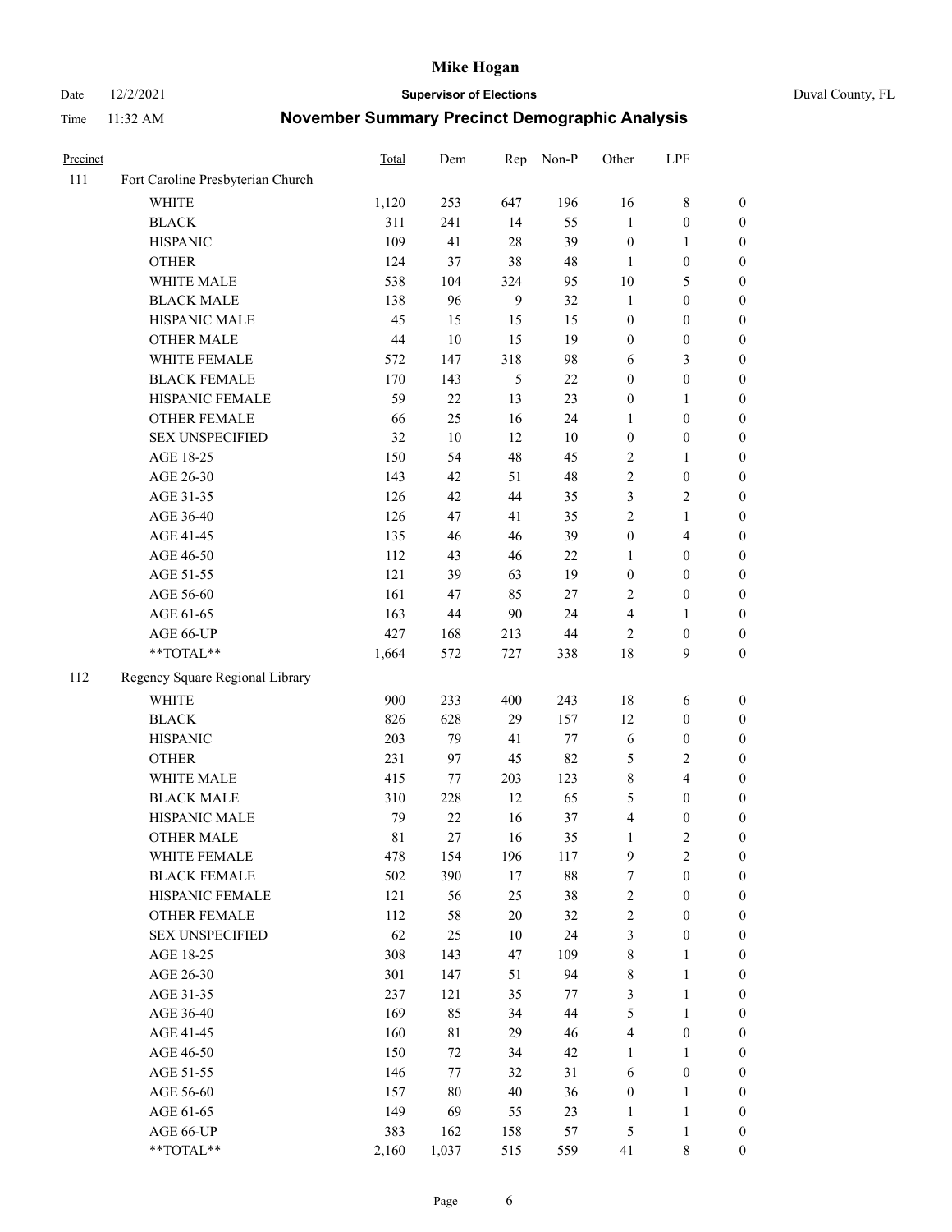# Mike Hogan

Date 12/2/2021 **Supervisor of Elections** Duval County, FL

Time 11:32 AM **November Summary Precinct Demographic Analysis**

| Precinct | | Total | Dem | Rep | Non-P | Other | LPF | |
|---|---|---|---|---|---|---|---|---|
| 111 | Fort Caroline Presbyterian Church | | | | | | | |
| | WHITE | 1,120 | 253 | 647 | 196 | 16 | 8 | 0 |
| | BLACK | 311 | 241 | 14 | 55 | 1 | 0 | 0 |
| | HISPANIC | 109 | 41 | 28 | 39 | 0 | 1 | 0 |
| | OTHER | 124 | 37 | 38 | 48 | 1 | 0 | 0 |
| | WHITE MALE | 538 | 104 | 324 | 95 | 10 | 5 | 0 |
| | BLACK MALE | 138 | 96 | 9 | 32 | 1 | 0 | 0 |
| | HISPANIC MALE | 45 | 15 | 15 | 15 | 0 | 0 | 0 |
| | OTHER MALE | 44 | 10 | 15 | 19 | 0 | 0 | 0 |
| | WHITE FEMALE | 572 | 147 | 318 | 98 | 6 | 3 | 0 |
| | BLACK FEMALE | 170 | 143 | 5 | 22 | 0 | 0 | 0 |
| | HISPANIC FEMALE | 59 | 22 | 13 | 23 | 0 | 1 | 0 |
| | OTHER FEMALE | 66 | 25 | 16 | 24 | 1 | 0 | 0 |
| | SEX UNSPECIFIED | 32 | 10 | 12 | 10 | 0 | 0 | 0 |
| | AGE 18-25 | 150 | 54 | 48 | 45 | 2 | 1 | 0 |
| | AGE 26-30 | 143 | 42 | 51 | 48 | 2 | 0 | 0 |
| | AGE 31-35 | 126 | 42 | 44 | 35 | 3 | 2 | 0 |
| | AGE 36-40 | 126 | 47 | 41 | 35 | 2 | 1 | 0 |
| | AGE 41-45 | 135 | 46 | 46 | 39 | 0 | 4 | 0 |
| | AGE 46-50 | 112 | 43 | 46 | 22 | 1 | 0 | 0 |
| | AGE 51-55 | 121 | 39 | 63 | 19 | 0 | 0 | 0 |
| | AGE 56-60 | 161 | 47 | 85 | 27 | 2 | 0 | 0 |
| | AGE 61-65 | 163 | 44 | 90 | 24 | 4 | 1 | 0 |
| | AGE 66-UP | 427 | 168 | 213 | 44 | 2 | 0 | 0 |
| | **TOTAL** | 1,664 | 572 | 727 | 338 | 18 | 9 | 0 |
| 112 | Regency Square Regional Library | | | | | | | |
| | WHITE | 900 | 233 | 400 | 243 | 18 | 6 | 0 |
| | BLACK | 826 | 628 | 29 | 157 | 12 | 0 | 0 |
| | HISPANIC | 203 | 79 | 41 | 77 | 6 | 0 | 0 |
| | OTHER | 231 | 97 | 45 | 82 | 5 | 2 | 0 |
| | WHITE MALE | 415 | 77 | 203 | 123 | 8 | 4 | 0 |
| | BLACK MALE | 310 | 228 | 12 | 65 | 5 | 0 | 0 |
| | HISPANIC MALE | 79 | 22 | 16 | 37 | 4 | 0 | 0 |
| | OTHER MALE | 81 | 27 | 16 | 35 | 1 | 2 | 0 |
| | WHITE FEMALE | 478 | 154 | 196 | 117 | 9 | 2 | 0 |
| | BLACK FEMALE | 502 | 390 | 17 | 88 | 7 | 0 | 0 |
| | HISPANIC FEMALE | 121 | 56 | 25 | 38 | 2 | 0 | 0 |
| | OTHER FEMALE | 112 | 58 | 20 | 32 | 2 | 0 | 0 |
| | SEX UNSPECIFIED | 62 | 25 | 10 | 24 | 3 | 0 | 0 |
| | AGE 18-25 | 308 | 143 | 47 | 109 | 8 | 1 | 0 |
| | AGE 26-30 | 301 | 147 | 51 | 94 | 8 | 1 | 0 |
| | AGE 31-35 | 237 | 121 | 35 | 77 | 3 | 1 | 0 |
| | AGE 36-40 | 169 | 85 | 34 | 44 | 5 | 1 | 0 |
| | AGE 41-45 | 160 | 81 | 29 | 46 | 4 | 0 | 0 |
| | AGE 46-50 | 150 | 72 | 34 | 42 | 1 | 1 | 0 |
| | AGE 51-55 | 146 | 77 | 32 | 31 | 6 | 0 | 0 |
| | AGE 56-60 | 157 | 80 | 40 | 36 | 0 | 1 | 0 |
| | AGE 61-65 | 149 | 69 | 55 | 23 | 1 | 1 | 0 |
| | AGE 66-UP | 383 | 162 | 158 | 57 | 5 | 1 | 0 |
| | **TOTAL** | 2,160 | 1,037 | 515 | 559 | 41 | 8 | 0 |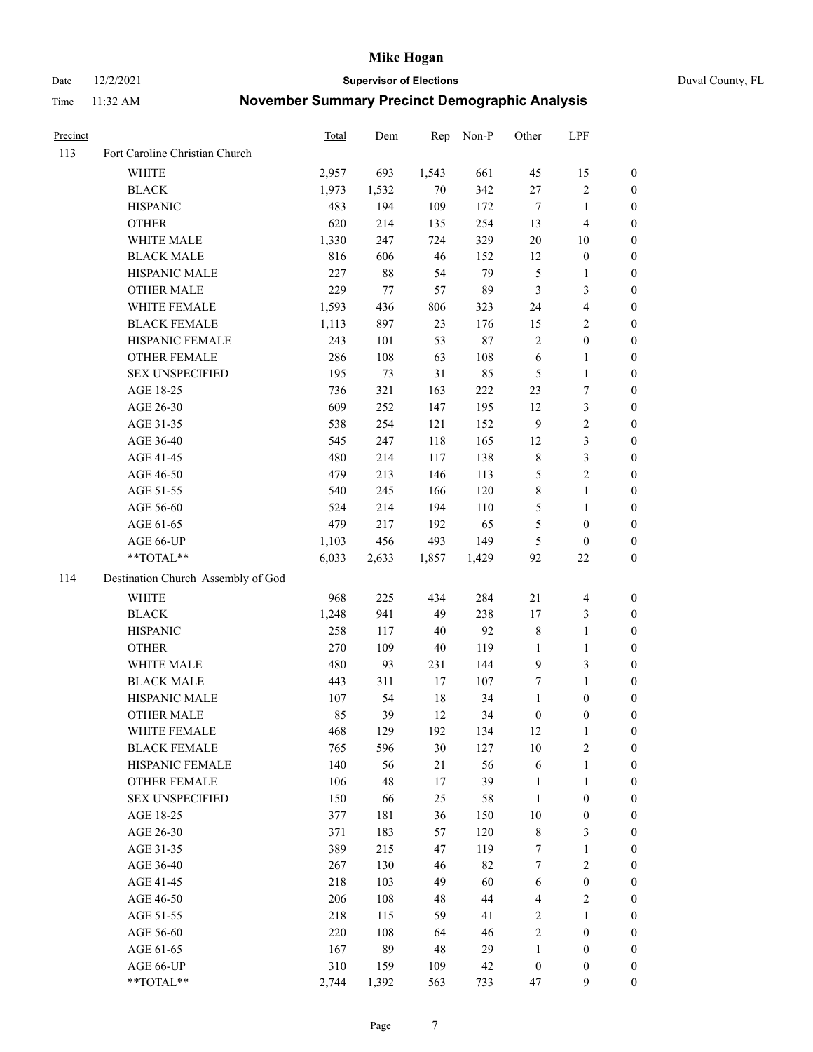# Mike Hogan

Date 12/2/2021 **Supervisor of Elections** Duval County, FL

Time 11:32 AM **November Summary Precinct Demographic Analysis**

| Precinct | | Total | Dem | Rep | Non-P | Other | LPF | |
|---|---|---|---|---|---|---|---|---|
| 113 | Fort Caroline Christian Church | | | | | | | |
| | WHITE | 2,957 | 693 | 1,543 | 661 | 45 | 15 | 0 |
| | BLACK | 1,973 | 1,532 | 70 | 342 | 27 | 2 | 0 |
| | HISPANIC | 483 | 194 | 109 | 172 | 7 | 1 | 0 |
| | OTHER | 620 | 214 | 135 | 254 | 13 | 4 | 0 |
| | WHITE MALE | 1,330 | 247 | 724 | 329 | 20 | 10 | 0 |
| | BLACK MALE | 816 | 606 | 46 | 152 | 12 | 0 | 0 |
| | HISPANIC MALE | 227 | 88 | 54 | 79 | 5 | 1 | 0 |
| | OTHER MALE | 229 | 77 | 57 | 89 | 3 | 3 | 0 |
| | WHITE FEMALE | 1,593 | 436 | 806 | 323 | 24 | 4 | 0 |
| | BLACK FEMALE | 1,113 | 897 | 23 | 176 | 15 | 2 | 0 |
| | HISPANIC FEMALE | 243 | 101 | 53 | 87 | 2 | 0 | 0 |
| | OTHER FEMALE | 286 | 108 | 63 | 108 | 6 | 1 | 0 |
| | SEX UNSPECIFIED | 195 | 73 | 31 | 85 | 5 | 1 | 0 |
| | AGE 18-25 | 736 | 321 | 163 | 222 | 23 | 7 | 0 |
| | AGE 26-30 | 609 | 252 | 147 | 195 | 12 | 3 | 0 |
| | AGE 31-35 | 538 | 254 | 121 | 152 | 9 | 2 | 0 |
| | AGE 36-40 | 545 | 247 | 118 | 165 | 12 | 3 | 0 |
| | AGE 41-45 | 480 | 214 | 117 | 138 | 8 | 3 | 0 |
| | AGE 46-50 | 479 | 213 | 146 | 113 | 5 | 2 | 0 |
| | AGE 51-55 | 540 | 245 | 166 | 120 | 8 | 1 | 0 |
| | AGE 56-60 | 524 | 214 | 194 | 110 | 5 | 1 | 0 |
| | AGE 61-65 | 479 | 217 | 192 | 65 | 5 | 0 | 0 |
| | AGE 66-UP | 1,103 | 456 | 493 | 149 | 5 | 0 | 0 |
| | **TOTAL** | 6,033 | 2,633 | 1,857 | 1,429 | 92 | 22 | 0 |
| 114 | Destination Church Assembly of God | | | | | | | |
| | WHITE | 968 | 225 | 434 | 284 | 21 | 4 | 0 |
| | BLACK | 1,248 | 941 | 49 | 238 | 17 | 3 | 0 |
| | HISPANIC | 258 | 117 | 40 | 92 | 8 | 1 | 0 |
| | OTHER | 270 | 109 | 40 | 119 | 1 | 1 | 0 |
| | WHITE MALE | 480 | 93 | 231 | 144 | 9 | 3 | 0 |
| | BLACK MALE | 443 | 311 | 17 | 107 | 7 | 1 | 0 |
| | HISPANIC MALE | 107 | 54 | 18 | 34 | 1 | 0 | 0 |
| | OTHER MALE | 85 | 39 | 12 | 34 | 0 | 0 | 0 |
| | WHITE FEMALE | 468 | 129 | 192 | 134 | 12 | 1 | 0 |
| | BLACK FEMALE | 765 | 596 | 30 | 127 | 10 | 2 | 0 |
| | HISPANIC FEMALE | 140 | 56 | 21 | 56 | 6 | 1 | 0 |
| | OTHER FEMALE | 106 | 48 | 17 | 39 | 1 | 1 | 0 |
| | SEX UNSPECIFIED | 150 | 66 | 25 | 58 | 1 | 0 | 0 |
| | AGE 18-25 | 377 | 181 | 36 | 150 | 10 | 0 | 0 |
| | AGE 26-30 | 371 | 183 | 57 | 120 | 8 | 3 | 0 |
| | AGE 31-35 | 389 | 215 | 47 | 119 | 7 | 1 | 0 |
| | AGE 36-40 | 267 | 130 | 46 | 82 | 7 | 2 | 0 |
| | AGE 41-45 | 218 | 103 | 49 | 60 | 6 | 0 | 0 |
| | AGE 46-50 | 206 | 108 | 48 | 44 | 4 | 2 | 0 |
| | AGE 51-55 | 218 | 115 | 59 | 41 | 2 | 1 | 0 |
| | AGE 56-60 | 220 | 108 | 64 | 46 | 2 | 0 | 0 |
| | AGE 61-65 | 167 | 89 | 48 | 29 | 1 | 0 | 0 |
| | AGE 66-UP | 310 | 159 | 109 | 42 | 0 | 0 | 0 |
| | **TOTAL** | 2,744 | 1,392 | 563 | 733 | 47 | 9 | 0 |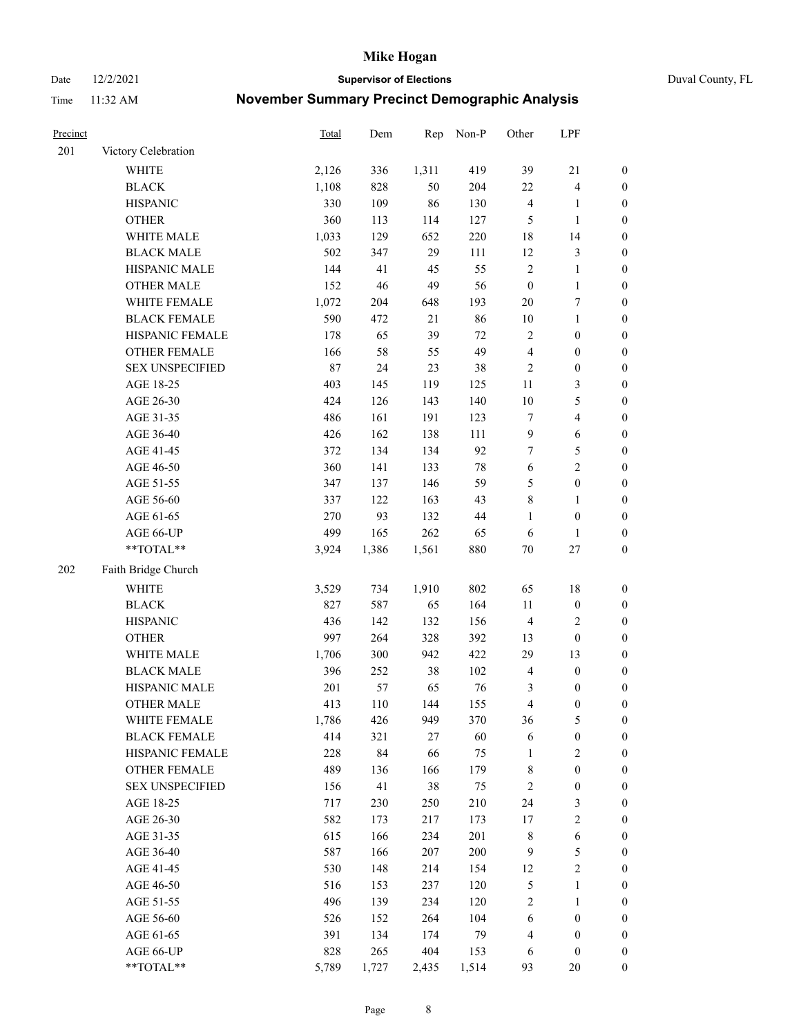# Mike Hogan

Date 12/2/2021 **Supervisor of Elections** Duval County, FL

Time 11:32 AM **November Summary Precinct Demographic Analysis**

| Precinct | | Total | Dem | Rep | Non-P | Other | LPF | |
|---|---|---|---|---|---|---|---|---|
| 201 | Victory Celebration | | | | | | | |
| | WHITE | 2,126 | 336 | 1,311 | 419 | 39 | 21 | 0 |
| | BLACK | 1,108 | 828 | 50 | 204 | 22 | 4 | 0 |
| | HISPANIC | 330 | 109 | 86 | 130 | 4 | 1 | 0 |
| | OTHER | 360 | 113 | 114 | 127 | 5 | 1 | 0 |
| | WHITE MALE | 1,033 | 129 | 652 | 220 | 18 | 14 | 0 |
| | BLACK MALE | 502 | 347 | 29 | 111 | 12 | 3 | 0 |
| | HISPANIC MALE | 144 | 41 | 45 | 55 | 2 | 1 | 0 |
| | OTHER MALE | 152 | 46 | 49 | 56 | 0 | 1 | 0 |
| | WHITE FEMALE | 1,072 | 204 | 648 | 193 | 20 | 7 | 0 |
| | BLACK FEMALE | 590 | 472 | 21 | 86 | 10 | 1 | 0 |
| | HISPANIC FEMALE | 178 | 65 | 39 | 72 | 2 | 0 | 0 |
| | OTHER FEMALE | 166 | 58 | 55 | 49 | 4 | 0 | 0 |
| | SEX UNSPECIFIED | 87 | 24 | 23 | 38 | 2 | 0 | 0 |
| | AGE 18-25 | 403 | 145 | 119 | 125 | 11 | 3 | 0 |
| | AGE 26-30 | 424 | 126 | 143 | 140 | 10 | 5 | 0 |
| | AGE 31-35 | 486 | 161 | 191 | 123 | 7 | 4 | 0 |
| | AGE 36-40 | 426 | 162 | 138 | 111 | 9 | 6 | 0 |
| | AGE 41-45 | 372 | 134 | 134 | 92 | 7 | 5 | 0 |
| | AGE 46-50 | 360 | 141 | 133 | 78 | 6 | 2 | 0 |
| | AGE 51-55 | 347 | 137 | 146 | 59 | 5 | 0 | 0 |
| | AGE 56-60 | 337 | 122 | 163 | 43 | 8 | 1 | 0 |
| | AGE 61-65 | 270 | 93 | 132 | 44 | 1 | 0 | 0 |
| | AGE 66-UP | 499 | 165 | 262 | 65 | 6 | 1 | 0 |
| | **TOTAL** | 3,924 | 1,386 | 1,561 | 880 | 70 | 27 | 0 |
| 202 | Faith Bridge Church | | | | | | | |
| | WHITE | 3,529 | 734 | 1,910 | 802 | 65 | 18 | 0 |
| | BLACK | 827 | 587 | 65 | 164 | 11 | 0 | 0 |
| | HISPANIC | 436 | 142 | 132 | 156 | 4 | 2 | 0 |
| | OTHER | 997 | 264 | 328 | 392 | 13 | 0 | 0 |
| | WHITE MALE | 1,706 | 300 | 942 | 422 | 29 | 13 | 0 |
| | BLACK MALE | 396 | 252 | 38 | 102 | 4 | 0 | 0 |
| | HISPANIC MALE | 201 | 57 | 65 | 76 | 3 | 0 | 0 |
| | OTHER MALE | 413 | 110 | 144 | 155 | 4 | 0 | 0 |
| | WHITE FEMALE | 1,786 | 426 | 949 | 370 | 36 | 5 | 0 |
| | BLACK FEMALE | 414 | 321 | 27 | 60 | 6 | 0 | 0 |
| | HISPANIC FEMALE | 228 | 84 | 66 | 75 | 1 | 2 | 0 |
| | OTHER FEMALE | 489 | 136 | 166 | 179 | 8 | 0 | 0 |
| | SEX UNSPECIFIED | 156 | 41 | 38 | 75 | 2 | 0 | 0 |
| | AGE 18-25 | 717 | 230 | 250 | 210 | 24 | 3 | 0 |
| | AGE 26-30 | 582 | 173 | 217 | 173 | 17 | 2 | 0 |
| | AGE 31-35 | 615 | 166 | 234 | 201 | 8 | 6 | 0 |
| | AGE 36-40 | 587 | 166 | 207 | 200 | 9 | 5 | 0 |
| | AGE 41-45 | 530 | 148 | 214 | 154 | 12 | 2 | 0 |
| | AGE 46-50 | 516 | 153 | 237 | 120 | 5 | 1 | 0 |
| | AGE 51-55 | 496 | 139 | 234 | 120 | 2 | 1 | 0 |
| | AGE 56-60 | 526 | 152 | 264 | 104 | 6 | 0 | 0 |
| | AGE 61-65 | 391 | 134 | 174 | 79 | 4 | 0 | 0 |
| | AGE 66-UP | 828 | 265 | 404 | 153 | 6 | 0 | 0 |
| | **TOTAL** | 5,789 | 1,727 | 2,435 | 1,514 | 93 | 20 | 0 |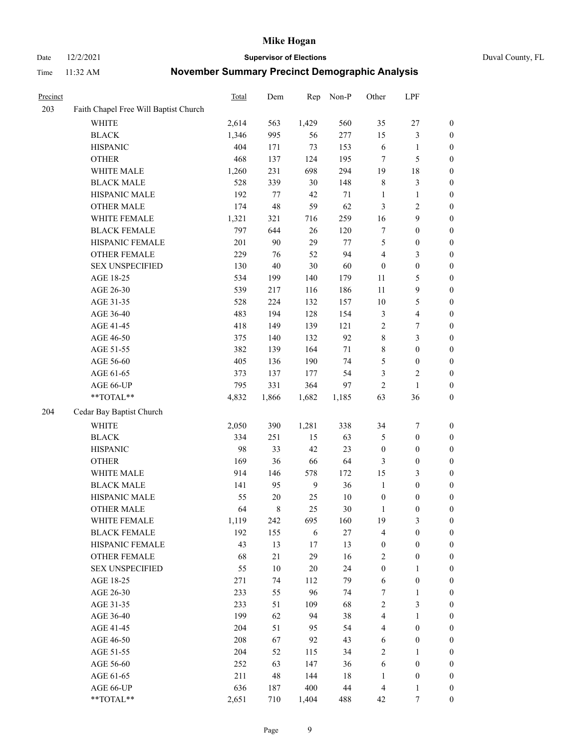# Mike Hogan

Date 12/2/2021 **Supervisor of Elections** Duval County, FL

Time 11:32 AM **November Summary Precinct Demographic Analysis**

| Precinct | | Total | Dem | Rep | Non-P | Other | LPF | |
|---|---|---|---|---|---|---|---|---|
| 203 | Faith Chapel Free Will Baptist Church | | | | | | | |
| | WHITE | 2,614 | 563 | 1,429 | 560 | 35 | 27 | 0 |
| | BLACK | 1,346 | 995 | 56 | 277 | 15 | 3 | 0 |
| | HISPANIC | 404 | 171 | 73 | 153 | 6 | 1 | 0 |
| | OTHER | 468 | 137 | 124 | 195 | 7 | 5 | 0 |
| | WHITE MALE | 1,260 | 231 | 698 | 294 | 19 | 18 | 0 |
| | BLACK MALE | 528 | 339 | 30 | 148 | 8 | 3 | 0 |
| | HISPANIC MALE | 192 | 77 | 42 | 71 | 1 | 1 | 0 |
| | OTHER MALE | 174 | 48 | 59 | 62 | 3 | 2 | 0 |
| | WHITE FEMALE | 1,321 | 321 | 716 | 259 | 16 | 9 | 0 |
| | BLACK FEMALE | 797 | 644 | 26 | 120 | 7 | 0 | 0 |
| | HISPANIC FEMALE | 201 | 90 | 29 | 77 | 5 | 0 | 0 |
| | OTHER FEMALE | 229 | 76 | 52 | 94 | 4 | 3 | 0 |
| | SEX UNSPECIFIED | 130 | 40 | 30 | 60 | 0 | 0 | 0 |
| | AGE 18-25 | 534 | 199 | 140 | 179 | 11 | 5 | 0 |
| | AGE 26-30 | 539 | 217 | 116 | 186 | 11 | 9 | 0 |
| | AGE 31-35 | 528 | 224 | 132 | 157 | 10 | 5 | 0 |
| | AGE 36-40 | 483 | 194 | 128 | 154 | 3 | 4 | 0 |
| | AGE 41-45 | 418 | 149 | 139 | 121 | 2 | 7 | 0 |
| | AGE 46-50 | 375 | 140 | 132 | 92 | 8 | 3 | 0 |
| | AGE 51-55 | 382 | 139 | 164 | 71 | 8 | 0 | 0 |
| | AGE 56-60 | 405 | 136 | 190 | 74 | 5 | 0 | 0 |
| | AGE 61-65 | 373 | 137 | 177 | 54 | 3 | 2 | 0 |
| | AGE 66-UP | 795 | 331 | 364 | 97 | 2 | 1 | 0 |
| | **TOTAL** | 4,832 | 1,866 | 1,682 | 1,185 | 63 | 36 | 0 |
| 204 | Cedar Bay Baptist Church | | | | | | | |
| | WHITE | 2,050 | 390 | 1,281 | 338 | 34 | 7 | 0 |
| | BLACK | 334 | 251 | 15 | 63 | 5 | 0 | 0 |
| | HISPANIC | 98 | 33 | 42 | 23 | 0 | 0 | 0 |
| | OTHER | 169 | 36 | 66 | 64 | 3 | 0 | 0 |
| | WHITE MALE | 914 | 146 | 578 | 172 | 15 | 3 | 0 |
| | BLACK MALE | 141 | 95 | 9 | 36 | 1 | 0 | 0 |
| | HISPANIC MALE | 55 | 20 | 25 | 10 | 0 | 0 | 0 |
| | OTHER MALE | 64 | 8 | 25 | 30 | 1 | 0 | 0 |
| | WHITE FEMALE | 1,119 | 242 | 695 | 160 | 19 | 3 | 0 |
| | BLACK FEMALE | 192 | 155 | 6 | 27 | 4 | 0 | 0 |
| | HISPANIC FEMALE | 43 | 13 | 17 | 13 | 0 | 0 | 0 |
| | OTHER FEMALE | 68 | 21 | 29 | 16 | 2 | 0 | 0 |
| | SEX UNSPECIFIED | 55 | 10 | 20 | 24 | 0 | 1 | 0 |
| | AGE 18-25 | 271 | 74 | 112 | 79 | 6 | 0 | 0 |
| | AGE 26-30 | 233 | 55 | 96 | 74 | 7 | 1 | 0 |
| | AGE 31-35 | 233 | 51 | 109 | 68 | 2 | 3 | 0 |
| | AGE 36-40 | 199 | 62 | 94 | 38 | 4 | 1 | 0 |
| | AGE 41-45 | 204 | 51 | 95 | 54 | 4 | 0 | 0 |
| | AGE 46-50 | 208 | 67 | 92 | 43 | 6 | 0 | 0 |
| | AGE 51-55 | 204 | 52 | 115 | 34 | 2 | 1 | 0 |
| | AGE 56-60 | 252 | 63 | 147 | 36 | 6 | 0 | 0 |
| | AGE 61-65 | 211 | 48 | 144 | 18 | 1 | 0 | 0 |
| | AGE 66-UP | 636 | 187 | 400 | 44 | 4 | 1 | 0 |
| | **TOTAL** | 2,651 | 710 | 1,404 | 488 | 42 | 7 | 0 |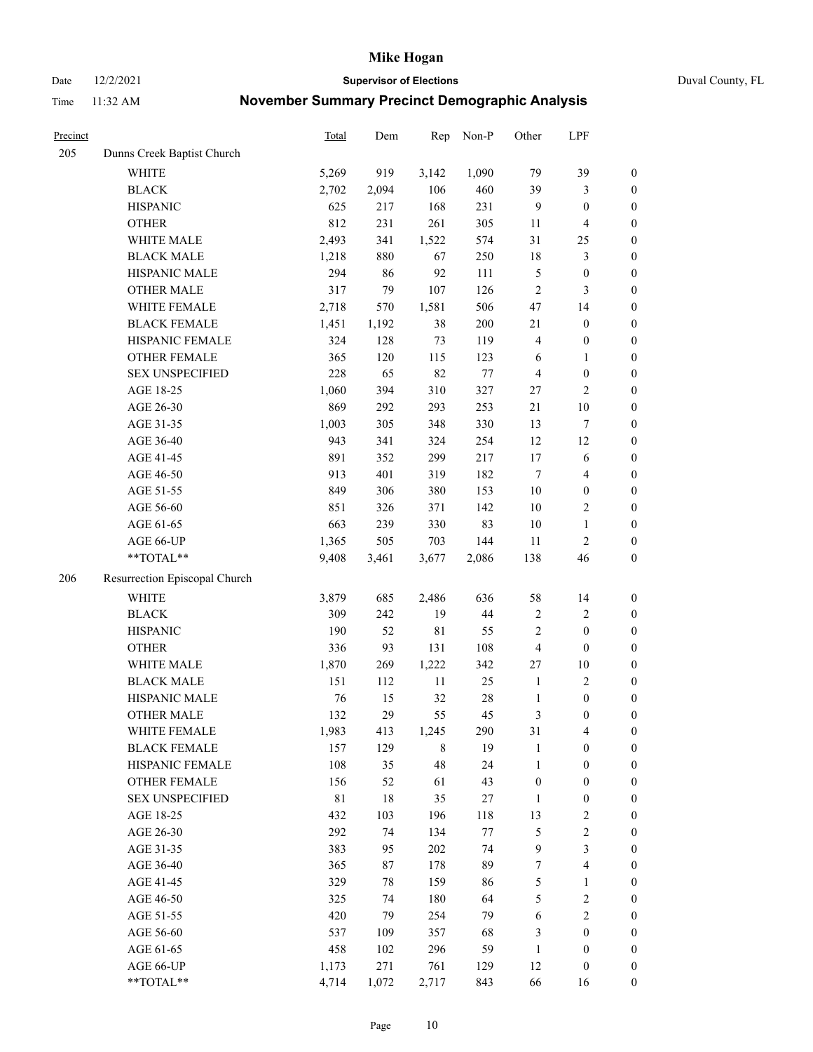# Mike Hogan

Date 12/2/2021 **Supervisor of Elections** Duval County, FL

Time 11:32 AM **November Summary Precinct Demographic Analysis**

| Precinct | | Total | Dem | Rep | Non-P | Other | LPF | |
|---|---|---|---|---|---|---|---|---|
| 205 | Dunns Creek Baptist Church | | | | | | | |
| | WHITE | 5,269 | 919 | 3,142 | 1,090 | 79 | 39 | 0 |
| | BLACK | 2,702 | 2,094 | 106 | 460 | 39 | 3 | 0 |
| | HISPANIC | 625 | 217 | 168 | 231 | 9 | 0 | 0 |
| | OTHER | 812 | 231 | 261 | 305 | 11 | 4 | 0 |
| | WHITE MALE | 2,493 | 341 | 1,522 | 574 | 31 | 25 | 0 |
| | BLACK MALE | 1,218 | 880 | 67 | 250 | 18 | 3 | 0 |
| | HISPANIC MALE | 294 | 86 | 92 | 111 | 5 | 0 | 0 |
| | OTHER MALE | 317 | 79 | 107 | 126 | 2 | 3 | 0 |
| | WHITE FEMALE | 2,718 | 570 | 1,581 | 506 | 47 | 14 | 0 |
| | BLACK FEMALE | 1,451 | 1,192 | 38 | 200 | 21 | 0 | 0 |
| | HISPANIC FEMALE | 324 | 128 | 73 | 119 | 4 | 0 | 0 |
| | OTHER FEMALE | 365 | 120 | 115 | 123 | 6 | 1 | 0 |
| | SEX UNSPECIFIED | 228 | 65 | 82 | 77 | 4 | 0 | 0 |
| | AGE 18-25 | 1,060 | 394 | 310 | 327 | 27 | 2 | 0 |
| | AGE 26-30 | 869 | 292 | 293 | 253 | 21 | 10 | 0 |
| | AGE 31-35 | 1,003 | 305 | 348 | 330 | 13 | 7 | 0 |
| | AGE 36-40 | 943 | 341 | 324 | 254 | 12 | 12 | 0 |
| | AGE 41-45 | 891 | 352 | 299 | 217 | 17 | 6 | 0 |
| | AGE 46-50 | 913 | 401 | 319 | 182 | 7 | 4 | 0 |
| | AGE 51-55 | 849 | 306 | 380 | 153 | 10 | 0 | 0 |
| | AGE 56-60 | 851 | 326 | 371 | 142 | 10 | 2 | 0 |
| | AGE 61-65 | 663 | 239 | 330 | 83 | 10 | 1 | 0 |
| | AGE 66-UP | 1,365 | 505 | 703 | 144 | 11 | 2 | 0 |
| | **TOTAL** | 9,408 | 3,461 | 3,677 | 2,086 | 138 | 46 | 0 |
| 206 | Resurrection Episcopal Church | | | | | | | |
| | WHITE | 3,879 | 685 | 2,486 | 636 | 58 | 14 | 0 |
| | BLACK | 309 | 242 | 19 | 44 | 2 | 2 | 0 |
| | HISPANIC | 190 | 52 | 81 | 55 | 2 | 0 | 0 |
| | OTHER | 336 | 93 | 131 | 108 | 4 | 0 | 0 |
| | WHITE MALE | 1,870 | 269 | 1,222 | 342 | 27 | 10 | 0 |
| | BLACK MALE | 151 | 112 | 11 | 25 | 1 | 2 | 0 |
| | HISPANIC MALE | 76 | 15 | 32 | 28 | 1 | 0 | 0 |
| | OTHER MALE | 132 | 29 | 55 | 45 | 3 | 0 | 0 |
| | WHITE FEMALE | 1,983 | 413 | 1,245 | 290 | 31 | 4 | 0 |
| | BLACK FEMALE | 157 | 129 | 8 | 19 | 1 | 0 | 0 |
| | HISPANIC FEMALE | 108 | 35 | 48 | 24 | 1 | 0 | 0 |
| | OTHER FEMALE | 156 | 52 | 61 | 43 | 0 | 0 | 0 |
| | SEX UNSPECIFIED | 81 | 18 | 35 | 27 | 1 | 0 | 0 |
| | AGE 18-25 | 432 | 103 | 196 | 118 | 13 | 2 | 0 |
| | AGE 26-30 | 292 | 74 | 134 | 77 | 5 | 2 | 0 |
| | AGE 31-35 | 383 | 95 | 202 | 74 | 9 | 3 | 0 |
| | AGE 36-40 | 365 | 87 | 178 | 89 | 7 | 4 | 0 |
| | AGE 41-45 | 329 | 78 | 159 | 86 | 5 | 1 | 0 |
| | AGE 46-50 | 325 | 74 | 180 | 64 | 5 | 2 | 0 |
| | AGE 51-55 | 420 | 79 | 254 | 79 | 6 | 2 | 0 |
| | AGE 56-60 | 537 | 109 | 357 | 68 | 3 | 0 | 0 |
| | AGE 61-65 | 458 | 102 | 296 | 59 | 1 | 0 | 0 |
| | AGE 66-UP | 1,173 | 271 | 761 | 129 | 12 | 0 | 0 |
| | **TOTAL** | 4,714 | 1,072 | 2,717 | 843 | 66 | 16 | 0 |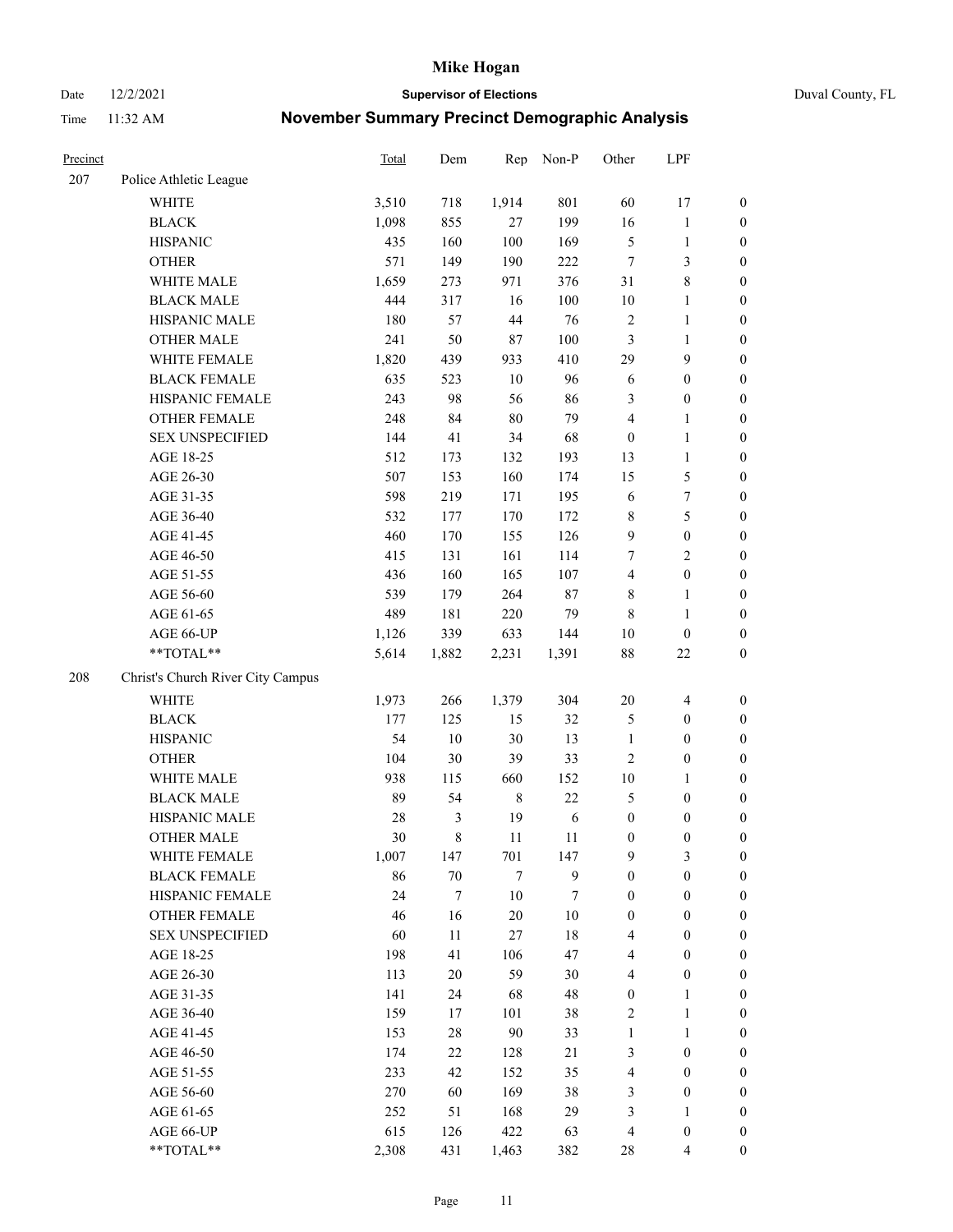# Mike Hogan

Date 12/2/2021 **Supervisor of Elections** Duval County, FL

Time 11:32 AM **November Summary Precinct Demographic Analysis**

| Precinct | | Total | Dem | Rep | Non-P | Other | LPF | |
|---|---|---|---|---|---|---|---|---|
| 207 | Police Athletic League | | | | | | | |
| | WHITE | 3,510 | 718 | 1,914 | 801 | 60 | 17 | 0 |
| | BLACK | 1,098 | 855 | 27 | 199 | 16 | 1 | 0 |
| | HISPANIC | 435 | 160 | 100 | 169 | 5 | 1 | 0 |
| | OTHER | 571 | 149 | 190 | 222 | 7 | 3 | 0 |
| | WHITE MALE | 1,659 | 273 | 971 | 376 | 31 | 8 | 0 |
| | BLACK MALE | 444 | 317 | 16 | 100 | 10 | 1 | 0 |
| | HISPANIC MALE | 180 | 57 | 44 | 76 | 2 | 1 | 0 |
| | OTHER MALE | 241 | 50 | 87 | 100 | 3 | 1 | 0 |
| | WHITE FEMALE | 1,820 | 439 | 933 | 410 | 29 | 9 | 0 |
| | BLACK FEMALE | 635 | 523 | 10 | 96 | 6 | 0 | 0 |
| | HISPANIC FEMALE | 243 | 98 | 56 | 86 | 3 | 0 | 0 |
| | OTHER FEMALE | 248 | 84 | 80 | 79 | 4 | 1 | 0 |
| | SEX UNSPECIFIED | 144 | 41 | 34 | 68 | 0 | 1 | 0 |
| | AGE 18-25 | 512 | 173 | 132 | 193 | 13 | 1 | 0 |
| | AGE 26-30 | 507 | 153 | 160 | 174 | 15 | 5 | 0 |
| | AGE 31-35 | 598 | 219 | 171 | 195 | 6 | 7 | 0 |
| | AGE 36-40 | 532 | 177 | 170 | 172 | 8 | 5 | 0 |
| | AGE 41-45 | 460 | 170 | 155 | 126 | 9 | 0 | 0 |
| | AGE 46-50 | 415 | 131 | 161 | 114 | 7 | 2 | 0 |
| | AGE 51-55 | 436 | 160 | 165 | 107 | 4 | 0 | 0 |
| | AGE 56-60 | 539 | 179 | 264 | 87 | 8 | 1 | 0 |
| | AGE 61-65 | 489 | 181 | 220 | 79 | 8 | 1 | 0 |
| | AGE 66-UP | 1,126 | 339 | 633 | 144 | 10 | 0 | 0 |
| | **TOTAL** | 5,614 | 1,882 | 2,231 | 1,391 | 88 | 22 | 0 |
| 208 | Christ's Church River City Campus | | | | | | | |
| | WHITE | 1,973 | 266 | 1,379 | 304 | 20 | 4 | 0 |
| | BLACK | 177 | 125 | 15 | 32 | 5 | 0 | 0 |
| | HISPANIC | 54 | 10 | 30 | 13 | 1 | 0 | 0 |
| | OTHER | 104 | 30 | 39 | 33 | 2 | 0 | 0 |
| | WHITE MALE | 938 | 115 | 660 | 152 | 10 | 1 | 0 |
| | BLACK MALE | 89 | 54 | 8 | 22 | 5 | 0 | 0 |
| | HISPANIC MALE | 28 | 3 | 19 | 6 | 0 | 0 | 0 |
| | OTHER MALE | 30 | 8 | 11 | 11 | 0 | 0 | 0 |
| | WHITE FEMALE | 1,007 | 147 | 701 | 147 | 9 | 3 | 0 |
| | BLACK FEMALE | 86 | 70 | 7 | 9 | 0 | 0 | 0 |
| | HISPANIC FEMALE | 24 | 7 | 10 | 7 | 0 | 0 | 0 |
| | OTHER FEMALE | 46 | 16 | 20 | 10 | 0 | 0 | 0 |
| | SEX UNSPECIFIED | 60 | 11 | 27 | 18 | 4 | 0 | 0 |
| | AGE 18-25 | 198 | 41 | 106 | 47 | 4 | 0 | 0 |
| | AGE 26-30 | 113 | 20 | 59 | 30 | 4 | 0 | 0 |
| | AGE 31-35 | 141 | 24 | 68 | 48 | 0 | 1 | 0 |
| | AGE 36-40 | 159 | 17 | 101 | 38 | 2 | 1 | 0 |
| | AGE 41-45 | 153 | 28 | 90 | 33 | 1 | 1 | 0 |
| | AGE 46-50 | 174 | 22 | 128 | 21 | 3 | 0 | 0 |
| | AGE 51-55 | 233 | 42 | 152 | 35 | 4 | 0 | 0 |
| | AGE 56-60 | 270 | 60 | 169 | 38 | 3 | 0 | 0 |
| | AGE 61-65 | 252 | 51 | 168 | 29 | 3 | 1 | 0 |
| | AGE 66-UP | 615 | 126 | 422 | 63 | 4 | 0 | 0 |
| | **TOTAL** | 2,308 | 431 | 1,463 | 382 | 28 | 4 | 0 |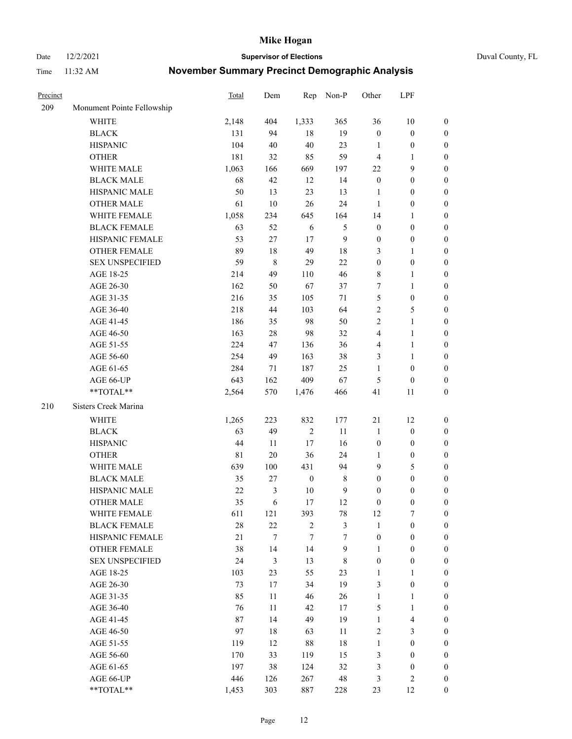# Mike Hogan

Date 12/2/2021 **Supervisor of Elections** Duval County, FL

Time 11:32 AM **November Summary Precinct Demographic Analysis**

| Precinct | | Total | Dem | Rep | Non-P | Other | LPF | |
|---|---|---|---|---|---|---|---|---|
| 209 | Monument Pointe Fellowship | | | | | | | |
| | WHITE | 2,148 | 404 | 1,333 | 365 | 36 | 10 | 0 |
| | BLACK | 131 | 94 | 18 | 19 | 0 | 0 | 0 |
| | HISPANIC | 104 | 40 | 40 | 23 | 1 | 0 | 0 |
| | OTHER | 181 | 32 | 85 | 59 | 4 | 1 | 0 |
| | WHITE MALE | 1,063 | 166 | 669 | 197 | 22 | 9 | 0 |
| | BLACK MALE | 68 | 42 | 12 | 14 | 0 | 0 | 0 |
| | HISPANIC MALE | 50 | 13 | 23 | 13 | 1 | 0 | 0 |
| | OTHER MALE | 61 | 10 | 26 | 24 | 1 | 0 | 0 |
| | WHITE FEMALE | 1,058 | 234 | 645 | 164 | 14 | 1 | 0 |
| | BLACK FEMALE | 63 | 52 | 6 | 5 | 0 | 0 | 0 |
| | HISPANIC FEMALE | 53 | 27 | 17 | 9 | 0 | 0 | 0 |
| | OTHER FEMALE | 89 | 18 | 49 | 18 | 3 | 1 | 0 |
| | SEX UNSPECIFIED | 59 | 8 | 29 | 22 | 0 | 0 | 0 |
| | AGE 18-25 | 214 | 49 | 110 | 46 | 8 | 1 | 0 |
| | AGE 26-30 | 162 | 50 | 67 | 37 | 7 | 1 | 0 |
| | AGE 31-35 | 216 | 35 | 105 | 71 | 5 | 0 | 0 |
| | AGE 36-40 | 218 | 44 | 103 | 64 | 2 | 5 | 0 |
| | AGE 41-45 | 186 | 35 | 98 | 50 | 2 | 1 | 0 |
| | AGE 46-50 | 163 | 28 | 98 | 32 | 4 | 1 | 0 |
| | AGE 51-55 | 224 | 47 | 136 | 36 | 4 | 1 | 0 |
| | AGE 56-60 | 254 | 49 | 163 | 38 | 3 | 1 | 0 |
| | AGE 61-65 | 284 | 71 | 187 | 25 | 1 | 0 | 0 |
| | AGE 66-UP | 643 | 162 | 409 | 67 | 5 | 0 | 0 |
| | **TOTAL** | 2,564 | 570 | 1,476 | 466 | 41 | 11 | 0 |
| 210 | Sisters Creek Marina | | | | | | | |
| | WHITE | 1,265 | 223 | 832 | 177 | 21 | 12 | 0 |
| | BLACK | 63 | 49 | 2 | 11 | 1 | 0 | 0 |
| | HISPANIC | 44 | 11 | 17 | 16 | 0 | 0 | 0 |
| | OTHER | 81 | 20 | 36 | 24 | 1 | 0 | 0 |
| | WHITE MALE | 639 | 100 | 431 | 94 | 9 | 5 | 0 |
| | BLACK MALE | 35 | 27 | 0 | 8 | 0 | 0 | 0 |
| | HISPANIC MALE | 22 | 3 | 10 | 9 | 0 | 0 | 0 |
| | OTHER MALE | 35 | 6 | 17 | 12 | 0 | 0 | 0 |
| | WHITE FEMALE | 611 | 121 | 393 | 78 | 12 | 7 | 0 |
| | BLACK FEMALE | 28 | 22 | 2 | 3 | 1 | 0 | 0 |
| | HISPANIC FEMALE | 21 | 7 | 7 | 7 | 0 | 0 | 0 |
| | OTHER FEMALE | 38 | 14 | 14 | 9 | 1 | 0 | 0 |
| | SEX UNSPECIFIED | 24 | 3 | 13 | 8 | 0 | 0 | 0 |
| | AGE 18-25 | 103 | 23 | 55 | 23 | 1 | 1 | 0 |
| | AGE 26-30 | 73 | 17 | 34 | 19 | 3 | 0 | 0 |
| | AGE 31-35 | 85 | 11 | 46 | 26 | 1 | 1 | 0 |
| | AGE 36-40 | 76 | 11 | 42 | 17 | 5 | 1 | 0 |
| | AGE 41-45 | 87 | 14 | 49 | 19 | 1 | 4 | 0 |
| | AGE 46-50 | 97 | 18 | 63 | 11 | 2 | 3 | 0 |
| | AGE 51-55 | 119 | 12 | 88 | 18 | 1 | 0 | 0 |
| | AGE 56-60 | 170 | 33 | 119 | 15 | 3 | 0 | 0 |
| | AGE 61-65 | 197 | 38 | 124 | 32 | 3 | 0 | 0 |
| | AGE 66-UP | 446 | 126 | 267 | 48 | 3 | 2 | 0 |
| | **TOTAL** | 1,453 | 303 | 887 | 228 | 23 | 12 | 0 |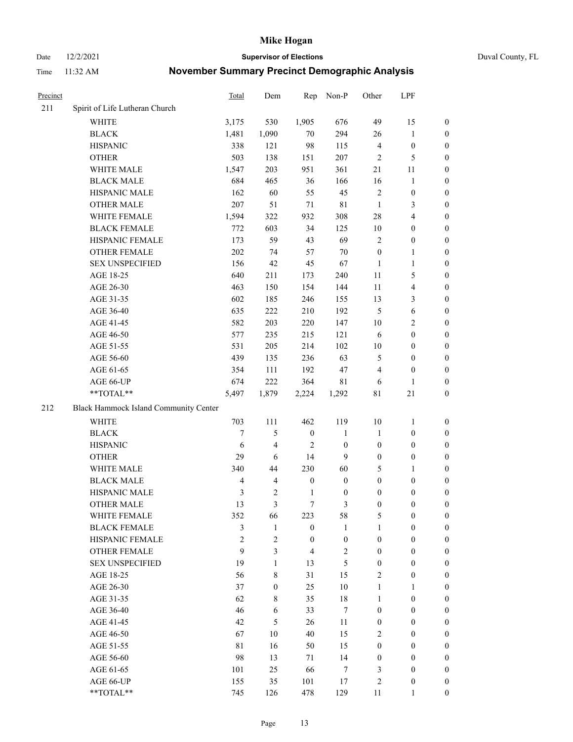# Mike Hogan

Date 12/2/2021 **Supervisor of Elections** Duval County, FL

Time 11:32 AM **November Summary Precinct Demographic Analysis**

| Precinct | | Total | Dem | Rep | Non-P | Other | LPF | |
|---|---|---|---|---|---|---|---|---|
| 211 | Spirit of Life Lutheran Church | | | | | | | |
| | WHITE | 3,175 | 530 | 1,905 | 676 | 49 | 15 | 0 |
| | BLACK | 1,481 | 1,090 | 70 | 294 | 26 | 1 | 0 |
| | HISPANIC | 338 | 121 | 98 | 115 | 4 | 0 | 0 |
| | OTHER | 503 | 138 | 151 | 207 | 2 | 5 | 0 |
| | WHITE MALE | 1,547 | 203 | 951 | 361 | 21 | 11 | 0 |
| | BLACK MALE | 684 | 465 | 36 | 166 | 16 | 1 | 0 |
| | HISPANIC MALE | 162 | 60 | 55 | 45 | 2 | 0 | 0 |
| | OTHER MALE | 207 | 51 | 71 | 81 | 1 | 3 | 0 |
| | WHITE FEMALE | 1,594 | 322 | 932 | 308 | 28 | 4 | 0 |
| | BLACK FEMALE | 772 | 603 | 34 | 125 | 10 | 0 | 0 |
| | HISPANIC FEMALE | 173 | 59 | 43 | 69 | 2 | 0 | 0 |
| | OTHER FEMALE | 202 | 74 | 57 | 70 | 0 | 1 | 0 |
| | SEX UNSPECIFIED | 156 | 42 | 45 | 67 | 1 | 1 | 0 |
| | AGE 18-25 | 640 | 211 | 173 | 240 | 11 | 5 | 0 |
| | AGE 26-30 | 463 | 150 | 154 | 144 | 11 | 4 | 0 |
| | AGE 31-35 | 602 | 185 | 246 | 155 | 13 | 3 | 0 |
| | AGE 36-40 | 635 | 222 | 210 | 192 | 5 | 6 | 0 |
| | AGE 41-45 | 582 | 203 | 220 | 147 | 10 | 2 | 0 |
| | AGE 46-50 | 577 | 235 | 215 | 121 | 6 | 0 | 0 |
| | AGE 51-55 | 531 | 205 | 214 | 102 | 10 | 0 | 0 |
| | AGE 56-60 | 439 | 135 | 236 | 63 | 5 | 0 | 0 |
| | AGE 61-65 | 354 | 111 | 192 | 47 | 4 | 0 | 0 |
| | AGE 66-UP | 674 | 222 | 364 | 81 | 6 | 1 | 0 |
| | **TOTAL** | 5,497 | 1,879 | 2,224 | 1,292 | 81 | 21 | 0 |
| 212 | Black Hammock Island Community Center | | | | | | | |
| | WHITE | 703 | 111 | 462 | 119 | 10 | 1 | 0 |
| | BLACK | 7 | 5 | 0 | 1 | 1 | 0 | 0 |
| | HISPANIC | 6 | 4 | 2 | 0 | 0 | 0 | 0 |
| | OTHER | 29 | 6 | 14 | 9 | 0 | 0 | 0 |
| | WHITE MALE | 340 | 44 | 230 | 60 | 5 | 1 | 0 |
| | BLACK MALE | 4 | 4 | 0 | 0 | 0 | 0 | 0 |
| | HISPANIC MALE | 3 | 2 | 1 | 0 | 0 | 0 | 0 |
| | OTHER MALE | 13 | 3 | 7 | 3 | 0 | 0 | 0 |
| | WHITE FEMALE | 352 | 66 | 223 | 58 | 5 | 0 | 0 |
| | BLACK FEMALE | 3 | 1 | 0 | 1 | 1 | 0 | 0 |
| | HISPANIC FEMALE | 2 | 2 | 0 | 0 | 0 | 0 | 0 |
| | OTHER FEMALE | 9 | 3 | 4 | 2 | 0 | 0 | 0 |
| | SEX UNSPECIFIED | 19 | 1 | 13 | 5 | 0 | 0 | 0 |
| | AGE 18-25 | 56 | 8 | 31 | 15 | 2 | 0 | 0 |
| | AGE 26-30 | 37 | 0 | 25 | 10 | 1 | 1 | 0 |
| | AGE 31-35 | 62 | 8 | 35 | 18 | 1 | 0 | 0 |
| | AGE 36-40 | 46 | 6 | 33 | 7 | 0 | 0 | 0 |
| | AGE 41-45 | 42 | 5 | 26 | 11 | 0 | 0 | 0 |
| | AGE 46-50 | 67 | 10 | 40 | 15 | 2 | 0 | 0 |
| | AGE 51-55 | 81 | 16 | 50 | 15 | 0 | 0 | 0 |
| | AGE 56-60 | 98 | 13 | 71 | 14 | 0 | 0 | 0 |
| | AGE 61-65 | 101 | 25 | 66 | 7 | 3 | 0 | 0 |
| | AGE 66-UP | 155 | 35 | 101 | 17 | 2 | 0 | 0 |
| | **TOTAL** | 745 | 126 | 478 | 129 | 11 | 1 | 0 |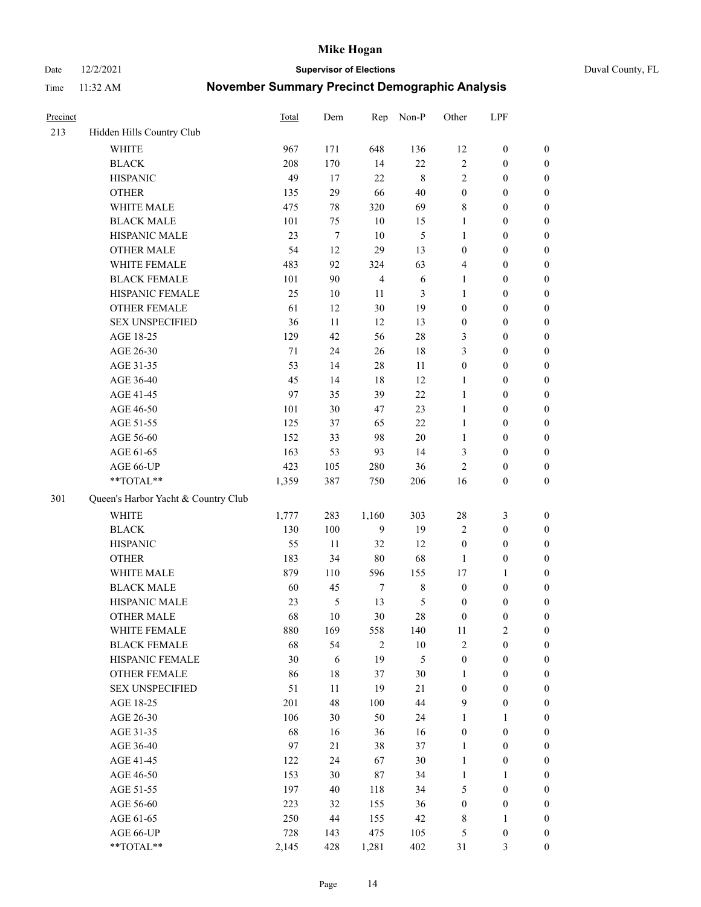# Mike Hogan

Date 12/2/2021 **Supervisor of Elections** Duval County, FL

Time 11:32 AM **November Summary Precinct Demographic Analysis**

| Precinct | | Total | Dem | Rep | Non-P | Other | LPF | |
|---|---|---|---|---|---|---|---|---|
| 213 | Hidden Hills Country Club | | | | | | | |
| | WHITE | 967 | 171 | 648 | 136 | 12 | 0 | 0 |
| | BLACK | 208 | 170 | 14 | 22 | 2 | 0 | 0 |
| | HISPANIC | 49 | 17 | 22 | 8 | 2 | 0 | 0 |
| | OTHER | 135 | 29 | 66 | 40 | 0 | 0 | 0 |
| | WHITE MALE | 475 | 78 | 320 | 69 | 8 | 0 | 0 |
| | BLACK MALE | 101 | 75 | 10 | 15 | 1 | 0 | 0 |
| | HISPANIC MALE | 23 | 7 | 10 | 5 | 1 | 0 | 0 |
| | OTHER MALE | 54 | 12 | 29 | 13 | 0 | 0 | 0 |
| | WHITE FEMALE | 483 | 92 | 324 | 63 | 4 | 0 | 0 |
| | BLACK FEMALE | 101 | 90 | 4 | 6 | 1 | 0 | 0 |
| | HISPANIC FEMALE | 25 | 10 | 11 | 3 | 1 | 0 | 0 |
| | OTHER FEMALE | 61 | 12 | 30 | 19 | 0 | 0 | 0 |
| | SEX UNSPECIFIED | 36 | 11 | 12 | 13 | 0 | 0 | 0 |
| | AGE 18-25 | 129 | 42 | 56 | 28 | 3 | 0 | 0 |
| | AGE 26-30 | 71 | 24 | 26 | 18 | 3 | 0 | 0 |
| | AGE 31-35 | 53 | 14 | 28 | 11 | 0 | 0 | 0 |
| | AGE 36-40 | 45 | 14 | 18 | 12 | 1 | 0 | 0 |
| | AGE 41-45 | 97 | 35 | 39 | 22 | 1 | 0 | 0 |
| | AGE 46-50 | 101 | 30 | 47 | 23 | 1 | 0 | 0 |
| | AGE 51-55 | 125 | 37 | 65 | 22 | 1 | 0 | 0 |
| | AGE 56-60 | 152 | 33 | 98 | 20 | 1 | 0 | 0 |
| | AGE 61-65 | 163 | 53 | 93 | 14 | 3 | 0 | 0 |
| | AGE 66-UP | 423 | 105 | 280 | 36 | 2 | 0 | 0 |
| | **TOTAL** | 1,359 | 387 | 750 | 206 | 16 | 0 | 0 |
| 301 | Queen's Harbor Yacht & Country Club | | | | | | | |
| | WHITE | 1,777 | 283 | 1,160 | 303 | 28 | 3 | 0 |
| | BLACK | 130 | 100 | 9 | 19 | 2 | 0 | 0 |
| | HISPANIC | 55 | 11 | 32 | 12 | 0 | 0 | 0 |
| | OTHER | 183 | 34 | 80 | 68 | 1 | 0 | 0 |
| | WHITE MALE | 879 | 110 | 596 | 155 | 17 | 1 | 0 |
| | BLACK MALE | 60 | 45 | 7 | 8 | 0 | 0 | 0 |
| | HISPANIC MALE | 23 | 5 | 13 | 5 | 0 | 0 | 0 |
| | OTHER MALE | 68 | 10 | 30 | 28 | 0 | 0 | 0 |
| | WHITE FEMALE | 880 | 169 | 558 | 140 | 11 | 2 | 0 |
| | BLACK FEMALE | 68 | 54 | 2 | 10 | 2 | 0 | 0 |
| | HISPANIC FEMALE | 30 | 6 | 19 | 5 | 0 | 0 | 0 |
| | OTHER FEMALE | 86 | 18 | 37 | 30 | 1 | 0 | 0 |
| | SEX UNSPECIFIED | 51 | 11 | 19 | 21 | 0 | 0 | 0 |
| | AGE 18-25 | 201 | 48 | 100 | 44 | 9 | 0 | 0 |
| | AGE 26-30 | 106 | 30 | 50 | 24 | 1 | 1 | 0 |
| | AGE 31-35 | 68 | 16 | 36 | 16 | 0 | 0 | 0 |
| | AGE 36-40 | 97 | 21 | 38 | 37 | 1 | 0 | 0 |
| | AGE 41-45 | 122 | 24 | 67 | 30 | 1 | 0 | 0 |
| | AGE 46-50 | 153 | 30 | 87 | 34 | 1 | 1 | 0 |
| | AGE 51-55 | 197 | 40 | 118 | 34 | 5 | 0 | 0 |
| | AGE 56-60 | 223 | 32 | 155 | 36 | 0 | 0 | 0 |
| | AGE 61-65 | 250 | 44 | 155 | 42 | 8 | 1 | 0 |
| | AGE 66-UP | 728 | 143 | 475 | 105 | 5 | 0 | 0 |
| | **TOTAL** | 2,145 | 428 | 1,281 | 402 | 31 | 3 | 0 |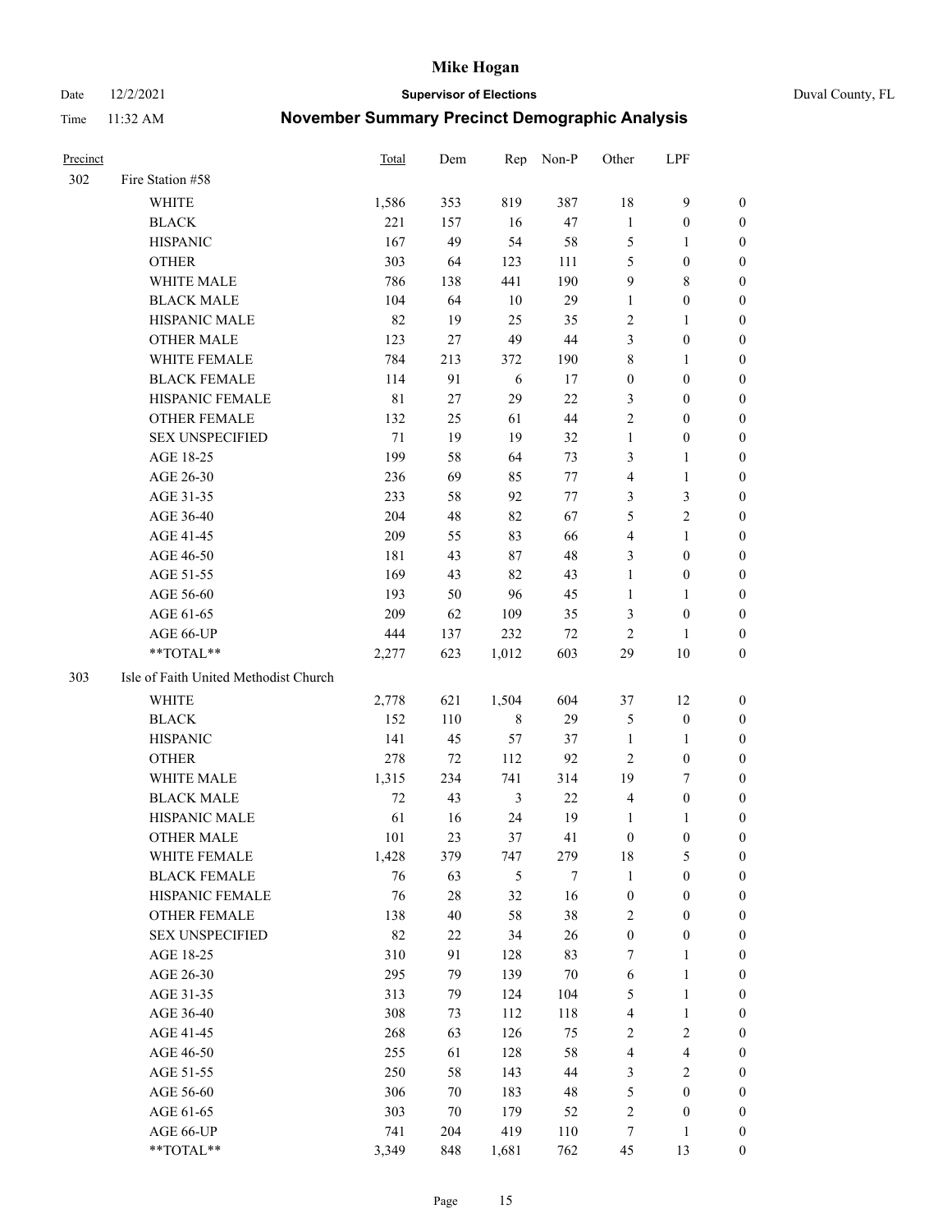# November Summary Precinct Demographic Analysis

| Precinct | | Total | Dem | Rep | Non-P | Other | LPF | |
|---|---|---|---|---|---|---|---|---|
| 302 | Fire Station #58 | | | | | | | |
| | WHITE | 1,586 | 353 | 819 | 387 | 18 | 9 | 0 |
| | BLACK | 221 | 157 | 16 | 47 | 1 | 0 | 0 |
| | HISPANIC | 167 | 49 | 54 | 58 | 5 | 1 | 0 |
| | OTHER | 303 | 64 | 123 | 111 | 5 | 0 | 0 |
| | WHITE MALE | 786 | 138 | 441 | 190 | 9 | 8 | 0 |
| | BLACK MALE | 104 | 64 | 10 | 29 | 1 | 0 | 0 |
| | HISPANIC MALE | 82 | 19 | 25 | 35 | 2 | 1 | 0 |
| | OTHER MALE | 123 | 27 | 49 | 44 | 3 | 0 | 0 |
| | WHITE FEMALE | 784 | 213 | 372 | 190 | 8 | 1 | 0 |
| | BLACK FEMALE | 114 | 91 | 6 | 17 | 0 | 0 | 0 |
| | HISPANIC FEMALE | 81 | 27 | 29 | 22 | 3 | 0 | 0 |
| | OTHER FEMALE | 132 | 25 | 61 | 44 | 2 | 0 | 0 |
| | SEX UNSPECIFIED | 71 | 19 | 19 | 32 | 1 | 0 | 0 |
| | AGE 18-25 | 199 | 58 | 64 | 73 | 3 | 1 | 0 |
| | AGE 26-30 | 236 | 69 | 85 | 77 | 4 | 1 | 0 |
| | AGE 31-35 | 233 | 58 | 92 | 77 | 3 | 3 | 0 |
| | AGE 36-40 | 204 | 48 | 82 | 67 | 5 | 2 | 0 |
| | AGE 41-45 | 209 | 55 | 83 | 66 | 4 | 1 | 0 |
| | AGE 46-50 | 181 | 43 | 87 | 48 | 3 | 0 | 0 |
| | AGE 51-55 | 169 | 43 | 82 | 43 | 1 | 0 | 0 |
| | AGE 56-60 | 193 | 50 | 96 | 45 | 1 | 1 | 0 |
| | AGE 61-65 | 209 | 62 | 109 | 35 | 3 | 0 | 0 |
| | AGE 66-UP | 444 | 137 | 232 | 72 | 2 | 1 | 0 |
| | **TOTAL** | 2,277 | 623 | 1,012 | 603 | 29 | 10 | 0 |
| 303 | Isle of Faith United Methodist Church | | | | | | | |
| | WHITE | 2,778 | 621 | 1,504 | 604 | 37 | 12 | 0 |
| | BLACK | 152 | 110 | 8 | 29 | 5 | 0 | 0 |
| | HISPANIC | 141 | 45 | 57 | 37 | 1 | 1 | 0 |
| | OTHER | 278 | 72 | 112 | 92 | 2 | 0 | 0 |
| | WHITE MALE | 1,315 | 234 | 741 | 314 | 19 | 7 | 0 |
| | BLACK MALE | 72 | 43 | 3 | 22 | 4 | 0 | 0 |
| | HISPANIC MALE | 61 | 16 | 24 | 19 | 1 | 1 | 0 |
| | OTHER MALE | 101 | 23 | 37 | 41 | 0 | 0 | 0 |
| | WHITE FEMALE | 1,428 | 379 | 747 | 279 | 18 | 5 | 0 |
| | BLACK FEMALE | 76 | 63 | 5 | 7 | 1 | 0 | 0 |
| | HISPANIC FEMALE | 76 | 28 | 32 | 16 | 0 | 0 | 0 |
| | OTHER FEMALE | 138 | 40 | 58 | 38 | 2 | 0 | 0 |
| | SEX UNSPECIFIED | 82 | 22 | 34 | 26 | 0 | 0 | 0 |
| | AGE 18-25 | 310 | 91 | 128 | 83 | 7 | 1 | 0 |
| | AGE 26-30 | 295 | 79 | 139 | 70 | 6 | 1 | 0 |
| | AGE 31-35 | 313 | 79 | 124 | 104 | 5 | 1 | 0 |
| | AGE 36-40 | 308 | 73 | 112 | 118 | 4 | 1 | 0 |
| | AGE 41-45 | 268 | 63 | 126 | 75 | 2 | 2 | 0 |
| | AGE 46-50 | 255 | 61 | 128 | 58 | 4 | 4 | 0 |
| | AGE 51-55 | 250 | 58 | 143 | 44 | 3 | 2 | 0 |
| | AGE 56-60 | 306 | 70 | 183 | 48 | 5 | 0 | 0 |
| | AGE 61-65 | 303 | 70 | 179 | 52 | 2 | 0 | 0 |
| | AGE 66-UP | 741 | 204 | 419 | 110 | 7 | 1 | 0 |
| | **TOTAL** | 3,349 | 848 | 1,681 | 762 | 45 | 13 | 0 |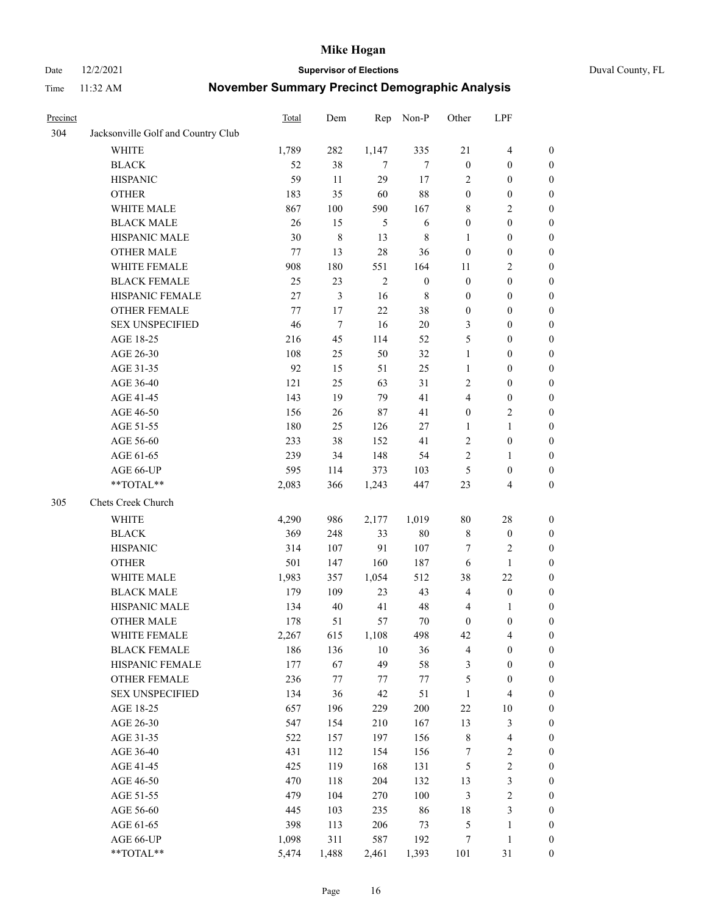# Mike Hogan

Date 12/2/2021 **Supervisor of Elections** Duval County, FL

Time 11:32 AM **November Summary Precinct Demographic Analysis**

| Precinct | | Total | Dem | Rep | Non-P | Other | LPF | |
|---|---|---|---|---|---|---|---|---|
| 304 | Jacksonville Golf and Country Club | | | | | | | |
| | WHITE | 1,789 | 282 | 1,147 | 335 | 21 | 4 | 0 |
| | BLACK | 52 | 38 | 7 | 7 | 0 | 0 | 0 |
| | HISPANIC | 59 | 11 | 29 | 17 | 2 | 0 | 0 |
| | OTHER | 183 | 35 | 60 | 88 | 0 | 0 | 0 |
| | WHITE MALE | 867 | 100 | 590 | 167 | 8 | 2 | 0 |
| | BLACK MALE | 26 | 15 | 5 | 6 | 0 | 0 | 0 |
| | HISPANIC MALE | 30 | 8 | 13 | 8 | 1 | 0 | 0 |
| | OTHER MALE | 77 | 13 | 28 | 36 | 0 | 0 | 0 |
| | WHITE FEMALE | 908 | 180 | 551 | 164 | 11 | 2 | 0 |
| | BLACK FEMALE | 25 | 23 | 2 | 0 | 0 | 0 | 0 |
| | HISPANIC FEMALE | 27 | 3 | 16 | 8 | 0 | 0 | 0 |
| | OTHER FEMALE | 77 | 17 | 22 | 38 | 0 | 0 | 0 |
| | SEX UNSPECIFIED | 46 | 7 | 16 | 20 | 3 | 0 | 0 |
| | AGE 18-25 | 216 | 45 | 114 | 52 | 5 | 0 | 0 |
| | AGE 26-30 | 108 | 25 | 50 | 32 | 1 | 0 | 0 |
| | AGE 31-35 | 92 | 15 | 51 | 25 | 1 | 0 | 0 |
| | AGE 36-40 | 121 | 25 | 63 | 31 | 2 | 0 | 0 |
| | AGE 41-45 | 143 | 19 | 79 | 41 | 4 | 0 | 0 |
| | AGE 46-50 | 156 | 26 | 87 | 41 | 0 | 2 | 0 |
| | AGE 51-55 | 180 | 25 | 126 | 27 | 1 | 1 | 0 |
| | AGE 56-60 | 233 | 38 | 152 | 41 | 2 | 0 | 0 |
| | AGE 61-65 | 239 | 34 | 148 | 54 | 2 | 1 | 0 |
| | AGE 66-UP | 595 | 114 | 373 | 103 | 5 | 0 | 0 |
| | **TOTAL** | 2,083 | 366 | 1,243 | 447 | 23 | 4 | 0 |
| 305 | Chets Creek Church | | | | | | | |
| | WHITE | 4,290 | 986 | 2,177 | 1,019 | 80 | 28 | 0 |
| | BLACK | 369 | 248 | 33 | 80 | 8 | 0 | 0 |
| | HISPANIC | 314 | 107 | 91 | 107 | 7 | 2 | 0 |
| | OTHER | 501 | 147 | 160 | 187 | 6 | 1 | 0 |
| | WHITE MALE | 1,983 | 357 | 1,054 | 512 | 38 | 22 | 0 |
| | BLACK MALE | 179 | 109 | 23 | 43 | 4 | 0 | 0 |
| | HISPANIC MALE | 134 | 40 | 41 | 48 | 4 | 1 | 0 |
| | OTHER MALE | 178 | 51 | 57 | 70 | 0 | 0 | 0 |
| | WHITE FEMALE | 2,267 | 615 | 1,108 | 498 | 42 | 4 | 0 |
| | BLACK FEMALE | 186 | 136 | 10 | 36 | 4 | 0 | 0 |
| | HISPANIC FEMALE | 177 | 67 | 49 | 58 | 3 | 0 | 0 |
| | OTHER FEMALE | 236 | 77 | 77 | 77 | 5 | 0 | 0 |
| | SEX UNSPECIFIED | 134 | 36 | 42 | 51 | 1 | 4 | 0 |
| | AGE 18-25 | 657 | 196 | 229 | 200 | 22 | 10 | 0 |
| | AGE 26-30 | 547 | 154 | 210 | 167 | 13 | 3 | 0 |
| | AGE 31-35 | 522 | 157 | 197 | 156 | 8 | 4 | 0 |
| | AGE 36-40 | 431 | 112 | 154 | 156 | 7 | 2 | 0 |
| | AGE 41-45 | 425 | 119 | 168 | 131 | 5 | 2 | 0 |
| | AGE 46-50 | 470 | 118 | 204 | 132 | 13 | 3 | 0 |
| | AGE 51-55 | 479 | 104 | 270 | 100 | 3 | 2 | 0 |
| | AGE 56-60 | 445 | 103 | 235 | 86 | 18 | 3 | 0 |
| | AGE 61-65 | 398 | 113 | 206 | 73 | 5 | 1 | 0 |
| | AGE 66-UP | 1,098 | 311 | 587 | 192 | 7 | 1 | 0 |
| | **TOTAL** | 5,474 | 1,488 | 2,461 | 1,393 | 101 | 31 | 0 |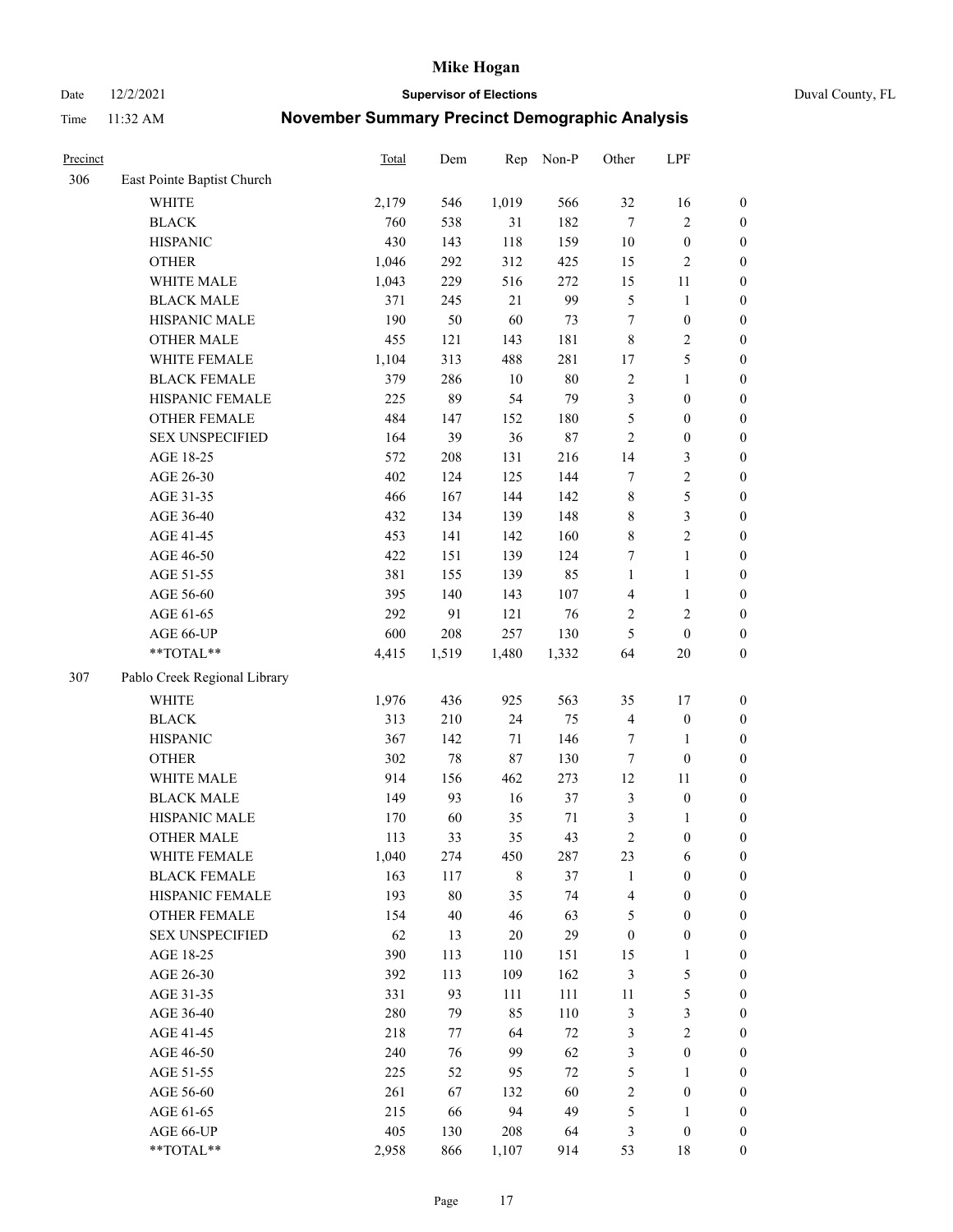# Mike Hogan

Date 12/2/2021 **Supervisor of Elections** Duval County, FL

Time 11:32 AM **November Summary Precinct Demographic Analysis**

| Precinct | | Total | Dem | Rep | Non-P | Other | LPF | |
|---|---|---|---|---|---|---|---|---|
| 306 | East Pointe Baptist Church | | | | | | | |
| | WHITE | 2,179 | 546 | 1,019 | 566 | 32 | 16 | 0 |
| | BLACK | 760 | 538 | 31 | 182 | 7 | 2 | 0 |
| | HISPANIC | 430 | 143 | 118 | 159 | 10 | 0 | 0 |
| | OTHER | 1,046 | 292 | 312 | 425 | 15 | 2 | 0 |
| | WHITE MALE | 1,043 | 229 | 516 | 272 | 15 | 11 | 0 |
| | BLACK MALE | 371 | 245 | 21 | 99 | 5 | 1 | 0 |
| | HISPANIC MALE | 190 | 50 | 60 | 73 | 7 | 0 | 0 |
| | OTHER MALE | 455 | 121 | 143 | 181 | 8 | 2 | 0 |
| | WHITE FEMALE | 1,104 | 313 | 488 | 281 | 17 | 5 | 0 |
| | BLACK FEMALE | 379 | 286 | 10 | 80 | 2 | 1 | 0 |
| | HISPANIC FEMALE | 225 | 89 | 54 | 79 | 3 | 0 | 0 |
| | OTHER FEMALE | 484 | 147 | 152 | 180 | 5 | 0 | 0 |
| | SEX UNSPECIFIED | 164 | 39 | 36 | 87 | 2 | 0 | 0 |
| | AGE 18-25 | 572 | 208 | 131 | 216 | 14 | 3 | 0 |
| | AGE 26-30 | 402 | 124 | 125 | 144 | 7 | 2 | 0 |
| | AGE 31-35 | 466 | 167 | 144 | 142 | 8 | 5 | 0 |
| | AGE 36-40 | 432 | 134 | 139 | 148 | 8 | 3 | 0 |
| | AGE 41-45 | 453 | 141 | 142 | 160 | 8 | 2 | 0 |
| | AGE 46-50 | 422 | 151 | 139 | 124 | 7 | 1 | 0 |
| | AGE 51-55 | 381 | 155 | 139 | 85 | 1 | 1 | 0 |
| | AGE 56-60 | 395 | 140 | 143 | 107 | 4 | 1 | 0 |
| | AGE 61-65 | 292 | 91 | 121 | 76 | 2 | 2 | 0 |
| | AGE 66-UP | 600 | 208 | 257 | 130 | 5 | 0 | 0 |
| | **TOTAL** | 4,415 | 1,519 | 1,480 | 1,332 | 64 | 20 | 0 |
| 307 | Pablo Creek Regional Library | | | | | | | |
| | WHITE | 1,976 | 436 | 925 | 563 | 35 | 17 | 0 |
| | BLACK | 313 | 210 | 24 | 75 | 4 | 0 | 0 |
| | HISPANIC | 367 | 142 | 71 | 146 | 7 | 1 | 0 |
| | OTHER | 302 | 78 | 87 | 130 | 7 | 0 | 0 |
| | WHITE MALE | 914 | 156 | 462 | 273 | 12 | 11 | 0 |
| | BLACK MALE | 149 | 93 | 16 | 37 | 3 | 0 | 0 |
| | HISPANIC MALE | 170 | 60 | 35 | 71 | 3 | 1 | 0 |
| | OTHER MALE | 113 | 33 | 35 | 43 | 2 | 0 | 0 |
| | WHITE FEMALE | 1,040 | 274 | 450 | 287 | 23 | 6 | 0 |
| | BLACK FEMALE | 163 | 117 | 8 | 37 | 1 | 0 | 0 |
| | HISPANIC FEMALE | 193 | 80 | 35 | 74 | 4 | 0 | 0 |
| | OTHER FEMALE | 154 | 40 | 46 | 63 | 5 | 0 | 0 |
| | SEX UNSPECIFIED | 62 | 13 | 20 | 29 | 0 | 0 | 0 |
| | AGE 18-25 | 390 | 113 | 110 | 151 | 15 | 1 | 0 |
| | AGE 26-30 | 392 | 113 | 109 | 162 | 3 | 5 | 0 |
| | AGE 31-35 | 331 | 93 | 111 | 111 | 11 | 5 | 0 |
| | AGE 36-40 | 280 | 79 | 85 | 110 | 3 | 3 | 0 |
| | AGE 41-45 | 218 | 77 | 64 | 72 | 3 | 2 | 0 |
| | AGE 46-50 | 240 | 76 | 99 | 62 | 3 | 0 | 0 |
| | AGE 51-55 | 225 | 52 | 95 | 72 | 5 | 1 | 0 |
| | AGE 56-60 | 261 | 67 | 132 | 60 | 2 | 0 | 0 |
| | AGE 61-65 | 215 | 66 | 94 | 49 | 5 | 1 | 0 |
| | AGE 66-UP | 405 | 130 | 208 | 64 | 3 | 0 | 0 |
| | **TOTAL** | 2,958 | 866 | 1,107 | 914 | 53 | 18 | 0 |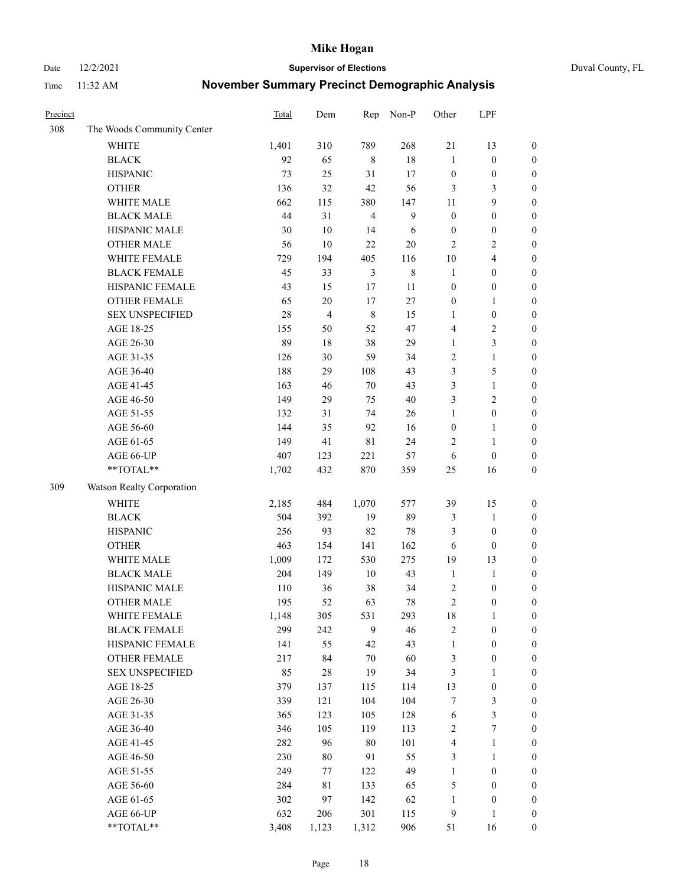| Precinct | | Total | Dem | Rep | Non-P | Other | LPF | |
|---|---|---|---|---|---|---|---|---|
| 308 | The Woods Community Center | | | | | | | |
| | WHITE | 1,401 | 310 | 789 | 268 | 21 | 13 | 0 |
| | BLACK | 92 | 65 | 8 | 18 | 1 | 0 | 0 |
| | HISPANIC | 73 | 25 | 31 | 17 | 0 | 0 | 0 |
| | OTHER | 136 | 32 | 42 | 56 | 3 | 3 | 0 |
| | WHITE MALE | 662 | 115 | 380 | 147 | 11 | 9 | 0 |
| | BLACK MALE | 44 | 31 | 4 | 9 | 0 | 0 | 0 |
| | HISPANIC MALE | 30 | 10 | 14 | 6 | 0 | 0 | 0 |
| | OTHER MALE | 56 | 10 | 22 | 20 | 2 | 2 | 0 |
| | WHITE FEMALE | 729 | 194 | 405 | 116 | 10 | 4 | 0 |
| | BLACK FEMALE | 45 | 33 | 3 | 8 | 1 | 0 | 0 |
| | HISPANIC FEMALE | 43 | 15 | 17 | 11 | 0 | 0 | 0 |
| | OTHER FEMALE | 65 | 20 | 17 | 27 | 0 | 1 | 0 |
| | SEX UNSPECIFIED | 28 | 4 | 8 | 15 | 1 | 0 | 0 |
| | AGE 18-25 | 155 | 50 | 52 | 47 | 4 | 2 | 0 |
| | AGE 26-30 | 89 | 18 | 38 | 29 | 1 | 3 | 0 |
| | AGE 31-35 | 126 | 30 | 59 | 34 | 2 | 1 | 0 |
| | AGE 36-40 | 188 | 29 | 108 | 43 | 3 | 5 | 0 |
| | AGE 41-45 | 163 | 46 | 70 | 43 | 3 | 1 | 0 |
| | AGE 46-50 | 149 | 29 | 75 | 40 | 3 | 2 | 0 |
| | AGE 51-55 | 132 | 31 | 74 | 26 | 1 | 0 | 0 |
| | AGE 56-60 | 144 | 35 | 92 | 16 | 0 | 1 | 0 |
| | AGE 61-65 | 149 | 41 | 81 | 24 | 2 | 1 | 0 |
| | AGE 66-UP | 407 | 123 | 221 | 57 | 6 | 0 | 0 |
| | **TOTAL** | 1,702 | 432 | 870 | 359 | 25 | 16 | 0 |
| 309 | Watson Realty Corporation | | | | | | | |
| | WHITE | 2,185 | 484 | 1,070 | 577 | 39 | 15 | 0 |
| | BLACK | 504 | 392 | 19 | 89 | 3 | 1 | 0 |
| | HISPANIC | 256 | 93 | 82 | 78 | 3 | 0 | 0 |
| | OTHER | 463 | 154 | 141 | 162 | 6 | 0 | 0 |
| | WHITE MALE | 1,009 | 172 | 530 | 275 | 19 | 13 | 0 |
| | BLACK MALE | 204 | 149 | 10 | 43 | 1 | 1 | 0 |
| | HISPANIC MALE | 110 | 36 | 38 | 34 | 2 | 0 | 0 |
| | OTHER MALE | 195 | 52 | 63 | 78 | 2 | 0 | 0 |
| | WHITE FEMALE | 1,148 | 305 | 531 | 293 | 18 | 1 | 0 |
| | BLACK FEMALE | 299 | 242 | 9 | 46 | 2 | 0 | 0 |
| | HISPANIC FEMALE | 141 | 55 | 42 | 43 | 1 | 0 | 0 |
| | OTHER FEMALE | 217 | 84 | 70 | 60 | 3 | 0 | 0 |
| | SEX UNSPECIFIED | 85 | 28 | 19 | 34 | 3 | 1 | 0 |
| | AGE 18-25 | 379 | 137 | 115 | 114 | 13 | 0 | 0 |
| | AGE 26-30 | 339 | 121 | 104 | 104 | 7 | 3 | 0 |
| | AGE 31-35 | 365 | 123 | 105 | 128 | 6 | 3 | 0 |
| | AGE 36-40 | 346 | 105 | 119 | 113 | 2 | 7 | 0 |
| | AGE 41-45 | 282 | 96 | 80 | 101 | 4 | 1 | 0 |
| | AGE 46-50 | 230 | 80 | 91 | 55 | 3 | 1 | 0 |
| | AGE 51-55 | 249 | 77 | 122 | 49 | 1 | 0 | 0 |
| | AGE 56-60 | 284 | 81 | 133 | 65 | 5 | 0 | 0 |
| | AGE 61-65 | 302 | 97 | 142 | 62 | 1 | 0 | 0 |
| | AGE 66-UP | 632 | 206 | 301 | 115 | 9 | 1 | 0 |
| | **TOTAL** | 3,408 | 1,123 | 1,312 | 906 | 51 | 16 | 0 |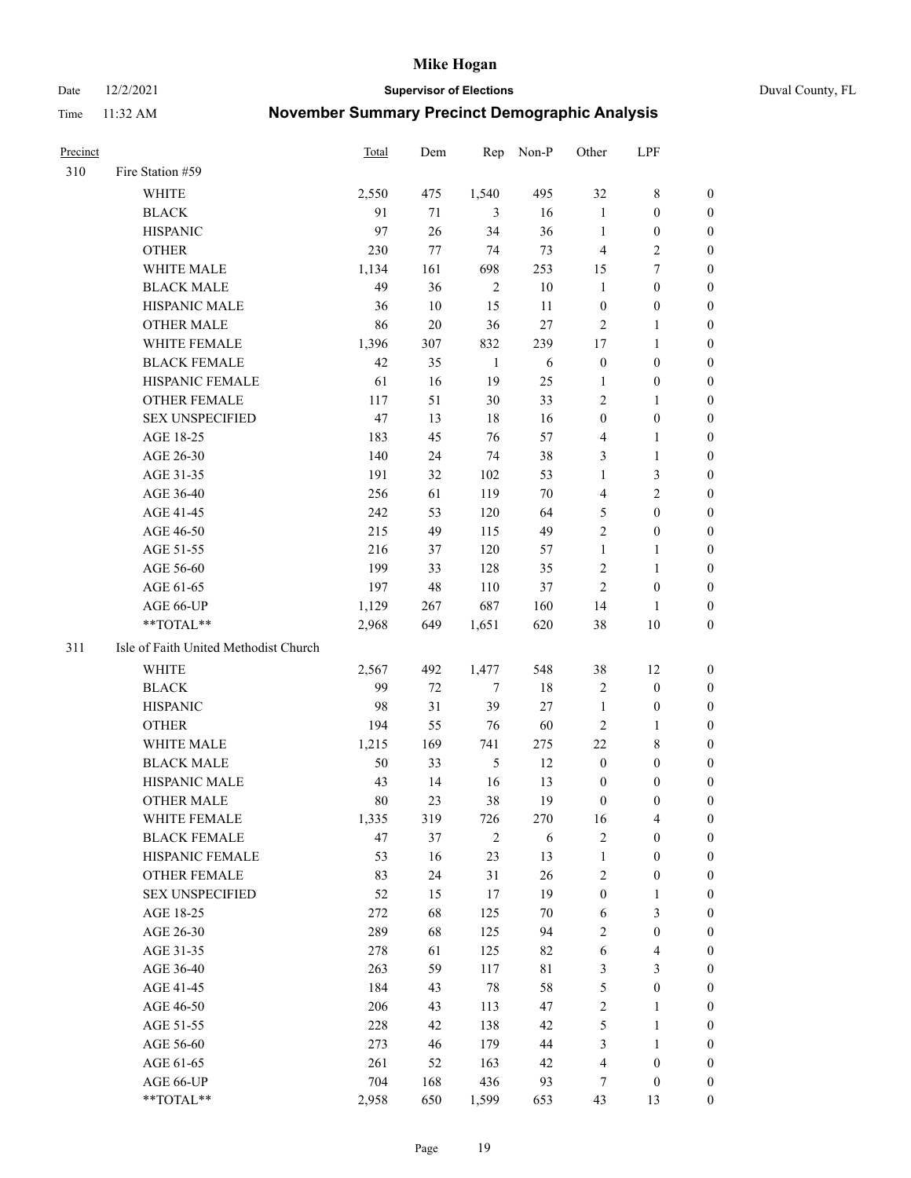# Mike Hogan

Date 12/2/2021 | **Supervisor of Elections** | Duval County, FL

Time 11:32 AM | **November Summary Precinct Demographic Analysis**

| Precinct | | Total | Dem | Rep | Non-P | Other | LPF | |
|---|---|---|---|---|---|---|---|---|
| 310 | Fire Station #59 | | | | | | | |
| | WHITE | 2,550 | 475 | 1,540 | 495 | 32 | 8 | 0 |
| | BLACK | 91 | 71 | 3 | 16 | 1 | 0 | 0 |
| | HISPANIC | 97 | 26 | 34 | 36 | 1 | 0 | 0 |
| | OTHER | 230 | 77 | 74 | 73 | 4 | 2 | 0 |
| | WHITE MALE | 1,134 | 161 | 698 | 253 | 15 | 7 | 0 |
| | BLACK MALE | 49 | 36 | 2 | 10 | 1 | 0 | 0 |
| | HISPANIC MALE | 36 | 10 | 15 | 11 | 0 | 0 | 0 |
| | OTHER MALE | 86 | 20 | 36 | 27 | 2 | 1 | 0 |
| | WHITE FEMALE | 1,396 | 307 | 832 | 239 | 17 | 1 | 0 |
| | BLACK FEMALE | 42 | 35 | 1 | 6 | 0 | 0 | 0 |
| | HISPANIC FEMALE | 61 | 16 | 19 | 25 | 1 | 0 | 0 |
| | OTHER FEMALE | 117 | 51 | 30 | 33 | 2 | 1 | 0 |
| | SEX UNSPECIFIED | 47 | 13 | 18 | 16 | 0 | 0 | 0 |
| | AGE 18-25 | 183 | 45 | 76 | 57 | 4 | 1 | 0 |
| | AGE 26-30 | 140 | 24 | 74 | 38 | 3 | 1 | 0 |
| | AGE 31-35 | 191 | 32 | 102 | 53 | 1 | 3 | 0 |
| | AGE 36-40 | 256 | 61 | 119 | 70 | 4 | 2 | 0 |
| | AGE 41-45 | 242 | 53 | 120 | 64 | 5 | 0 | 0 |
| | AGE 46-50 | 215 | 49 | 115 | 49 | 2 | 0 | 0 |
| | AGE 51-55 | 216 | 37 | 120 | 57 | 1 | 1 | 0 |
| | AGE 56-60 | 199 | 33 | 128 | 35 | 2 | 1 | 0 |
| | AGE 61-65 | 197 | 48 | 110 | 37 | 2 | 0 | 0 |
| | AGE 66-UP | 1,129 | 267 | 687 | 160 | 14 | 1 | 0 |
| | **TOTAL** | 2,968 | 649 | 1,651 | 620 | 38 | 10 | 0 |
| 311 | Isle of Faith United Methodist Church | | | | | | | |
| | WHITE | 2,567 | 492 | 1,477 | 548 | 38 | 12 | 0 |
| | BLACK | 99 | 72 | 7 | 18 | 2 | 0 | 0 |
| | HISPANIC | 98 | 31 | 39 | 27 | 1 | 0 | 0 |
| | OTHER | 194 | 55 | 76 | 60 | 2 | 1 | 0 |
| | WHITE MALE | 1,215 | 169 | 741 | 275 | 22 | 8 | 0 |
| | BLACK MALE | 50 | 33 | 5 | 12 | 0 | 0 | 0 |
| | HISPANIC MALE | 43 | 14 | 16 | 13 | 0 | 0 | 0 |
| | OTHER MALE | 80 | 23 | 38 | 19 | 0 | 0 | 0 |
| | WHITE FEMALE | 1,335 | 319 | 726 | 270 | 16 | 4 | 0 |
| | BLACK FEMALE | 47 | 37 | 2 | 6 | 2 | 0 | 0 |
| | HISPANIC FEMALE | 53 | 16 | 23 | 13 | 1 | 0 | 0 |
| | OTHER FEMALE | 83 | 24 | 31 | 26 | 2 | 0 | 0 |
| | SEX UNSPECIFIED | 52 | 15 | 17 | 19 | 0 | 1 | 0 |
| | AGE 18-25 | 272 | 68 | 125 | 70 | 6 | 3 | 0 |
| | AGE 26-30 | 289 | 68 | 125 | 94 | 2 | 0 | 0 |
| | AGE 31-35 | 278 | 61 | 125 | 82 | 6 | 4 | 0 |
| | AGE 36-40 | 263 | 59 | 117 | 81 | 3 | 3 | 0 |
| | AGE 41-45 | 184 | 43 | 78 | 58 | 5 | 0 | 0 |
| | AGE 46-50 | 206 | 43 | 113 | 47 | 2 | 1 | 0 |
| | AGE 51-55 | 228 | 42 | 138 | 42 | 5 | 1 | 0 |
| | AGE 56-60 | 273 | 46 | 179 | 44 | 3 | 1 | 0 |
| | AGE 61-65 | 261 | 52 | 163 | 42 | 4 | 0 | 0 |
| | AGE 66-UP | 704 | 168 | 436 | 93 | 7 | 0 | 0 |
| | **TOTAL** | 2,958 | 650 | 1,599 | 653 | 43 | 13 | 0 |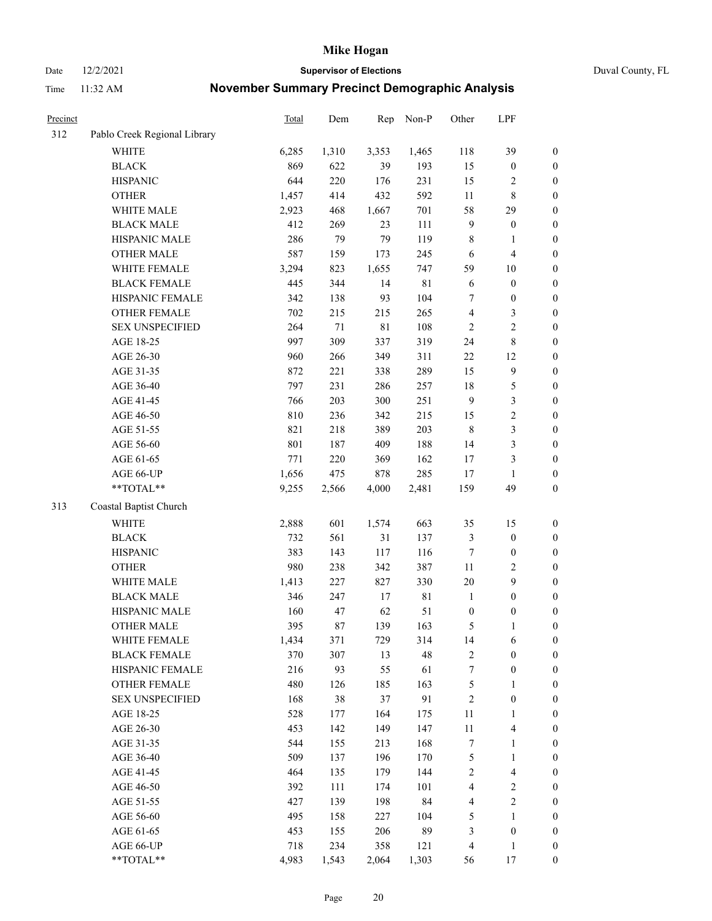# Mike Hogan

Date 12/2/2021 **Supervisor of Elections** Duval County, FL

Time 11:32 AM **November Summary Precinct Demographic Analysis**

| Precinct | | Total | Dem | Rep | Non-P | Other | LPF | |
|---|---|---|---|---|---|---|---|---|
| 312 | Pablo Creek Regional Library | | | | | | | |
| | WHITE | 6,285 | 1,310 | 3,353 | 1,465 | 118 | 39 | 0 |
| | BLACK | 869 | 622 | 39 | 193 | 15 | 0 | 0 |
| | HISPANIC | 644 | 220 | 176 | 231 | 15 | 2 | 0 |
| | OTHER | 1,457 | 414 | 432 | 592 | 11 | 8 | 0 |
| | WHITE MALE | 2,923 | 468 | 1,667 | 701 | 58 | 29 | 0 |
| | BLACK MALE | 412 | 269 | 23 | 111 | 9 | 0 | 0 |
| | HISPANIC MALE | 286 | 79 | 79 | 119 | 8 | 1 | 0 |
| | OTHER MALE | 587 | 159 | 173 | 245 | 6 | 4 | 0 |
| | WHITE FEMALE | 3,294 | 823 | 1,655 | 747 | 59 | 10 | 0 |
| | BLACK FEMALE | 445 | 344 | 14 | 81 | 6 | 0 | 0 |
| | HISPANIC FEMALE | 342 | 138 | 93 | 104 | 7 | 0 | 0 |
| | OTHER FEMALE | 702 | 215 | 215 | 265 | 4 | 3 | 0 |
| | SEX UNSPECIFIED | 264 | 71 | 81 | 108 | 2 | 2 | 0 |
| | AGE 18-25 | 997 | 309 | 337 | 319 | 24 | 8 | 0 |
| | AGE 26-30 | 960 | 266 | 349 | 311 | 22 | 12 | 0 |
| | AGE 31-35 | 872 | 221 | 338 | 289 | 15 | 9 | 0 |
| | AGE 36-40 | 797 | 231 | 286 | 257 | 18 | 5 | 0 |
| | AGE 41-45 | 766 | 203 | 300 | 251 | 9 | 3 | 0 |
| | AGE 46-50 | 810 | 236 | 342 | 215 | 15 | 2 | 0 |
| | AGE 51-55 | 821 | 218 | 389 | 203 | 8 | 3 | 0 |
| | AGE 56-60 | 801 | 187 | 409 | 188 | 14 | 3 | 0 |
| | AGE 61-65 | 771 | 220 | 369 | 162 | 17 | 3 | 0 |
| | AGE 66-UP | 1,656 | 475 | 878 | 285 | 17 | 1 | 0 |
| | **TOTAL** | 9,255 | 2,566 | 4,000 | 2,481 | 159 | 49 | 0 |
| 313 | Coastal Baptist Church | | | | | | | |
| | WHITE | 2,888 | 601 | 1,574 | 663 | 35 | 15 | 0 |
| | BLACK | 732 | 561 | 31 | 137 | 3 | 0 | 0 |
| | HISPANIC | 383 | 143 | 117 | 116 | 7 | 0 | 0 |
| | OTHER | 980 | 238 | 342 | 387 | 11 | 2 | 0 |
| | WHITE MALE | 1,413 | 227 | 827 | 330 | 20 | 9 | 0 |
| | BLACK MALE | 346 | 247 | 17 | 81 | 1 | 0 | 0 |
| | HISPANIC MALE | 160 | 47 | 62 | 51 | 0 | 0 | 0 |
| | OTHER MALE | 395 | 87 | 139 | 163 | 5 | 1 | 0 |
| | WHITE FEMALE | 1,434 | 371 | 729 | 314 | 14 | 6 | 0 |
| | BLACK FEMALE | 370 | 307 | 13 | 48 | 2 | 0 | 0 |
| | HISPANIC FEMALE | 216 | 93 | 55 | 61 | 7 | 0 | 0 |
| | OTHER FEMALE | 480 | 126 | 185 | 163 | 5 | 1 | 0 |
| | SEX UNSPECIFIED | 168 | 38 | 37 | 91 | 2 | 0 | 0 |
| | AGE 18-25 | 528 | 177 | 164 | 175 | 11 | 1 | 0 |
| | AGE 26-30 | 453 | 142 | 149 | 147 | 11 | 4 | 0 |
| | AGE 31-35 | 544 | 155 | 213 | 168 | 7 | 1 | 0 |
| | AGE 36-40 | 509 | 137 | 196 | 170 | 5 | 1 | 0 |
| | AGE 41-45 | 464 | 135 | 179 | 144 | 2 | 4 | 0 |
| | AGE 46-50 | 392 | 111 | 174 | 101 | 4 | 2 | 0 |
| | AGE 51-55 | 427 | 139 | 198 | 84 | 4 | 2 | 0 |
| | AGE 56-60 | 495 | 158 | 227 | 104 | 5 | 1 | 0 |
| | AGE 61-65 | 453 | 155 | 206 | 89 | 3 | 0 | 0 |
| | AGE 66-UP | 718 | 234 | 358 | 121 | 4 | 1 | 0 |
| | **TOTAL** | 4,983 | 1,543 | 2,064 | 1,303 | 56 | 17 | 0 |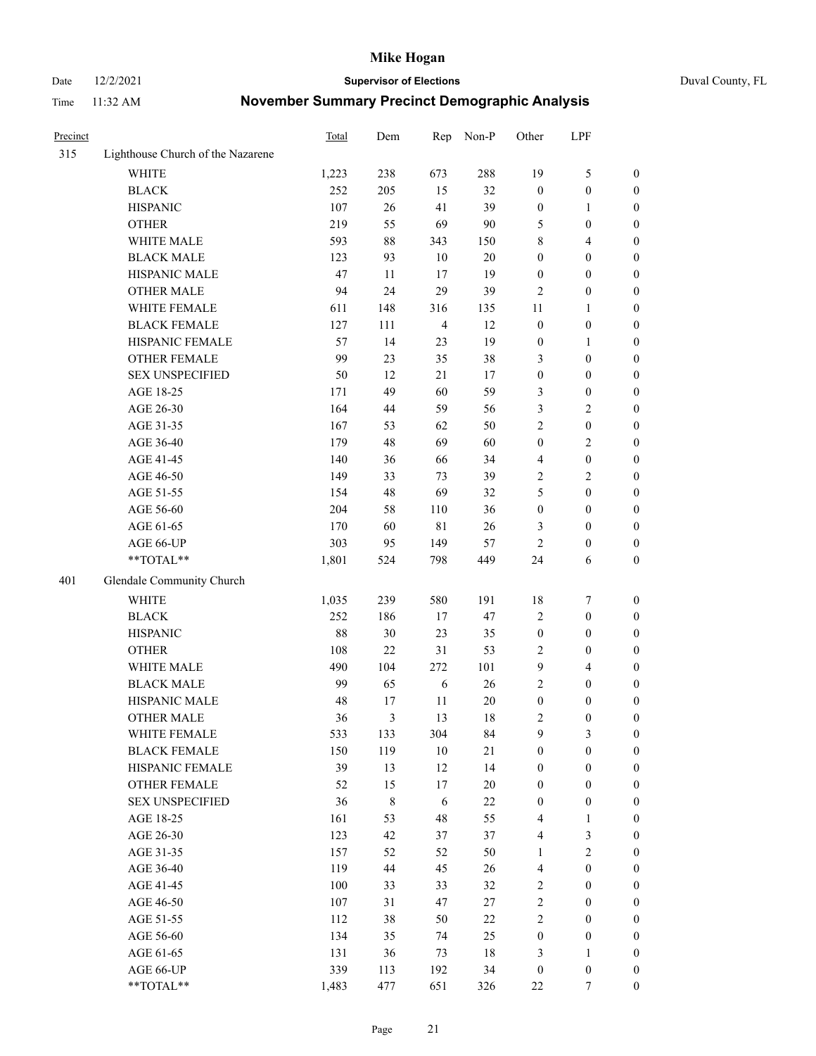# Mike Hogan

Date 12/2/2021 **Supervisor of Elections** Duval County, FL

Time 11:32 AM **November Summary Precinct Demographic Analysis**

| Precinct | | Total | Dem | Rep | Non-P | Other | LPF | |
|---|---|---|---|---|---|---|---|---|
| 315 | Lighthouse Church of the Nazarene | | | | | | | |
| | WHITE | 1,223 | 238 | 673 | 288 | 19 | 5 | 0 |
| | BLACK | 252 | 205 | 15 | 32 | 0 | 0 | 0 |
| | HISPANIC | 107 | 26 | 41 | 39 | 0 | 1 | 0 |
| | OTHER | 219 | 55 | 69 | 90 | 5 | 0 | 0 |
| | WHITE MALE | 593 | 88 | 343 | 150 | 8 | 4 | 0 |
| | BLACK MALE | 123 | 93 | 10 | 20 | 0 | 0 | 0 |
| | HISPANIC MALE | 47 | 11 | 17 | 19 | 0 | 0 | 0 |
| | OTHER MALE | 94 | 24 | 29 | 39 | 2 | 0 | 0 |
| | WHITE FEMALE | 611 | 148 | 316 | 135 | 11 | 1 | 0 |
| | BLACK FEMALE | 127 | 111 | 4 | 12 | 0 | 0 | 0 |
| | HISPANIC FEMALE | 57 | 14 | 23 | 19 | 0 | 1 | 0 |
| | OTHER FEMALE | 99 | 23 | 35 | 38 | 3 | 0 | 0 |
| | SEX UNSPECIFIED | 50 | 12 | 21 | 17 | 0 | 0 | 0 |
| | AGE 18-25 | 171 | 49 | 60 | 59 | 3 | 0 | 0 |
| | AGE 26-30 | 164 | 44 | 59 | 56 | 3 | 2 | 0 |
| | AGE 31-35 | 167 | 53 | 62 | 50 | 2 | 0 | 0 |
| | AGE 36-40 | 179 | 48 | 69 | 60 | 0 | 2 | 0 |
| | AGE 41-45 | 140 | 36 | 66 | 34 | 4 | 0 | 0 |
| | AGE 46-50 | 149 | 33 | 73 | 39 | 2 | 2 | 0 |
| | AGE 51-55 | 154 | 48 | 69 | 32 | 5 | 0 | 0 |
| | AGE 56-60 | 204 | 58 | 110 | 36 | 0 | 0 | 0 |
| | AGE 61-65 | 170 | 60 | 81 | 26 | 3 | 0 | 0 |
| | AGE 66-UP | 303 | 95 | 149 | 57 | 2 | 0 | 0 |
| | **TOTAL** | 1,801 | 524 | 798 | 449 | 24 | 6 | 0 |
| 401 | Glendale Community Church | | | | | | | |
| | WHITE | 1,035 | 239 | 580 | 191 | 18 | 7 | 0 |
| | BLACK | 252 | 186 | 17 | 47 | 2 | 0 | 0 |
| | HISPANIC | 88 | 30 | 23 | 35 | 0 | 0 | 0 |
| | OTHER | 108 | 22 | 31 | 53 | 2 | 0 | 0 |
| | WHITE MALE | 490 | 104 | 272 | 101 | 9 | 4 | 0 |
| | BLACK MALE | 99 | 65 | 6 | 26 | 2 | 0 | 0 |
| | HISPANIC MALE | 48 | 17 | 11 | 20 | 0 | 0 | 0 |
| | OTHER MALE | 36 | 3 | 13 | 18 | 2 | 0 | 0 |
| | WHITE FEMALE | 533 | 133 | 304 | 84 | 9 | 3 | 0 |
| | BLACK FEMALE | 150 | 119 | 10 | 21 | 0 | 0 | 0 |
| | HISPANIC FEMALE | 39 | 13 | 12 | 14 | 0 | 0 | 0 |
| | OTHER FEMALE | 52 | 15 | 17 | 20 | 0 | 0 | 0 |
| | SEX UNSPECIFIED | 36 | 8 | 6 | 22 | 0 | 0 | 0 |
| | AGE 18-25 | 161 | 53 | 48 | 55 | 4 | 1 | 0 |
| | AGE 26-30 | 123 | 42 | 37 | 37 | 4 | 3 | 0 |
| | AGE 31-35 | 157 | 52 | 52 | 50 | 1 | 2 | 0 |
| | AGE 36-40 | 119 | 44 | 45 | 26 | 4 | 0 | 0 |
| | AGE 41-45 | 100 | 33 | 33 | 32 | 2 | 0 | 0 |
| | AGE 46-50 | 107 | 31 | 47 | 27 | 2 | 0 | 0 |
| | AGE 51-55 | 112 | 38 | 50 | 22 | 2 | 0 | 0 |
| | AGE 56-60 | 134 | 35 | 74 | 25 | 0 | 0 | 0 |
| | AGE 61-65 | 131 | 36 | 73 | 18 | 3 | 1 | 0 |
| | AGE 66-UP | 339 | 113 | 192 | 34 | 0 | 0 | 0 |
| | **TOTAL** | 1,483 | 477 | 651 | 326 | 22 | 7 | 0 |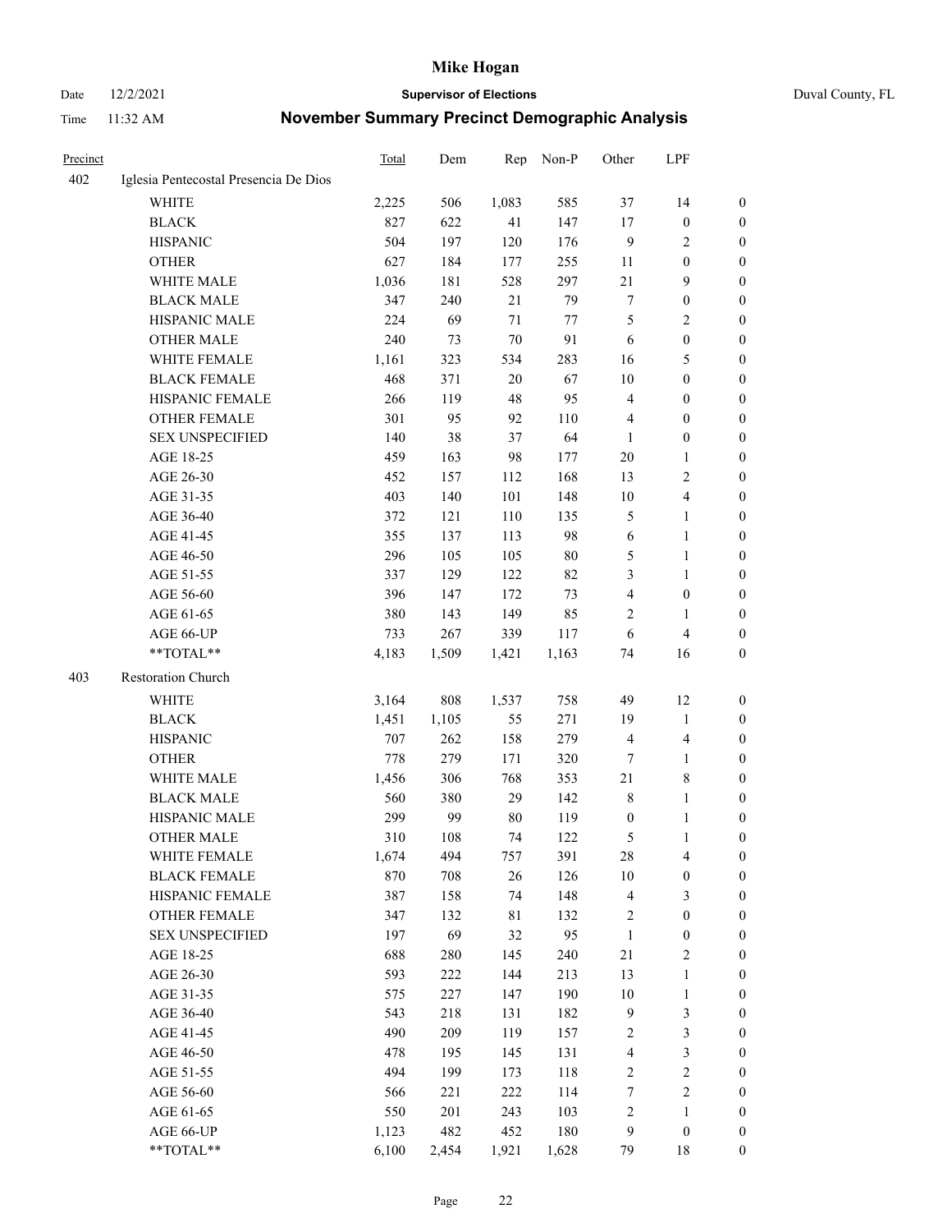# Mike Hogan

Date 12/2/2021 **Supervisor of Elections** Duval County, FL

Time 11:32 AM **November Summary Precinct Demographic Analysis**

| Precinct | | Total | Dem | Rep | Non-P | Other | LPF | |
|---|---|---|---|---|---|---|---|---|
| 402 | Iglesia Pentecostal Presencia De Dios | | | | | | | |
| | WHITE | 2,225 | 506 | 1,083 | 585 | 37 | 14 | 0 |
| | BLACK | 827 | 622 | 41 | 147 | 17 | 0 | 0 |
| | HISPANIC | 504 | 197 | 120 | 176 | 9 | 2 | 0 |
| | OTHER | 627 | 184 | 177 | 255 | 11 | 0 | 0 |
| | WHITE MALE | 1,036 | 181 | 528 | 297 | 21 | 9 | 0 |
| | BLACK MALE | 347 | 240 | 21 | 79 | 7 | 0 | 0 |
| | HISPANIC MALE | 224 | 69 | 71 | 77 | 5 | 2 | 0 |
| | OTHER MALE | 240 | 73 | 70 | 91 | 6 | 0 | 0 |
| | WHITE FEMALE | 1,161 | 323 | 534 | 283 | 16 | 5 | 0 |
| | BLACK FEMALE | 468 | 371 | 20 | 67 | 10 | 0 | 0 |
| | HISPANIC FEMALE | 266 | 119 | 48 | 95 | 4 | 0 | 0 |
| | OTHER FEMALE | 301 | 95 | 92 | 110 | 4 | 0 | 0 |
| | SEX UNSPECIFIED | 140 | 38 | 37 | 64 | 1 | 0 | 0 |
| | AGE 18-25 | 459 | 163 | 98 | 177 | 20 | 1 | 0 |
| | AGE 26-30 | 452 | 157 | 112 | 168 | 13 | 2 | 0 |
| | AGE 31-35 | 403 | 140 | 101 | 148 | 10 | 4 | 0 |
| | AGE 36-40 | 372 | 121 | 110 | 135 | 5 | 1 | 0 |
| | AGE 41-45 | 355 | 137 | 113 | 98 | 6 | 1 | 0 |
| | AGE 46-50 | 296 | 105 | 105 | 80 | 5 | 1 | 0 |
| | AGE 51-55 | 337 | 129 | 122 | 82 | 3 | 1 | 0 |
| | AGE 56-60 | 396 | 147 | 172 | 73 | 4 | 0 | 0 |
| | AGE 61-65 | 380 | 143 | 149 | 85 | 2 | 1 | 0 |
| | AGE 66-UP | 733 | 267 | 339 | 117 | 6 | 4 | 0 |
| | **TOTAL** | 4,183 | 1,509 | 1,421 | 1,163 | 74 | 16 | 0 |
| 403 | Restoration Church | | | | | | | |
| | WHITE | 3,164 | 808 | 1,537 | 758 | 49 | 12 | 0 |
| | BLACK | 1,451 | 1,105 | 55 | 271 | 19 | 1 | 0 |
| | HISPANIC | 707 | 262 | 158 | 279 | 4 | 4 | 0 |
| | OTHER | 778 | 279 | 171 | 320 | 7 | 1 | 0 |
| | WHITE MALE | 1,456 | 306 | 768 | 353 | 21 | 8 | 0 |
| | BLACK MALE | 560 | 380 | 29 | 142 | 8 | 1 | 0 |
| | HISPANIC MALE | 299 | 99 | 80 | 119 | 0 | 1 | 0 |
| | OTHER MALE | 310 | 108 | 74 | 122 | 5 | 1 | 0 |
| | WHITE FEMALE | 1,674 | 494 | 757 | 391 | 28 | 4 | 0 |
| | BLACK FEMALE | 870 | 708 | 26 | 126 | 10 | 0 | 0 |
| | HISPANIC FEMALE | 387 | 158 | 74 | 148 | 4 | 3 | 0 |
| | OTHER FEMALE | 347 | 132 | 81 | 132 | 2 | 0 | 0 |
| | SEX UNSPECIFIED | 197 | 69 | 32 | 95 | 1 | 0 | 0 |
| | AGE 18-25 | 688 | 280 | 145 | 240 | 21 | 2 | 0 |
| | AGE 26-30 | 593 | 222 | 144 | 213 | 13 | 1 | 0 |
| | AGE 31-35 | 575 | 227 | 147 | 190 | 10 | 1 | 0 |
| | AGE 36-40 | 543 | 218 | 131 | 182 | 9 | 3 | 0 |
| | AGE 41-45 | 490 | 209 | 119 | 157 | 2 | 3 | 0 |
| | AGE 46-50 | 478 | 195 | 145 | 131 | 4 | 3 | 0 |
| | AGE 51-55 | 494 | 199 | 173 | 118 | 2 | 2 | 0 |
| | AGE 56-60 | 566 | 221 | 222 | 114 | 7 | 2 | 0 |
| | AGE 61-65 | 550 | 201 | 243 | 103 | 2 | 1 | 0 |
| | AGE 66-UP | 1,123 | 482 | 452 | 180 | 9 | 0 | 0 |
| | **TOTAL** | 6,100 | 2,454 | 1,921 | 1,628 | 79 | 18 | 0 |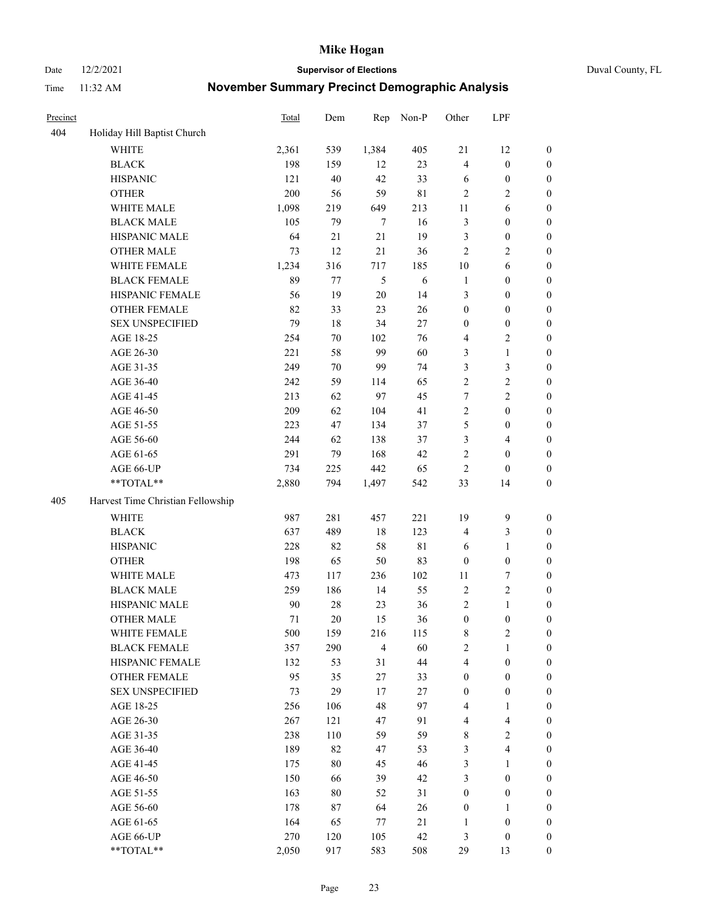# Mike Hogan

Date 12/2/2021 **Supervisor of Elections** Duval County, FL

Time 11:32 AM **November Summary Precinct Demographic Analysis**

| Precinct | | Total | Dem | Rep | Non-P | Other | LPF | |
|---|---|---|---|---|---|---|---|---|
| 404 | Holiday Hill Baptist Church | | | | | | | |
| | WHITE | 2,361 | 539 | 1,384 | 405 | 21 | 12 | 0 |
| | BLACK | 198 | 159 | 12 | 23 | 4 | 0 | 0 |
| | HISPANIC | 121 | 40 | 42 | 33 | 6 | 0 | 0 |
| | OTHER | 200 | 56 | 59 | 81 | 2 | 2 | 0 |
| | WHITE MALE | 1,098 | 219 | 649 | 213 | 11 | 6 | 0 |
| | BLACK MALE | 105 | 79 | 7 | 16 | 3 | 0 | 0 |
| | HISPANIC MALE | 64 | 21 | 21 | 19 | 3 | 0 | 0 |
| | OTHER MALE | 73 | 12 | 21 | 36 | 2 | 2 | 0 |
| | WHITE FEMALE | 1,234 | 316 | 717 | 185 | 10 | 6 | 0 |
| | BLACK FEMALE | 89 | 77 | 5 | 6 | 1 | 0 | 0 |
| | HISPANIC FEMALE | 56 | 19 | 20 | 14 | 3 | 0 | 0 |
| | OTHER FEMALE | 82 | 33 | 23 | 26 | 0 | 0 | 0 |
| | SEX UNSPECIFIED | 79 | 18 | 34 | 27 | 0 | 0 | 0 |
| | AGE 18-25 | 254 | 70 | 102 | 76 | 4 | 2 | 0 |
| | AGE 26-30 | 221 | 58 | 99 | 60 | 3 | 1 | 0 |
| | AGE 31-35 | 249 | 70 | 99 | 74 | 3 | 3 | 0 |
| | AGE 36-40 | 242 | 59 | 114 | 65 | 2 | 2 | 0 |
| | AGE 41-45 | 213 | 62 | 97 | 45 | 7 | 2 | 0 |
| | AGE 46-50 | 209 | 62 | 104 | 41 | 2 | 0 | 0 |
| | AGE 51-55 | 223 | 47 | 134 | 37 | 5 | 0 | 0 |
| | AGE 56-60 | 244 | 62 | 138 | 37 | 3 | 4 | 0 |
| | AGE 61-65 | 291 | 79 | 168 | 42 | 2 | 0 | 0 |
| | AGE 66-UP | 734 | 225 | 442 | 65 | 2 | 0 | 0 |
| | **TOTAL** | 2,880 | 794 | 1,497 | 542 | 33 | 14 | 0 |
| 405 | Harvest Time Christian Fellowship | | | | | | | |
| | WHITE | 987 | 281 | 457 | 221 | 19 | 9 | 0 |
| | BLACK | 637 | 489 | 18 | 123 | 4 | 3 | 0 |
| | HISPANIC | 228 | 82 | 58 | 81 | 6 | 1 | 0 |
| | OTHER | 198 | 65 | 50 | 83 | 0 | 0 | 0 |
| | WHITE MALE | 473 | 117 | 236 | 102 | 11 | 7 | 0 |
| | BLACK MALE | 259 | 186 | 14 | 55 | 2 | 2 | 0 |
| | HISPANIC MALE | 90 | 28 | 23 | 36 | 2 | 1 | 0 |
| | OTHER MALE | 71 | 20 | 15 | 36 | 0 | 0 | 0 |
| | WHITE FEMALE | 500 | 159 | 216 | 115 | 8 | 2 | 0 |
| | BLACK FEMALE | 357 | 290 | 4 | 60 | 2 | 1 | 0 |
| | HISPANIC FEMALE | 132 | 53 | 31 | 44 | 4 | 0 | 0 |
| | OTHER FEMALE | 95 | 35 | 27 | 33 | 0 | 0 | 0 |
| | SEX UNSPECIFIED | 73 | 29 | 17 | 27 | 0 | 0 | 0 |
| | AGE 18-25 | 256 | 106 | 48 | 97 | 4 | 1 | 0 |
| | AGE 26-30 | 267 | 121 | 47 | 91 | 4 | 4 | 0 |
| | AGE 31-35 | 238 | 110 | 59 | 59 | 8 | 2 | 0 |
| | AGE 36-40 | 189 | 82 | 47 | 53 | 3 | 4 | 0 |
| | AGE 41-45 | 175 | 80 | 45 | 46 | 3 | 1 | 0 |
| | AGE 46-50 | 150 | 66 | 39 | 42 | 3 | 0 | 0 |
| | AGE 51-55 | 163 | 80 | 52 | 31 | 0 | 0 | 0 |
| | AGE 56-60 | 178 | 87 | 64 | 26 | 0 | 1 | 0 |
| | AGE 61-65 | 164 | 65 | 77 | 21 | 1 | 0 | 0 |
| | AGE 66-UP | 270 | 120 | 105 | 42 | 3 | 0 | 0 |
| | **TOTAL** | 2,050 | 917 | 583 | 508 | 29 | 13 | 0 |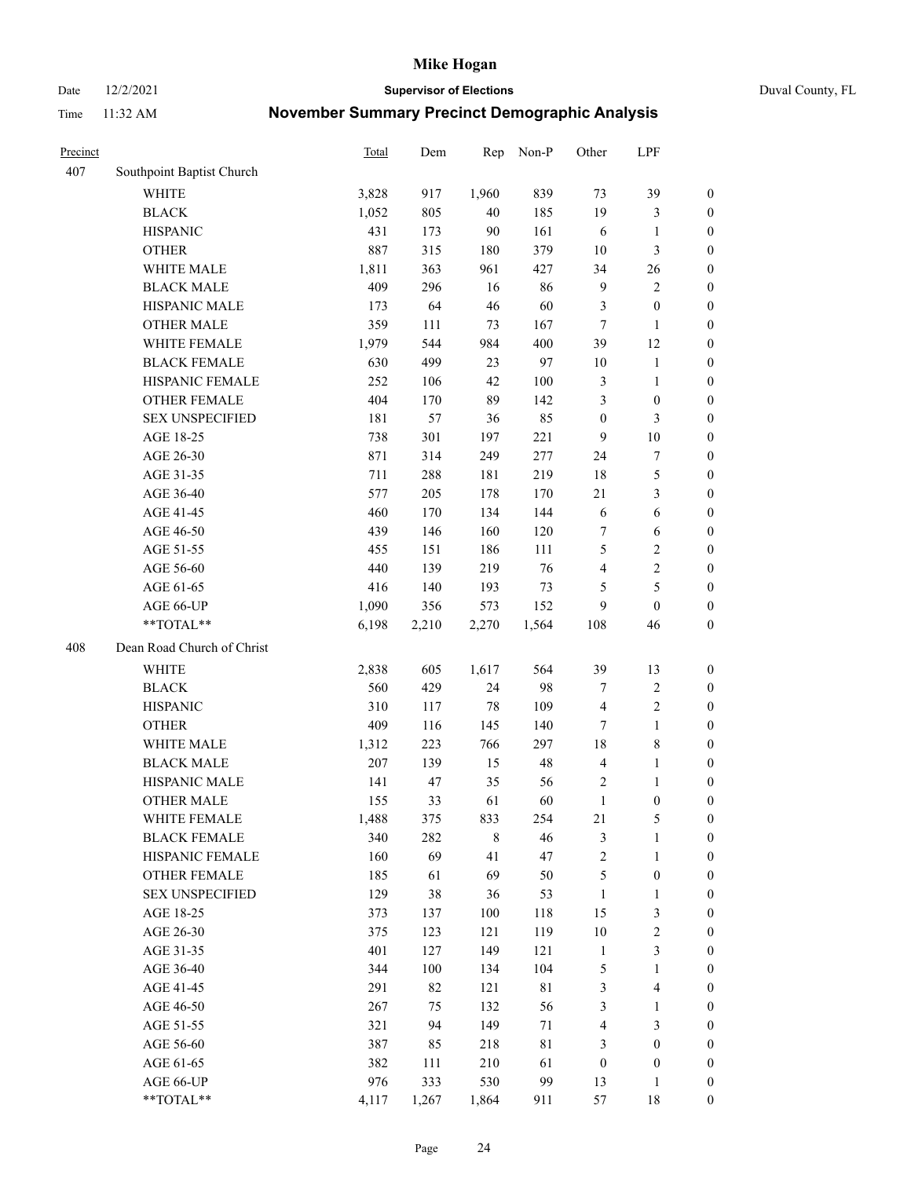# Mike Hogan

Date 12/2/2021 **Supervisor of Elections** Duval County, FL

Time 11:32 AM **November Summary Precinct Demographic Analysis**

| Precinct | | Total | Dem | Rep | Non-P | Other | LPF | |
|---|---|---|---|---|---|---|---|---|
| 407 | Southpoint Baptist Church | | | | | | | |
| | WHITE | 3,828 | 917 | 1,960 | 839 | 73 | 39 | 0 |
| | BLACK | 1,052 | 805 | 40 | 185 | 19 | 3 | 0 |
| | HISPANIC | 431 | 173 | 90 | 161 | 6 | 1 | 0 |
| | OTHER | 887 | 315 | 180 | 379 | 10 | 3 | 0 |
| | WHITE MALE | 1,811 | 363 | 961 | 427 | 34 | 26 | 0 |
| | BLACK MALE | 409 | 296 | 16 | 86 | 9 | 2 | 0 |
| | HISPANIC MALE | 173 | 64 | 46 | 60 | 3 | 0 | 0 |
| | OTHER MALE | 359 | 111 | 73 | 167 | 7 | 1 | 0 |
| | WHITE FEMALE | 1,979 | 544 | 984 | 400 | 39 | 12 | 0 |
| | BLACK FEMALE | 630 | 499 | 23 | 97 | 10 | 1 | 0 |
| | HISPANIC FEMALE | 252 | 106 | 42 | 100 | 3 | 1 | 0 |
| | OTHER FEMALE | 404 | 170 | 89 | 142 | 3 | 0 | 0 |
| | SEX UNSPECIFIED | 181 | 57 | 36 | 85 | 0 | 3 | 0 |
| | AGE 18-25 | 738 | 301 | 197 | 221 | 9 | 10 | 0 |
| | AGE 26-30 | 871 | 314 | 249 | 277 | 24 | 7 | 0 |
| | AGE 31-35 | 711 | 288 | 181 | 219 | 18 | 5 | 0 |
| | AGE 36-40 | 577 | 205 | 178 | 170 | 21 | 3 | 0 |
| | AGE 41-45 | 460 | 170 | 134 | 144 | 6 | 6 | 0 |
| | AGE 46-50 | 439 | 146 | 160 | 120 | 7 | 6 | 0 |
| | AGE 51-55 | 455 | 151 | 186 | 111 | 5 | 2 | 0 |
| | AGE 56-60 | 440 | 139 | 219 | 76 | 4 | 2 | 0 |
| | AGE 61-65 | 416 | 140 | 193 | 73 | 5 | 5 | 0 |
| | AGE 66-UP | 1,090 | 356 | 573 | 152 | 9 | 0 | 0 |
| | **TOTAL** | 6,198 | 2,210 | 2,270 | 1,564 | 108 | 46 | 0 |
| 408 | Dean Road Church of Christ | | | | | | | |
| | WHITE | 2,838 | 605 | 1,617 | 564 | 39 | 13 | 0 |
| | BLACK | 560 | 429 | 24 | 98 | 7 | 2 | 0 |
| | HISPANIC | 310 | 117 | 78 | 109 | 4 | 2 | 0 |
| | OTHER | 409 | 116 | 145 | 140 | 7 | 1 | 0 |
| | WHITE MALE | 1,312 | 223 | 766 | 297 | 18 | 8 | 0 |
| | BLACK MALE | 207 | 139 | 15 | 48 | 4 | 1 | 0 |
| | HISPANIC MALE | 141 | 47 | 35 | 56 | 2 | 1 | 0 |
| | OTHER MALE | 155 | 33 | 61 | 60 | 1 | 0 | 0 |
| | WHITE FEMALE | 1,488 | 375 | 833 | 254 | 21 | 5 | 0 |
| | BLACK FEMALE | 340 | 282 | 8 | 46 | 3 | 1 | 0 |
| | HISPANIC FEMALE | 160 | 69 | 41 | 47 | 2 | 1 | 0 |
| | OTHER FEMALE | 185 | 61 | 69 | 50 | 5 | 0 | 0 |
| | SEX UNSPECIFIED | 129 | 38 | 36 | 53 | 1 | 1 | 0 |
| | AGE 18-25 | 373 | 137 | 100 | 118 | 15 | 3 | 0 |
| | AGE 26-30 | 375 | 123 | 121 | 119 | 10 | 2 | 0 |
| | AGE 31-35 | 401 | 127 | 149 | 121 | 1 | 3 | 0 |
| | AGE 36-40 | 344 | 100 | 134 | 104 | 5 | 1 | 0 |
| | AGE 41-45 | 291 | 82 | 121 | 81 | 3 | 4 | 0 |
| | AGE 46-50 | 267 | 75 | 132 | 56 | 3 | 1 | 0 |
| | AGE 51-55 | 321 | 94 | 149 | 71 | 4 | 3 | 0 |
| | AGE 56-60 | 387 | 85 | 218 | 81 | 3 | 0 | 0 |
| | AGE 61-65 | 382 | 111 | 210 | 61 | 0 | 0 | 0 |
| | AGE 66-UP | 976 | 333 | 530 | 99 | 13 | 1 | 0 |
| | **TOTAL** | 4,117 | 1,267 | 1,864 | 911 | 57 | 18 | 0 |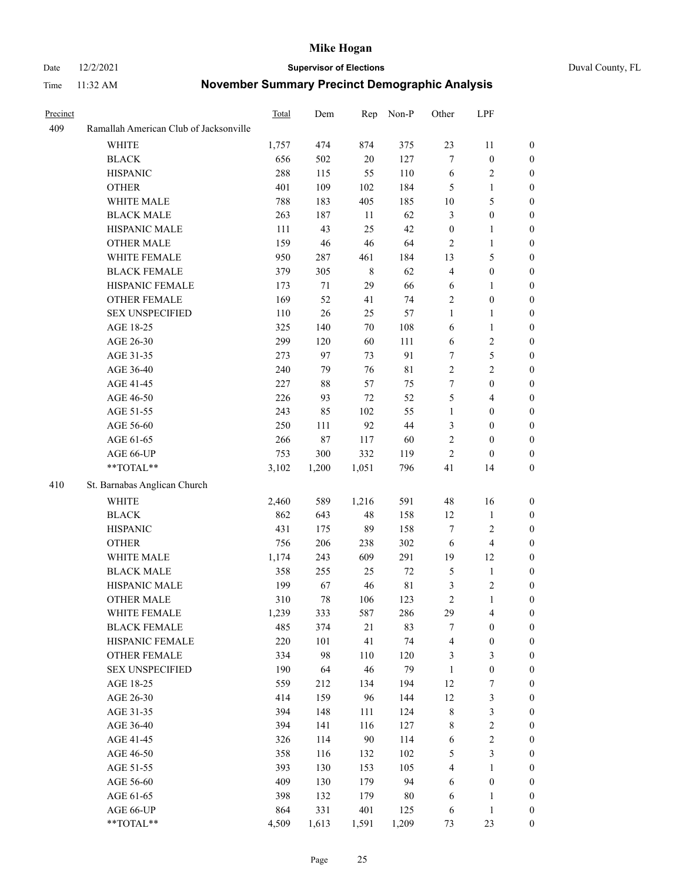# Mike Hogan

Date 12/2/2021 **Supervisor of Elections** Duval County, FL

Time 11:32 AM **November Summary Precinct Demographic Analysis**

| Precinct | | Total | Dem | Rep | Non-P | Other | LPF | |
|---|---|---|---|---|---|---|---|---|
| 409 | Ramallah American Club of Jacksonville | | | | | | | |
| | WHITE | 1,757 | 474 | 874 | 375 | 23 | 11 | 0 |
| | BLACK | 656 | 502 | 20 | 127 | 7 | 0 | 0 |
| | HISPANIC | 288 | 115 | 55 | 110 | 6 | 2 | 0 |
| | OTHER | 401 | 109 | 102 | 184 | 5 | 1 | 0 |
| | WHITE MALE | 788 | 183 | 405 | 185 | 10 | 5 | 0 |
| | BLACK MALE | 263 | 187 | 11 | 62 | 3 | 0 | 0 |
| | HISPANIC MALE | 111 | 43 | 25 | 42 | 0 | 1 | 0 |
| | OTHER MALE | 159 | 46 | 46 | 64 | 2 | 1 | 0 |
| | WHITE FEMALE | 950 | 287 | 461 | 184 | 13 | 5 | 0 |
| | BLACK FEMALE | 379 | 305 | 8 | 62 | 4 | 0 | 0 |
| | HISPANIC FEMALE | 173 | 71 | 29 | 66 | 6 | 1 | 0 |
| | OTHER FEMALE | 169 | 52 | 41 | 74 | 2 | 0 | 0 |
| | SEX UNSPECIFIED | 110 | 26 | 25 | 57 | 1 | 1 | 0 |
| | AGE 18-25 | 325 | 140 | 70 | 108 | 6 | 1 | 0 |
| | AGE 26-30 | 299 | 120 | 60 | 111 | 6 | 2 | 0 |
| | AGE 31-35 | 273 | 97 | 73 | 91 | 7 | 5 | 0 |
| | AGE 36-40 | 240 | 79 | 76 | 81 | 2 | 2 | 0 |
| | AGE 41-45 | 227 | 88 | 57 | 75 | 7 | 0 | 0 |
| | AGE 46-50 | 226 | 93 | 72 | 52 | 5 | 4 | 0 |
| | AGE 51-55 | 243 | 85 | 102 | 55 | 1 | 0 | 0 |
| | AGE 56-60 | 250 | 111 | 92 | 44 | 3 | 0 | 0 |
| | AGE 61-65 | 266 | 87 | 117 | 60 | 2 | 0 | 0 |
| | AGE 66-UP | 753 | 300 | 332 | 119 | 2 | 0 | 0 |
| | **TOTAL** | 3,102 | 1,200 | 1,051 | 796 | 41 | 14 | 0 |
| 410 | St. Barnabas Anglican Church | | | | | | | |
| | WHITE | 2,460 | 589 | 1,216 | 591 | 48 | 16 | 0 |
| | BLACK | 862 | 643 | 48 | 158 | 12 | 1 | 0 |
| | HISPANIC | 431 | 175 | 89 | 158 | 7 | 2 | 0 |
| | OTHER | 756 | 206 | 238 | 302 | 6 | 4 | 0 |
| | WHITE MALE | 1,174 | 243 | 609 | 291 | 19 | 12 | 0 |
| | BLACK MALE | 358 | 255 | 25 | 72 | 5 | 1 | 0 |
| | HISPANIC MALE | 199 | 67 | 46 | 81 | 3 | 2 | 0 |
| | OTHER MALE | 310 | 78 | 106 | 123 | 2 | 1 | 0 |
| | WHITE FEMALE | 1,239 | 333 | 587 | 286 | 29 | 4 | 0 |
| | BLACK FEMALE | 485 | 374 | 21 | 83 | 7 | 0 | 0 |
| | HISPANIC FEMALE | 220 | 101 | 41 | 74 | 4 | 0 | 0 |
| | OTHER FEMALE | 334 | 98 | 110 | 120 | 3 | 3 | 0 |
| | SEX UNSPECIFIED | 190 | 64 | 46 | 79 | 1 | 0 | 0 |
| | AGE 18-25 | 559 | 212 | 134 | 194 | 12 | 7 | 0 |
| | AGE 26-30 | 414 | 159 | 96 | 144 | 12 | 3 | 0 |
| | AGE 31-35 | 394 | 148 | 111 | 124 | 8 | 3 | 0 |
| | AGE 36-40 | 394 | 141 | 116 | 127 | 8 | 2 | 0 |
| | AGE 41-45 | 326 | 114 | 90 | 114 | 6 | 2 | 0 |
| | AGE 46-50 | 358 | 116 | 132 | 102 | 5 | 3 | 0 |
| | AGE 51-55 | 393 | 130 | 153 | 105 | 4 | 1 | 0 |
| | AGE 56-60 | 409 | 130 | 179 | 94 | 6 | 0 | 0 |
| | AGE 61-65 | 398 | 132 | 179 | 80 | 6 | 1 | 0 |
| | AGE 66-UP | 864 | 331 | 401 | 125 | 6 | 1 | 0 |
| | **TOTAL** | 4,509 | 1,613 | 1,591 | 1,209 | 73 | 23 | 0 |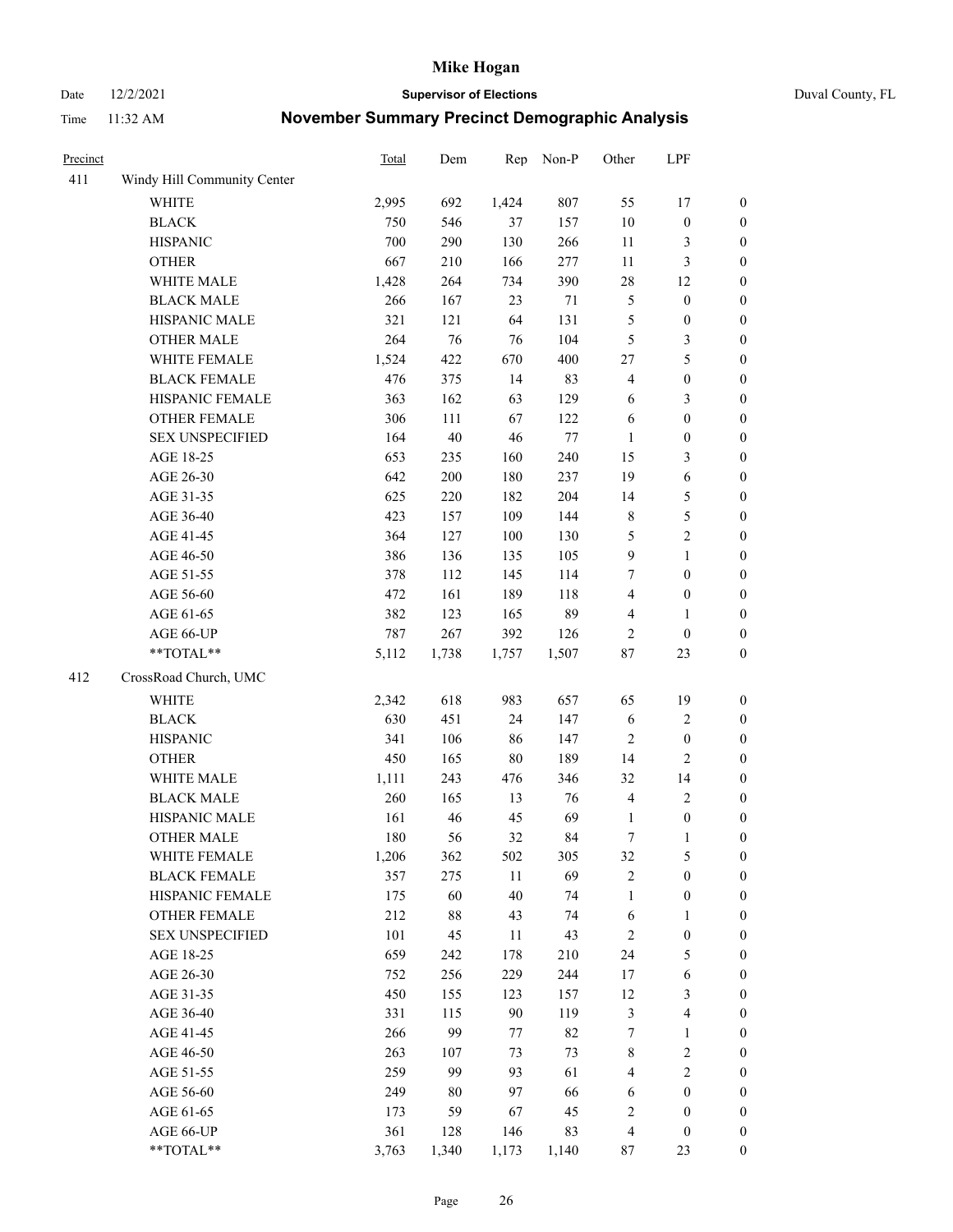# Mike Hogan

Date 12/2/2021 — **Supervisor of Elections** — Duval County, FL

Time 11:32 AM — **November Summary Precinct Demographic Analysis**

| Precinct | | Total | Dem | Rep | Non-P | Other | LPF | |
|---|---|---|---|---|---|---|---|---|
| 411 | Windy Hill Community Center | | | | | | | |
| | WHITE | 2,995 | 692 | 1,424 | 807 | 55 | 17 | 0 |
| | BLACK | 750 | 546 | 37 | 157 | 10 | 0 | 0 |
| | HISPANIC | 700 | 290 | 130 | 266 | 11 | 3 | 0 |
| | OTHER | 667 | 210 | 166 | 277 | 11 | 3 | 0 |
| | WHITE MALE | 1,428 | 264 | 734 | 390 | 28 | 12 | 0 |
| | BLACK MALE | 266 | 167 | 23 | 71 | 5 | 0 | 0 |
| | HISPANIC MALE | 321 | 121 | 64 | 131 | 5 | 0 | 0 |
| | OTHER MALE | 264 | 76 | 76 | 104 | 5 | 3 | 0 |
| | WHITE FEMALE | 1,524 | 422 | 670 | 400 | 27 | 5 | 0 |
| | BLACK FEMALE | 476 | 375 | 14 | 83 | 4 | 0 | 0 |
| | HISPANIC FEMALE | 363 | 162 | 63 | 129 | 6 | 3 | 0 |
| | OTHER FEMALE | 306 | 111 | 67 | 122 | 6 | 0 | 0 |
| | SEX UNSPECIFIED | 164 | 40 | 46 | 77 | 1 | 0 | 0 |
| | AGE 18-25 | 653 | 235 | 160 | 240 | 15 | 3 | 0 |
| | AGE 26-30 | 642 | 200 | 180 | 237 | 19 | 6 | 0 |
| | AGE 31-35 | 625 | 220 | 182 | 204 | 14 | 5 | 0 |
| | AGE 36-40 | 423 | 157 | 109 | 144 | 8 | 5 | 0 |
| | AGE 41-45 | 364 | 127 | 100 | 130 | 5 | 2 | 0 |
| | AGE 46-50 | 386 | 136 | 135 | 105 | 9 | 1 | 0 |
| | AGE 51-55 | 378 | 112 | 145 | 114 | 7 | 0 | 0 |
| | AGE 56-60 | 472 | 161 | 189 | 118 | 4 | 0 | 0 |
| | AGE 61-65 | 382 | 123 | 165 | 89 | 4 | 1 | 0 |
| | AGE 66-UP | 787 | 267 | 392 | 126 | 2 | 0 | 0 |
| | **TOTAL** | 5,112 | 1,738 | 1,757 | 1,507 | 87 | 23 | 0 |
| 412 | CrossRoad Church, UMC | | | | | | | |
| | WHITE | 2,342 | 618 | 983 | 657 | 65 | 19 | 0 |
| | BLACK | 630 | 451 | 24 | 147 | 6 | 2 | 0 |
| | HISPANIC | 341 | 106 | 86 | 147 | 2 | 0 | 0 |
| | OTHER | 450 | 165 | 80 | 189 | 14 | 2 | 0 |
| | WHITE MALE | 1,111 | 243 | 476 | 346 | 32 | 14 | 0 |
| | BLACK MALE | 260 | 165 | 13 | 76 | 4 | 2 | 0 |
| | HISPANIC MALE | 161 | 46 | 45 | 69 | 1 | 0 | 0 |
| | OTHER MALE | 180 | 56 | 32 | 84 | 7 | 1 | 0 |
| | WHITE FEMALE | 1,206 | 362 | 502 | 305 | 32 | 5 | 0 |
| | BLACK FEMALE | 357 | 275 | 11 | 69 | 2 | 0 | 0 |
| | HISPANIC FEMALE | 175 | 60 | 40 | 74 | 1 | 0 | 0 |
| | OTHER FEMALE | 212 | 88 | 43 | 74 | 6 | 1 | 0 |
| | SEX UNSPECIFIED | 101 | 45 | 11 | 43 | 2 | 0 | 0 |
| | AGE 18-25 | 659 | 242 | 178 | 210 | 24 | 5 | 0 |
| | AGE 26-30 | 752 | 256 | 229 | 244 | 17 | 6 | 0 |
| | AGE 31-35 | 450 | 155 | 123 | 157 | 12 | 3 | 0 |
| | AGE 36-40 | 331 | 115 | 90 | 119 | 3 | 4 | 0 |
| | AGE 41-45 | 266 | 99 | 77 | 82 | 7 | 1 | 0 |
| | AGE 46-50 | 263 | 107 | 73 | 73 | 8 | 2 | 0 |
| | AGE 51-55 | 259 | 99 | 93 | 61 | 4 | 2 | 0 |
| | AGE 56-60 | 249 | 80 | 97 | 66 | 6 | 0 | 0 |
| | AGE 61-65 | 173 | 59 | 67 | 45 | 2 | 0 | 0 |
| | AGE 66-UP | 361 | 128 | 146 | 83 | 4 | 0 | 0 |
| | **TOTAL** | 3,763 | 1,340 | 1,173 | 1,140 | 87 | 23 | 0 |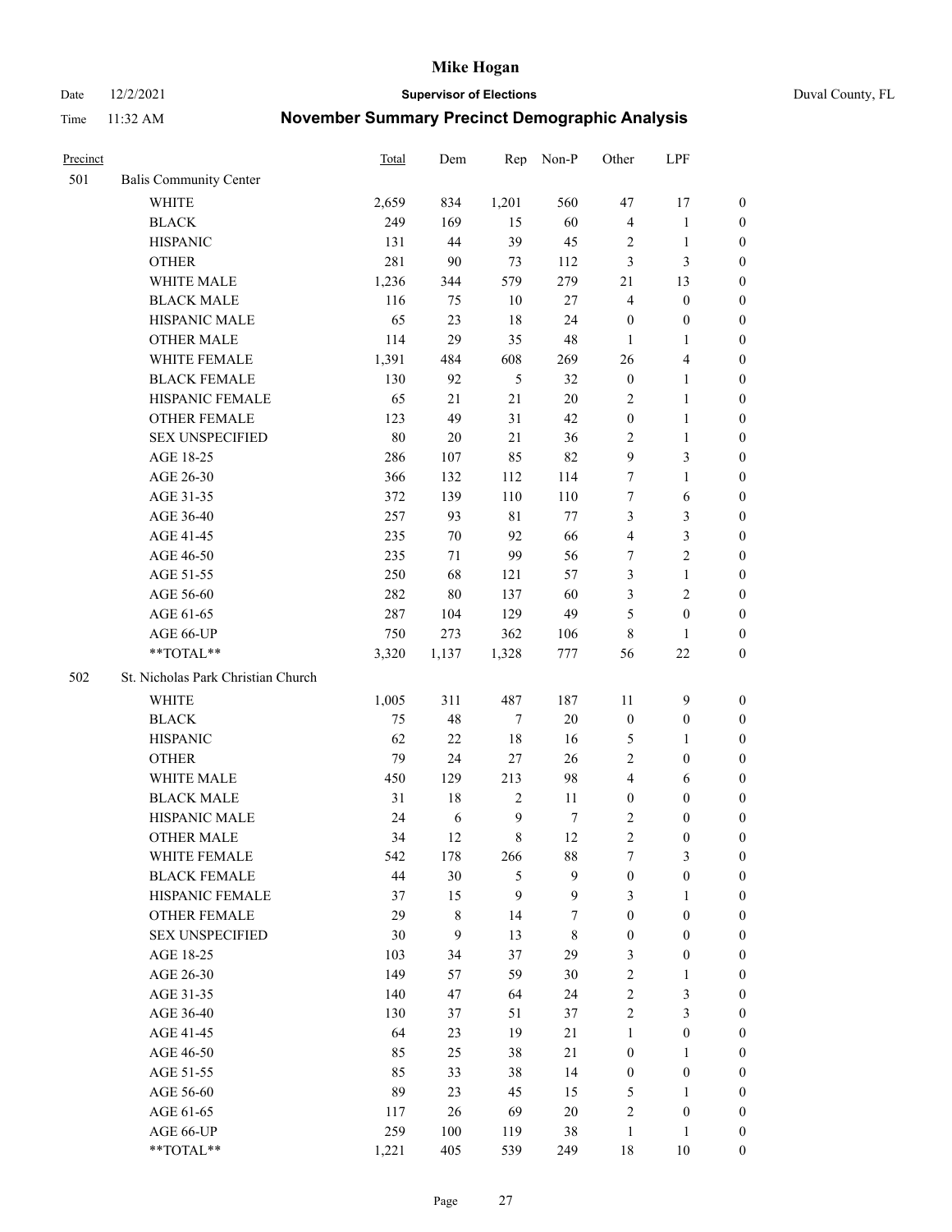# Mike Hogan

Date 12/2/2021 **Supervisor of Elections** Duval County, FL

Time 11:32 AM **November Summary Precinct Demographic Analysis**

| Precinct | | Total | Dem | Rep | Non-P | Other | LPF | |
|---|---|---|---|---|---|---|---|---|
| 501 | Balis Community Center | | | | | | | |
| | WHITE | 2,659 | 834 | 1,201 | 560 | 47 | 17 | 0 |
| | BLACK | 249 | 169 | 15 | 60 | 4 | 1 | 0 |
| | HISPANIC | 131 | 44 | 39 | 45 | 2 | 1 | 0 |
| | OTHER | 281 | 90 | 73 | 112 | 3 | 3 | 0 |
| | WHITE MALE | 1,236 | 344 | 579 | 279 | 21 | 13 | 0 |
| | BLACK MALE | 116 | 75 | 10 | 27 | 4 | 0 | 0 |
| | HISPANIC MALE | 65 | 23 | 18 | 24 | 0 | 0 | 0 |
| | OTHER MALE | 114 | 29 | 35 | 48 | 1 | 1 | 0 |
| | WHITE FEMALE | 1,391 | 484 | 608 | 269 | 26 | 4 | 0 |
| | BLACK FEMALE | 130 | 92 | 5 | 32 | 0 | 1 | 0 |
| | HISPANIC FEMALE | 65 | 21 | 21 | 20 | 2 | 1 | 0 |
| | OTHER FEMALE | 123 | 49 | 31 | 42 | 0 | 1 | 0 |
| | SEX UNSPECIFIED | 80 | 20 | 21 | 36 | 2 | 1 | 0 |
| | AGE 18-25 | 286 | 107 | 85 | 82 | 9 | 3 | 0 |
| | AGE 26-30 | 366 | 132 | 112 | 114 | 7 | 1 | 0 |
| | AGE 31-35 | 372 | 139 | 110 | 110 | 7 | 6 | 0 |
| | AGE 36-40 | 257 | 93 | 81 | 77 | 3 | 3 | 0 |
| | AGE 41-45 | 235 | 70 | 92 | 66 | 4 | 3 | 0 |
| | AGE 46-50 | 235 | 71 | 99 | 56 | 7 | 2 | 0 |
| | AGE 51-55 | 250 | 68 | 121 | 57 | 3 | 1 | 0 |
| | AGE 56-60 | 282 | 80 | 137 | 60 | 3 | 2 | 0 |
| | AGE 61-65 | 287 | 104 | 129 | 49 | 5 | 0 | 0 |
| | AGE 66-UP | 750 | 273 | 362 | 106 | 8 | 1 | 0 |
| | **TOTAL** | 3,320 | 1,137 | 1,328 | 777 | 56 | 22 | 0 |
| 502 | St. Nicholas Park Christian Church | | | | | | | |
| | WHITE | 1,005 | 311 | 487 | 187 | 11 | 9 | 0 |
| | BLACK | 75 | 48 | 7 | 20 | 0 | 0 | 0 |
| | HISPANIC | 62 | 22 | 18 | 16 | 5 | 1 | 0 |
| | OTHER | 79 | 24 | 27 | 26 | 2 | 0 | 0 |
| | WHITE MALE | 450 | 129 | 213 | 98 | 4 | 6 | 0 |
| | BLACK MALE | 31 | 18 | 2 | 11 | 0 | 0 | 0 |
| | HISPANIC MALE | 24 | 6 | 9 | 7 | 2 | 0 | 0 |
| | OTHER MALE | 34 | 12 | 8 | 12 | 2 | 0 | 0 |
| | WHITE FEMALE | 542 | 178 | 266 | 88 | 7 | 3 | 0 |
| | BLACK FEMALE | 44 | 30 | 5 | 9 | 0 | 0 | 0 |
| | HISPANIC FEMALE | 37 | 15 | 9 | 9 | 3 | 1 | 0 |
| | OTHER FEMALE | 29 | 8 | 14 | 7 | 0 | 0 | 0 |
| | SEX UNSPECIFIED | 30 | 9 | 13 | 8 | 0 | 0 | 0 |
| | AGE 18-25 | 103 | 34 | 37 | 29 | 3 | 0 | 0 |
| | AGE 26-30 | 149 | 57 | 59 | 30 | 2 | 1 | 0 |
| | AGE 31-35 | 140 | 47 | 64 | 24 | 2 | 3 | 0 |
| | AGE 36-40 | 130 | 37 | 51 | 37 | 2 | 3 | 0 |
| | AGE 41-45 | 64 | 23 | 19 | 21 | 1 | 0 | 0 |
| | AGE 46-50 | 85 | 25 | 38 | 21 | 0 | 1 | 0 |
| | AGE 51-55 | 85 | 33 | 38 | 14 | 0 | 0 | 0 |
| | AGE 56-60 | 89 | 23 | 45 | 15 | 5 | 1 | 0 |
| | AGE 61-65 | 117 | 26 | 69 | 20 | 2 | 0 | 0 |
| | AGE 66-UP | 259 | 100 | 119 | 38 | 1 | 1 | 0 |
| | **TOTAL** | 1,221 | 405 | 539 | 249 | 18 | 10 | 0 |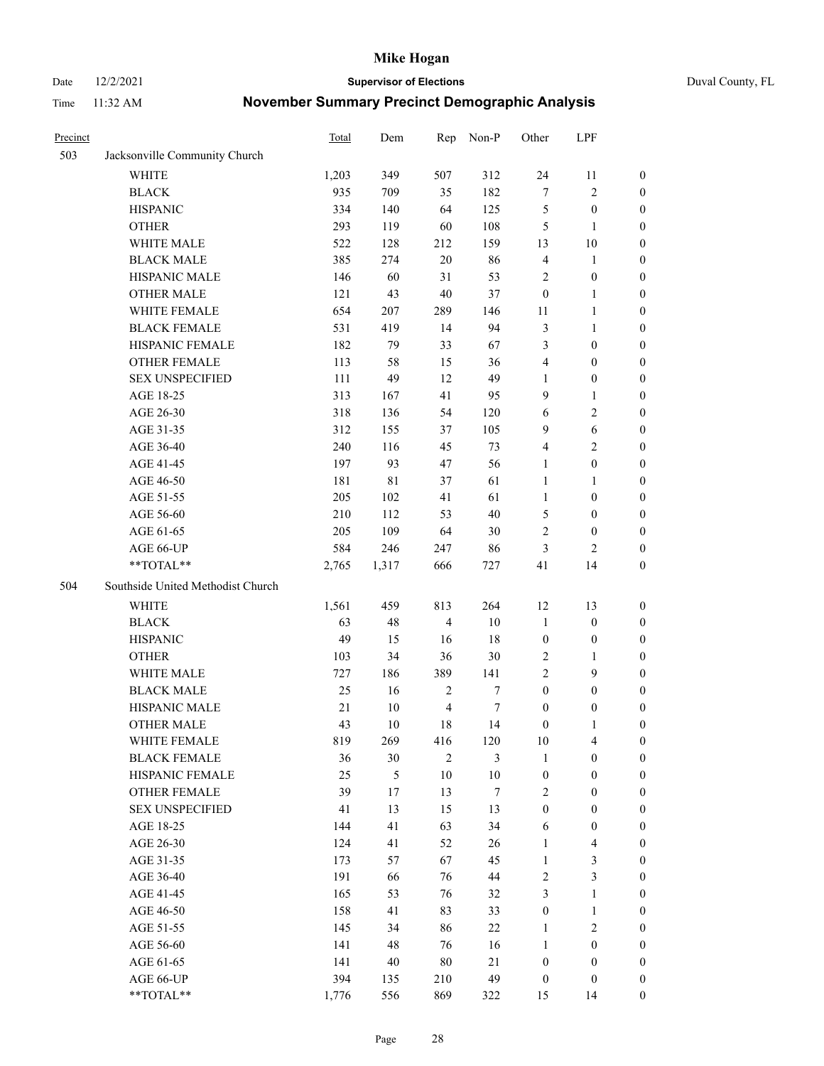# Mike Hogan

Date 12/2/2021 — **Supervisor of Elections** — Duval County, FL

Time 11:32 AM — **November Summary Precinct Demographic Analysis**

| Precinct | | Total | Dem | Rep | Non-P | Other | LPF | |
|---|---|---|---|---|---|---|---|---|
| 503 | Jacksonville Community Church | | | | | | | |
| | WHITE | 1,203 | 349 | 507 | 312 | 24 | 11 | 0 |
| | BLACK | 935 | 709 | 35 | 182 | 7 | 2 | 0 |
| | HISPANIC | 334 | 140 | 64 | 125 | 5 | 0 | 0 |
| | OTHER | 293 | 119 | 60 | 108 | 5 | 1 | 0 |
| | WHITE MALE | 522 | 128 | 212 | 159 | 13 | 10 | 0 |
| | BLACK MALE | 385 | 274 | 20 | 86 | 4 | 1 | 0 |
| | HISPANIC MALE | 146 | 60 | 31 | 53 | 2 | 0 | 0 |
| | OTHER MALE | 121 | 43 | 40 | 37 | 0 | 1 | 0 |
| | WHITE FEMALE | 654 | 207 | 289 | 146 | 11 | 1 | 0 |
| | BLACK FEMALE | 531 | 419 | 14 | 94 | 3 | 1 | 0 |
| | HISPANIC FEMALE | 182 | 79 | 33 | 67 | 3 | 0 | 0 |
| | OTHER FEMALE | 113 | 58 | 15 | 36 | 4 | 0 | 0 |
| | SEX UNSPECIFIED | 111 | 49 | 12 | 49 | 1 | 0 | 0 |
| | AGE 18-25 | 313 | 167 | 41 | 95 | 9 | 1 | 0 |
| | AGE 26-30 | 318 | 136 | 54 | 120 | 6 | 2 | 0 |
| | AGE 31-35 | 312 | 155 | 37 | 105 | 9 | 6 | 0 |
| | AGE 36-40 | 240 | 116 | 45 | 73 | 4 | 2 | 0 |
| | AGE 41-45 | 197 | 93 | 47 | 56 | 1 | 0 | 0 |
| | AGE 46-50 | 181 | 81 | 37 | 61 | 1 | 1 | 0 |
| | AGE 51-55 | 205 | 102 | 41 | 61 | 1 | 0 | 0 |
| | AGE 56-60 | 210 | 112 | 53 | 40 | 5 | 0 | 0 |
| | AGE 61-65 | 205 | 109 | 64 | 30 | 2 | 0 | 0 |
| | AGE 66-UP | 584 | 246 | 247 | 86 | 3 | 2 | 0 |
| | **TOTAL** | 2,765 | 1,317 | 666 | 727 | 41 | 14 | 0 |
| 504 | Southside United Methodist Church | | | | | | | |
| | WHITE | 1,561 | 459 | 813 | 264 | 12 | 13 | 0 |
| | BLACK | 63 | 48 | 4 | 10 | 1 | 0 | 0 |
| | HISPANIC | 49 | 15 | 16 | 18 | 0 | 0 | 0 |
| | OTHER | 103 | 34 | 36 | 30 | 2 | 1 | 0 |
| | WHITE MALE | 727 | 186 | 389 | 141 | 2 | 9 | 0 |
| | BLACK MALE | 25 | 16 | 2 | 7 | 0 | 0 | 0 |
| | HISPANIC MALE | 21 | 10 | 4 | 7 | 0 | 0 | 0 |
| | OTHER MALE | 43 | 10 | 18 | 14 | 0 | 1 | 0 |
| | WHITE FEMALE | 819 | 269 | 416 | 120 | 10 | 4 | 0 |
| | BLACK FEMALE | 36 | 30 | 2 | 3 | 1 | 0 | 0 |
| | HISPANIC FEMALE | 25 | 5 | 10 | 10 | 0 | 0 | 0 |
| | OTHER FEMALE | 39 | 17 | 13 | 7 | 2 | 0 | 0 |
| | SEX UNSPECIFIED | 41 | 13 | 15 | 13 | 0 | 0 | 0 |
| | AGE 18-25 | 144 | 41 | 63 | 34 | 6 | 0 | 0 |
| | AGE 26-30 | 124 | 41 | 52 | 26 | 1 | 4 | 0 |
| | AGE 31-35 | 173 | 57 | 67 | 45 | 1 | 3 | 0 |
| | AGE 36-40 | 191 | 66 | 76 | 44 | 2 | 3 | 0 |
| | AGE 41-45 | 165 | 53 | 76 | 32 | 3 | 1 | 0 |
| | AGE 46-50 | 158 | 41 | 83 | 33 | 0 | 1 | 0 |
| | AGE 51-55 | 145 | 34 | 86 | 22 | 1 | 2 | 0 |
| | AGE 56-60 | 141 | 48 | 76 | 16 | 1 | 0 | 0 |
| | AGE 61-65 | 141 | 40 | 80 | 21 | 0 | 0 | 0 |
| | AGE 66-UP | 394 | 135 | 210 | 49 | 0 | 0 | 0 |
| | **TOTAL** | 1,776 | 556 | 869 | 322 | 15 | 14 | 0 |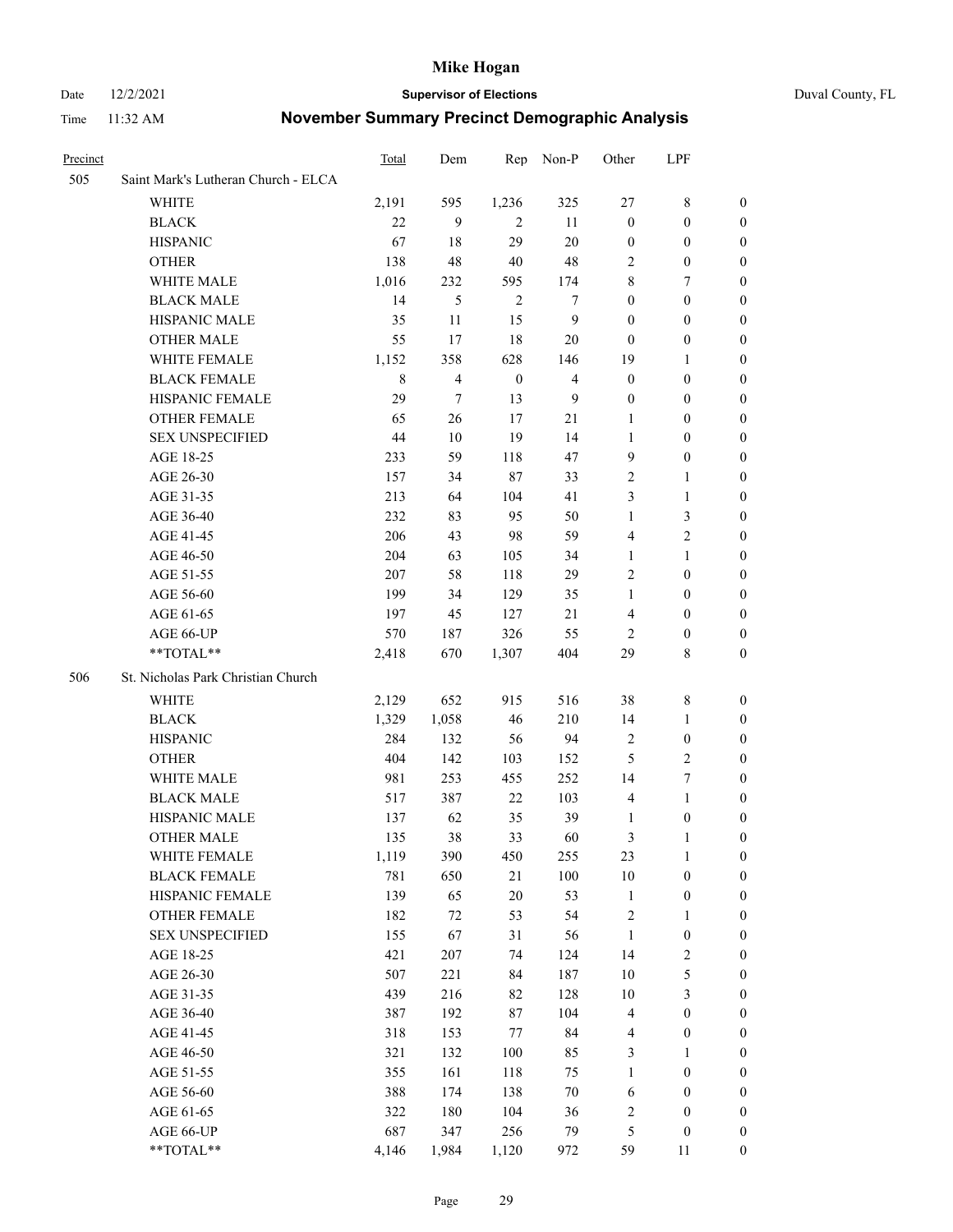| Precinct | | Total | Dem | Rep | Non-P | Other | LPF | |
|---|---|---|---|---|---|---|---|---|
| 505 | Saint Mark's Lutheran Church - ELCA | | | | | | | |
| | WHITE | 2,191 | 595 | 1,236 | 325 | 27 | 8 | 0 |
| | BLACK | 22 | 9 | 2 | 11 | 0 | 0 | 0 |
| | HISPANIC | 67 | 18 | 29 | 20 | 0 | 0 | 0 |
| | OTHER | 138 | 48 | 40 | 48 | 2 | 0 | 0 |
| | WHITE MALE | 1,016 | 232 | 595 | 174 | 8 | 7 | 0 |
| | BLACK MALE | 14 | 5 | 2 | 7 | 0 | 0 | 0 |
| | HISPANIC MALE | 35 | 11 | 15 | 9 | 0 | 0 | 0 |
| | OTHER MALE | 55 | 17 | 18 | 20 | 0 | 0 | 0 |
| | WHITE FEMALE | 1,152 | 358 | 628 | 146 | 19 | 1 | 0 |
| | BLACK FEMALE | 8 | 4 | 0 | 4 | 0 | 0 | 0 |
| | HISPANIC FEMALE | 29 | 7 | 13 | 9 | 0 | 0 | 0 |
| | OTHER FEMALE | 65 | 26 | 17 | 21 | 1 | 0 | 0 |
| | SEX UNSPECIFIED | 44 | 10 | 19 | 14 | 1 | 0 | 0 |
| | AGE 18-25 | 233 | 59 | 118 | 47 | 9 | 0 | 0 |
| | AGE 26-30 | 157 | 34 | 87 | 33 | 2 | 1 | 0 |
| | AGE 31-35 | 213 | 64 | 104 | 41 | 3 | 1 | 0 |
| | AGE 36-40 | 232 | 83 | 95 | 50 | 1 | 3 | 0 |
| | AGE 41-45 | 206 | 43 | 98 | 59 | 4 | 2 | 0 |
| | AGE 46-50 | 204 | 63 | 105 | 34 | 1 | 1 | 0 |
| | AGE 51-55 | 207 | 58 | 118 | 29 | 2 | 0 | 0 |
| | AGE 56-60 | 199 | 34 | 129 | 35 | 1 | 0 | 0 |
| | AGE 61-65 | 197 | 45 | 127 | 21 | 4 | 0 | 0 |
| | AGE 66-UP | 570 | 187 | 326 | 55 | 2 | 0 | 0 |
| | **TOTAL** | 2,418 | 670 | 1,307 | 404 | 29 | 8 | 0 |
| 506 | St. Nicholas Park Christian Church | | | | | | | |
| | WHITE | 2,129 | 652 | 915 | 516 | 38 | 8 | 0 |
| | BLACK | 1,329 | 1,058 | 46 | 210 | 14 | 1 | 0 |
| | HISPANIC | 284 | 132 | 56 | 94 | 2 | 0 | 0 |
| | OTHER | 404 | 142 | 103 | 152 | 5 | 2 | 0 |
| | WHITE MALE | 981 | 253 | 455 | 252 | 14 | 7 | 0 |
| | BLACK MALE | 517 | 387 | 22 | 103 | 4 | 1 | 0 |
| | HISPANIC MALE | 137 | 62 | 35 | 39 | 1 | 0 | 0 |
| | OTHER MALE | 135 | 38 | 33 | 60 | 3 | 1 | 0 |
| | WHITE FEMALE | 1,119 | 390 | 450 | 255 | 23 | 1 | 0 |
| | BLACK FEMALE | 781 | 650 | 21 | 100 | 10 | 0 | 0 |
| | HISPANIC FEMALE | 139 | 65 | 20 | 53 | 1 | 0 | 0 |
| | OTHER FEMALE | 182 | 72 | 53 | 54 | 2 | 1 | 0 |
| | SEX UNSPECIFIED | 155 | 67 | 31 | 56 | 1 | 0 | 0 |
| | AGE 18-25 | 421 | 207 | 74 | 124 | 14 | 2 | 0 |
| | AGE 26-30 | 507 | 221 | 84 | 187 | 10 | 5 | 0 |
| | AGE 31-35 | 439 | 216 | 82 | 128 | 10 | 3 | 0 |
| | AGE 36-40 | 387 | 192 | 87 | 104 | 4 | 0 | 0 |
| | AGE 41-45 | 318 | 153 | 77 | 84 | 4 | 0 | 0 |
| | AGE 46-50 | 321 | 132 | 100 | 85 | 3 | 1 | 0 |
| | AGE 51-55 | 355 | 161 | 118 | 75 | 1 | 0 | 0 |
| | AGE 56-60 | 388 | 174 | 138 | 70 | 6 | 0 | 0 |
| | AGE 61-65 | 322 | 180 | 104 | 36 | 2 | 0 | 0 |
| | AGE 66-UP | 687 | 347 | 256 | 79 | 5 | 0 | 0 |
| | **TOTAL** | 4,146 | 1,984 | 1,120 | 972 | 59 | 11 | 0 |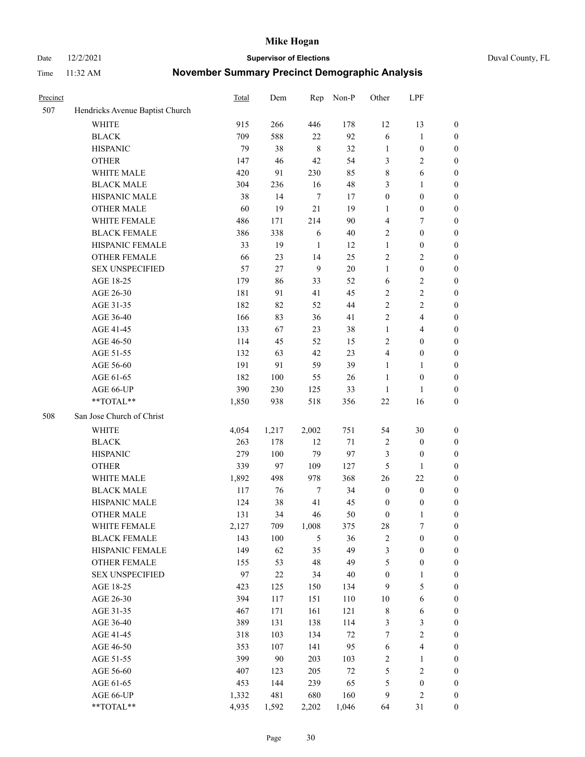# Mike Hogan

Date 12/2/2021 **Supervisor of Elections** Duval County, FL

Time 11:32 AM **November Summary Precinct Demographic Analysis**

| Precinct | | Total | Dem | Rep | Non-P | Other | LPF | |
|---|---|---|---|---|---|---|---|---|
| 507 | Hendricks Avenue Baptist Church | | | | | | | |
| | WHITE | 915 | 266 | 446 | 178 | 12 | 13 | 0 |
| | BLACK | 709 | 588 | 22 | 92 | 6 | 1 | 0 |
| | HISPANIC | 79 | 38 | 8 | 32 | 1 | 0 | 0 |
| | OTHER | 147 | 46 | 42 | 54 | 3 | 2 | 0 |
| | WHITE MALE | 420 | 91 | 230 | 85 | 8 | 6 | 0 |
| | BLACK MALE | 304 | 236 | 16 | 48 | 3 | 1 | 0 |
| | HISPANIC MALE | 38 | 14 | 7 | 17 | 0 | 0 | 0 |
| | OTHER MALE | 60 | 19 | 21 | 19 | 1 | 0 | 0 |
| | WHITE FEMALE | 486 | 171 | 214 | 90 | 4 | 7 | 0 |
| | BLACK FEMALE | 386 | 338 | 6 | 40 | 2 | 0 | 0 |
| | HISPANIC FEMALE | 33 | 19 | 1 | 12 | 1 | 0 | 0 |
| | OTHER FEMALE | 66 | 23 | 14 | 25 | 2 | 2 | 0 |
| | SEX UNSPECIFIED | 57 | 27 | 9 | 20 | 1 | 0 | 0 |
| | AGE 18-25 | 179 | 86 | 33 | 52 | 6 | 2 | 0 |
| | AGE 26-30 | 181 | 91 | 41 | 45 | 2 | 2 | 0 |
| | AGE 31-35 | 182 | 82 | 52 | 44 | 2 | 2 | 0 |
| | AGE 36-40 | 166 | 83 | 36 | 41 | 2 | 4 | 0 |
| | AGE 41-45 | 133 | 67 | 23 | 38 | 1 | 4 | 0 |
| | AGE 46-50 | 114 | 45 | 52 | 15 | 2 | 0 | 0 |
| | AGE 51-55 | 132 | 63 | 42 | 23 | 4 | 0 | 0 |
| | AGE 56-60 | 191 | 91 | 59 | 39 | 1 | 1 | 0 |
| | AGE 61-65 | 182 | 100 | 55 | 26 | 1 | 0 | 0 |
| | AGE 66-UP | 390 | 230 | 125 | 33 | 1 | 1 | 0 |
| | **TOTAL** | 1,850 | 938 | 518 | 356 | 22 | 16 | 0 |
| 508 | San Jose Church of Christ | | | | | | | |
| | WHITE | 4,054 | 1,217 | 2,002 | 751 | 54 | 30 | 0 |
| | BLACK | 263 | 178 | 12 | 71 | 2 | 0 | 0 |
| | HISPANIC | 279 | 100 | 79 | 97 | 3 | 0 | 0 |
| | OTHER | 339 | 97 | 109 | 127 | 5 | 1 | 0 |
| | WHITE MALE | 1,892 | 498 | 978 | 368 | 26 | 22 | 0 |
| | BLACK MALE | 117 | 76 | 7 | 34 | 0 | 0 | 0 |
| | HISPANIC MALE | 124 | 38 | 41 | 45 | 0 | 0 | 0 |
| | OTHER MALE | 131 | 34 | 46 | 50 | 0 | 1 | 0 |
| | WHITE FEMALE | 2,127 | 709 | 1,008 | 375 | 28 | 7 | 0 |
| | BLACK FEMALE | 143 | 100 | 5 | 36 | 2 | 0 | 0 |
| | HISPANIC FEMALE | 149 | 62 | 35 | 49 | 3 | 0 | 0 |
| | OTHER FEMALE | 155 | 53 | 48 | 49 | 5 | 0 | 0 |
| | SEX UNSPECIFIED | 97 | 22 | 34 | 40 | 0 | 1 | 0 |
| | AGE 18-25 | 423 | 125 | 150 | 134 | 9 | 5 | 0 |
| | AGE 26-30 | 394 | 117 | 151 | 110 | 10 | 6 | 0 |
| | AGE 31-35 | 467 | 171 | 161 | 121 | 8 | 6 | 0 |
| | AGE 36-40 | 389 | 131 | 138 | 114 | 3 | 3 | 0 |
| | AGE 41-45 | 318 | 103 | 134 | 72 | 7 | 2 | 0 |
| | AGE 46-50 | 353 | 107 | 141 | 95 | 6 | 4 | 0 |
| | AGE 51-55 | 399 | 90 | 203 | 103 | 2 | 1 | 0 |
| | AGE 56-60 | 407 | 123 | 205 | 72 | 5 | 2 | 0 |
| | AGE 61-65 | 453 | 144 | 239 | 65 | 5 | 0 | 0 |
| | AGE 66-UP | 1,332 | 481 | 680 | 160 | 9 | 2 | 0 |
| | **TOTAL** | 4,935 | 1,592 | 2,202 | 1,046 | 64 | 31 | 0 |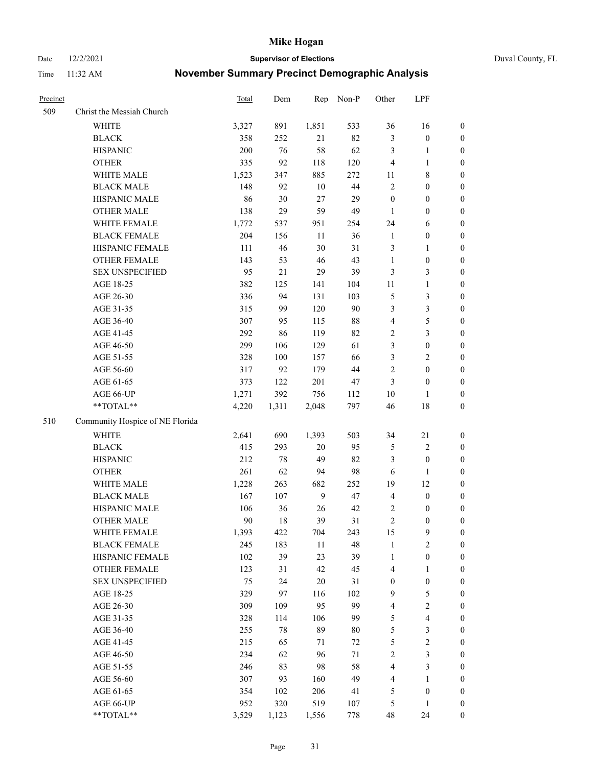# Mike Hogan

Date 12/2/2021 **Supervisor of Elections** Duval County, FL

Time 11:32 AM **November Summary Precinct Demographic Analysis**

| Precinct | | Total | Dem | Rep | Non-P | Other | LPF | |
|---|---|---|---|---|---|---|---|---|
| 509 | Christ the Messiah Church | | | | | | | |
| | WHITE | 3,327 | 891 | 1,851 | 533 | 36 | 16 | 0 |
| | BLACK | 358 | 252 | 21 | 82 | 3 | 0 | 0 |
| | HISPANIC | 200 | 76 | 58 | 62 | 3 | 1 | 0 |
| | OTHER | 335 | 92 | 118 | 120 | 4 | 1 | 0 |
| | WHITE MALE | 1,523 | 347 | 885 | 272 | 11 | 8 | 0 |
| | BLACK MALE | 148 | 92 | 10 | 44 | 2 | 0 | 0 |
| | HISPANIC MALE | 86 | 30 | 27 | 29 | 0 | 0 | 0 |
| | OTHER MALE | 138 | 29 | 59 | 49 | 1 | 0 | 0 |
| | WHITE FEMALE | 1,772 | 537 | 951 | 254 | 24 | 6 | 0 |
| | BLACK FEMALE | 204 | 156 | 11 | 36 | 1 | 0 | 0 |
| | HISPANIC FEMALE | 111 | 46 | 30 | 31 | 3 | 1 | 0 |
| | OTHER FEMALE | 143 | 53 | 46 | 43 | 1 | 0 | 0 |
| | SEX UNSPECIFIED | 95 | 21 | 29 | 39 | 3 | 3 | 0 |
| | AGE 18-25 | 382 | 125 | 141 | 104 | 11 | 1 | 0 |
| | AGE 26-30 | 336 | 94 | 131 | 103 | 5 | 3 | 0 |
| | AGE 31-35 | 315 | 99 | 120 | 90 | 3 | 3 | 0 |
| | AGE 36-40 | 307 | 95 | 115 | 88 | 4 | 5 | 0 |
| | AGE 41-45 | 292 | 86 | 119 | 82 | 2 | 3 | 0 |
| | AGE 46-50 | 299 | 106 | 129 | 61 | 3 | 0 | 0 |
| | AGE 51-55 | 328 | 100 | 157 | 66 | 3 | 2 | 0 |
| | AGE 56-60 | 317 | 92 | 179 | 44 | 2 | 0 | 0 |
| | AGE 61-65 | 373 | 122 | 201 | 47 | 3 | 0 | 0 |
| | AGE 66-UP | 1,271 | 392 | 756 | 112 | 10 | 1 | 0 |
| | **TOTAL** | 4,220 | 1,311 | 2,048 | 797 | 46 | 18 | 0 |
| 510 | Community Hospice of NE Florida | | | | | | | |
| | WHITE | 2,641 | 690 | 1,393 | 503 | 34 | 21 | 0 |
| | BLACK | 415 | 293 | 20 | 95 | 5 | 2 | 0 |
| | HISPANIC | 212 | 78 | 49 | 82 | 3 | 0 | 0 |
| | OTHER | 261 | 62 | 94 | 98 | 6 | 1 | 0 |
| | WHITE MALE | 1,228 | 263 | 682 | 252 | 19 | 12 | 0 |
| | BLACK MALE | 167 | 107 | 9 | 47 | 4 | 0 | 0 |
| | HISPANIC MALE | 106 | 36 | 26 | 42 | 2 | 0 | 0 |
| | OTHER MALE | 90 | 18 | 39 | 31 | 2 | 0 | 0 |
| | WHITE FEMALE | 1,393 | 422 | 704 | 243 | 15 | 9 | 0 |
| | BLACK FEMALE | 245 | 183 | 11 | 48 | 1 | 2 | 0 |
| | HISPANIC FEMALE | 102 | 39 | 23 | 39 | 1 | 0 | 0 |
| | OTHER FEMALE | 123 | 31 | 42 | 45 | 4 | 1 | 0 |
| | SEX UNSPECIFIED | 75 | 24 | 20 | 31 | 0 | 0 | 0 |
| | AGE 18-25 | 329 | 97 | 116 | 102 | 9 | 5 | 0 |
| | AGE 26-30 | 309 | 109 | 95 | 99 | 4 | 2 | 0 |
| | AGE 31-35 | 328 | 114 | 106 | 99 | 5 | 4 | 0 |
| | AGE 36-40 | 255 | 78 | 89 | 80 | 5 | 3 | 0 |
| | AGE 41-45 | 215 | 65 | 71 | 72 | 5 | 2 | 0 |
| | AGE 46-50 | 234 | 62 | 96 | 71 | 2 | 3 | 0 |
| | AGE 51-55 | 246 | 83 | 98 | 58 | 4 | 3 | 0 |
| | AGE 56-60 | 307 | 93 | 160 | 49 | 4 | 1 | 0 |
| | AGE 61-65 | 354 | 102 | 206 | 41 | 5 | 0 | 0 |
| | AGE 66-UP | 952 | 320 | 519 | 107 | 5 | 1 | 0 |
| | **TOTAL** | 3,529 | 1,123 | 1,556 | 778 | 48 | 24 | 0 |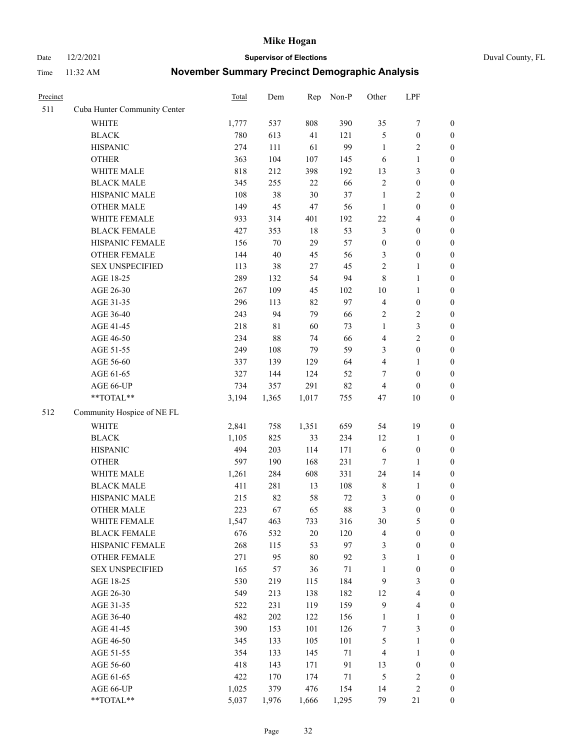# Mike Hogan

Date 12/2/2021 **Supervisor of Elections** Duval County, FL

Time 11:32 AM **November Summary Precinct Demographic Analysis**

| Precinct | | Total | Dem | Rep | Non-P | Other | LPF | |
|---|---|---|---|---|---|---|---|---|
| 511 | Cuba Hunter Community Center | | | | | | | |
| | WHITE | 1,777 | 537 | 808 | 390 | 35 | 7 | 0 |
| | BLACK | 780 | 613 | 41 | 121 | 5 | 0 | 0 |
| | HISPANIC | 274 | 111 | 61 | 99 | 1 | 2 | 0 |
| | OTHER | 363 | 104 | 107 | 145 | 6 | 1 | 0 |
| | WHITE MALE | 818 | 212 | 398 | 192 | 13 | 3 | 0 |
| | BLACK MALE | 345 | 255 | 22 | 66 | 2 | 0 | 0 |
| | HISPANIC MALE | 108 | 38 | 30 | 37 | 1 | 2 | 0 |
| | OTHER MALE | 149 | 45 | 47 | 56 | 1 | 0 | 0 |
| | WHITE FEMALE | 933 | 314 | 401 | 192 | 22 | 4 | 0 |
| | BLACK FEMALE | 427 | 353 | 18 | 53 | 3 | 0 | 0 |
| | HISPANIC FEMALE | 156 | 70 | 29 | 57 | 0 | 0 | 0 |
| | OTHER FEMALE | 144 | 40 | 45 | 56 | 3 | 0 | 0 |
| | SEX UNSPECIFIED | 113 | 38 | 27 | 45 | 2 | 1 | 0 |
| | AGE 18-25 | 289 | 132 | 54 | 94 | 8 | 1 | 0 |
| | AGE 26-30 | 267 | 109 | 45 | 102 | 10 | 1 | 0 |
| | AGE 31-35 | 296 | 113 | 82 | 97 | 4 | 0 | 0 |
| | AGE 36-40 | 243 | 94 | 79 | 66 | 2 | 2 | 0 |
| | AGE 41-45 | 218 | 81 | 60 | 73 | 1 | 3 | 0 |
| | AGE 46-50 | 234 | 88 | 74 | 66 | 4 | 2 | 0 |
| | AGE 51-55 | 249 | 108 | 79 | 59 | 3 | 0 | 0 |
| | AGE 56-60 | 337 | 139 | 129 | 64 | 4 | 1 | 0 |
| | AGE 61-65 | 327 | 144 | 124 | 52 | 7 | 0 | 0 |
| | AGE 66-UP | 734 | 357 | 291 | 82 | 4 | 0 | 0 |
| | **TOTAL** | 3,194 | 1,365 | 1,017 | 755 | 47 | 10 | 0 |
| 512 | Community Hospice of NE FL | | | | | | | |
| | WHITE | 2,841 | 758 | 1,351 | 659 | 54 | 19 | 0 |
| | BLACK | 1,105 | 825 | 33 | 234 | 12 | 1 | 0 |
| | HISPANIC | 494 | 203 | 114 | 171 | 6 | 0 | 0 |
| | OTHER | 597 | 190 | 168 | 231 | 7 | 1 | 0 |
| | WHITE MALE | 1,261 | 284 | 608 | 331 | 24 | 14 | 0 |
| | BLACK MALE | 411 | 281 | 13 | 108 | 8 | 1 | 0 |
| | HISPANIC MALE | 215 | 82 | 58 | 72 | 3 | 0 | 0 |
| | OTHER MALE | 223 | 67 | 65 | 88 | 3 | 0 | 0 |
| | WHITE FEMALE | 1,547 | 463 | 733 | 316 | 30 | 5 | 0 |
| | BLACK FEMALE | 676 | 532 | 20 | 120 | 4 | 0 | 0 |
| | HISPANIC FEMALE | 268 | 115 | 53 | 97 | 3 | 0 | 0 |
| | OTHER FEMALE | 271 | 95 | 80 | 92 | 3 | 1 | 0 |
| | SEX UNSPECIFIED | 165 | 57 | 36 | 71 | 1 | 0 | 0 |
| | AGE 18-25 | 530 | 219 | 115 | 184 | 9 | 3 | 0 |
| | AGE 26-30 | 549 | 213 | 138 | 182 | 12 | 4 | 0 |
| | AGE 31-35 | 522 | 231 | 119 | 159 | 9 | 4 | 0 |
| | AGE 36-40 | 482 | 202 | 122 | 156 | 1 | 1 | 0 |
| | AGE 41-45 | 390 | 153 | 101 | 126 | 7 | 3 | 0 |
| | AGE 46-50 | 345 | 133 | 105 | 101 | 5 | 1 | 0 |
| | AGE 51-55 | 354 | 133 | 145 | 71 | 4 | 1 | 0 |
| | AGE 56-60 | 418 | 143 | 171 | 91 | 13 | 0 | 0 |
| | AGE 61-65 | 422 | 170 | 174 | 71 | 5 | 2 | 0 |
| | AGE 66-UP | 1,025 | 379 | 476 | 154 | 14 | 2 | 0 |
| | **TOTAL** | 5,037 | 1,976 | 1,666 | 1,295 | 79 | 21 | 0 |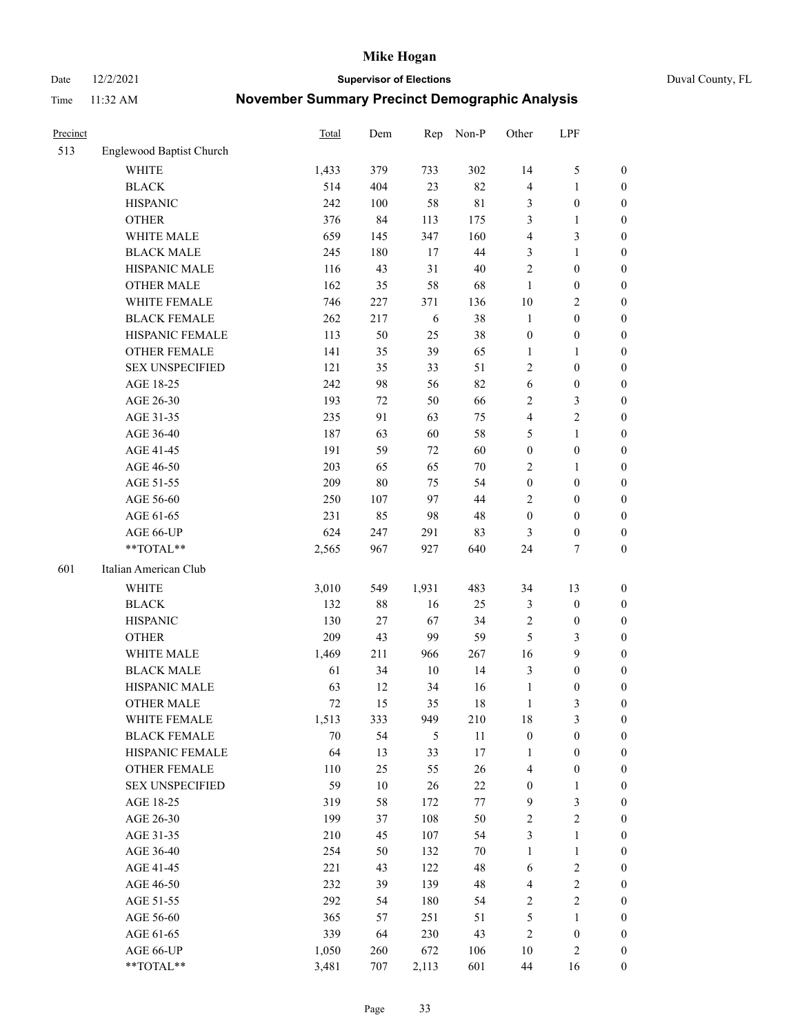# Mike Hogan

Date 12/2/2021 **Supervisor of Elections** Duval County, FL

Time 11:32 AM **November Summary Precinct Demographic Analysis**

| Precinct | | Total | Dem | Rep | Non-P | Other | LPF | |
|---|---|---|---|---|---|---|---|---|
| 513 | Englewood Baptist Church | | | | | | | |
| | WHITE | 1,433 | 379 | 733 | 302 | 14 | 5 | 0 |
| | BLACK | 514 | 404 | 23 | 82 | 4 | 1 | 0 |
| | HISPANIC | 242 | 100 | 58 | 81 | 3 | 0 | 0 |
| | OTHER | 376 | 84 | 113 | 175 | 3 | 1 | 0 |
| | WHITE MALE | 659 | 145 | 347 | 160 | 4 | 3 | 0 |
| | BLACK MALE | 245 | 180 | 17 | 44 | 3 | 1 | 0 |
| | HISPANIC MALE | 116 | 43 | 31 | 40 | 2 | 0 | 0 |
| | OTHER MALE | 162 | 35 | 58 | 68 | 1 | 0 | 0 |
| | WHITE FEMALE | 746 | 227 | 371 | 136 | 10 | 2 | 0 |
| | BLACK FEMALE | 262 | 217 | 6 | 38 | 1 | 0 | 0 |
| | HISPANIC FEMALE | 113 | 50 | 25 | 38 | 0 | 0 | 0 |
| | OTHER FEMALE | 141 | 35 | 39 | 65 | 1 | 1 | 0 |
| | SEX UNSPECIFIED | 121 | 35 | 33 | 51 | 2 | 0 | 0 |
| | AGE 18-25 | 242 | 98 | 56 | 82 | 6 | 0 | 0 |
| | AGE 26-30 | 193 | 72 | 50 | 66 | 2 | 3 | 0 |
| | AGE 31-35 | 235 | 91 | 63 | 75 | 4 | 2 | 0 |
| | AGE 36-40 | 187 | 63 | 60 | 58 | 5 | 1 | 0 |
| | AGE 41-45 | 191 | 59 | 72 | 60 | 0 | 0 | 0 |
| | AGE 46-50 | 203 | 65 | 65 | 70 | 2 | 1 | 0 |
| | AGE 51-55 | 209 | 80 | 75 | 54 | 0 | 0 | 0 |
| | AGE 56-60 | 250 | 107 | 97 | 44 | 2 | 0 | 0 |
| | AGE 61-65 | 231 | 85 | 98 | 48 | 0 | 0 | 0 |
| | AGE 66-UP | 624 | 247 | 291 | 83 | 3 | 0 | 0 |
| | **TOTAL** | 2,565 | 967 | 927 | 640 | 24 | 7 | 0 |
| 601 | Italian American Club | | | | | | | |
| | WHITE | 3,010 | 549 | 1,931 | 483 | 34 | 13 | 0 |
| | BLACK | 132 | 88 | 16 | 25 | 3 | 0 | 0 |
| | HISPANIC | 130 | 27 | 67 | 34 | 2 | 0 | 0 |
| | OTHER | 209 | 43 | 99 | 59 | 5 | 3 | 0 |
| | WHITE MALE | 1,469 | 211 | 966 | 267 | 16 | 9 | 0 |
| | BLACK MALE | 61 | 34 | 10 | 14 | 3 | 0 | 0 |
| | HISPANIC MALE | 63 | 12 | 34 | 16 | 1 | 0 | 0 |
| | OTHER MALE | 72 | 15 | 35 | 18 | 1 | 3 | 0 |
| | WHITE FEMALE | 1,513 | 333 | 949 | 210 | 18 | 3 | 0 |
| | BLACK FEMALE | 70 | 54 | 5 | 11 | 0 | 0 | 0 |
| | HISPANIC FEMALE | 64 | 13 | 33 | 17 | 1 | 0 | 0 |
| | OTHER FEMALE | 110 | 25 | 55 | 26 | 4 | 0 | 0 |
| | SEX UNSPECIFIED | 59 | 10 | 26 | 22 | 0 | 1 | 0 |
| | AGE 18-25 | 319 | 58 | 172 | 77 | 9 | 3 | 0 |
| | AGE 26-30 | 199 | 37 | 108 | 50 | 2 | 2 | 0 |
| | AGE 31-35 | 210 | 45 | 107 | 54 | 3 | 1 | 0 |
| | AGE 36-40 | 254 | 50 | 132 | 70 | 1 | 1 | 0 |
| | AGE 41-45 | 221 | 43 | 122 | 48 | 6 | 2 | 0 |
| | AGE 46-50 | 232 | 39 | 139 | 48 | 4 | 2 | 0 |
| | AGE 51-55 | 292 | 54 | 180 | 54 | 2 | 2 | 0 |
| | AGE 56-60 | 365 | 57 | 251 | 51 | 5 | 1 | 0 |
| | AGE 61-65 | 339 | 64 | 230 | 43 | 2 | 0 | 0 |
| | AGE 66-UP | 1,050 | 260 | 672 | 106 | 10 | 2 | 0 |
| | **TOTAL** | 3,481 | 707 | 2,113 | 601 | 44 | 16 | 0 |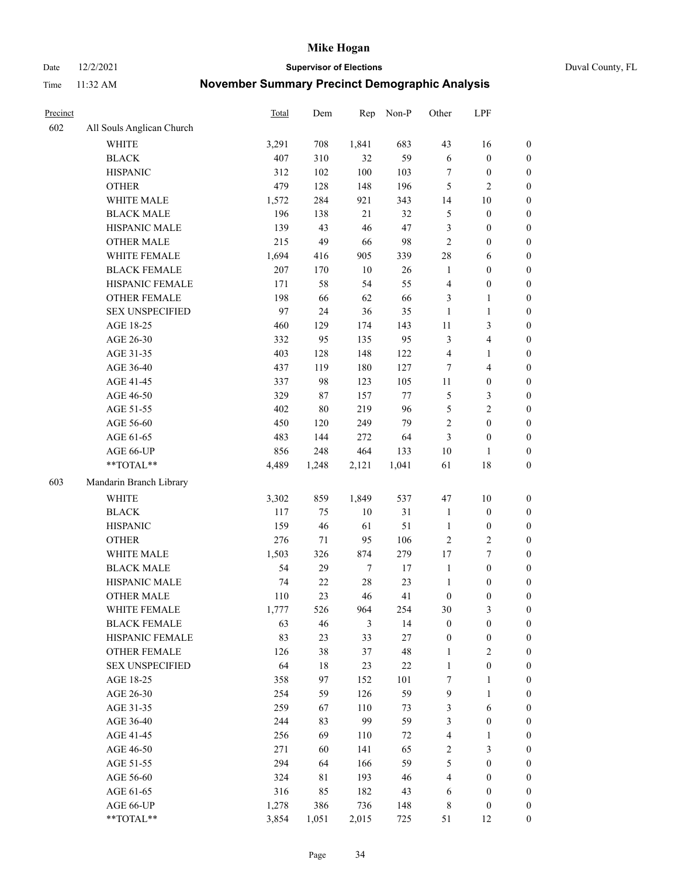# Mike Hogan

Date 12/2/2021 **Supervisor of Elections** Duval County, FL

Time 11:32 AM **November Summary Precinct Demographic Analysis**

| Precinct | | Total | Dem | Rep | Non-P | Other | LPF | |
|---|---|---|---|---|---|---|---|---|
| 602 | All Souls Anglican Church | | | | | | | |
| | WHITE | 3,291 | 708 | 1,841 | 683 | 43 | 16 | 0 |
| | BLACK | 407 | 310 | 32 | 59 | 6 | 0 | 0 |
| | HISPANIC | 312 | 102 | 100 | 103 | 7 | 0 | 0 |
| | OTHER | 479 | 128 | 148 | 196 | 5 | 2 | 0 |
| | WHITE MALE | 1,572 | 284 | 921 | 343 | 14 | 10 | 0 |
| | BLACK MALE | 196 | 138 | 21 | 32 | 5 | 0 | 0 |
| | HISPANIC MALE | 139 | 43 | 46 | 47 | 3 | 0 | 0 |
| | OTHER MALE | 215 | 49 | 66 | 98 | 2 | 0 | 0 |
| | WHITE FEMALE | 1,694 | 416 | 905 | 339 | 28 | 6 | 0 |
| | BLACK FEMALE | 207 | 170 | 10 | 26 | 1 | 0 | 0 |
| | HISPANIC FEMALE | 171 | 58 | 54 | 55 | 4 | 0 | 0 |
| | OTHER FEMALE | 198 | 66 | 62 | 66 | 3 | 1 | 0 |
| | SEX UNSPECIFIED | 97 | 24 | 36 | 35 | 1 | 1 | 0 |
| | AGE 18-25 | 460 | 129 | 174 | 143 | 11 | 3 | 0 |
| | AGE 26-30 | 332 | 95 | 135 | 95 | 3 | 4 | 0 |
| | AGE 31-35 | 403 | 128 | 148 | 122 | 4 | 1 | 0 |
| | AGE 36-40 | 437 | 119 | 180 | 127 | 7 | 4 | 0 |
| | AGE 41-45 | 337 | 98 | 123 | 105 | 11 | 0 | 0 |
| | AGE 46-50 | 329 | 87 | 157 | 77 | 5 | 3 | 0 |
| | AGE 51-55 | 402 | 80 | 219 | 96 | 5 | 2 | 0 |
| | AGE 56-60 | 450 | 120 | 249 | 79 | 2 | 0 | 0 |
| | AGE 61-65 | 483 | 144 | 272 | 64 | 3 | 0 | 0 |
| | AGE 66-UP | 856 | 248 | 464 | 133 | 10 | 1 | 0 |
| | **TOTAL** | 4,489 | 1,248 | 2,121 | 1,041 | 61 | 18 | 0 |
| 603 | Mandarin Branch Library | | | | | | | |
| | WHITE | 3,302 | 859 | 1,849 | 537 | 47 | 10 | 0 |
| | BLACK | 117 | 75 | 10 | 31 | 1 | 0 | 0 |
| | HISPANIC | 159 | 46 | 61 | 51 | 1 | 0 | 0 |
| | OTHER | 276 | 71 | 95 | 106 | 2 | 2 | 0 |
| | WHITE MALE | 1,503 | 326 | 874 | 279 | 17 | 7 | 0 |
| | BLACK MALE | 54 | 29 | 7 | 17 | 1 | 0 | 0 |
| | HISPANIC MALE | 74 | 22 | 28 | 23 | 1 | 0 | 0 |
| | OTHER MALE | 110 | 23 | 46 | 41 | 0 | 0 | 0 |
| | WHITE FEMALE | 1,777 | 526 | 964 | 254 | 30 | 3 | 0 |
| | BLACK FEMALE | 63 | 46 | 3 | 14 | 0 | 0 | 0 |
| | HISPANIC FEMALE | 83 | 23 | 33 | 27 | 0 | 0 | 0 |
| | OTHER FEMALE | 126 | 38 | 37 | 48 | 1 | 2 | 0 |
| | SEX UNSPECIFIED | 64 | 18 | 23 | 22 | 1 | 0 | 0 |
| | AGE 18-25 | 358 | 97 | 152 | 101 | 7 | 1 | 0 |
| | AGE 26-30 | 254 | 59 | 126 | 59 | 9 | 1 | 0 |
| | AGE 31-35 | 259 | 67 | 110 | 73 | 3 | 6 | 0 |
| | AGE 36-40 | 244 | 83 | 99 | 59 | 3 | 0 | 0 |
| | AGE 41-45 | 256 | 69 | 110 | 72 | 4 | 1 | 0 |
| | AGE 46-50 | 271 | 60 | 141 | 65 | 2 | 3 | 0 |
| | AGE 51-55 | 294 | 64 | 166 | 59 | 5 | 0 | 0 |
| | AGE 56-60 | 324 | 81 | 193 | 46 | 4 | 0 | 0 |
| | AGE 61-65 | 316 | 85 | 182 | 43 | 6 | 0 | 0 |
| | AGE 66-UP | 1,278 | 386 | 736 | 148 | 8 | 0 | 0 |
| | **TOTAL** | 3,854 | 1,051 | 2,015 | 725 | 51 | 12 | 0 |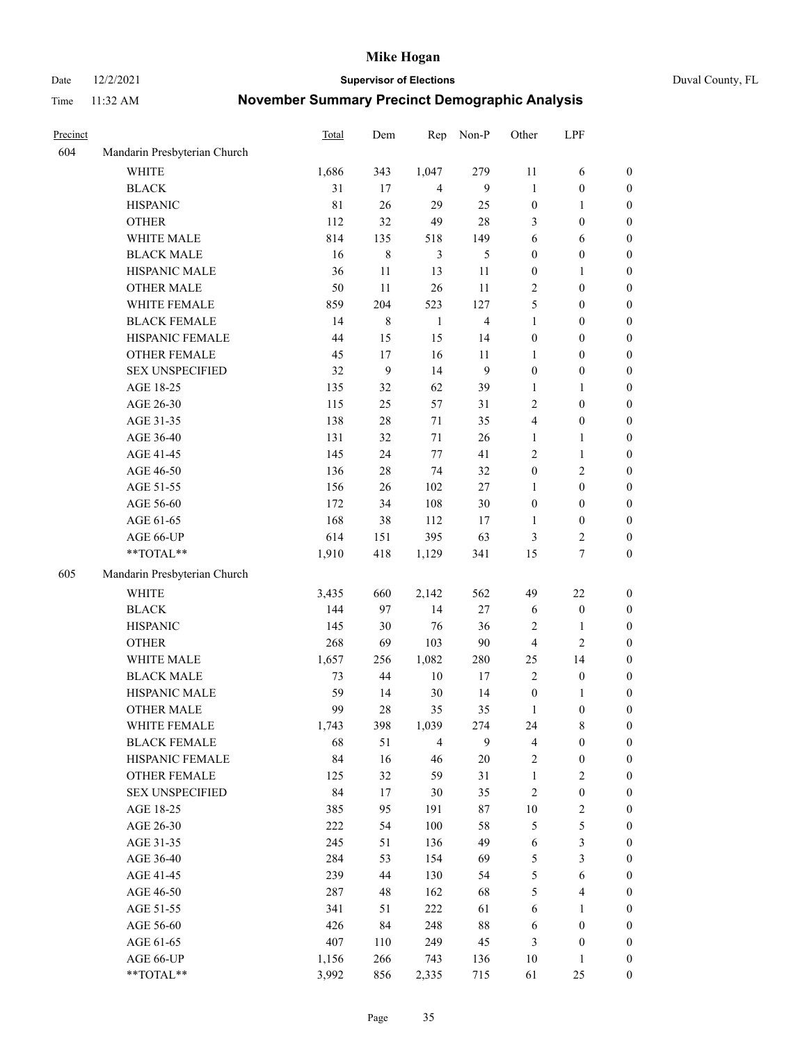# Mike Hogan

Date 12/2/2021 **Supervisor of Elections** Duval County, FL

Time 11:32 AM **November Summary Precinct Demographic Analysis**

| Precinct | | Total | Dem | Rep | Non-P | Other | LPF | |
|---|---|---|---|---|---|---|---|---|
| 604 | Mandarin Presbyterian Church | | | | | | | |
| | WHITE | 1,686 | 343 | 1,047 | 279 | 11 | 6 | 0 |
| | BLACK | 31 | 17 | 4 | 9 | 1 | 0 | 0 |
| | HISPANIC | 81 | 26 | 29 | 25 | 0 | 1 | 0 |
| | OTHER | 112 | 32 | 49 | 28 | 3 | 0 | 0 |
| | WHITE MALE | 814 | 135 | 518 | 149 | 6 | 6 | 0 |
| | BLACK MALE | 16 | 8 | 3 | 5 | 0 | 0 | 0 |
| | HISPANIC MALE | 36 | 11 | 13 | 11 | 0 | 1 | 0 |
| | OTHER MALE | 50 | 11 | 26 | 11 | 2 | 0 | 0 |
| | WHITE FEMALE | 859 | 204 | 523 | 127 | 5 | 0 | 0 |
| | BLACK FEMALE | 14 | 8 | 1 | 4 | 1 | 0 | 0 |
| | HISPANIC FEMALE | 44 | 15 | 15 | 14 | 0 | 0 | 0 |
| | OTHER FEMALE | 45 | 17 | 16 | 11 | 1 | 0 | 0 |
| | SEX UNSPECIFIED | 32 | 9 | 14 | 9 | 0 | 0 | 0 |
| | AGE 18-25 | 135 | 32 | 62 | 39 | 1 | 1 | 0 |
| | AGE 26-30 | 115 | 25 | 57 | 31 | 2 | 0 | 0 |
| | AGE 31-35 | 138 | 28 | 71 | 35 | 4 | 0 | 0 |
| | AGE 36-40 | 131 | 32 | 71 | 26 | 1 | 1 | 0 |
| | AGE 41-45 | 145 | 24 | 77 | 41 | 2 | 1 | 0 |
| | AGE 46-50 | 136 | 28 | 74 | 32 | 0 | 2 | 0 |
| | AGE 51-55 | 156 | 26 | 102 | 27 | 1 | 0 | 0 |
| | AGE 56-60 | 172 | 34 | 108 | 30 | 0 | 0 | 0 |
| | AGE 61-65 | 168 | 38 | 112 | 17 | 1 | 0 | 0 |
| | AGE 66-UP | 614 | 151 | 395 | 63 | 3 | 2 | 0 |
| | **TOTAL** | 1,910 | 418 | 1,129 | 341 | 15 | 7 | 0 |
| 605 | Mandarin Presbyterian Church | | | | | | | |
| | WHITE | 3,435 | 660 | 2,142 | 562 | 49 | 22 | 0 |
| | BLACK | 144 | 97 | 14 | 27 | 6 | 0 | 0 |
| | HISPANIC | 145 | 30 | 76 | 36 | 2 | 1 | 0 |
| | OTHER | 268 | 69 | 103 | 90 | 4 | 2 | 0 |
| | WHITE MALE | 1,657 | 256 | 1,082 | 280 | 25 | 14 | 0 |
| | BLACK MALE | 73 | 44 | 10 | 17 | 2 | 0 | 0 |
| | HISPANIC MALE | 59 | 14 | 30 | 14 | 0 | 1 | 0 |
| | OTHER MALE | 99 | 28 | 35 | 35 | 1 | 0 | 0 |
| | WHITE FEMALE | 1,743 | 398 | 1,039 | 274 | 24 | 8 | 0 |
| | BLACK FEMALE | 68 | 51 | 4 | 9 | 4 | 0 | 0 |
| | HISPANIC FEMALE | 84 | 16 | 46 | 20 | 2 | 0 | 0 |
| | OTHER FEMALE | 125 | 32 | 59 | 31 | 1 | 2 | 0 |
| | SEX UNSPECIFIED | 84 | 17 | 30 | 35 | 2 | 0 | 0 |
| | AGE 18-25 | 385 | 95 | 191 | 87 | 10 | 2 | 0 |
| | AGE 26-30 | 222 | 54 | 100 | 58 | 5 | 5 | 0 |
| | AGE 31-35 | 245 | 51 | 136 | 49 | 6 | 3 | 0 |
| | AGE 36-40 | 284 | 53 | 154 | 69 | 5 | 3 | 0 |
| | AGE 41-45 | 239 | 44 | 130 | 54 | 5 | 6 | 0 |
| | AGE 46-50 | 287 | 48 | 162 | 68 | 5 | 4 | 0 |
| | AGE 51-55 | 341 | 51 | 222 | 61 | 6 | 1 | 0 |
| | AGE 56-60 | 426 | 84 | 248 | 88 | 6 | 0 | 0 |
| | AGE 61-65 | 407 | 110 | 249 | 45 | 3 | 0 | 0 |
| | AGE 66-UP | 1,156 | 266 | 743 | 136 | 10 | 1 | 0 |
| | **TOTAL** | 3,992 | 856 | 2,335 | 715 | 61 | 25 | 0 |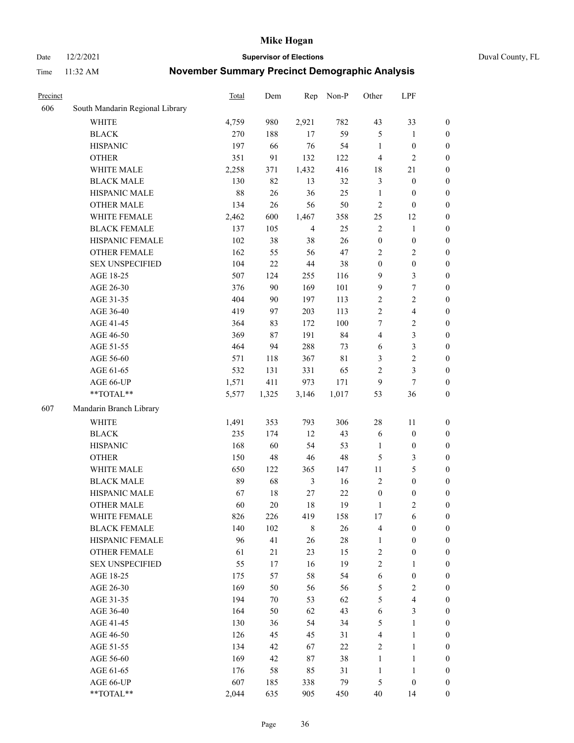# Mike Hogan

Date 12/2/2021 **Supervisor of Elections** Duval County, FL

Time 11:32 AM **November Summary Precinct Demographic Analysis**

| Precinct | | Total | Dem | Rep | Non-P | Other | LPF | |
|---|---|---|---|---|---|---|---|---|
| 606 | South Mandarin Regional Library | | | | | | | |
| | WHITE | 4,759 | 980 | 2,921 | 782 | 43 | 33 | 0 |
| | BLACK | 270 | 188 | 17 | 59 | 5 | 1 | 0 |
| | HISPANIC | 197 | 66 | 76 | 54 | 1 | 0 | 0 |
| | OTHER | 351 | 91 | 132 | 122 | 4 | 2 | 0 |
| | WHITE MALE | 2,258 | 371 | 1,432 | 416 | 18 | 21 | 0 |
| | BLACK MALE | 130 | 82 | 13 | 32 | 3 | 0 | 0 |
| | HISPANIC MALE | 88 | 26 | 36 | 25 | 1 | 0 | 0 |
| | OTHER MALE | 134 | 26 | 56 | 50 | 2 | 0 | 0 |
| | WHITE FEMALE | 2,462 | 600 | 1,467 | 358 | 25 | 12 | 0 |
| | BLACK FEMALE | 137 | 105 | 4 | 25 | 2 | 1 | 0 |
| | HISPANIC FEMALE | 102 | 38 | 38 | 26 | 0 | 0 | 0 |
| | OTHER FEMALE | 162 | 55 | 56 | 47 | 2 | 2 | 0 |
| | SEX UNSPECIFIED | 104 | 22 | 44 | 38 | 0 | 0 | 0 |
| | AGE 18-25 | 507 | 124 | 255 | 116 | 9 | 3 | 0 |
| | AGE 26-30 | 376 | 90 | 169 | 101 | 9 | 7 | 0 |
| | AGE 31-35 | 404 | 90 | 197 | 113 | 2 | 2 | 0 |
| | AGE 36-40 | 419 | 97 | 203 | 113 | 2 | 4 | 0 |
| | AGE 41-45 | 364 | 83 | 172 | 100 | 7 | 2 | 0 |
| | AGE 46-50 | 369 | 87 | 191 | 84 | 4 | 3 | 0 |
| | AGE 51-55 | 464 | 94 | 288 | 73 | 6 | 3 | 0 |
| | AGE 56-60 | 571 | 118 | 367 | 81 | 3 | 2 | 0 |
| | AGE 61-65 | 532 | 131 | 331 | 65 | 2 | 3 | 0 |
| | AGE 66-UP | 1,571 | 411 | 973 | 171 | 9 | 7 | 0 |
| | **TOTAL** | 5,577 | 1,325 | 3,146 | 1,017 | 53 | 36 | 0 |
| 607 | Mandarin Branch Library | | | | | | | |
| | WHITE | 1,491 | 353 | 793 | 306 | 28 | 11 | 0 |
| | BLACK | 235 | 174 | 12 | 43 | 6 | 0 | 0 |
| | HISPANIC | 168 | 60 | 54 | 53 | 1 | 0 | 0 |
| | OTHER | 150 | 48 | 46 | 48 | 5 | 3 | 0 |
| | WHITE MALE | 650 | 122 | 365 | 147 | 11 | 5 | 0 |
| | BLACK MALE | 89 | 68 | 3 | 16 | 2 | 0 | 0 |
| | HISPANIC MALE | 67 | 18 | 27 | 22 | 0 | 0 | 0 |
| | OTHER MALE | 60 | 20 | 18 | 19 | 1 | 2 | 0 |
| | WHITE FEMALE | 826 | 226 | 419 | 158 | 17 | 6 | 0 |
| | BLACK FEMALE | 140 | 102 | 8 | 26 | 4 | 0 | 0 |
| | HISPANIC FEMALE | 96 | 41 | 26 | 28 | 1 | 0 | 0 |
| | OTHER FEMALE | 61 | 21 | 23 | 15 | 2 | 0 | 0 |
| | SEX UNSPECIFIED | 55 | 17 | 16 | 19 | 2 | 1 | 0 |
| | AGE 18-25 | 175 | 57 | 58 | 54 | 6 | 0 | 0 |
| | AGE 26-30 | 169 | 50 | 56 | 56 | 5 | 2 | 0 |
| | AGE 31-35 | 194 | 70 | 53 | 62 | 5 | 4 | 0 |
| | AGE 36-40 | 164 | 50 | 62 | 43 | 6 | 3 | 0 |
| | AGE 41-45 | 130 | 36 | 54 | 34 | 5 | 1 | 0 |
| | AGE 46-50 | 126 | 45 | 45 | 31 | 4 | 1 | 0 |
| | AGE 51-55 | 134 | 42 | 67 | 22 | 2 | 1 | 0 |
| | AGE 56-60 | 169 | 42 | 87 | 38 | 1 | 1 | 0 |
| | AGE 61-65 | 176 | 58 | 85 | 31 | 1 | 1 | 0 |
| | AGE 66-UP | 607 | 185 | 338 | 79 | 5 | 0 | 0 |
| | **TOTAL** | 2,044 | 635 | 905 | 450 | 40 | 14 | 0 |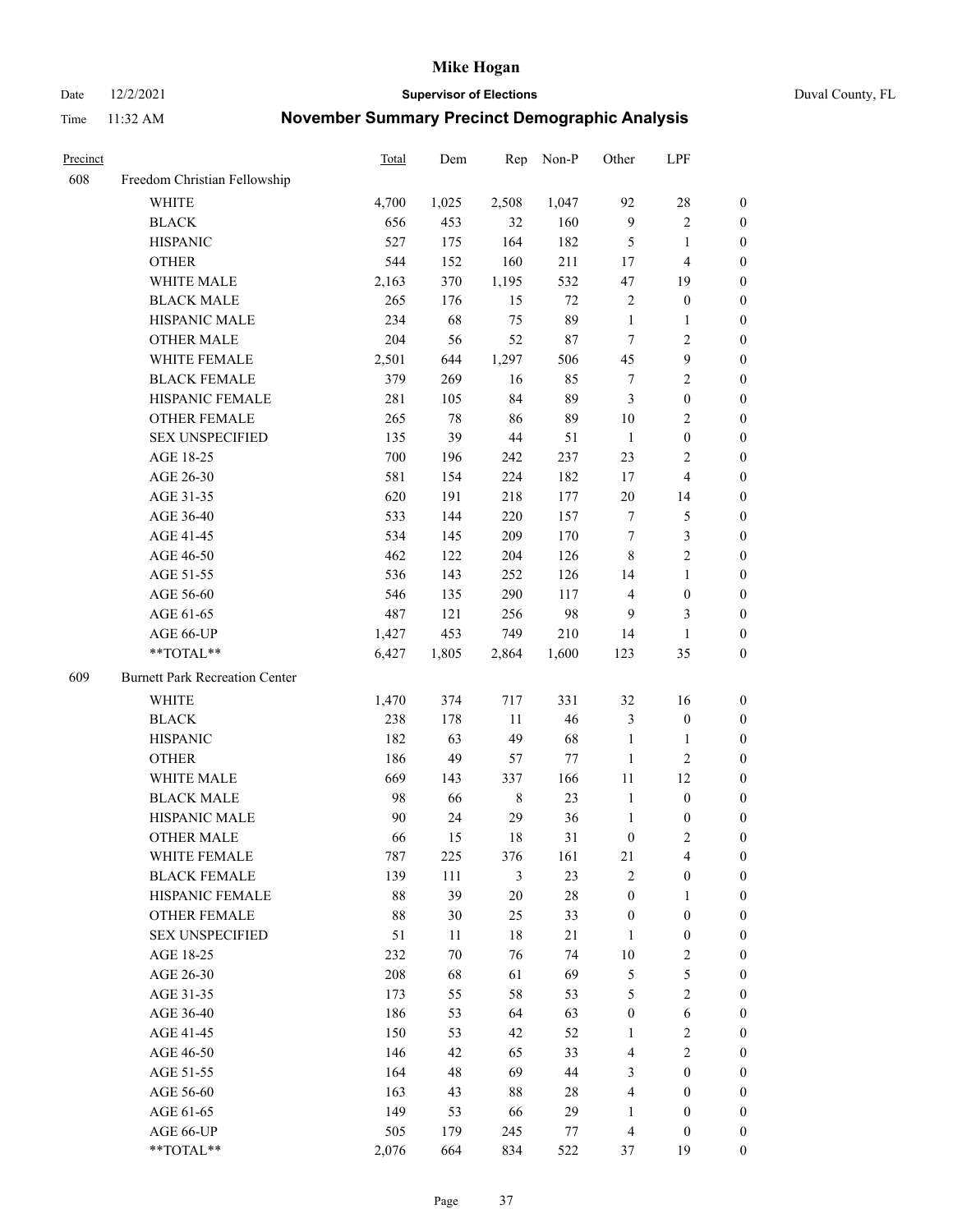# Mike Hogan

Date 12/2/2021 — **Supervisor of Elections** — Duval County, FL

Time 11:32 AM — **November Summary Precinct Demographic Analysis**

| Precinct | | Total | Dem | Rep | Non-P | Other | LPF | |
|---|---|---|---|---|---|---|---|---|
| 608 | Freedom Christian Fellowship | | | | | | | |
| | WHITE | 4,700 | 1,025 | 2,508 | 1,047 | 92 | 28 | 0 |
| | BLACK | 656 | 453 | 32 | 160 | 9 | 2 | 0 |
| | HISPANIC | 527 | 175 | 164 | 182 | 5 | 1 | 0 |
| | OTHER | 544 | 152 | 160 | 211 | 17 | 4 | 0 |
| | WHITE MALE | 2,163 | 370 | 1,195 | 532 | 47 | 19 | 0 |
| | BLACK MALE | 265 | 176 | 15 | 72 | 2 | 0 | 0 |
| | HISPANIC MALE | 234 | 68 | 75 | 89 | 1 | 1 | 0 |
| | OTHER MALE | 204 | 56 | 52 | 87 | 7 | 2 | 0 |
| | WHITE FEMALE | 2,501 | 644 | 1,297 | 506 | 45 | 9 | 0 |
| | BLACK FEMALE | 379 | 269 | 16 | 85 | 7 | 2 | 0 |
| | HISPANIC FEMALE | 281 | 105 | 84 | 89 | 3 | 0 | 0 |
| | OTHER FEMALE | 265 | 78 | 86 | 89 | 10 | 2 | 0 |
| | SEX UNSPECIFIED | 135 | 39 | 44 | 51 | 1 | 0 | 0 |
| | AGE 18-25 | 700 | 196 | 242 | 237 | 23 | 2 | 0 |
| | AGE 26-30 | 581 | 154 | 224 | 182 | 17 | 4 | 0 |
| | AGE 31-35 | 620 | 191 | 218 | 177 | 20 | 14 | 0 |
| | AGE 36-40 | 533 | 144 | 220 | 157 | 7 | 5 | 0 |
| | AGE 41-45 | 534 | 145 | 209 | 170 | 7 | 3 | 0 |
| | AGE 46-50 | 462 | 122 | 204 | 126 | 8 | 2 | 0 |
| | AGE 51-55 | 536 | 143 | 252 | 126 | 14 | 1 | 0 |
| | AGE 56-60 | 546 | 135 | 290 | 117 | 4 | 0 | 0 |
| | AGE 61-65 | 487 | 121 | 256 | 98 | 9 | 3 | 0 |
| | AGE 66-UP | 1,427 | 453 | 749 | 210 | 14 | 1 | 0 |
| | **TOTAL** | 6,427 | 1,805 | 2,864 | 1,600 | 123 | 35 | 0 |
| 609 | Burnett Park Recreation Center | | | | | | | |
| | WHITE | 1,470 | 374 | 717 | 331 | 32 | 16 | 0 |
| | BLACK | 238 | 178 | 11 | 46 | 3 | 0 | 0 |
| | HISPANIC | 182 | 63 | 49 | 68 | 1 | 1 | 0 |
| | OTHER | 186 | 49 | 57 | 77 | 1 | 2 | 0 |
| | WHITE MALE | 669 | 143 | 337 | 166 | 11 | 12 | 0 |
| | BLACK MALE | 98 | 66 | 8 | 23 | 1 | 0 | 0 |
| | HISPANIC MALE | 90 | 24 | 29 | 36 | 1 | 0 | 0 |
| | OTHER MALE | 66 | 15 | 18 | 31 | 0 | 2 | 0 |
| | WHITE FEMALE | 787 | 225 | 376 | 161 | 21 | 4 | 0 |
| | BLACK FEMALE | 139 | 111 | 3 | 23 | 2 | 0 | 0 |
| | HISPANIC FEMALE | 88 | 39 | 20 | 28 | 0 | 1 | 0 |
| | OTHER FEMALE | 88 | 30 | 25 | 33 | 0 | 0 | 0 |
| | SEX UNSPECIFIED | 51 | 11 | 18 | 21 | 1 | 0 | 0 |
| | AGE 18-25 | 232 | 70 | 76 | 74 | 10 | 2 | 0 |
| | AGE 26-30 | 208 | 68 | 61 | 69 | 5 | 5 | 0 |
| | AGE 31-35 | 173 | 55 | 58 | 53 | 5 | 2 | 0 |
| | AGE 36-40 | 186 | 53 | 64 | 63 | 0 | 6 | 0 |
| | AGE 41-45 | 150 | 53 | 42 | 52 | 1 | 2 | 0 |
| | AGE 46-50 | 146 | 42 | 65 | 33 | 4 | 2 | 0 |
| | AGE 51-55 | 164 | 48 | 69 | 44 | 3 | 0 | 0 |
| | AGE 56-60 | 163 | 43 | 88 | 28 | 4 | 0 | 0 |
| | AGE 61-65 | 149 | 53 | 66 | 29 | 1 | 0 | 0 |
| | AGE 66-UP | 505 | 179 | 245 | 77 | 4 | 0 | 0 |
| | **TOTAL** | 2,076 | 664 | 834 | 522 | 37 | 19 | 0 |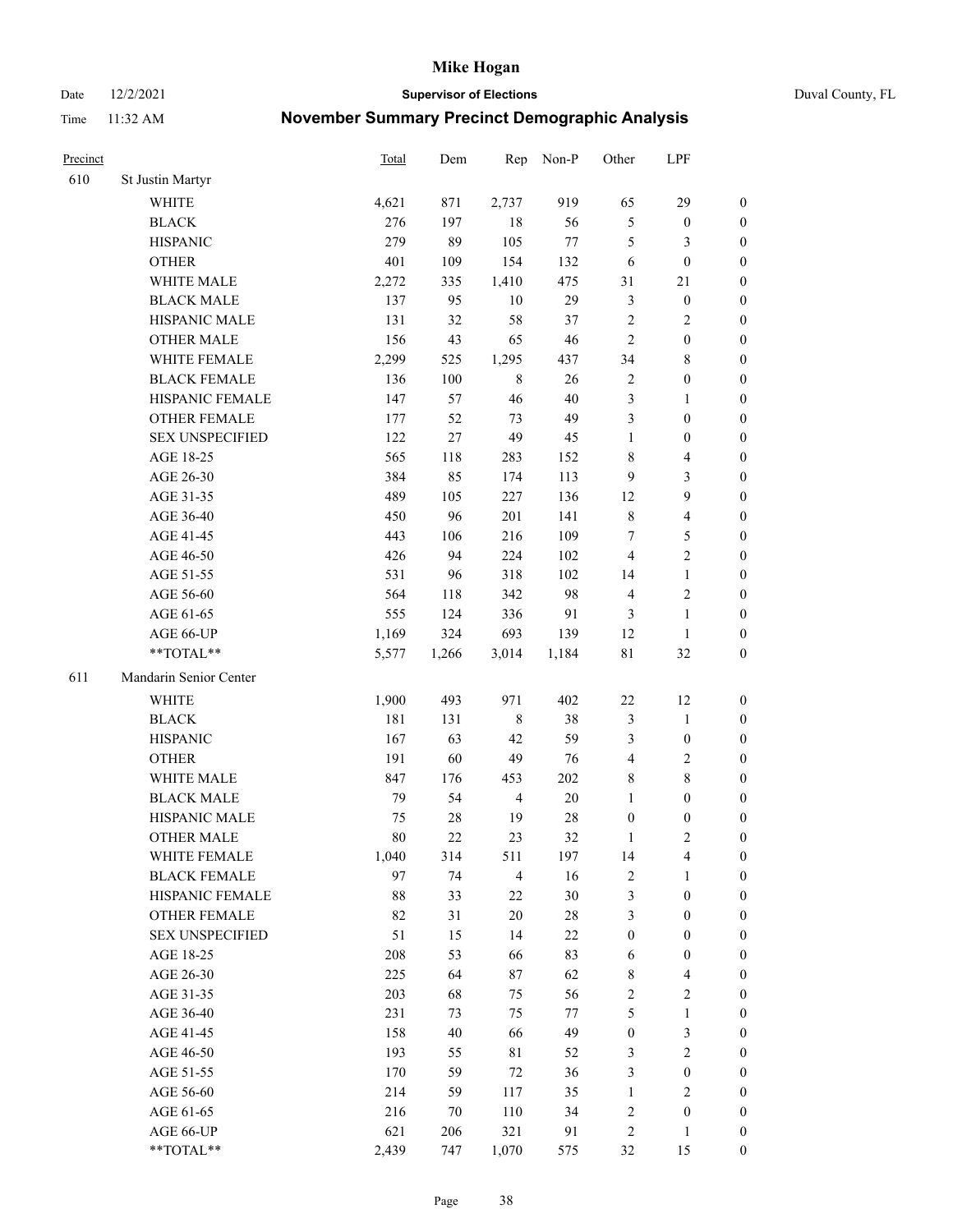# Mike Hogan

Date 12/2/2021 **Supervisor of Elections** Duval County, FL

Time 11:32 AM **November Summary Precinct Demographic Analysis**

| Precinct | | Total | Dem | Rep | Non-P | Other | LPF | |
|---|---|---|---|---|---|---|---|---|
| 610 | St Justin Martyr | | | | | | | |
| | WHITE | 4,621 | 871 | 2,737 | 919 | 65 | 29 | 0 |
| | BLACK | 276 | 197 | 18 | 56 | 5 | 0 | 0 |
| | HISPANIC | 279 | 89 | 105 | 77 | 5 | 3 | 0 |
| | OTHER | 401 | 109 | 154 | 132 | 6 | 0 | 0 |
| | WHITE MALE | 2,272 | 335 | 1,410 | 475 | 31 | 21 | 0 |
| | BLACK MALE | 137 | 95 | 10 | 29 | 3 | 0 | 0 |
| | HISPANIC MALE | 131 | 32 | 58 | 37 | 2 | 2 | 0 |
| | OTHER MALE | 156 | 43 | 65 | 46 | 2 | 0 | 0 |
| | WHITE FEMALE | 2,299 | 525 | 1,295 | 437 | 34 | 8 | 0 |
| | BLACK FEMALE | 136 | 100 | 8 | 26 | 2 | 0 | 0 |
| | HISPANIC FEMALE | 147 | 57 | 46 | 40 | 3 | 1 | 0 |
| | OTHER FEMALE | 177 | 52 | 73 | 49 | 3 | 0 | 0 |
| | SEX UNSPECIFIED | 122 | 27 | 49 | 45 | 1 | 0 | 0 |
| | AGE 18-25 | 565 | 118 | 283 | 152 | 8 | 4 | 0 |
| | AGE 26-30 | 384 | 85 | 174 | 113 | 9 | 3 | 0 |
| | AGE 31-35 | 489 | 105 | 227 | 136 | 12 | 9 | 0 |
| | AGE 36-40 | 450 | 96 | 201 | 141 | 8 | 4 | 0 |
| | AGE 41-45 | 443 | 106 | 216 | 109 | 7 | 5 | 0 |
| | AGE 46-50 | 426 | 94 | 224 | 102 | 4 | 2 | 0 |
| | AGE 51-55 | 531 | 96 | 318 | 102 | 14 | 1 | 0 |
| | AGE 56-60 | 564 | 118 | 342 | 98 | 4 | 2 | 0 |
| | AGE 61-65 | 555 | 124 | 336 | 91 | 3 | 1 | 0 |
| | AGE 66-UP | 1,169 | 324 | 693 | 139 | 12 | 1 | 0 |
| | **TOTAL** | 5,577 | 1,266 | 3,014 | 1,184 | 81 | 32 | 0 |
| 611 | Mandarin Senior Center | | | | | | | |
| | WHITE | 1,900 | 493 | 971 | 402 | 22 | 12 | 0 |
| | BLACK | 181 | 131 | 8 | 38 | 3 | 1 | 0 |
| | HISPANIC | 167 | 63 | 42 | 59 | 3 | 0 | 0 |
| | OTHER | 191 | 60 | 49 | 76 | 4 | 2 | 0 |
| | WHITE MALE | 847 | 176 | 453 | 202 | 8 | 8 | 0 |
| | BLACK MALE | 79 | 54 | 4 | 20 | 1 | 0 | 0 |
| | HISPANIC MALE | 75 | 28 | 19 | 28 | 0 | 0 | 0 |
| | OTHER MALE | 80 | 22 | 23 | 32 | 1 | 2 | 0 |
| | WHITE FEMALE | 1,040 | 314 | 511 | 197 | 14 | 4 | 0 |
| | BLACK FEMALE | 97 | 74 | 4 | 16 | 2 | 1 | 0 |
| | HISPANIC FEMALE | 88 | 33 | 22 | 30 | 3 | 0 | 0 |
| | OTHER FEMALE | 82 | 31 | 20 | 28 | 3 | 0 | 0 |
| | SEX UNSPECIFIED | 51 | 15 | 14 | 22 | 0 | 0 | 0 |
| | AGE 18-25 | 208 | 53 | 66 | 83 | 6 | 0 | 0 |
| | AGE 26-30 | 225 | 64 | 87 | 62 | 8 | 4 | 0 |
| | AGE 31-35 | 203 | 68 | 75 | 56 | 2 | 2 | 0 |
| | AGE 36-40 | 231 | 73 | 75 | 77 | 5 | 1 | 0 |
| | AGE 41-45 | 158 | 40 | 66 | 49 | 0 | 3 | 0 |
| | AGE 46-50 | 193 | 55 | 81 | 52 | 3 | 2 | 0 |
| | AGE 51-55 | 170 | 59 | 72 | 36 | 3 | 0 | 0 |
| | AGE 56-60 | 214 | 59 | 117 | 35 | 1 | 2 | 0 |
| | AGE 61-65 | 216 | 70 | 110 | 34 | 2 | 0 | 0 |
| | AGE 66-UP | 621 | 206 | 321 | 91 | 2 | 1 | 0 |
| | **TOTAL** | 2,439 | 747 | 1,070 | 575 | 32 | 15 | 0 |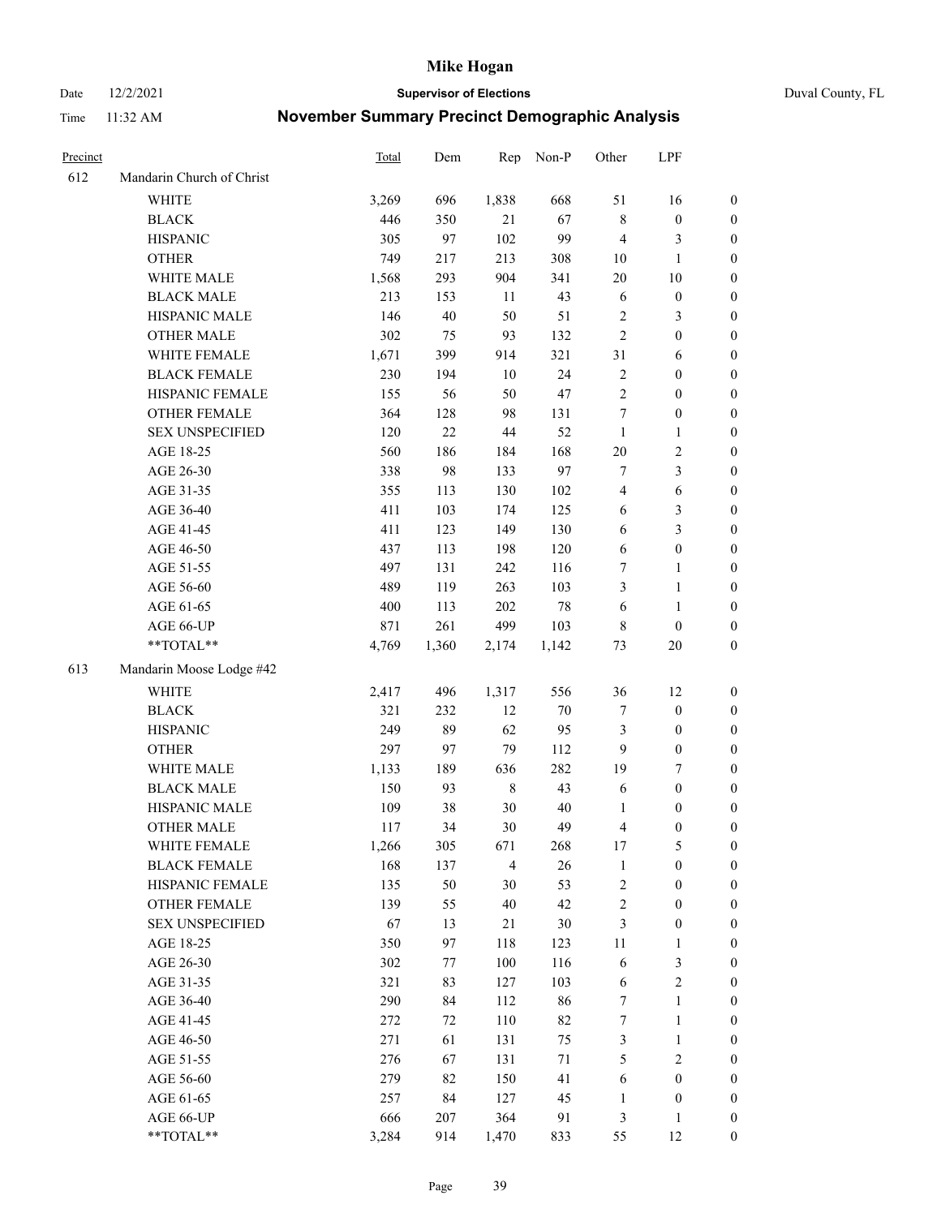# Mike Hogan

Date 12/2/2021 | **Supervisor of Elections** | Duval County, FL

Time 11:32 AM | **November Summary Precinct Demographic Analysis**

| Precinct | | Total | Dem | Rep | Non-P | Other | LPF | |
|---|---|---|---|---|---|---|---|---|
| 612 | Mandarin Church of Christ | | | | | | | |
| | WHITE | 3,269 | 696 | 1,838 | 668 | 51 | 16 | 0 |
| | BLACK | 446 | 350 | 21 | 67 | 8 | 0 | 0 |
| | HISPANIC | 305 | 97 | 102 | 99 | 4 | 3 | 0 |
| | OTHER | 749 | 217 | 213 | 308 | 10 | 1 | 0 |
| | WHITE MALE | 1,568 | 293 | 904 | 341 | 20 | 10 | 0 |
| | BLACK MALE | 213 | 153 | 11 | 43 | 6 | 0 | 0 |
| | HISPANIC MALE | 146 | 40 | 50 | 51 | 2 | 3 | 0 |
| | OTHER MALE | 302 | 75 | 93 | 132 | 2 | 0 | 0 |
| | WHITE FEMALE | 1,671 | 399 | 914 | 321 | 31 | 6 | 0 |
| | BLACK FEMALE | 230 | 194 | 10 | 24 | 2 | 0 | 0 |
| | HISPANIC FEMALE | 155 | 56 | 50 | 47 | 2 | 0 | 0 |
| | OTHER FEMALE | 364 | 128 | 98 | 131 | 7 | 0 | 0 |
| | SEX UNSPECIFIED | 120 | 22 | 44 | 52 | 1 | 1 | 0 |
| | AGE 18-25 | 560 | 186 | 184 | 168 | 20 | 2 | 0 |
| | AGE 26-30 | 338 | 98 | 133 | 97 | 7 | 3 | 0 |
| | AGE 31-35 | 355 | 113 | 130 | 102 | 4 | 6 | 0 |
| | AGE 36-40 | 411 | 103 | 174 | 125 | 6 | 3 | 0 |
| | AGE 41-45 | 411 | 123 | 149 | 130 | 6 | 3 | 0 |
| | AGE 46-50 | 437 | 113 | 198 | 120 | 6 | 0 | 0 |
| | AGE 51-55 | 497 | 131 | 242 | 116 | 7 | 1 | 0 |
| | AGE 56-60 | 489 | 119 | 263 | 103 | 3 | 1 | 0 |
| | AGE 61-65 | 400 | 113 | 202 | 78 | 6 | 1 | 0 |
| | AGE 66-UP | 871 | 261 | 499 | 103 | 8 | 0 | 0 |
| | **TOTAL** | 4,769 | 1,360 | 2,174 | 1,142 | 73 | 20 | 0 |
| 613 | Mandarin Moose Lodge #42 | | | | | | | |
| | WHITE | 2,417 | 496 | 1,317 | 556 | 36 | 12 | 0 |
| | BLACK | 321 | 232 | 12 | 70 | 7 | 0 | 0 |
| | HISPANIC | 249 | 89 | 62 | 95 | 3 | 0 | 0 |
| | OTHER | 297 | 97 | 79 | 112 | 9 | 0 | 0 |
| | WHITE MALE | 1,133 | 189 | 636 | 282 | 19 | 7 | 0 |
| | BLACK MALE | 150 | 93 | 8 | 43 | 6 | 0 | 0 |
| | HISPANIC MALE | 109 | 38 | 30 | 40 | 1 | 0 | 0 |
| | OTHER MALE | 117 | 34 | 30 | 49 | 4 | 0 | 0 |
| | WHITE FEMALE | 1,266 | 305 | 671 | 268 | 17 | 5 | 0 |
| | BLACK FEMALE | 168 | 137 | 4 | 26 | 1 | 0 | 0 |
| | HISPANIC FEMALE | 135 | 50 | 30 | 53 | 2 | 0 | 0 |
| | OTHER FEMALE | 139 | 55 | 40 | 42 | 2 | 0 | 0 |
| | SEX UNSPECIFIED | 67 | 13 | 21 | 30 | 3 | 0 | 0 |
| | AGE 18-25 | 350 | 97 | 118 | 123 | 11 | 1 | 0 |
| | AGE 26-30 | 302 | 77 | 100 | 116 | 6 | 3 | 0 |
| | AGE 31-35 | 321 | 83 | 127 | 103 | 6 | 2 | 0 |
| | AGE 36-40 | 290 | 84 | 112 | 86 | 7 | 1 | 0 |
| | AGE 41-45 | 272 | 72 | 110 | 82 | 7 | 1 | 0 |
| | AGE 46-50 | 271 | 61 | 131 | 75 | 3 | 1 | 0 |
| | AGE 51-55 | 276 | 67 | 131 | 71 | 5 | 2 | 0 |
| | AGE 56-60 | 279 | 82 | 150 | 41 | 6 | 0 | 0 |
| | AGE 61-65 | 257 | 84 | 127 | 45 | 1 | 0 | 0 |
| | AGE 66-UP | 666 | 207 | 364 | 91 | 3 | 1 | 0 |
| | **TOTAL** | 3,284 | 914 | 1,470 | 833 | 55 | 12 | 0 |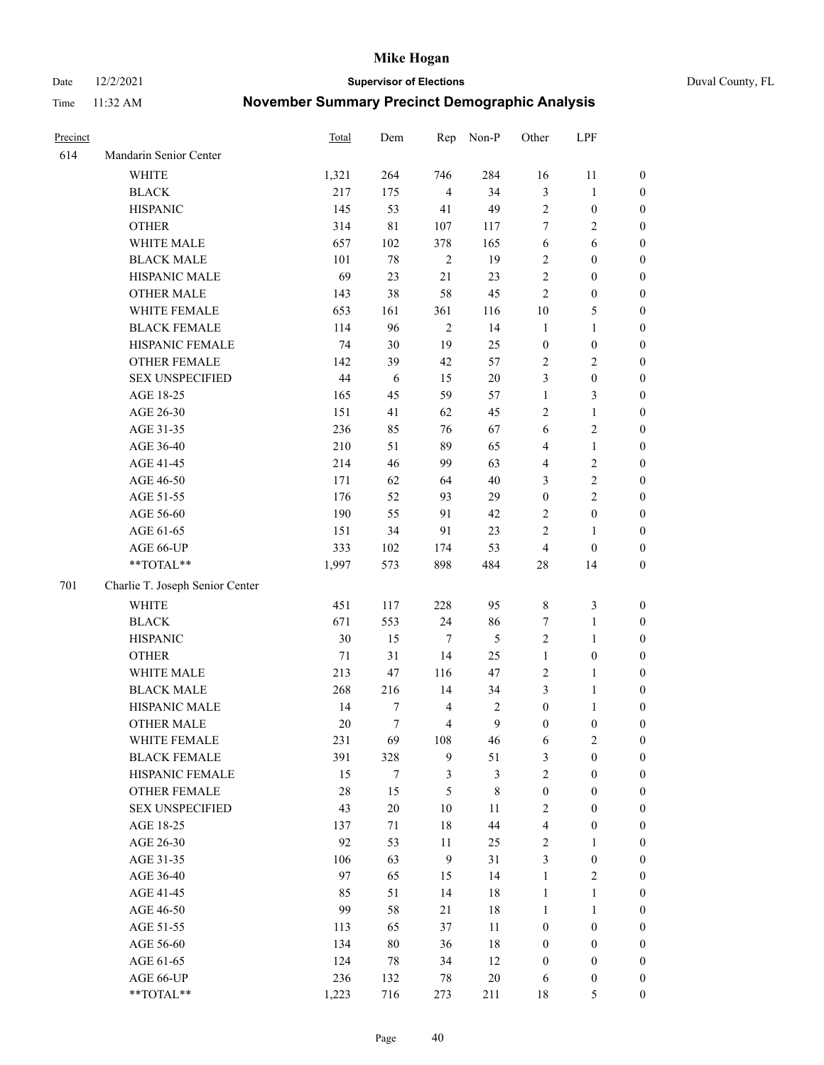| Precinct | | Total | Dem | Rep | Non-P | Other | LPF | |
|---|---|---|---|---|---|---|---|---|
| 614 | Mandarin Senior Center | | | | | | | |
| | WHITE | 1,321 | 264 | 746 | 284 | 16 | 11 | 0 |
| | BLACK | 217 | 175 | 4 | 34 | 3 | 1 | 0 |
| | HISPANIC | 145 | 53 | 41 | 49 | 2 | 0 | 0 |
| | OTHER | 314 | 81 | 107 | 117 | 7 | 2 | 0 |
| | WHITE MALE | 657 | 102 | 378 | 165 | 6 | 6 | 0 |
| | BLACK MALE | 101 | 78 | 2 | 19 | 2 | 0 | 0 |
| | HISPANIC MALE | 69 | 23 | 21 | 23 | 2 | 0 | 0 |
| | OTHER MALE | 143 | 38 | 58 | 45 | 2 | 0 | 0 |
| | WHITE FEMALE | 653 | 161 | 361 | 116 | 10 | 5 | 0 |
| | BLACK FEMALE | 114 | 96 | 2 | 14 | 1 | 1 | 0 |
| | HISPANIC FEMALE | 74 | 30 | 19 | 25 | 0 | 0 | 0 |
| | OTHER FEMALE | 142 | 39 | 42 | 57 | 2 | 2 | 0 |
| | SEX UNSPECIFIED | 44 | 6 | 15 | 20 | 3 | 0 | 0 |
| | AGE 18-25 | 165 | 45 | 59 | 57 | 1 | 3 | 0 |
| | AGE 26-30 | 151 | 41 | 62 | 45 | 2 | 1 | 0 |
| | AGE 31-35 | 236 | 85 | 76 | 67 | 6 | 2 | 0 |
| | AGE 36-40 | 210 | 51 | 89 | 65 | 4 | 1 | 0 |
| | AGE 41-45 | 214 | 46 | 99 | 63 | 4 | 2 | 0 |
| | AGE 46-50 | 171 | 62 | 64 | 40 | 3 | 2 | 0 |
| | AGE 51-55 | 176 | 52 | 93 | 29 | 0 | 2 | 0 |
| | AGE 56-60 | 190 | 55 | 91 | 42 | 2 | 0 | 0 |
| | AGE 61-65 | 151 | 34 | 91 | 23 | 2 | 1 | 0 |
| | AGE 66-UP | 333 | 102 | 174 | 53 | 4 | 0 | 0 |
| | **TOTAL** | 1,997 | 573 | 898 | 484 | 28 | 14 | 0 |
| 701 | Charlie T. Joseph Senior Center | | | | | | | |
| | WHITE | 451 | 117 | 228 | 95 | 8 | 3 | 0 |
| | BLACK | 671 | 553 | 24 | 86 | 7 | 1 | 0 |
| | HISPANIC | 30 | 15 | 7 | 5 | 2 | 1 | 0 |
| | OTHER | 71 | 31 | 14 | 25 | 1 | 0 | 0 |
| | WHITE MALE | 213 | 47 | 116 | 47 | 2 | 1 | 0 |
| | BLACK MALE | 268 | 216 | 14 | 34 | 3 | 1 | 0 |
| | HISPANIC MALE | 14 | 7 | 4 | 2 | 0 | 1 | 0 |
| | OTHER MALE | 20 | 7 | 4 | 9 | 0 | 0 | 0 |
| | WHITE FEMALE | 231 | 69 | 108 | 46 | 6 | 2 | 0 |
| | BLACK FEMALE | 391 | 328 | 9 | 51 | 3 | 0 | 0 |
| | HISPANIC FEMALE | 15 | 7 | 3 | 3 | 2 | 0 | 0 |
| | OTHER FEMALE | 28 | 15 | 5 | 8 | 0 | 0 | 0 |
| | SEX UNSPECIFIED | 43 | 20 | 10 | 11 | 2 | 0 | 0 |
| | AGE 18-25 | 137 | 71 | 18 | 44 | 4 | 0 | 0 |
| | AGE 26-30 | 92 | 53 | 11 | 25 | 2 | 1 | 0 |
| | AGE 31-35 | 106 | 63 | 9 | 31 | 3 | 0 | 0 |
| | AGE 36-40 | 97 | 65 | 15 | 14 | 1 | 2 | 0 |
| | AGE 41-45 | 85 | 51 | 14 | 18 | 1 | 1 | 0 |
| | AGE 46-50 | 99 | 58 | 21 | 18 | 1 | 1 | 0 |
| | AGE 51-55 | 113 | 65 | 37 | 11 | 0 | 0 | 0 |
| | AGE 56-60 | 134 | 80 | 36 | 18 | 0 | 0 | 0 |
| | AGE 61-65 | 124 | 78 | 34 | 12 | 0 | 0 | 0 |
| | AGE 66-UP | 236 | 132 | 78 | 20 | 6 | 0 | 0 |
| | **TOTAL** | 1,223 | 716 | 273 | 211 | 18 | 5 | 0 |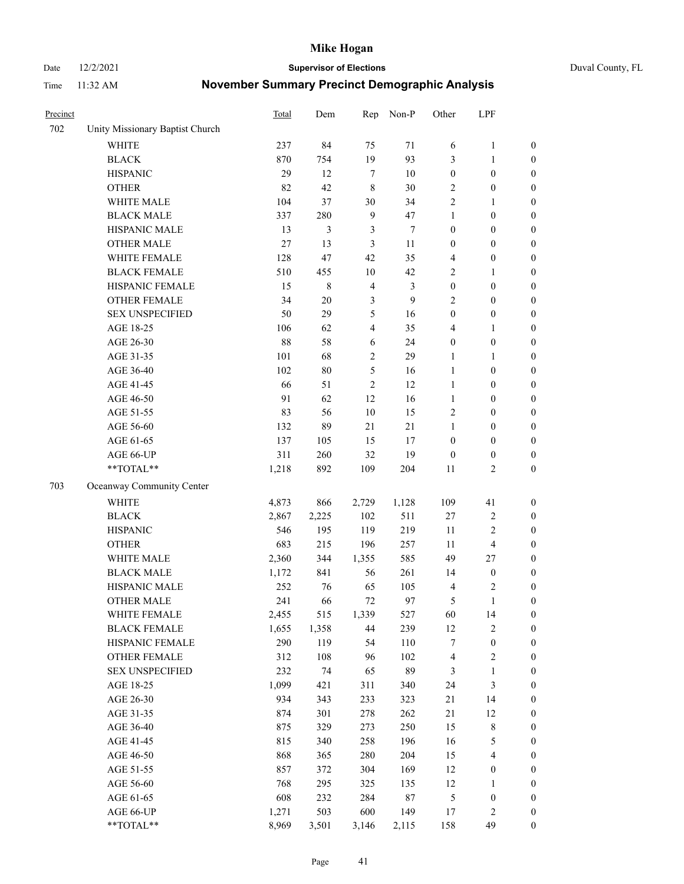# Mike Hogan

Date 12/2/2021 **Supervisor of Elections** Duval County, FL

Time 11:32 AM **November Summary Precinct Demographic Analysis**

| Precinct | | Total | Dem | Rep | Non-P | Other | LPF | |
|---|---|---|---|---|---|---|---|---|
| 702 | Unity Missionary Baptist Church | | | | | | | |
| | WHITE | 237 | 84 | 75 | 71 | 6 | 1 | 0 |
| | BLACK | 870 | 754 | 19 | 93 | 3 | 1 | 0 |
| | HISPANIC | 29 | 12 | 7 | 10 | 0 | 0 | 0 |
| | OTHER | 82 | 42 | 8 | 30 | 2 | 0 | 0 |
| | WHITE MALE | 104 | 37 | 30 | 34 | 2 | 1 | 0 |
| | BLACK MALE | 337 | 280 | 9 | 47 | 1 | 0 | 0 |
| | HISPANIC MALE | 13 | 3 | 3 | 7 | 0 | 0 | 0 |
| | OTHER MALE | 27 | 13 | 3 | 11 | 0 | 0 | 0 |
| | WHITE FEMALE | 128 | 47 | 42 | 35 | 4 | 0 | 0 |
| | BLACK FEMALE | 510 | 455 | 10 | 42 | 2 | 1 | 0 |
| | HISPANIC FEMALE | 15 | 8 | 4 | 3 | 0 | 0 | 0 |
| | OTHER FEMALE | 34 | 20 | 3 | 9 | 2 | 0 | 0 |
| | SEX UNSPECIFIED | 50 | 29 | 5 | 16 | 0 | 0 | 0 |
| | AGE 18-25 | 106 | 62 | 4 | 35 | 4 | 1 | 0 |
| | AGE 26-30 | 88 | 58 | 6 | 24 | 0 | 0 | 0 |
| | AGE 31-35 | 101 | 68 | 2 | 29 | 1 | 1 | 0 |
| | AGE 36-40 | 102 | 80 | 5 | 16 | 1 | 0 | 0 |
| | AGE 41-45 | 66 | 51 | 2 | 12 | 1 | 0 | 0 |
| | AGE 46-50 | 91 | 62 | 12 | 16 | 1 | 0 | 0 |
| | AGE 51-55 | 83 | 56 | 10 | 15 | 2 | 0 | 0 |
| | AGE 56-60 | 132 | 89 | 21 | 21 | 1 | 0 | 0 |
| | AGE 61-65 | 137 | 105 | 15 | 17 | 0 | 0 | 0 |
| | AGE 66-UP | 311 | 260 | 32 | 19 | 0 | 0 | 0 |
| | **TOTAL** | 1,218 | 892 | 109 | 204 | 11 | 2 | 0 |
| 703 | Oceanway Community Center | | | | | | | |
| | WHITE | 4,873 | 866 | 2,729 | 1,128 | 109 | 41 | 0 |
| | BLACK | 2,867 | 2,225 | 102 | 511 | 27 | 2 | 0 |
| | HISPANIC | 546 | 195 | 119 | 219 | 11 | 2 | 0 |
| | OTHER | 683 | 215 | 196 | 257 | 11 | 4 | 0 |
| | WHITE MALE | 2,360 | 344 | 1,355 | 585 | 49 | 27 | 0 |
| | BLACK MALE | 1,172 | 841 | 56 | 261 | 14 | 0 | 0 |
| | HISPANIC MALE | 252 | 76 | 65 | 105 | 4 | 2 | 0 |
| | OTHER MALE | 241 | 66 | 72 | 97 | 5 | 1 | 0 |
| | WHITE FEMALE | 2,455 | 515 | 1,339 | 527 | 60 | 14 | 0 |
| | BLACK FEMALE | 1,655 | 1,358 | 44 | 239 | 12 | 2 | 0 |
| | HISPANIC FEMALE | 290 | 119 | 54 | 110 | 7 | 0 | 0 |
| | OTHER FEMALE | 312 | 108 | 96 | 102 | 4 | 2 | 0 |
| | SEX UNSPECIFIED | 232 | 74 | 65 | 89 | 3 | 1 | 0 |
| | AGE 18-25 | 1,099 | 421 | 311 | 340 | 24 | 3 | 0 |
| | AGE 26-30 | 934 | 343 | 233 | 323 | 21 | 14 | 0 |
| | AGE 31-35 | 874 | 301 | 278 | 262 | 21 | 12 | 0 |
| | AGE 36-40 | 875 | 329 | 273 | 250 | 15 | 8 | 0 |
| | AGE 41-45 | 815 | 340 | 258 | 196 | 16 | 5 | 0 |
| | AGE 46-50 | 868 | 365 | 280 | 204 | 15 | 4 | 0 |
| | AGE 51-55 | 857 | 372 | 304 | 169 | 12 | 0 | 0 |
| | AGE 56-60 | 768 | 295 | 325 | 135 | 12 | 1 | 0 |
| | AGE 61-65 | 608 | 232 | 284 | 87 | 5 | 0 | 0 |
| | AGE 66-UP | 1,271 | 503 | 600 | 149 | 17 | 2 | 0 |
| | **TOTAL** | 8,969 | 3,501 | 3,146 | 2,115 | 158 | 49 | 0 |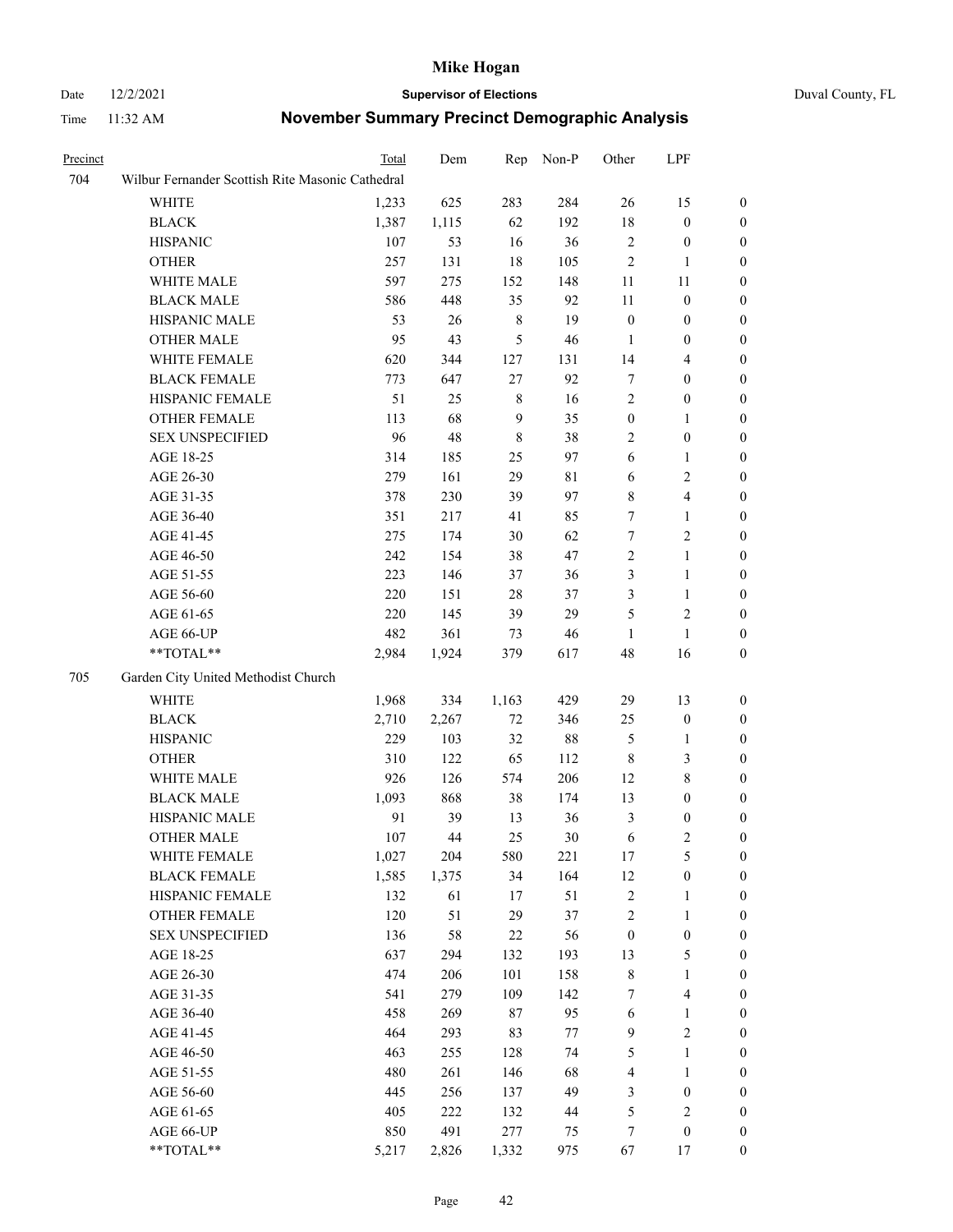# Mike Hogan

Date 12/2/2021 **Supervisor of Elections** Duval County, FL

Time 11:32 AM **November Summary Precinct Demographic Analysis**

| Precinct | | Total | Dem | Rep | Non-P | Other | LPF | |
|---|---|---|---|---|---|---|---|---|
| 704 | Wilbur Fernander Scottish Rite Masonic Cathedral | | | | | | | |
| | WHITE | 1,233 | 625 | 283 | 284 | 26 | 15 | 0 |
| | BLACK | 1,387 | 1,115 | 62 | 192 | 18 | 0 | 0 |
| | HISPANIC | 107 | 53 | 16 | 36 | 2 | 0 | 0 |
| | OTHER | 257 | 131 | 18 | 105 | 2 | 1 | 0 |
| | WHITE MALE | 597 | 275 | 152 | 148 | 11 | 11 | 0 |
| | BLACK MALE | 586 | 448 | 35 | 92 | 11 | 0 | 0 |
| | HISPANIC MALE | 53 | 26 | 8 | 19 | 0 | 0 | 0 |
| | OTHER MALE | 95 | 43 | 5 | 46 | 1 | 0 | 0 |
| | WHITE FEMALE | 620 | 344 | 127 | 131 | 14 | 4 | 0 |
| | BLACK FEMALE | 773 | 647 | 27 | 92 | 7 | 0 | 0 |
| | HISPANIC FEMALE | 51 | 25 | 8 | 16 | 2 | 0 | 0 |
| | OTHER FEMALE | 113 | 68 | 9 | 35 | 0 | 1 | 0 |
| | SEX UNSPECIFIED | 96 | 48 | 8 | 38 | 2 | 0 | 0 |
| | AGE 18-25 | 314 | 185 | 25 | 97 | 6 | 1 | 0 |
| | AGE 26-30 | 279 | 161 | 29 | 81 | 6 | 2 | 0 |
| | AGE 31-35 | 378 | 230 | 39 | 97 | 8 | 4 | 0 |
| | AGE 36-40 | 351 | 217 | 41 | 85 | 7 | 1 | 0 |
| | AGE 41-45 | 275 | 174 | 30 | 62 | 7 | 2 | 0 |
| | AGE 46-50 | 242 | 154 | 38 | 47 | 2 | 1 | 0 |
| | AGE 51-55 | 223 | 146 | 37 | 36 | 3 | 1 | 0 |
| | AGE 56-60 | 220 | 151 | 28 | 37 | 3 | 1 | 0 |
| | AGE 61-65 | 220 | 145 | 39 | 29 | 5 | 2 | 0 |
| | AGE 66-UP | 482 | 361 | 73 | 46 | 1 | 1 | 0 |
| | **TOTAL** | 2,984 | 1,924 | 379 | 617 | 48 | 16 | 0 |
| 705 | Garden City United Methodist Church | | | | | | | |
| | WHITE | 1,968 | 334 | 1,163 | 429 | 29 | 13 | 0 |
| | BLACK | 2,710 | 2,267 | 72 | 346 | 25 | 0 | 0 |
| | HISPANIC | 229 | 103 | 32 | 88 | 5 | 1 | 0 |
| | OTHER | 310 | 122 | 65 | 112 | 8 | 3 | 0 |
| | WHITE MALE | 926 | 126 | 574 | 206 | 12 | 8 | 0 |
| | BLACK MALE | 1,093 | 868 | 38 | 174 | 13 | 0 | 0 |
| | HISPANIC MALE | 91 | 39 | 13 | 36 | 3 | 0 | 0 |
| | OTHER MALE | 107 | 44 | 25 | 30 | 6 | 2 | 0 |
| | WHITE FEMALE | 1,027 | 204 | 580 | 221 | 17 | 5 | 0 |
| | BLACK FEMALE | 1,585 | 1,375 | 34 | 164 | 12 | 0 | 0 |
| | HISPANIC FEMALE | 132 | 61 | 17 | 51 | 2 | 1 | 0 |
| | OTHER FEMALE | 120 | 51 | 29 | 37 | 2 | 1 | 0 |
| | SEX UNSPECIFIED | 136 | 58 | 22 | 56 | 0 | 0 | 0 |
| | AGE 18-25 | 637 | 294 | 132 | 193 | 13 | 5 | 0 |
| | AGE 26-30 | 474 | 206 | 101 | 158 | 8 | 1 | 0 |
| | AGE 31-35 | 541 | 279 | 109 | 142 | 7 | 4 | 0 |
| | AGE 36-40 | 458 | 269 | 87 | 95 | 6 | 1 | 0 |
| | AGE 41-45 | 464 | 293 | 83 | 77 | 9 | 2 | 0 |
| | AGE 46-50 | 463 | 255 | 128 | 74 | 5 | 1 | 0 |
| | AGE 51-55 | 480 | 261 | 146 | 68 | 4 | 1 | 0 |
| | AGE 56-60 | 445 | 256 | 137 | 49 | 3 | 0 | 0 |
| | AGE 61-65 | 405 | 222 | 132 | 44 | 5 | 2 | 0 |
| | AGE 66-UP | 850 | 491 | 277 | 75 | 7 | 0 | 0 |
| | **TOTAL** | 5,217 | 2,826 | 1,332 | 975 | 67 | 17 | 0 |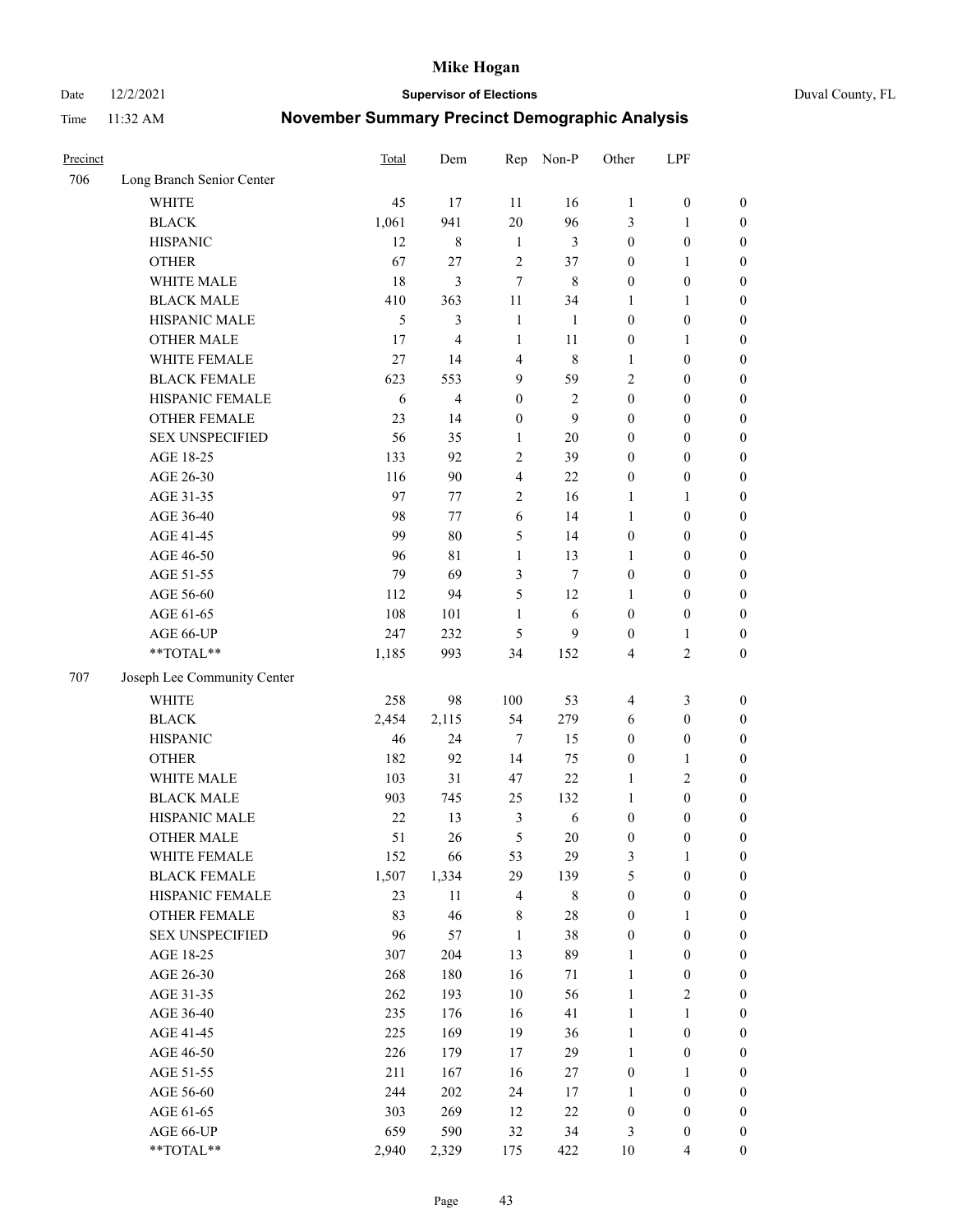# Mike Hogan

Date 12/2/2021 **Supervisor of Elections** Duval County, FL

Time 11:32 AM **November Summary Precinct Demographic Analysis**

| Precinct | | Total | Dem | Rep | Non-P | Other | LPF | |
|---|---|---|---|---|---|---|---|---|
| 706 | Long Branch Senior Center | | | | | | | |
| | WHITE | 45 | 17 | 11 | 16 | 1 | 0 | 0 |
| | BLACK | 1,061 | 941 | 20 | 96 | 3 | 1 | 0 |
| | HISPANIC | 12 | 8 | 1 | 3 | 0 | 0 | 0 |
| | OTHER | 67 | 27 | 2 | 37 | 0 | 1 | 0 |
| | WHITE MALE | 18 | 3 | 7 | 8 | 0 | 0 | 0 |
| | BLACK MALE | 410 | 363 | 11 | 34 | 1 | 1 | 0 |
| | HISPANIC MALE | 5 | 3 | 1 | 1 | 0 | 0 | 0 |
| | OTHER MALE | 17 | 4 | 1 | 11 | 0 | 1 | 0 |
| | WHITE FEMALE | 27 | 14 | 4 | 8 | 1 | 0 | 0 |
| | BLACK FEMALE | 623 | 553 | 9 | 59 | 2 | 0 | 0 |
| | HISPANIC FEMALE | 6 | 4 | 0 | 2 | 0 | 0 | 0 |
| | OTHER FEMALE | 23 | 14 | 0 | 9 | 0 | 0 | 0 |
| | SEX UNSPECIFIED | 56 | 35 | 1 | 20 | 0 | 0 | 0 |
| | AGE 18-25 | 133 | 92 | 2 | 39 | 0 | 0 | 0 |
| | AGE 26-30 | 116 | 90 | 4 | 22 | 0 | 0 | 0 |
| | AGE 31-35 | 97 | 77 | 2 | 16 | 1 | 1 | 0 |
| | AGE 36-40 | 98 | 77 | 6 | 14 | 1 | 0 | 0 |
| | AGE 41-45 | 99 | 80 | 5 | 14 | 0 | 0 | 0 |
| | AGE 46-50 | 96 | 81 | 1 | 13 | 1 | 0 | 0 |
| | AGE 51-55 | 79 | 69 | 3 | 7 | 0 | 0 | 0 |
| | AGE 56-60 | 112 | 94 | 5 | 12 | 1 | 0 | 0 |
| | AGE 61-65 | 108 | 101 | 1 | 6 | 0 | 0 | 0 |
| | AGE 66-UP | 247 | 232 | 5 | 9 | 0 | 1 | 0 |
| | **TOTAL** | 1,185 | 993 | 34 | 152 | 4 | 2 | 0 |
| 707 | Joseph Lee Community Center | | | | | | | |
| | WHITE | 258 | 98 | 100 | 53 | 4 | 3 | 0 |
| | BLACK | 2,454 | 2,115 | 54 | 279 | 6 | 0 | 0 |
| | HISPANIC | 46 | 24 | 7 | 15 | 0 | 0 | 0 |
| | OTHER | 182 | 92 | 14 | 75 | 0 | 1 | 0 |
| | WHITE MALE | 103 | 31 | 47 | 22 | 1 | 2 | 0 |
| | BLACK MALE | 903 | 745 | 25 | 132 | 1 | 0 | 0 |
| | HISPANIC MALE | 22 | 13 | 3 | 6 | 0 | 0 | 0 |
| | OTHER MALE | 51 | 26 | 5 | 20 | 0 | 0 | 0 |
| | WHITE FEMALE | 152 | 66 | 53 | 29 | 3 | 1 | 0 |
| | BLACK FEMALE | 1,507 | 1,334 | 29 | 139 | 5 | 0 | 0 |
| | HISPANIC FEMALE | 23 | 11 | 4 | 8 | 0 | 0 | 0 |
| | OTHER FEMALE | 83 | 46 | 8 | 28 | 0 | 1 | 0 |
| | SEX UNSPECIFIED | 96 | 57 | 1 | 38 | 0 | 0 | 0 |
| | AGE 18-25 | 307 | 204 | 13 | 89 | 1 | 0 | 0 |
| | AGE 26-30 | 268 | 180 | 16 | 71 | 1 | 0 | 0 |
| | AGE 31-35 | 262 | 193 | 10 | 56 | 1 | 2 | 0 |
| | AGE 36-40 | 235 | 176 | 16 | 41 | 1 | 1 | 0 |
| | AGE 41-45 | 225 | 169 | 19 | 36 | 1 | 0 | 0 |
| | AGE 46-50 | 226 | 179 | 17 | 29 | 1 | 0 | 0 |
| | AGE 51-55 | 211 | 167 | 16 | 27 | 0 | 1 | 0 |
| | AGE 56-60 | 244 | 202 | 24 | 17 | 1 | 0 | 0 |
| | AGE 61-65 | 303 | 269 | 12 | 22 | 0 | 0 | 0 |
| | AGE 66-UP | 659 | 590 | 32 | 34 | 3 | 0 | 0 |
| | **TOTAL** | 2,940 | 2,329 | 175 | 422 | 10 | 4 | 0 |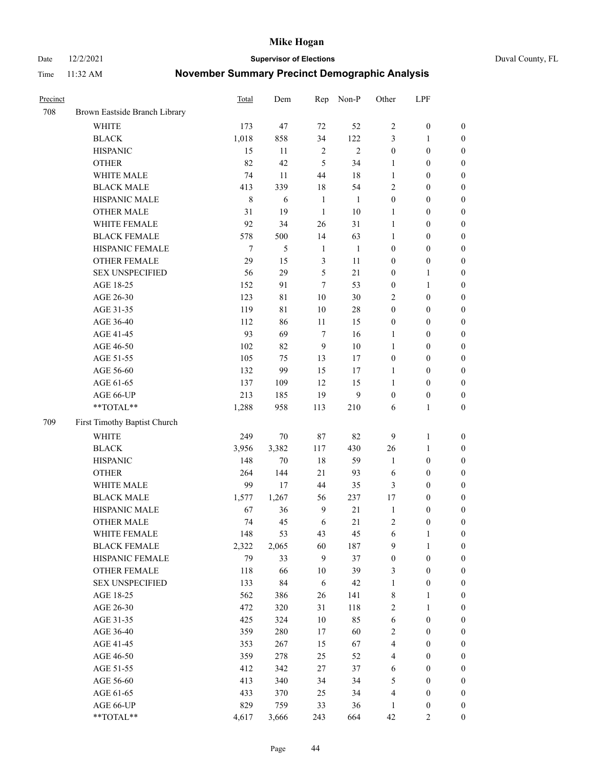# Mike Hogan

Date 12/2/2021 | **Supervisor of Elections** | Duval County, FL

Time 11:32 AM | **November Summary Precinct Demographic Analysis**

| Precinct | | Total | Dem | Rep | Non-P | Other | LPF | |
|---|---|---|---|---|---|---|---|---|
| 708 | Brown Eastside Branch Library | | | | | | | |
| | WHITE | 173 | 47 | 72 | 52 | 2 | 0 | 0 |
| | BLACK | 1,018 | 858 | 34 | 122 | 3 | 1 | 0 |
| | HISPANIC | 15 | 11 | 2 | 2 | 0 | 0 | 0 |
| | OTHER | 82 | 42 | 5 | 34 | 1 | 0 | 0 |
| | WHITE MALE | 74 | 11 | 44 | 18 | 1 | 0 | 0 |
| | BLACK MALE | 413 | 339 | 18 | 54 | 2 | 0 | 0 |
| | HISPANIC MALE | 8 | 6 | 1 | 1 | 0 | 0 | 0 |
| | OTHER MALE | 31 | 19 | 1 | 10 | 1 | 0 | 0 |
| | WHITE FEMALE | 92 | 34 | 26 | 31 | 1 | 0 | 0 |
| | BLACK FEMALE | 578 | 500 | 14 | 63 | 1 | 0 | 0 |
| | HISPANIC FEMALE | 7 | 5 | 1 | 1 | 0 | 0 | 0 |
| | OTHER FEMALE | 29 | 15 | 3 | 11 | 0 | 0 | 0 |
| | SEX UNSPECIFIED | 56 | 29 | 5 | 21 | 0 | 1 | 0 |
| | AGE 18-25 | 152 | 91 | 7 | 53 | 0 | 1 | 0 |
| | AGE 26-30 | 123 | 81 | 10 | 30 | 2 | 0 | 0 |
| | AGE 31-35 | 119 | 81 | 10 | 28 | 0 | 0 | 0 |
| | AGE 36-40 | 112 | 86 | 11 | 15 | 0 | 0 | 0 |
| | AGE 41-45 | 93 | 69 | 7 | 16 | 1 | 0 | 0 |
| | AGE 46-50 | 102 | 82 | 9 | 10 | 1 | 0 | 0 |
| | AGE 51-55 | 105 | 75 | 13 | 17 | 0 | 0 | 0 |
| | AGE 56-60 | 132 | 99 | 15 | 17 | 1 | 0 | 0 |
| | AGE 61-65 | 137 | 109 | 12 | 15 | 1 | 0 | 0 |
| | AGE 66-UP | 213 | 185 | 19 | 9 | 0 | 0 | 0 |
| | **TOTAL** | 1,288 | 958 | 113 | 210 | 6 | 1 | 0 |
| 709 | First Timothy Baptist Church | | | | | | | |
| | WHITE | 249 | 70 | 87 | 82 | 9 | 1 | 0 |
| | BLACK | 3,956 | 3,382 | 117 | 430 | 26 | 1 | 0 |
| | HISPANIC | 148 | 70 | 18 | 59 | 1 | 0 | 0 |
| | OTHER | 264 | 144 | 21 | 93 | 6 | 0 | 0 |
| | WHITE MALE | 99 | 17 | 44 | 35 | 3 | 0 | 0 |
| | BLACK MALE | 1,577 | 1,267 | 56 | 237 | 17 | 0 | 0 |
| | HISPANIC MALE | 67 | 36 | 9 | 21 | 1 | 0 | 0 |
| | OTHER MALE | 74 | 45 | 6 | 21 | 2 | 0 | 0 |
| | WHITE FEMALE | 148 | 53 | 43 | 45 | 6 | 1 | 0 |
| | BLACK FEMALE | 2,322 | 2,065 | 60 | 187 | 9 | 1 | 0 |
| | HISPANIC FEMALE | 79 | 33 | 9 | 37 | 0 | 0 | 0 |
| | OTHER FEMALE | 118 | 66 | 10 | 39 | 3 | 0 | 0 |
| | SEX UNSPECIFIED | 133 | 84 | 6 | 42 | 1 | 0 | 0 |
| | AGE 18-25 | 562 | 386 | 26 | 141 | 8 | 1 | 0 |
| | AGE 26-30 | 472 | 320 | 31 | 118 | 2 | 1 | 0 |
| | AGE 31-35 | 425 | 324 | 10 | 85 | 6 | 0 | 0 |
| | AGE 36-40 | 359 | 280 | 17 | 60 | 2 | 0 | 0 |
| | AGE 41-45 | 353 | 267 | 15 | 67 | 4 | 0 | 0 |
| | AGE 46-50 | 359 | 278 | 25 | 52 | 4 | 0 | 0 |
| | AGE 51-55 | 412 | 342 | 27 | 37 | 6 | 0 | 0 |
| | AGE 56-60 | 413 | 340 | 34 | 34 | 5 | 0 | 0 |
| | AGE 61-65 | 433 | 370 | 25 | 34 | 4 | 0 | 0 |
| | AGE 66-UP | 829 | 759 | 33 | 36 | 1 | 0 | 0 |
| | **TOTAL** | 4,617 | 3,666 | 243 | 664 | 42 | 2 | 0 |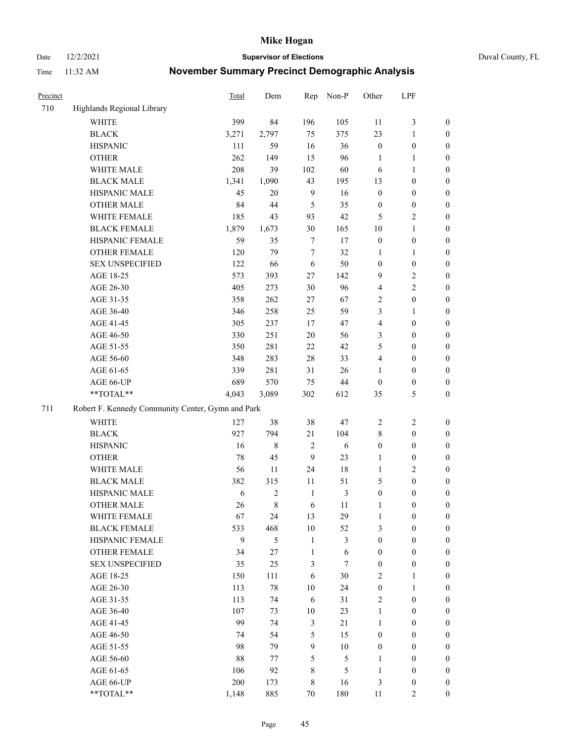| Precinct | | Total | Dem | Rep | Non-P | Other | LPF | |
|---|---|---|---|---|---|---|---|---|
| 710 | Highlands Regional Library | | | | | | | |
| | WHITE | 399 | 84 | 196 | 105 | 11 | 3 | 0 |
| | BLACK | 3,271 | 2,797 | 75 | 375 | 23 | 1 | 0 |
| | HISPANIC | 111 | 59 | 16 | 36 | 0 | 0 | 0 |
| | OTHER | 262 | 149 | 15 | 96 | 1 | 1 | 0 |
| | WHITE MALE | 208 | 39 | 102 | 60 | 6 | 1 | 0 |
| | BLACK MALE | 1,341 | 1,090 | 43 | 195 | 13 | 0 | 0 |
| | HISPANIC MALE | 45 | 20 | 9 | 16 | 0 | 0 | 0 |
| | OTHER MALE | 84 | 44 | 5 | 35 | 0 | 0 | 0 |
| | WHITE FEMALE | 185 | 43 | 93 | 42 | 5 | 2 | 0 |
| | BLACK FEMALE | 1,879 | 1,673 | 30 | 165 | 10 | 1 | 0 |
| | HISPANIC FEMALE | 59 | 35 | 7 | 17 | 0 | 0 | 0 |
| | OTHER FEMALE | 120 | 79 | 7 | 32 | 1 | 1 | 0 |
| | SEX UNSPECIFIED | 122 | 66 | 6 | 50 | 0 | 0 | 0 |
| | AGE 18-25 | 573 | 393 | 27 | 142 | 9 | 2 | 0 |
| | AGE 26-30 | 405 | 273 | 30 | 96 | 4 | 2 | 0 |
| | AGE 31-35 | 358 | 262 | 27 | 67 | 2 | 0 | 0 |
| | AGE 36-40 | 346 | 258 | 25 | 59 | 3 | 1 | 0 |
| | AGE 41-45 | 305 | 237 | 17 | 47 | 4 | 0 | 0 |
| | AGE 46-50 | 330 | 251 | 20 | 56 | 3 | 0 | 0 |
| | AGE 51-55 | 350 | 281 | 22 | 42 | 5 | 0 | 0 |
| | AGE 56-60 | 348 | 283 | 28 | 33 | 4 | 0 | 0 |
| | AGE 61-65 | 339 | 281 | 31 | 26 | 1 | 0 | 0 |
| | AGE 66-UP | 689 | 570 | 75 | 44 | 0 | 0 | 0 |
| | **TOTAL** | 4,043 | 3,089 | 302 | 612 | 35 | 5 | 0 |
| 711 | Robert F. Kennedy Community Center, Gymn and Park | | | | | | | |
| | WHITE | 127 | 38 | 38 | 47 | 2 | 2 | 0 |
| | BLACK | 927 | 794 | 21 | 104 | 8 | 0 | 0 |
| | HISPANIC | 16 | 8 | 2 | 6 | 0 | 0 | 0 |
| | OTHER | 78 | 45 | 9 | 23 | 1 | 0 | 0 |
| | WHITE MALE | 56 | 11 | 24 | 18 | 1 | 2 | 0 |
| | BLACK MALE | 382 | 315 | 11 | 51 | 5 | 0 | 0 |
| | HISPANIC MALE | 6 | 2 | 1 | 3 | 0 | 0 | 0 |
| | OTHER MALE | 26 | 8 | 6 | 11 | 1 | 0 | 0 |
| | WHITE FEMALE | 67 | 24 | 13 | 29 | 1 | 0 | 0 |
| | BLACK FEMALE | 533 | 468 | 10 | 52 | 3 | 0 | 0 |
| | HISPANIC FEMALE | 9 | 5 | 1 | 3 | 0 | 0 | 0 |
| | OTHER FEMALE | 34 | 27 | 1 | 6 | 0 | 0 | 0 |
| | SEX UNSPECIFIED | 35 | 25 | 3 | 7 | 0 | 0 | 0 |
| | AGE 18-25 | 150 | 111 | 6 | 30 | 2 | 1 | 0 |
| | AGE 26-30 | 113 | 78 | 10 | 24 | 0 | 1 | 0 |
| | AGE 31-35 | 113 | 74 | 6 | 31 | 2 | 0 | 0 |
| | AGE 36-40 | 107 | 73 | 10 | 23 | 1 | 0 | 0 |
| | AGE 41-45 | 99 | 74 | 3 | 21 | 1 | 0 | 0 |
| | AGE 46-50 | 74 | 54 | 5 | 15 | 0 | 0 | 0 |
| | AGE 51-55 | 98 | 79 | 9 | 10 | 0 | 0 | 0 |
| | AGE 56-60 | 88 | 77 | 5 | 5 | 1 | 0 | 0 |
| | AGE 61-65 | 106 | 92 | 8 | 5 | 1 | 0 | 0 |
| | AGE 66-UP | 200 | 173 | 8 | 16 | 3 | 0 | 0 |
| | **TOTAL** | 1,148 | 885 | 70 | 180 | 11 | 2 | 0 |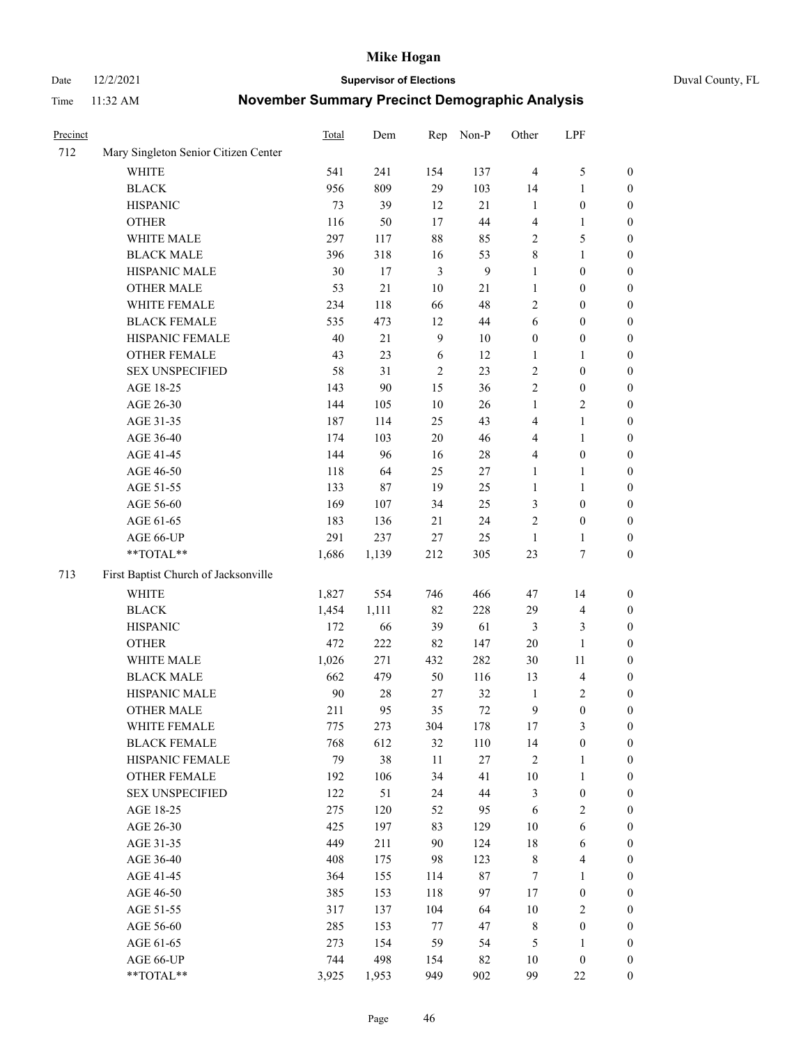# Mike Hogan

Date 12/2/2021 **Supervisor of Elections** Duval County, FL

Time 11:32 AM **November Summary Precinct Demographic Analysis**

| Precinct | | Total | Dem | Rep | Non-P | Other | LPF | |
|---|---|---|---|---|---|---|---|---|
| 712 | Mary Singleton Senior Citizen Center | | | | | | | |
| | WHITE | 541 | 241 | 154 | 137 | 4 | 5 | 0 |
| | BLACK | 956 | 809 | 29 | 103 | 14 | 1 | 0 |
| | HISPANIC | 73 | 39 | 12 | 21 | 1 | 0 | 0 |
| | OTHER | 116 | 50 | 17 | 44 | 4 | 1 | 0 |
| | WHITE MALE | 297 | 117 | 88 | 85 | 2 | 5 | 0 |
| | BLACK MALE | 396 | 318 | 16 | 53 | 8 | 1 | 0 |
| | HISPANIC MALE | 30 | 17 | 3 | 9 | 1 | 0 | 0 |
| | OTHER MALE | 53 | 21 | 10 | 21 | 1 | 0 | 0 |
| | WHITE FEMALE | 234 | 118 | 66 | 48 | 2 | 0 | 0 |
| | BLACK FEMALE | 535 | 473 | 12 | 44 | 6 | 0 | 0 |
| | HISPANIC FEMALE | 40 | 21 | 9 | 10 | 0 | 0 | 0 |
| | OTHER FEMALE | 43 | 23 | 6 | 12 | 1 | 1 | 0 |
| | SEX UNSPECIFIED | 58 | 31 | 2 | 23 | 2 | 0 | 0 |
| | AGE 18-25 | 143 | 90 | 15 | 36 | 2 | 0 | 0 |
| | AGE 26-30 | 144 | 105 | 10 | 26 | 1 | 2 | 0 |
| | AGE 31-35 | 187 | 114 | 25 | 43 | 4 | 1 | 0 |
| | AGE 36-40 | 174 | 103 | 20 | 46 | 4 | 1 | 0 |
| | AGE 41-45 | 144 | 96 | 16 | 28 | 4 | 0 | 0 |
| | AGE 46-50 | 118 | 64 | 25 | 27 | 1 | 1 | 0 |
| | AGE 51-55 | 133 | 87 | 19 | 25 | 1 | 1 | 0 |
| | AGE 56-60 | 169 | 107 | 34 | 25 | 3 | 0 | 0 |
| | AGE 61-65 | 183 | 136 | 21 | 24 | 2 | 0 | 0 |
| | AGE 66-UP | 291 | 237 | 27 | 25 | 1 | 1 | 0 |
| | **TOTAL** | 1,686 | 1,139 | 212 | 305 | 23 | 7 | 0 |
| 713 | First Baptist Church of Jacksonville | | | | | | | |
| | WHITE | 1,827 | 554 | 746 | 466 | 47 | 14 | 0 |
| | BLACK | 1,454 | 1,111 | 82 | 228 | 29 | 4 | 0 |
| | HISPANIC | 172 | 66 | 39 | 61 | 3 | 3 | 0 |
| | OTHER | 472 | 222 | 82 | 147 | 20 | 1 | 0 |
| | WHITE MALE | 1,026 | 271 | 432 | 282 | 30 | 11 | 0 |
| | BLACK MALE | 662 | 479 | 50 | 116 | 13 | 4 | 0 |
| | HISPANIC MALE | 90 | 28 | 27 | 32 | 1 | 2 | 0 |
| | OTHER MALE | 211 | 95 | 35 | 72 | 9 | 0 | 0 |
| | WHITE FEMALE | 775 | 273 | 304 | 178 | 17 | 3 | 0 |
| | BLACK FEMALE | 768 | 612 | 32 | 110 | 14 | 0 | 0 |
| | HISPANIC FEMALE | 79 | 38 | 11 | 27 | 2 | 1 | 0 |
| | OTHER FEMALE | 192 | 106 | 34 | 41 | 10 | 1 | 0 |
| | SEX UNSPECIFIED | 122 | 51 | 24 | 44 | 3 | 0 | 0 |
| | AGE 18-25 | 275 | 120 | 52 | 95 | 6 | 2 | 0 |
| | AGE 26-30 | 425 | 197 | 83 | 129 | 10 | 6 | 0 |
| | AGE 31-35 | 449 | 211 | 90 | 124 | 18 | 6 | 0 |
| | AGE 36-40 | 408 | 175 | 98 | 123 | 8 | 4 | 0 |
| | AGE 41-45 | 364 | 155 | 114 | 87 | 7 | 1 | 0 |
| | AGE 46-50 | 385 | 153 | 118 | 97 | 17 | 0 | 0 |
| | AGE 51-55 | 317 | 137 | 104 | 64 | 10 | 2 | 0 |
| | AGE 56-60 | 285 | 153 | 77 | 47 | 8 | 0 | 0 |
| | AGE 61-65 | 273 | 154 | 59 | 54 | 5 | 1 | 0 |
| | AGE 66-UP | 744 | 498 | 154 | 82 | 10 | 0 | 0 |
| | **TOTAL** | 3,925 | 1,953 | 949 | 902 | 99 | 22 | 0 |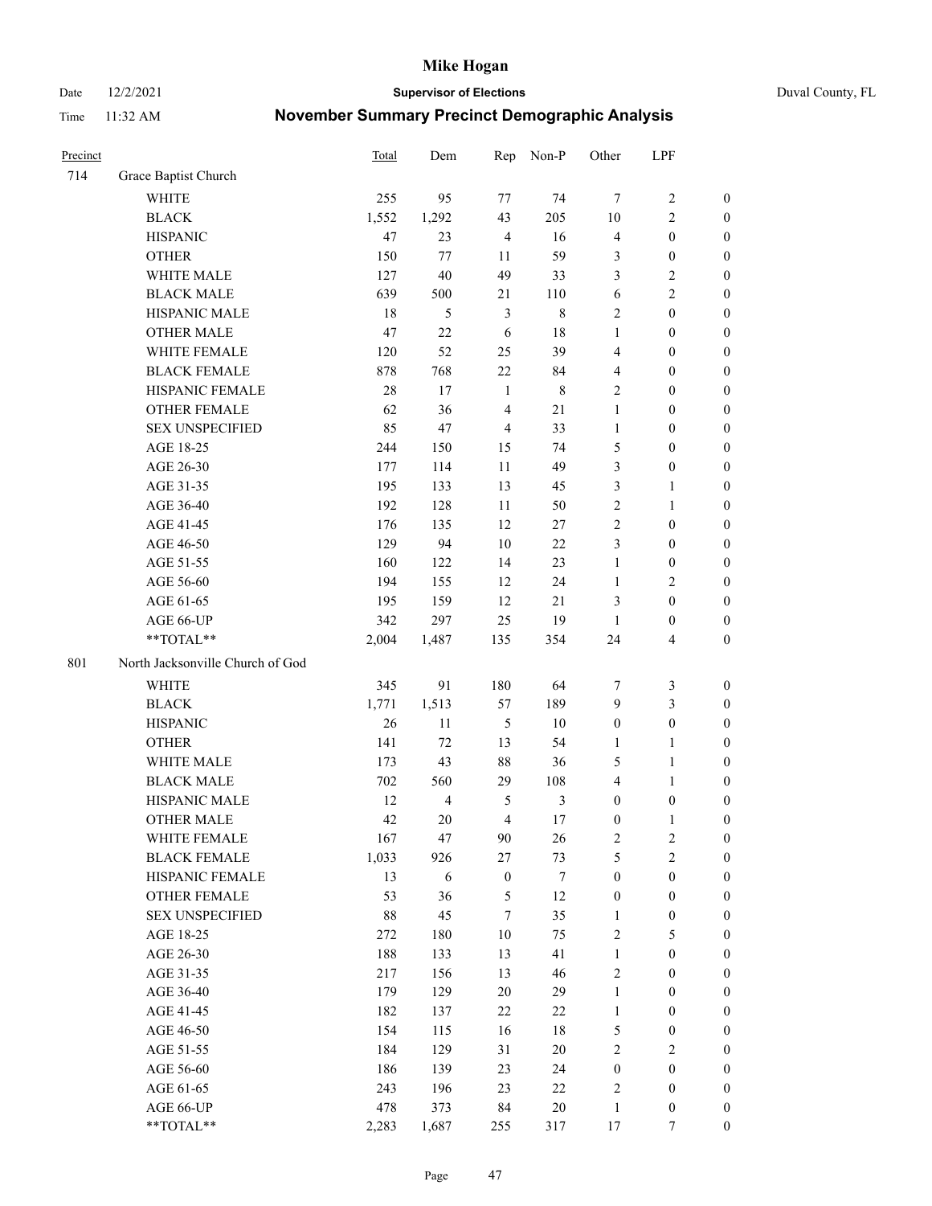# Mike Hogan

Date 12/2/2021 | **Supervisor of Elections** | Duval County, FL

Time 11:32 AM | **November Summary Precinct Demographic Analysis**

| Precinct | | Total | Dem | Rep | Non-P | Other | LPF | |
|---|---|---|---|---|---|---|---|---|
| 714 | Grace Baptist Church | | | | | | | |
| | WHITE | 255 | 95 | 77 | 74 | 7 | 2 | 0 |
| | BLACK | 1,552 | 1,292 | 43 | 205 | 10 | 2 | 0 |
| | HISPANIC | 47 | 23 | 4 | 16 | 4 | 0 | 0 |
| | OTHER | 150 | 77 | 11 | 59 | 3 | 0 | 0 |
| | WHITE MALE | 127 | 40 | 49 | 33 | 3 | 2 | 0 |
| | BLACK MALE | 639 | 500 | 21 | 110 | 6 | 2 | 0 |
| | HISPANIC MALE | 18 | 5 | 3 | 8 | 2 | 0 | 0 |
| | OTHER MALE | 47 | 22 | 6 | 18 | 1 | 0 | 0 |
| | WHITE FEMALE | 120 | 52 | 25 | 39 | 4 | 0 | 0 |
| | BLACK FEMALE | 878 | 768 | 22 | 84 | 4 | 0 | 0 |
| | HISPANIC FEMALE | 28 | 17 | 1 | 8 | 2 | 0 | 0 |
| | OTHER FEMALE | 62 | 36 | 4 | 21 | 1 | 0 | 0 |
| | SEX UNSPECIFIED | 85 | 47 | 4 | 33 | 1 | 0 | 0 |
| | AGE 18-25 | 244 | 150 | 15 | 74 | 5 | 0 | 0 |
| | AGE 26-30 | 177 | 114 | 11 | 49 | 3 | 0 | 0 |
| | AGE 31-35 | 195 | 133 | 13 | 45 | 3 | 1 | 0 |
| | AGE 36-40 | 192 | 128 | 11 | 50 | 2 | 1 | 0 |
| | AGE 41-45 | 176 | 135 | 12 | 27 | 2 | 0 | 0 |
| | AGE 46-50 | 129 | 94 | 10 | 22 | 3 | 0 | 0 |
| | AGE 51-55 | 160 | 122 | 14 | 23 | 1 | 0 | 0 |
| | AGE 56-60 | 194 | 155 | 12 | 24 | 1 | 2 | 0 |
| | AGE 61-65 | 195 | 159 | 12 | 21 | 3 | 0 | 0 |
| | AGE 66-UP | 342 | 297 | 25 | 19 | 1 | 0 | 0 |
| | **TOTAL** | 2,004 | 1,487 | 135 | 354 | 24 | 4 | 0 |
| 801 | North Jacksonville Church of God | | | | | | | |
| | WHITE | 345 | 91 | 180 | 64 | 7 | 3 | 0 |
| | BLACK | 1,771 | 1,513 | 57 | 189 | 9 | 3 | 0 |
| | HISPANIC | 26 | 11 | 5 | 10 | 0 | 0 | 0 |
| | OTHER | 141 | 72 | 13 | 54 | 1 | 1 | 0 |
| | WHITE MALE | 173 | 43 | 88 | 36 | 5 | 1 | 0 |
| | BLACK MALE | 702 | 560 | 29 | 108 | 4 | 1 | 0 |
| | HISPANIC MALE | 12 | 4 | 5 | 3 | 0 | 0 | 0 |
| | OTHER MALE | 42 | 20 | 4 | 17 | 0 | 1 | 0 |
| | WHITE FEMALE | 167 | 47 | 90 | 26 | 2 | 2 | 0 |
| | BLACK FEMALE | 1,033 | 926 | 27 | 73 | 5 | 2 | 0 |
| | HISPANIC FEMALE | 13 | 6 | 0 | 7 | 0 | 0 | 0 |
| | OTHER FEMALE | 53 | 36 | 5 | 12 | 0 | 0 | 0 |
| | SEX UNSPECIFIED | 88 | 45 | 7 | 35 | 1 | 0 | 0 |
| | AGE 18-25 | 272 | 180 | 10 | 75 | 2 | 5 | 0 |
| | AGE 26-30 | 188 | 133 | 13 | 41 | 1 | 0 | 0 |
| | AGE 31-35 | 217 | 156 | 13 | 46 | 2 | 0 | 0 |
| | AGE 36-40 | 179 | 129 | 20 | 29 | 1 | 0 | 0 |
| | AGE 41-45 | 182 | 137 | 22 | 22 | 1 | 0 | 0 |
| | AGE 46-50 | 154 | 115 | 16 | 18 | 5 | 0 | 0 |
| | AGE 51-55 | 184 | 129 | 31 | 20 | 2 | 2 | 0 |
| | AGE 56-60 | 186 | 139 | 23 | 24 | 0 | 0 | 0 |
| | AGE 61-65 | 243 | 196 | 23 | 22 | 2 | 0 | 0 |
| | AGE 66-UP | 478 | 373 | 84 | 20 | 1 | 0 | 0 |
| | **TOTAL** | 2,283 | 1,687 | 255 | 317 | 17 | 7 | 0 |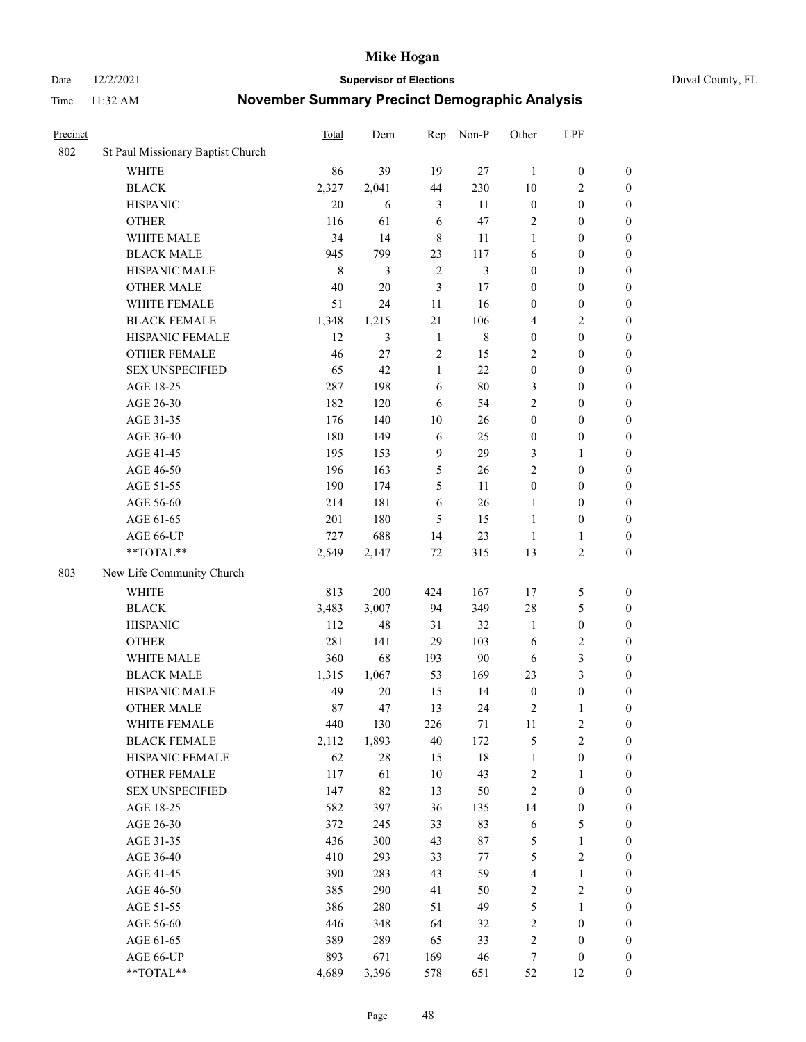# Mike Hogan

Date 12/2/2021 **Supervisor of Elections** Duval County, FL

Time 11:32 AM **November Summary Precinct Demographic Analysis**

| Precinct | | Total | Dem | Rep | Non-P | Other | LPF | |
|---|---|---|---|---|---|---|---|---|
| 802 | St Paul Missionary Baptist Church | | | | | | | |
| | WHITE | 86 | 39 | 19 | 27 | 1 | 0 | 0 |
| | BLACK | 2,327 | 2,041 | 44 | 230 | 10 | 2 | 0 |
| | HISPANIC | 20 | 6 | 3 | 11 | 0 | 0 | 0 |
| | OTHER | 116 | 61 | 6 | 47 | 2 | 0 | 0 |
| | WHITE MALE | 34 | 14 | 8 | 11 | 1 | 0 | 0 |
| | BLACK MALE | 945 | 799 | 23 | 117 | 6 | 0 | 0 |
| | HISPANIC MALE | 8 | 3 | 2 | 3 | 0 | 0 | 0 |
| | OTHER MALE | 40 | 20 | 3 | 17 | 0 | 0 | 0 |
| | WHITE FEMALE | 51 | 24 | 11 | 16 | 0 | 0 | 0 |
| | BLACK FEMALE | 1,348 | 1,215 | 21 | 106 | 4 | 2 | 0 |
| | HISPANIC FEMALE | 12 | 3 | 1 | 8 | 0 | 0 | 0 |
| | OTHER FEMALE | 46 | 27 | 2 | 15 | 2 | 0 | 0 |
| | SEX UNSPECIFIED | 65 | 42 | 1 | 22 | 0 | 0 | 0 |
| | AGE 18-25 | 287 | 198 | 6 | 80 | 3 | 0 | 0 |
| | AGE 26-30 | 182 | 120 | 6 | 54 | 2 | 0 | 0 |
| | AGE 31-35 | 176 | 140 | 10 | 26 | 0 | 0 | 0 |
| | AGE 36-40 | 180 | 149 | 6 | 25 | 0 | 0 | 0 |
| | AGE 41-45 | 195 | 153 | 9 | 29 | 3 | 1 | 0 |
| | AGE 46-50 | 196 | 163 | 5 | 26 | 2 | 0 | 0 |
| | AGE 51-55 | 190 | 174 | 5 | 11 | 0 | 0 | 0 |
| | AGE 56-60 | 214 | 181 | 6 | 26 | 1 | 0 | 0 |
| | AGE 61-65 | 201 | 180 | 5 | 15 | 1 | 0 | 0 |
| | AGE 66-UP | 727 | 688 | 14 | 23 | 1 | 1 | 0 |
| | **TOTAL** | 2,549 | 2,147 | 72 | 315 | 13 | 2 | 0 |
| 803 | New Life Community Church | | | | | | | |
| | WHITE | 813 | 200 | 424 | 167 | 17 | 5 | 0 |
| | BLACK | 3,483 | 3,007 | 94 | 349 | 28 | 5 | 0 |
| | HISPANIC | 112 | 48 | 31 | 32 | 1 | 0 | 0 |
| | OTHER | 281 | 141 | 29 | 103 | 6 | 2 | 0 |
| | WHITE MALE | 360 | 68 | 193 | 90 | 6 | 3 | 0 |
| | BLACK MALE | 1,315 | 1,067 | 53 | 169 | 23 | 3 | 0 |
| | HISPANIC MALE | 49 | 20 | 15 | 14 | 0 | 0 | 0 |
| | OTHER MALE | 87 | 47 | 13 | 24 | 2 | 1 | 0 |
| | WHITE FEMALE | 440 | 130 | 226 | 71 | 11 | 2 | 0 |
| | BLACK FEMALE | 2,112 | 1,893 | 40 | 172 | 5 | 2 | 0 |
| | HISPANIC FEMALE | 62 | 28 | 15 | 18 | 1 | 0 | 0 |
| | OTHER FEMALE | 117 | 61 | 10 | 43 | 2 | 1 | 0 |
| | SEX UNSPECIFIED | 147 | 82 | 13 | 50 | 2 | 0 | 0 |
| | AGE 18-25 | 582 | 397 | 36 | 135 | 14 | 0 | 0 |
| | AGE 26-30 | 372 | 245 | 33 | 83 | 6 | 5 | 0 |
| | AGE 31-35 | 436 | 300 | 43 | 87 | 5 | 1 | 0 |
| | AGE 36-40 | 410 | 293 | 33 | 77 | 5 | 2 | 0 |
| | AGE 41-45 | 390 | 283 | 43 | 59 | 4 | 1 | 0 |
| | AGE 46-50 | 385 | 290 | 41 | 50 | 2 | 2 | 0 |
| | AGE 51-55 | 386 | 280 | 51 | 49 | 5 | 1 | 0 |
| | AGE 56-60 | 446 | 348 | 64 | 32 | 2 | 0 | 0 |
| | AGE 61-65 | 389 | 289 | 65 | 33 | 2 | 0 | 0 |
| | AGE 66-UP | 893 | 671 | 169 | 46 | 7 | 0 | 0 |
| | **TOTAL** | 4,689 | 3,396 | 578 | 651 | 52 | 12 | 0 |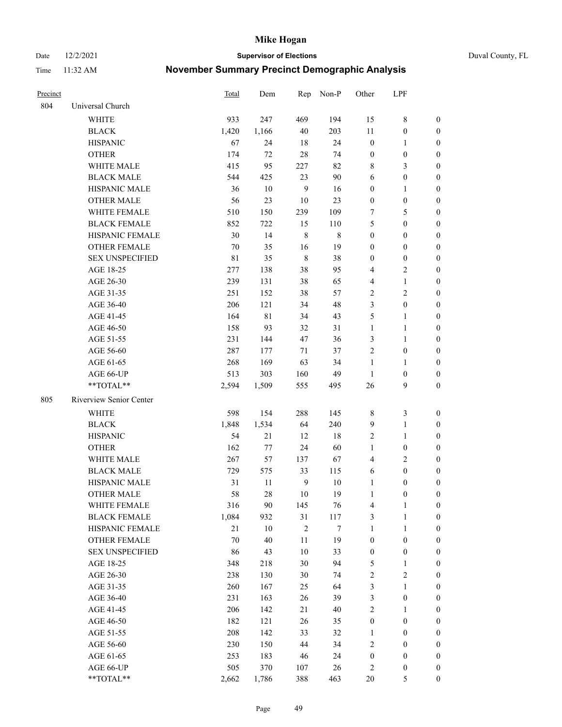# Mike Hogan

Date 12/2/2021 **Supervisor of Elections** Duval County, FL

Time 11:32 AM **November Summary Precinct Demographic Analysis**

| Precinct | | Total | Dem | Rep | Non-P | Other | LPF | |
|---|---|---|---|---|---|---|---|---|
| 804 | Universal Church | | | | | | | |
| | WHITE | 933 | 247 | 469 | 194 | 15 | 8 | 0 |
| | BLACK | 1,420 | 1,166 | 40 | 203 | 11 | 0 | 0 |
| | HISPANIC | 67 | 24 | 18 | 24 | 0 | 1 | 0 |
| | OTHER | 174 | 72 | 28 | 74 | 0 | 0 | 0 |
| | WHITE MALE | 415 | 95 | 227 | 82 | 8 | 3 | 0 |
| | BLACK MALE | 544 | 425 | 23 | 90 | 6 | 0 | 0 |
| | HISPANIC MALE | 36 | 10 | 9 | 16 | 0 | 1 | 0 |
| | OTHER MALE | 56 | 23 | 10 | 23 | 0 | 0 | 0 |
| | WHITE FEMALE | 510 | 150 | 239 | 109 | 7 | 5 | 0 |
| | BLACK FEMALE | 852 | 722 | 15 | 110 | 5 | 0 | 0 |
| | HISPANIC FEMALE | 30 | 14 | 8 | 8 | 0 | 0 | 0 |
| | OTHER FEMALE | 70 | 35 | 16 | 19 | 0 | 0 | 0 |
| | SEX UNSPECIFIED | 81 | 35 | 8 | 38 | 0 | 0 | 0 |
| | AGE 18-25 | 277 | 138 | 38 | 95 | 4 | 2 | 0 |
| | AGE 26-30 | 239 | 131 | 38 | 65 | 4 | 1 | 0 |
| | AGE 31-35 | 251 | 152 | 38 | 57 | 2 | 2 | 0 |
| | AGE 36-40 | 206 | 121 | 34 | 48 | 3 | 0 | 0 |
| | AGE 41-45 | 164 | 81 | 34 | 43 | 5 | 1 | 0 |
| | AGE 46-50 | 158 | 93 | 32 | 31 | 1 | 1 | 0 |
| | AGE 51-55 | 231 | 144 | 47 | 36 | 3 | 1 | 0 |
| | AGE 56-60 | 287 | 177 | 71 | 37 | 2 | 0 | 0 |
| | AGE 61-65 | 268 | 169 | 63 | 34 | 1 | 1 | 0 |
| | AGE 66-UP | 513 | 303 | 160 | 49 | 1 | 0 | 0 |
| | **TOTAL** | 2,594 | 1,509 | 555 | 495 | 26 | 9 | 0 |
| 805 | Riverview Senior Center | | | | | | | |
| | WHITE | 598 | 154 | 288 | 145 | 8 | 3 | 0 |
| | BLACK | 1,848 | 1,534 | 64 | 240 | 9 | 1 | 0 |
| | HISPANIC | 54 | 21 | 12 | 18 | 2 | 1 | 0 |
| | OTHER | 162 | 77 | 24 | 60 | 1 | 0 | 0 |
| | WHITE MALE | 267 | 57 | 137 | 67 | 4 | 2 | 0 |
| | BLACK MALE | 729 | 575 | 33 | 115 | 6 | 0 | 0 |
| | HISPANIC MALE | 31 | 11 | 9 | 10 | 1 | 0 | 0 |
| | OTHER MALE | 58 | 28 | 10 | 19 | 1 | 0 | 0 |
| | WHITE FEMALE | 316 | 90 | 145 | 76 | 4 | 1 | 0 |
| | BLACK FEMALE | 1,084 | 932 | 31 | 117 | 3 | 1 | 0 |
| | HISPANIC FEMALE | 21 | 10 | 2 | 7 | 1 | 1 | 0 |
| | OTHER FEMALE | 70 | 40 | 11 | 19 | 0 | 0 | 0 |
| | SEX UNSPECIFIED | 86 | 43 | 10 | 33 | 0 | 0 | 0 |
| | AGE 18-25 | 348 | 218 | 30 | 94 | 5 | 1 | 0 |
| | AGE 26-30 | 238 | 130 | 30 | 74 | 2 | 2 | 0 |
| | AGE 31-35 | 260 | 167 | 25 | 64 | 3 | 1 | 0 |
| | AGE 36-40 | 231 | 163 | 26 | 39 | 3 | 0 | 0 |
| | AGE 41-45 | 206 | 142 | 21 | 40 | 2 | 1 | 0 |
| | AGE 46-50 | 182 | 121 | 26 | 35 | 0 | 0 | 0 |
| | AGE 51-55 | 208 | 142 | 33 | 32 | 1 | 0 | 0 |
| | AGE 56-60 | 230 | 150 | 44 | 34 | 2 | 0 | 0 |
| | AGE 61-65 | 253 | 183 | 46 | 24 | 0 | 0 | 0 |
| | AGE 66-UP | 505 | 370 | 107 | 26 | 2 | 0 | 0 |
| | **TOTAL** | 2,662 | 1,786 | 388 | 463 | 20 | 5 | 0 |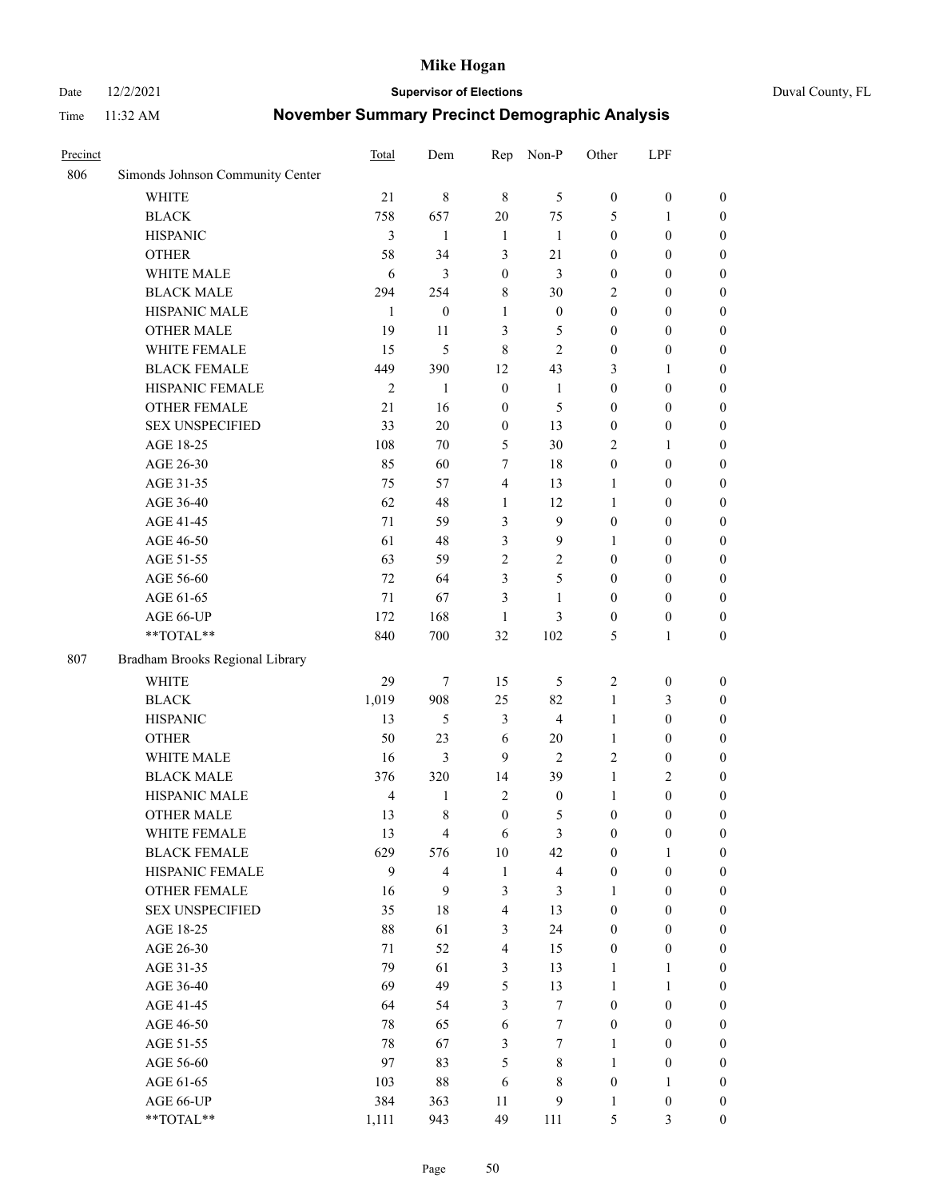# Mike Hogan

Date 12/2/2021 **Supervisor of Elections** Duval County, FL

Time 11:32 AM **November Summary Precinct Demographic Analysis**

| Precinct | | Total | Dem | Rep | Non-P | Other | LPF | |
|---|---|---|---|---|---|---|---|---|
| 806 | Simonds Johnson Community Center | | | | | | | |
| | WHITE | 21 | 8 | 8 | 5 | 0 | 0 | 0 |
| | BLACK | 758 | 657 | 20 | 75 | 5 | 1 | 0 |
| | HISPANIC | 3 | 1 | 1 | 1 | 0 | 0 | 0 |
| | OTHER | 58 | 34 | 3 | 21 | 0 | 0 | 0 |
| | WHITE MALE | 6 | 3 | 0 | 3 | 0 | 0 | 0 |
| | BLACK MALE | 294 | 254 | 8 | 30 | 2 | 0 | 0 |
| | HISPANIC MALE | 1 | 0 | 1 | 0 | 0 | 0 | 0 |
| | OTHER MALE | 19 | 11 | 3 | 5 | 0 | 0 | 0 |
| | WHITE FEMALE | 15 | 5 | 8 | 2 | 0 | 0 | 0 |
| | BLACK FEMALE | 449 | 390 | 12 | 43 | 3 | 1 | 0 |
| | HISPANIC FEMALE | 2 | 1 | 0 | 1 | 0 | 0 | 0 |
| | OTHER FEMALE | 21 | 16 | 0 | 5 | 0 | 0 | 0 |
| | SEX UNSPECIFIED | 33 | 20 | 0 | 13 | 0 | 0 | 0 |
| | AGE 18-25 | 108 | 70 | 5 | 30 | 2 | 1 | 0 |
| | AGE 26-30 | 85 | 60 | 7 | 18 | 0 | 0 | 0 |
| | AGE 31-35 | 75 | 57 | 4 | 13 | 1 | 0 | 0 |
| | AGE 36-40 | 62 | 48 | 1 | 12 | 1 | 0 | 0 |
| | AGE 41-45 | 71 | 59 | 3 | 9 | 0 | 0 | 0 |
| | AGE 46-50 | 61 | 48 | 3 | 9 | 1 | 0 | 0 |
| | AGE 51-55 | 63 | 59 | 2 | 2 | 0 | 0 | 0 |
| | AGE 56-60 | 72 | 64 | 3 | 5 | 0 | 0 | 0 |
| | AGE 61-65 | 71 | 67 | 3 | 1 | 0 | 0 | 0 |
| | AGE 66-UP | 172 | 168 | 1 | 3 | 0 | 0 | 0 |
| | **TOTAL** | 840 | 700 | 32 | 102 | 5 | 1 | 0 |
| 807 | Bradham Brooks Regional Library | | | | | | | |
| | WHITE | 29 | 7 | 15 | 5 | 2 | 0 | 0 |
| | BLACK | 1,019 | 908 | 25 | 82 | 1 | 3 | 0 |
| | HISPANIC | 13 | 5 | 3 | 4 | 1 | 0 | 0 |
| | OTHER | 50 | 23 | 6 | 20 | 1 | 0 | 0 |
| | WHITE MALE | 16 | 3 | 9 | 2 | 2 | 0 | 0 |
| | BLACK MALE | 376 | 320 | 14 | 39 | 1 | 2 | 0 |
| | HISPANIC MALE | 4 | 1 | 2 | 0 | 1 | 0 | 0 |
| | OTHER MALE | 13 | 8 | 0 | 5 | 0 | 0 | 0 |
| | WHITE FEMALE | 13 | 4 | 6 | 3 | 0 | 0 | 0 |
| | BLACK FEMALE | 629 | 576 | 10 | 42 | 0 | 1 | 0 |
| | HISPANIC FEMALE | 9 | 4 | 1 | 4 | 0 | 0 | 0 |
| | OTHER FEMALE | 16 | 9 | 3 | 3 | 1 | 0 | 0 |
| | SEX UNSPECIFIED | 35 | 18 | 4 | 13 | 0 | 0 | 0 |
| | AGE 18-25 | 88 | 61 | 3 | 24 | 0 | 0 | 0 |
| | AGE 26-30 | 71 | 52 | 4 | 15 | 0 | 0 | 0 |
| | AGE 31-35 | 79 | 61 | 3 | 13 | 1 | 1 | 0 |
| | AGE 36-40 | 69 | 49 | 5 | 13 | 1 | 1 | 0 |
| | AGE 41-45 | 64 | 54 | 3 | 7 | 0 | 0 | 0 |
| | AGE 46-50 | 78 | 65 | 6 | 7 | 0 | 0 | 0 |
| | AGE 51-55 | 78 | 67 | 3 | 7 | 1 | 0 | 0 |
| | AGE 56-60 | 97 | 83 | 5 | 8 | 1 | 0 | 0 |
| | AGE 61-65 | 103 | 88 | 6 | 8 | 0 | 1 | 0 |
| | AGE 66-UP | 384 | 363 | 11 | 9 | 1 | 0 | 0 |
| | **TOTAL** | 1,111 | 943 | 49 | 111 | 5 | 3 | 0 |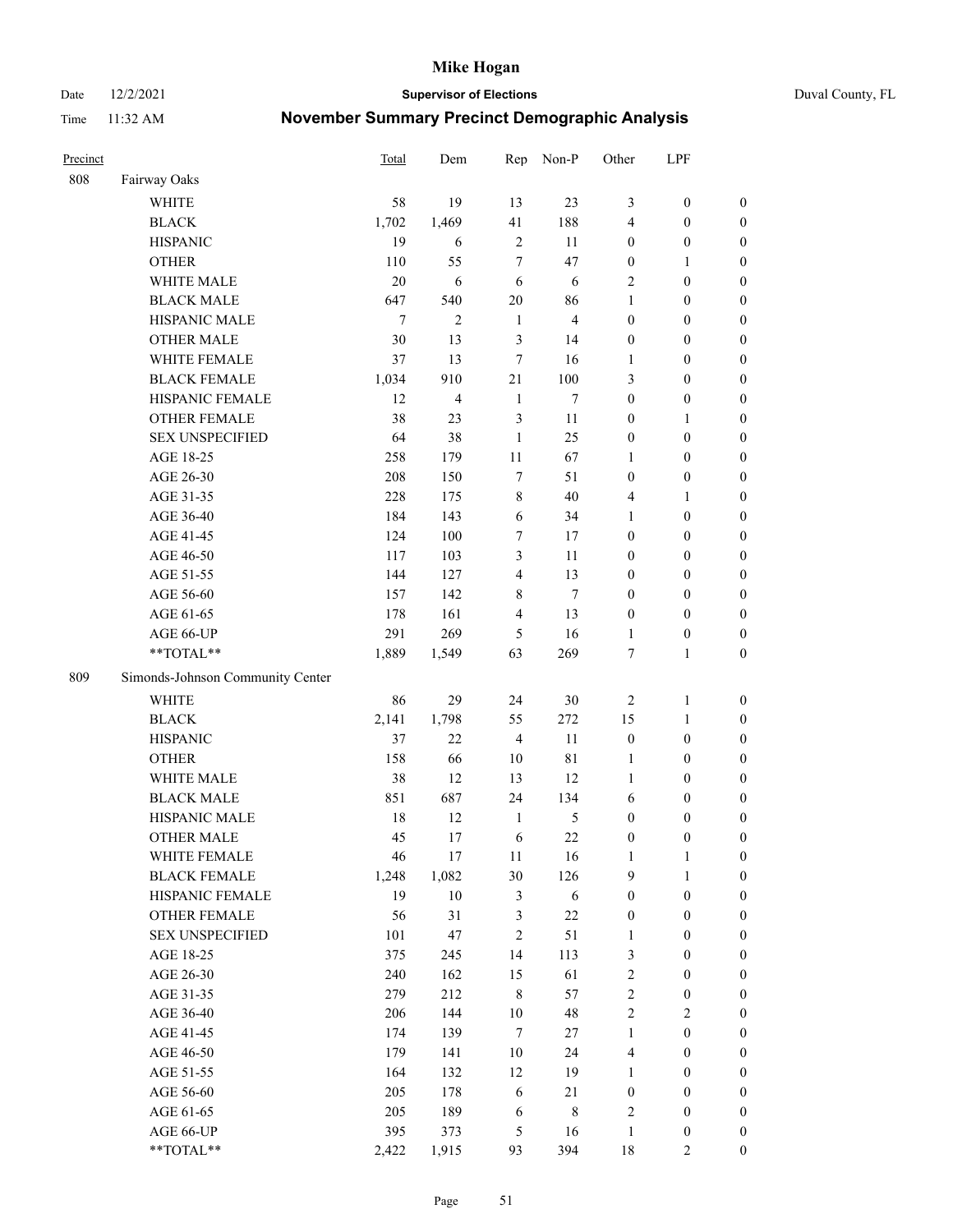# Mike Hogan

Date 12/2/2021 | **Supervisor of Elections** | Duval County, FL

Time 11:32 AM | **November Summary Precinct Demographic Analysis**

| Precinct | | Total | Dem | Rep | Non-P | Other | LPF | |
|---|---|---|---|---|---|---|---|---|
| 808 | Fairway Oaks | | | | | | | |
| | WHITE | 58 | 19 | 13 | 23 | 3 | 0 | 0 |
| | BLACK | 1,702 | 1,469 | 41 | 188 | 4 | 0 | 0 |
| | HISPANIC | 19 | 6 | 2 | 11 | 0 | 0 | 0 |
| | OTHER | 110 | 55 | 7 | 47 | 0 | 1 | 0 |
| | WHITE MALE | 20 | 6 | 6 | 6 | 2 | 0 | 0 |
| | BLACK MALE | 647 | 540 | 20 | 86 | 1 | 0 | 0 |
| | HISPANIC MALE | 7 | 2 | 1 | 4 | 0 | 0 | 0 |
| | OTHER MALE | 30 | 13 | 3 | 14 | 0 | 0 | 0 |
| | WHITE FEMALE | 37 | 13 | 7 | 16 | 1 | 0 | 0 |
| | BLACK FEMALE | 1,034 | 910 | 21 | 100 | 3 | 0 | 0 |
| | HISPANIC FEMALE | 12 | 4 | 1 | 7 | 0 | 0 | 0 |
| | OTHER FEMALE | 38 | 23 | 3 | 11 | 0 | 1 | 0 |
| | SEX UNSPECIFIED | 64 | 38 | 1 | 25 | 0 | 0 | 0 |
| | AGE 18-25 | 258 | 179 | 11 | 67 | 1 | 0 | 0 |
| | AGE 26-30 | 208 | 150 | 7 | 51 | 0 | 0 | 0 |
| | AGE 31-35 | 228 | 175 | 8 | 40 | 4 | 1 | 0 |
| | AGE 36-40 | 184 | 143 | 6 | 34 | 1 | 0 | 0 |
| | AGE 41-45 | 124 | 100 | 7 | 17 | 0 | 0 | 0 |
| | AGE 46-50 | 117 | 103 | 3 | 11 | 0 | 0 | 0 |
| | AGE 51-55 | 144 | 127 | 4 | 13 | 0 | 0 | 0 |
| | AGE 56-60 | 157 | 142 | 8 | 7 | 0 | 0 | 0 |
| | AGE 61-65 | 178 | 161 | 4 | 13 | 0 | 0 | 0 |
| | AGE 66-UP | 291 | 269 | 5 | 16 | 1 | 0 | 0 |
| | **TOTAL** | 1,889 | 1,549 | 63 | 269 | 7 | 1 | 0 |
| 809 | Simonds-Johnson Community Center | | | | | | | |
| | WHITE | 86 | 29 | 24 | 30 | 2 | 1 | 0 |
| | BLACK | 2,141 | 1,798 | 55 | 272 | 15 | 1 | 0 |
| | HISPANIC | 37 | 22 | 4 | 11 | 0 | 0 | 0 |
| | OTHER | 158 | 66 | 10 | 81 | 1 | 0 | 0 |
| | WHITE MALE | 38 | 12 | 13 | 12 | 1 | 0 | 0 |
| | BLACK MALE | 851 | 687 | 24 | 134 | 6 | 0 | 0 |
| | HISPANIC MALE | 18 | 12 | 1 | 5 | 0 | 0 | 0 |
| | OTHER MALE | 45 | 17 | 6 | 22 | 0 | 0 | 0 |
| | WHITE FEMALE | 46 | 17 | 11 | 16 | 1 | 1 | 0 |
| | BLACK FEMALE | 1,248 | 1,082 | 30 | 126 | 9 | 1 | 0 |
| | HISPANIC FEMALE | 19 | 10 | 3 | 6 | 0 | 0 | 0 |
| | OTHER FEMALE | 56 | 31 | 3 | 22 | 0 | 0 | 0 |
| | SEX UNSPECIFIED | 101 | 47 | 2 | 51 | 1 | 0 | 0 |
| | AGE 18-25 | 375 | 245 | 14 | 113 | 3 | 0 | 0 |
| | AGE 26-30 | 240 | 162 | 15 | 61 | 2 | 0 | 0 |
| | AGE 31-35 | 279 | 212 | 8 | 57 | 2 | 0 | 0 |
| | AGE 36-40 | 206 | 144 | 10 | 48 | 2 | 2 | 0 |
| | AGE 41-45 | 174 | 139 | 7 | 27 | 1 | 0 | 0 |
| | AGE 46-50 | 179 | 141 | 10 | 24 | 4 | 0 | 0 |
| | AGE 51-55 | 164 | 132 | 12 | 19 | 1 | 0 | 0 |
| | AGE 56-60 | 205 | 178 | 6 | 21 | 0 | 0 | 0 |
| | AGE 61-65 | 205 | 189 | 6 | 8 | 2 | 0 | 0 |
| | AGE 66-UP | 395 | 373 | 5 | 16 | 1 | 0 | 0 |
| | **TOTAL** | 2,422 | 1,915 | 93 | 394 | 18 | 2 | 0 |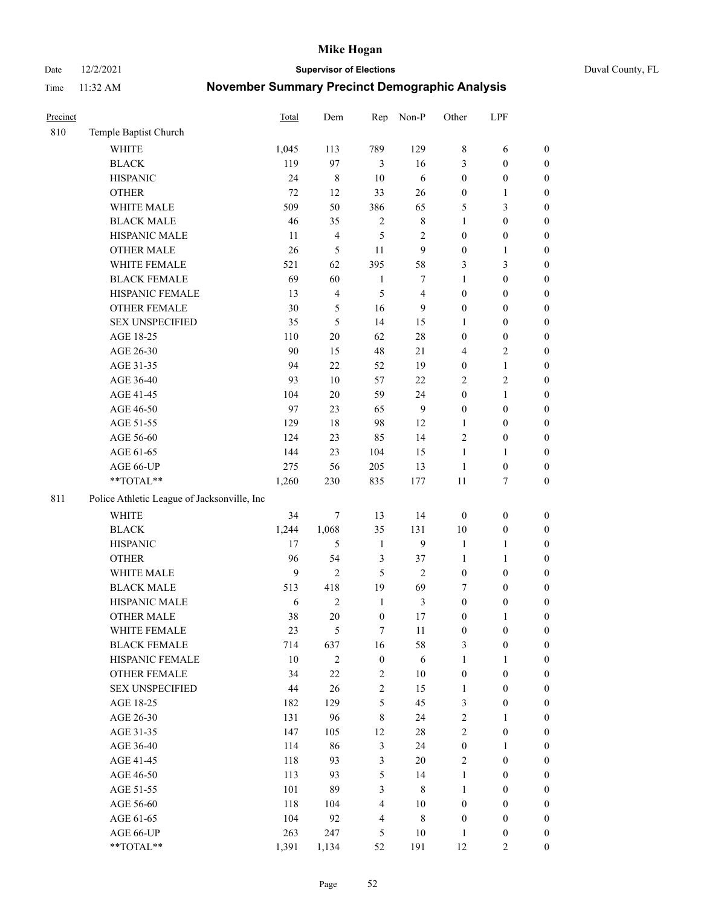# Mike Hogan

Date 12/2/2021 **Supervisor of Elections** Duval County, FL

Time 11:32 AM **November Summary Precinct Demographic Analysis**

| Precinct | | Total | Dem | Rep | Non-P | Other | LPF | |
|---|---|---|---|---|---|---|---|---|
| 810 | Temple Baptist Church | | | | | | | |
| | WHITE | 1,045 | 113 | 789 | 129 | 8 | 6 | 0 |
| | BLACK | 119 | 97 | 3 | 16 | 3 | 0 | 0 |
| | HISPANIC | 24 | 8 | 10 | 6 | 0 | 0 | 0 |
| | OTHER | 72 | 12 | 33 | 26 | 0 | 1 | 0 |
| | WHITE MALE | 509 | 50 | 386 | 65 | 5 | 3 | 0 |
| | BLACK MALE | 46 | 35 | 2 | 8 | 1 | 0 | 0 |
| | HISPANIC MALE | 11 | 4 | 5 | 2 | 0 | 0 | 0 |
| | OTHER MALE | 26 | 5 | 11 | 9 | 0 | 1 | 0 |
| | WHITE FEMALE | 521 | 62 | 395 | 58 | 3 | 3 | 0 |
| | BLACK FEMALE | 69 | 60 | 1 | 7 | 1 | 0 | 0 |
| | HISPANIC FEMALE | 13 | 4 | 5 | 4 | 0 | 0 | 0 |
| | OTHER FEMALE | 30 | 5 | 16 | 9 | 0 | 0 | 0 |
| | SEX UNSPECIFIED | 35 | 5 | 14 | 15 | 1 | 0 | 0 |
| | AGE 18-25 | 110 | 20 | 62 | 28 | 0 | 0 | 0 |
| | AGE 26-30 | 90 | 15 | 48 | 21 | 4 | 2 | 0 |
| | AGE 31-35 | 94 | 22 | 52 | 19 | 0 | 1 | 0 |
| | AGE 36-40 | 93 | 10 | 57 | 22 | 2 | 2 | 0 |
| | AGE 41-45 | 104 | 20 | 59 | 24 | 0 | 1 | 0 |
| | AGE 46-50 | 97 | 23 | 65 | 9 | 0 | 0 | 0 |
| | AGE 51-55 | 129 | 18 | 98 | 12 | 1 | 0 | 0 |
| | AGE 56-60 | 124 | 23 | 85 | 14 | 2 | 0 | 0 |
| | AGE 61-65 | 144 | 23 | 104 | 15 | 1 | 1 | 0 |
| | AGE 66-UP | 275 | 56 | 205 | 13 | 1 | 0 | 0 |
| | **TOTAL** | 1,260 | 230 | 835 | 177 | 11 | 7 | 0 |
| 811 | Police Athletic League of Jacksonville, Inc | | | | | | | |
| | WHITE | 34 | 7 | 13 | 14 | 0 | 0 | 0 |
| | BLACK | 1,244 | 1,068 | 35 | 131 | 10 | 0 | 0 |
| | HISPANIC | 17 | 5 | 1 | 9 | 1 | 1 | 0 |
| | OTHER | 96 | 54 | 3 | 37 | 1 | 1 | 0 |
| | WHITE MALE | 9 | 2 | 5 | 2 | 0 | 0 | 0 |
| | BLACK MALE | 513 | 418 | 19 | 69 | 7 | 0 | 0 |
| | HISPANIC MALE | 6 | 2 | 1 | 3 | 0 | 0 | 0 |
| | OTHER MALE | 38 | 20 | 0 | 17 | 0 | 1 | 0 |
| | WHITE FEMALE | 23 | 5 | 7 | 11 | 0 | 0 | 0 |
| | BLACK FEMALE | 714 | 637 | 16 | 58 | 3 | 0 | 0 |
| | HISPANIC FEMALE | 10 | 2 | 0 | 6 | 1 | 1 | 0 |
| | OTHER FEMALE | 34 | 22 | 2 | 10 | 0 | 0 | 0 |
| | SEX UNSPECIFIED | 44 | 26 | 2 | 15 | 1 | 0 | 0 |
| | AGE 18-25 | 182 | 129 | 5 | 45 | 3 | 0 | 0 |
| | AGE 26-30 | 131 | 96 | 8 | 24 | 2 | 1 | 0 |
| | AGE 31-35 | 147 | 105 | 12 | 28 | 2 | 0 | 0 |
| | AGE 36-40 | 114 | 86 | 3 | 24 | 0 | 1 | 0 |
| | AGE 41-45 | 118 | 93 | 3 | 20 | 2 | 0 | 0 |
| | AGE 46-50 | 113 | 93 | 5 | 14 | 1 | 0 | 0 |
| | AGE 51-55 | 101 | 89 | 3 | 8 | 1 | 0 | 0 |
| | AGE 56-60 | 118 | 104 | 4 | 10 | 0 | 0 | 0 |
| | AGE 61-65 | 104 | 92 | 4 | 8 | 0 | 0 | 0 |
| | AGE 66-UP | 263 | 247 | 5 | 10 | 1 | 0 | 0 |
| | **TOTAL** | 1,391 | 1,134 | 52 | 191 | 12 | 2 | 0 |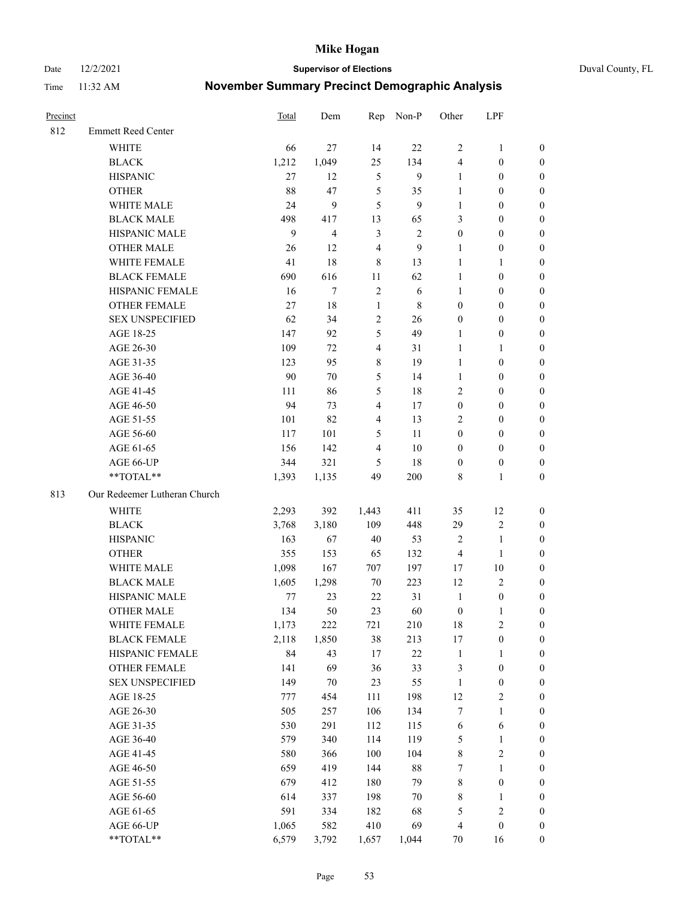# Mike Hogan

Date 12/2/2021 **Supervisor of Elections** Duval County, FL

Time 11:32 AM **November Summary Precinct Demographic Analysis**

| Precinct | | Total | Dem | Rep | Non-P | Other | LPF | |
|---|---|---|---|---|---|---|---|---|
| 812 | Emmett Reed Center | | | | | | | |
| | WHITE | 66 | 27 | 14 | 22 | 2 | 1 | 0 |
| | BLACK | 1,212 | 1,049 | 25 | 134 | 4 | 0 | 0 |
| | HISPANIC | 27 | 12 | 5 | 9 | 1 | 0 | 0 |
| | OTHER | 88 | 47 | 5 | 35 | 1 | 0 | 0 |
| | WHITE MALE | 24 | 9 | 5 | 9 | 1 | 0 | 0 |
| | BLACK MALE | 498 | 417 | 13 | 65 | 3 | 0 | 0 |
| | HISPANIC MALE | 9 | 4 | 3 | 2 | 0 | 0 | 0 |
| | OTHER MALE | 26 | 12 | 4 | 9 | 1 | 0 | 0 |
| | WHITE FEMALE | 41 | 18 | 8 | 13 | 1 | 1 | 0 |
| | BLACK FEMALE | 690 | 616 | 11 | 62 | 1 | 0 | 0 |
| | HISPANIC FEMALE | 16 | 7 | 2 | 6 | 1 | 0 | 0 |
| | OTHER FEMALE | 27 | 18 | 1 | 8 | 0 | 0 | 0 |
| | SEX UNSPECIFIED | 62 | 34 | 2 | 26 | 0 | 0 | 0 |
| | AGE 18-25 | 147 | 92 | 5 | 49 | 1 | 0 | 0 |
| | AGE 26-30 | 109 | 72 | 4 | 31 | 1 | 1 | 0 |
| | AGE 31-35 | 123 | 95 | 8 | 19 | 1 | 0 | 0 |
| | AGE 36-40 | 90 | 70 | 5 | 14 | 1 | 0 | 0 |
| | AGE 41-45 | 111 | 86 | 5 | 18 | 2 | 0 | 0 |
| | AGE 46-50 | 94 | 73 | 4 | 17 | 0 | 0 | 0 |
| | AGE 51-55 | 101 | 82 | 4 | 13 | 2 | 0 | 0 |
| | AGE 56-60 | 117 | 101 | 5 | 11 | 0 | 0 | 0 |
| | AGE 61-65 | 156 | 142 | 4 | 10 | 0 | 0 | 0 |
| | AGE 66-UP | 344 | 321 | 5 | 18 | 0 | 0 | 0 |
| | **TOTAL** | 1,393 | 1,135 | 49 | 200 | 8 | 1 | 0 |
| 813 | Our Redeemer Lutheran Church | | | | | | | |
| | WHITE | 2,293 | 392 | 1,443 | 411 | 35 | 12 | 0 |
| | BLACK | 3,768 | 3,180 | 109 | 448 | 29 | 2 | 0 |
| | HISPANIC | 163 | 67 | 40 | 53 | 2 | 1 | 0 |
| | OTHER | 355 | 153 | 65 | 132 | 4 | 1 | 0 |
| | WHITE MALE | 1,098 | 167 | 707 | 197 | 17 | 10 | 0 |
| | BLACK MALE | 1,605 | 1,298 | 70 | 223 | 12 | 2 | 0 |
| | HISPANIC MALE | 77 | 23 | 22 | 31 | 1 | 0 | 0 |
| | OTHER MALE | 134 | 50 | 23 | 60 | 0 | 1 | 0 |
| | WHITE FEMALE | 1,173 | 222 | 721 | 210 | 18 | 2 | 0 |
| | BLACK FEMALE | 2,118 | 1,850 | 38 | 213 | 17 | 0 | 0 |
| | HISPANIC FEMALE | 84 | 43 | 17 | 22 | 1 | 1 | 0 |
| | OTHER FEMALE | 141 | 69 | 36 | 33 | 3 | 0 | 0 |
| | SEX UNSPECIFIED | 149 | 70 | 23 | 55 | 1 | 0 | 0 |
| | AGE 18-25 | 777 | 454 | 111 | 198 | 12 | 2 | 0 |
| | AGE 26-30 | 505 | 257 | 106 | 134 | 7 | 1 | 0 |
| | AGE 31-35 | 530 | 291 | 112 | 115 | 6 | 6 | 0 |
| | AGE 36-40 | 579 | 340 | 114 | 119 | 5 | 1 | 0 |
| | AGE 41-45 | 580 | 366 | 100 | 104 | 8 | 2 | 0 |
| | AGE 46-50 | 659 | 419 | 144 | 88 | 7 | 1 | 0 |
| | AGE 51-55 | 679 | 412 | 180 | 79 | 8 | 0 | 0 |
| | AGE 56-60 | 614 | 337 | 198 | 70 | 8 | 1 | 0 |
| | AGE 61-65 | 591 | 334 | 182 | 68 | 5 | 2 | 0 |
| | AGE 66-UP | 1,065 | 582 | 410 | 69 | 4 | 0 | 0 |
| | **TOTAL** | 6,579 | 3,792 | 1,657 | 1,044 | 70 | 16 | 0 |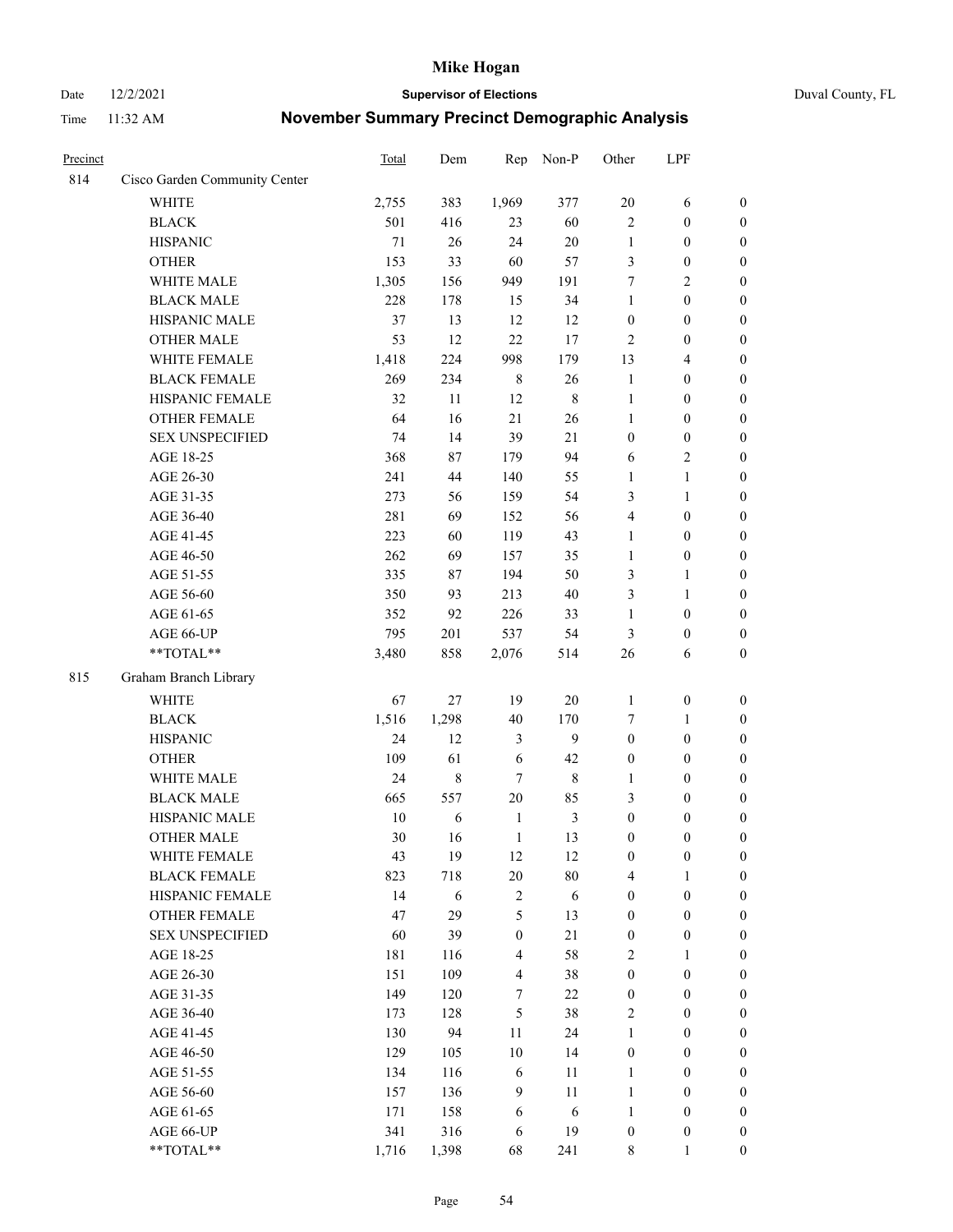# Mike Hogan

Date 12/2/2021 | **Supervisor of Elections** | Duval County, FL

Time 11:32 AM | **November Summary Precinct Demographic Analysis**

| Precinct | | Total | Dem | Rep | Non-P | Other | LPF | |
|---|---|---|---|---|---|---|---|---|
| 814 | Cisco Garden Community Center | | | | | | | |
| | WHITE | 2,755 | 383 | 1,969 | 377 | 20 | 6 | 0 |
| | BLACK | 501 | 416 | 23 | 60 | 2 | 0 | 0 |
| | HISPANIC | 71 | 26 | 24 | 20 | 1 | 0 | 0 |
| | OTHER | 153 | 33 | 60 | 57 | 3 | 0 | 0 |
| | WHITE MALE | 1,305 | 156 | 949 | 191 | 7 | 2 | 0 |
| | BLACK MALE | 228 | 178 | 15 | 34 | 1 | 0 | 0 |
| | HISPANIC MALE | 37 | 13 | 12 | 12 | 0 | 0 | 0 |
| | OTHER MALE | 53 | 12 | 22 | 17 | 2 | 0 | 0 |
| | WHITE FEMALE | 1,418 | 224 | 998 | 179 | 13 | 4 | 0 |
| | BLACK FEMALE | 269 | 234 | 8 | 26 | 1 | 0 | 0 |
| | HISPANIC FEMALE | 32 | 11 | 12 | 8 | 1 | 0 | 0 |
| | OTHER FEMALE | 64 | 16 | 21 | 26 | 1 | 0 | 0 |
| | SEX UNSPECIFIED | 74 | 14 | 39 | 21 | 0 | 0 | 0 |
| | AGE 18-25 | 368 | 87 | 179 | 94 | 6 | 2 | 0 |
| | AGE 26-30 | 241 | 44 | 140 | 55 | 1 | 1 | 0 |
| | AGE 31-35 | 273 | 56 | 159 | 54 | 3 | 1 | 0 |
| | AGE 36-40 | 281 | 69 | 152 | 56 | 4 | 0 | 0 |
| | AGE 41-45 | 223 | 60 | 119 | 43 | 1 | 0 | 0 |
| | AGE 46-50 | 262 | 69 | 157 | 35 | 1 | 0 | 0 |
| | AGE 51-55 | 335 | 87 | 194 | 50 | 3 | 1 | 0 |
| | AGE 56-60 | 350 | 93 | 213 | 40 | 3 | 1 | 0 |
| | AGE 61-65 | 352 | 92 | 226 | 33 | 1 | 0 | 0 |
| | AGE 66-UP | 795 | 201 | 537 | 54 | 3 | 0 | 0 |
| | **TOTAL** | 3,480 | 858 | 2,076 | 514 | 26 | 6 | 0 |
| 815 | Graham Branch Library | | | | | | | |
| | WHITE | 67 | 27 | 19 | 20 | 1 | 0 | 0 |
| | BLACK | 1,516 | 1,298 | 40 | 170 | 7 | 1 | 0 |
| | HISPANIC | 24 | 12 | 3 | 9 | 0 | 0 | 0 |
| | OTHER | 109 | 61 | 6 | 42 | 0 | 0 | 0 |
| | WHITE MALE | 24 | 8 | 7 | 8 | 1 | 0 | 0 |
| | BLACK MALE | 665 | 557 | 20 | 85 | 3 | 0 | 0 |
| | HISPANIC MALE | 10 | 6 | 1 | 3 | 0 | 0 | 0 |
| | OTHER MALE | 30 | 16 | 1 | 13 | 0 | 0 | 0 |
| | WHITE FEMALE | 43 | 19 | 12 | 12 | 0 | 0 | 0 |
| | BLACK FEMALE | 823 | 718 | 20 | 80 | 4 | 1 | 0 |
| | HISPANIC FEMALE | 14 | 6 | 2 | 6 | 0 | 0 | 0 |
| | OTHER FEMALE | 47 | 29 | 5 | 13 | 0 | 0 | 0 |
| | SEX UNSPECIFIED | 60 | 39 | 0 | 21 | 0 | 0 | 0 |
| | AGE 18-25 | 181 | 116 | 4 | 58 | 2 | 1 | 0 |
| | AGE 26-30 | 151 | 109 | 4 | 38 | 0 | 0 | 0 |
| | AGE 31-35 | 149 | 120 | 7 | 22 | 0 | 0 | 0 |
| | AGE 36-40 | 173 | 128 | 5 | 38 | 2 | 0 | 0 |
| | AGE 41-45 | 130 | 94 | 11 | 24 | 1 | 0 | 0 |
| | AGE 46-50 | 129 | 105 | 10 | 14 | 0 | 0 | 0 |
| | AGE 51-55 | 134 | 116 | 6 | 11 | 1 | 0 | 0 |
| | AGE 56-60 | 157 | 136 | 9 | 11 | 1 | 0 | 0 |
| | AGE 61-65 | 171 | 158 | 6 | 6 | 1 | 0 | 0 |
| | AGE 66-UP | 341 | 316 | 6 | 19 | 0 | 0 | 0 |
| | **TOTAL** | 1,716 | 1,398 | 68 | 241 | 8 | 1 | 0 |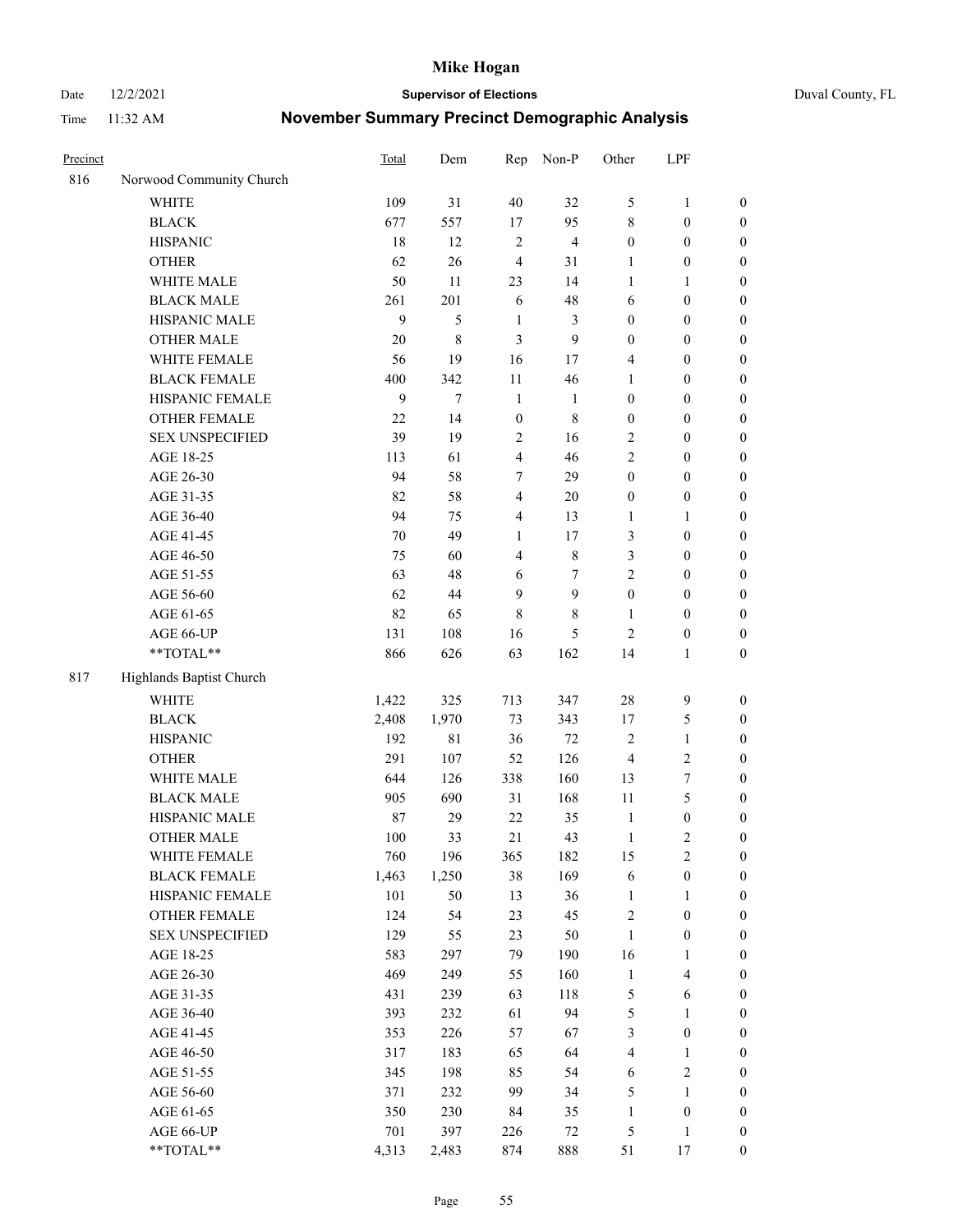# Mike Hogan

Date 12/2/2021 **Supervisor of Elections** Duval County, FL

Time 11:32 AM **November Summary Precinct Demographic Analysis**

| Precinct | | Total | Dem | Rep | Non-P | Other | LPF | |
|---|---|---|---|---|---|---|---|---|
| 816 | Norwood Community Church | | | | | | | |
| | WHITE | 109 | 31 | 40 | 32 | 5 | 1 | 0 |
| | BLACK | 677 | 557 | 17 | 95 | 8 | 0 | 0 |
| | HISPANIC | 18 | 12 | 2 | 4 | 0 | 0 | 0 |
| | OTHER | 62 | 26 | 4 | 31 | 1 | 0 | 0 |
| | WHITE MALE | 50 | 11 | 23 | 14 | 1 | 1 | 0 |
| | BLACK MALE | 261 | 201 | 6 | 48 | 6 | 0 | 0 |
| | HISPANIC MALE | 9 | 5 | 1 | 3 | 0 | 0 | 0 |
| | OTHER MALE | 20 | 8 | 3 | 9 | 0 | 0 | 0 |
| | WHITE FEMALE | 56 | 19 | 16 | 17 | 4 | 0 | 0 |
| | BLACK FEMALE | 400 | 342 | 11 | 46 | 1 | 0 | 0 |
| | HISPANIC FEMALE | 9 | 7 | 1 | 1 | 0 | 0 | 0 |
| | OTHER FEMALE | 22 | 14 | 0 | 8 | 0 | 0 | 0 |
| | SEX UNSPECIFIED | 39 | 19 | 2 | 16 | 2 | 0 | 0 |
| | AGE 18-25 | 113 | 61 | 4 | 46 | 2 | 0 | 0 |
| | AGE 26-30 | 94 | 58 | 7 | 29 | 0 | 0 | 0 |
| | AGE 31-35 | 82 | 58 | 4 | 20 | 0 | 0 | 0 |
| | AGE 36-40 | 94 | 75 | 4 | 13 | 1 | 1 | 0 |
| | AGE 41-45 | 70 | 49 | 1 | 17 | 3 | 0 | 0 |
| | AGE 46-50 | 75 | 60 | 4 | 8 | 3 | 0 | 0 |
| | AGE 51-55 | 63 | 48 | 6 | 7 | 2 | 0 | 0 |
| | AGE 56-60 | 62 | 44 | 9 | 9 | 0 | 0 | 0 |
| | AGE 61-65 | 82 | 65 | 8 | 8 | 1 | 0 | 0 |
| | AGE 66-UP | 131 | 108 | 16 | 5 | 2 | 0 | 0 |
| | **TOTAL** | 866 | 626 | 63 | 162 | 14 | 1 | 0 |
| 817 | Highlands Baptist Church | | | | | | | |
| | WHITE | 1,422 | 325 | 713 | 347 | 28 | 9 | 0 |
| | BLACK | 2,408 | 1,970 | 73 | 343 | 17 | 5 | 0 |
| | HISPANIC | 192 | 81 | 36 | 72 | 2 | 1 | 0 |
| | OTHER | 291 | 107 | 52 | 126 | 4 | 2 | 0 |
| | WHITE MALE | 644 | 126 | 338 | 160 | 13 | 7 | 0 |
| | BLACK MALE | 905 | 690 | 31 | 168 | 11 | 5 | 0 |
| | HISPANIC MALE | 87 | 29 | 22 | 35 | 1 | 0 | 0 |
| | OTHER MALE | 100 | 33 | 21 | 43 | 1 | 2 | 0 |
| | WHITE FEMALE | 760 | 196 | 365 | 182 | 15 | 2 | 0 |
| | BLACK FEMALE | 1,463 | 1,250 | 38 | 169 | 6 | 0 | 0 |
| | HISPANIC FEMALE | 101 | 50 | 13 | 36 | 1 | 1 | 0 |
| | OTHER FEMALE | 124 | 54 | 23 | 45 | 2 | 0 | 0 |
| | SEX UNSPECIFIED | 129 | 55 | 23 | 50 | 1 | 0 | 0 |
| | AGE 18-25 | 583 | 297 | 79 | 190 | 16 | 1 | 0 |
| | AGE 26-30 | 469 | 249 | 55 | 160 | 1 | 4 | 0 |
| | AGE 31-35 | 431 | 239 | 63 | 118 | 5 | 6 | 0 |
| | AGE 36-40 | 393 | 232 | 61 | 94 | 5 | 1 | 0 |
| | AGE 41-45 | 353 | 226 | 57 | 67 | 3 | 0 | 0 |
| | AGE 46-50 | 317 | 183 | 65 | 64 | 4 | 1 | 0 |
| | AGE 51-55 | 345 | 198 | 85 | 54 | 6 | 2 | 0 |
| | AGE 56-60 | 371 | 232 | 99 | 34 | 5 | 1 | 0 |
| | AGE 61-65 | 350 | 230 | 84 | 35 | 1 | 0 | 0 |
| | AGE 66-UP | 701 | 397 | 226 | 72 | 5 | 1 | 0 |
| | **TOTAL** | 4,313 | 2,483 | 874 | 888 | 51 | 17 | 0 |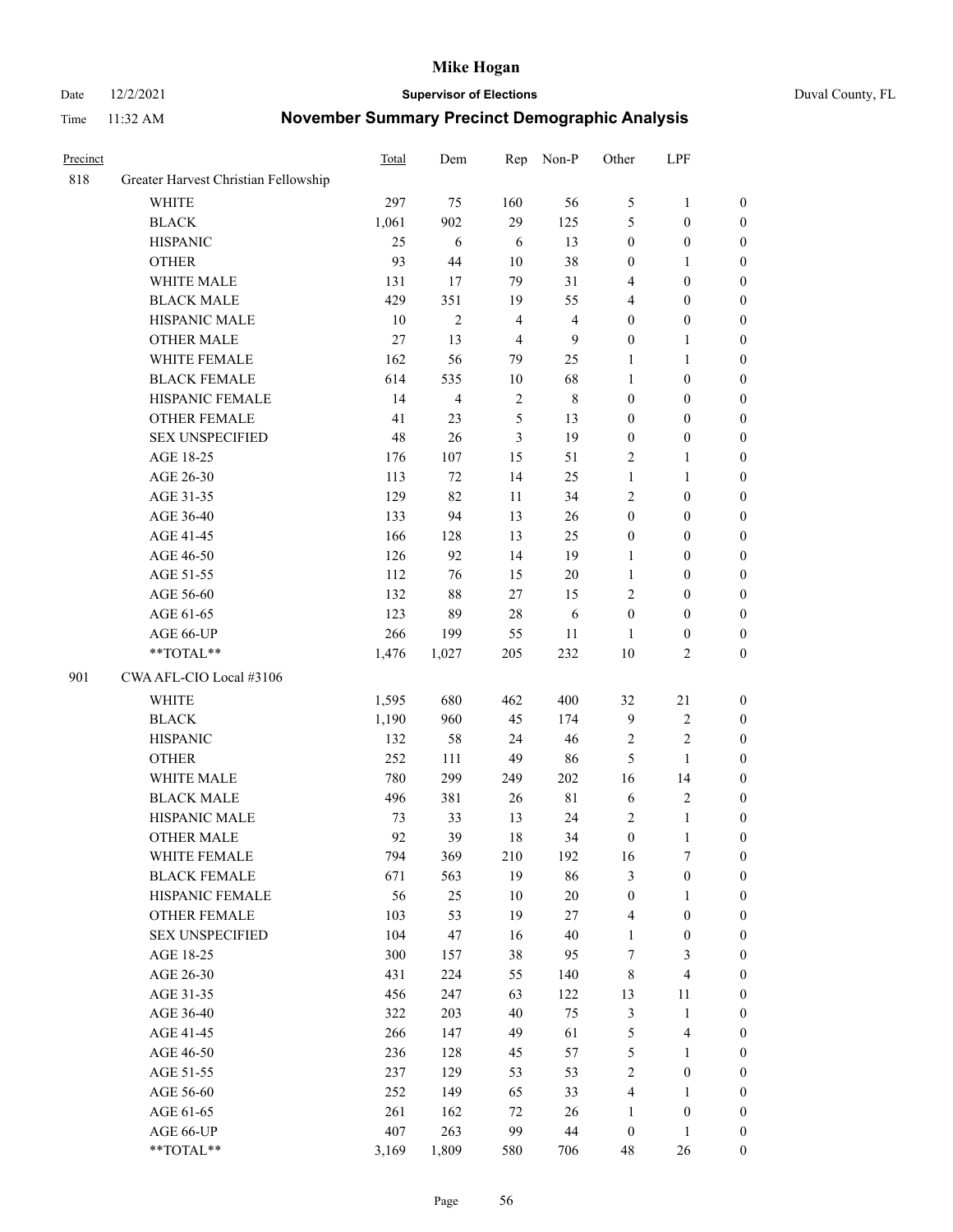# Mike Hogan

Date 12/2/2021 **Supervisor of Elections** Duval County, FL

Time 11:32 AM **November Summary Precinct Demographic Analysis**

| Precinct | | Total | Dem | Rep | Non-P | Other | LPF | |
|---|---|---|---|---|---|---|---|---|
| 818 | Greater Harvest Christian Fellowship | | | | | | | |
| | WHITE | 297 | 75 | 160 | 56 | 5 | 1 | 0 |
| | BLACK | 1,061 | 902 | 29 | 125 | 5 | 0 | 0 |
| | HISPANIC | 25 | 6 | 6 | 13 | 0 | 0 | 0 |
| | OTHER | 93 | 44 | 10 | 38 | 0 | 1 | 0 |
| | WHITE MALE | 131 | 17 | 79 | 31 | 4 | 0 | 0 |
| | BLACK MALE | 429 | 351 | 19 | 55 | 4 | 0 | 0 |
| | HISPANIC MALE | 10 | 2 | 4 | 4 | 0 | 0 | 0 |
| | OTHER MALE | 27 | 13 | 4 | 9 | 0 | 1 | 0 |
| | WHITE FEMALE | 162 | 56 | 79 | 25 | 1 | 1 | 0 |
| | BLACK FEMALE | 614 | 535 | 10 | 68 | 1 | 0 | 0 |
| | HISPANIC FEMALE | 14 | 4 | 2 | 8 | 0 | 0 | 0 |
| | OTHER FEMALE | 41 | 23 | 5 | 13 | 0 | 0 | 0 |
| | SEX UNSPECIFIED | 48 | 26 | 3 | 19 | 0 | 0 | 0 |
| | AGE 18-25 | 176 | 107 | 15 | 51 | 2 | 1 | 0 |
| | AGE 26-30 | 113 | 72 | 14 | 25 | 1 | 1 | 0 |
| | AGE 31-35 | 129 | 82 | 11 | 34 | 2 | 0 | 0 |
| | AGE 36-40 | 133 | 94 | 13 | 26 | 0 | 0 | 0 |
| | AGE 41-45 | 166 | 128 | 13 | 25 | 0 | 0 | 0 |
| | AGE 46-50 | 126 | 92 | 14 | 19 | 1 | 0 | 0 |
| | AGE 51-55 | 112 | 76 | 15 | 20 | 1 | 0 | 0 |
| | AGE 56-60 | 132 | 88 | 27 | 15 | 2 | 0 | 0 |
| | AGE 61-65 | 123 | 89 | 28 | 6 | 0 | 0 | 0 |
| | AGE 66-UP | 266 | 199 | 55 | 11 | 1 | 0 | 0 |
| | **TOTAL** | 1,476 | 1,027 | 205 | 232 | 10 | 2 | 0 |
| 901 | CWA AFL-CIO Local #3106 | | | | | | | |
| | WHITE | 1,595 | 680 | 462 | 400 | 32 | 21 | 0 |
| | BLACK | 1,190 | 960 | 45 | 174 | 9 | 2 | 0 |
| | HISPANIC | 132 | 58 | 24 | 46 | 2 | 2 | 0 |
| | OTHER | 252 | 111 | 49 | 86 | 5 | 1 | 0 |
| | WHITE MALE | 780 | 299 | 249 | 202 | 16 | 14 | 0 |
| | BLACK MALE | 496 | 381 | 26 | 81 | 6 | 2 | 0 |
| | HISPANIC MALE | 73 | 33 | 13 | 24 | 2 | 1 | 0 |
| | OTHER MALE | 92 | 39 | 18 | 34 | 0 | 1 | 0 |
| | WHITE FEMALE | 794 | 369 | 210 | 192 | 16 | 7 | 0 |
| | BLACK FEMALE | 671 | 563 | 19 | 86 | 3 | 0 | 0 |
| | HISPANIC FEMALE | 56 | 25 | 10 | 20 | 0 | 1 | 0 |
| | OTHER FEMALE | 103 | 53 | 19 | 27 | 4 | 0 | 0 |
| | SEX UNSPECIFIED | 104 | 47 | 16 | 40 | 1 | 0 | 0 |
| | AGE 18-25 | 300 | 157 | 38 | 95 | 7 | 3 | 0 |
| | AGE 26-30 | 431 | 224 | 55 | 140 | 8 | 4 | 0 |
| | AGE 31-35 | 456 | 247 | 63 | 122 | 13 | 11 | 0 |
| | AGE 36-40 | 322 | 203 | 40 | 75 | 3 | 1 | 0 |
| | AGE 41-45 | 266 | 147 | 49 | 61 | 5 | 4 | 0 |
| | AGE 46-50 | 236 | 128 | 45 | 57 | 5 | 1 | 0 |
| | AGE 51-55 | 237 | 129 | 53 | 53 | 2 | 0 | 0 |
| | AGE 56-60 | 252 | 149 | 65 | 33 | 4 | 1 | 0 |
| | AGE 61-65 | 261 | 162 | 72 | 26 | 1 | 0 | 0 |
| | AGE 66-UP | 407 | 263 | 99 | 44 | 0 | 1 | 0 |
| | **TOTAL** | 3,169 | 1,809 | 580 | 706 | 48 | 26 | 0 |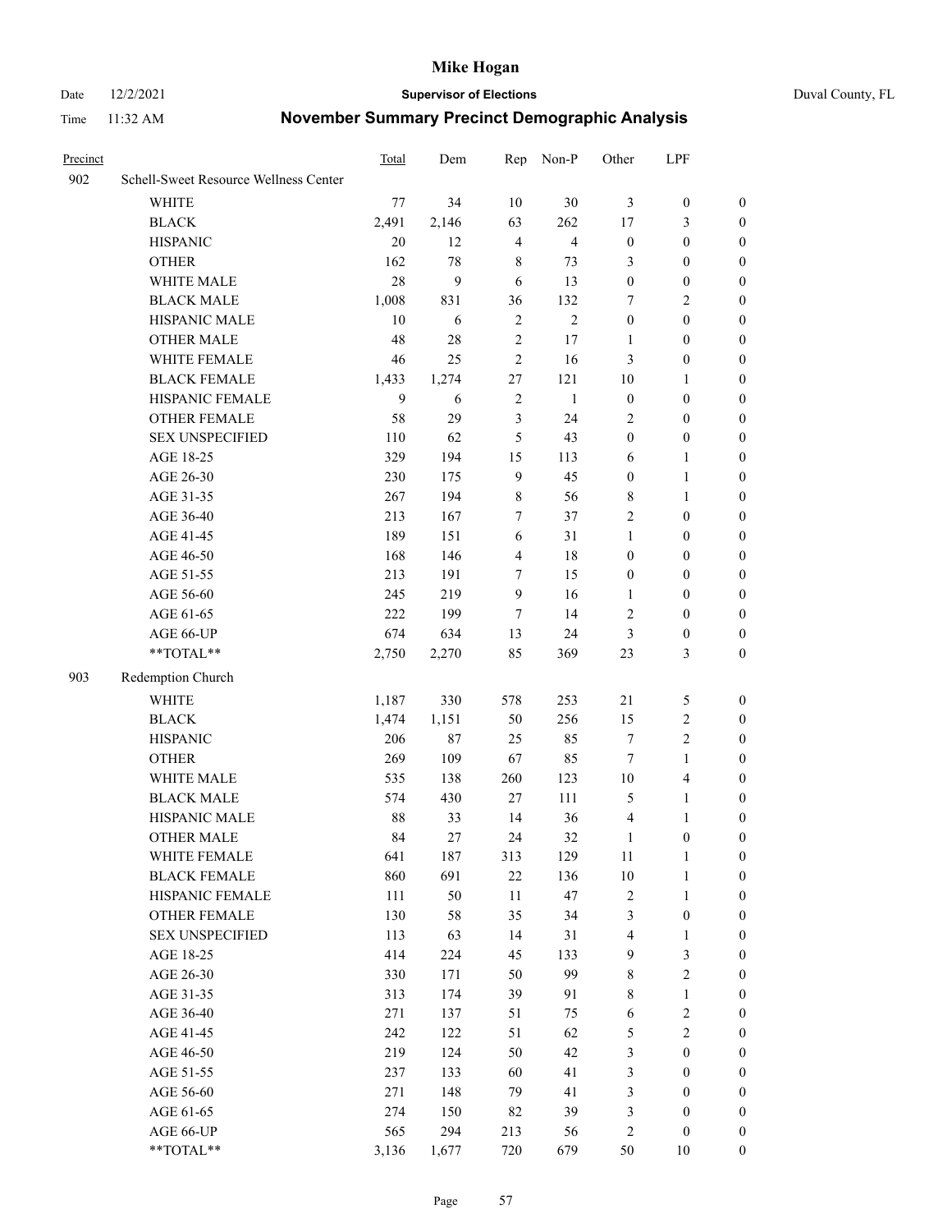# Mike Hogan

Date 12/2/2021 **Supervisor of Elections** Duval County, FL

Time 11:32 AM **November Summary Precinct Demographic Analysis**

| Precinct | | Total | Dem | Rep | Non-P | Other | LPF | |
|---|---|---|---|---|---|---|---|---|
| 902 | Schell-Sweet Resource Wellness Center | | | | | | | |
| | WHITE | 77 | 34 | 10 | 30 | 3 | 0 | 0 |
| | BLACK | 2,491 | 2,146 | 63 | 262 | 17 | 3 | 0 |
| | HISPANIC | 20 | 12 | 4 | 4 | 0 | 0 | 0 |
| | OTHER | 162 | 78 | 8 | 73 | 3 | 0 | 0 |
| | WHITE MALE | 28 | 9 | 6 | 13 | 0 | 0 | 0 |
| | BLACK MALE | 1,008 | 831 | 36 | 132 | 7 | 2 | 0 |
| | HISPANIC MALE | 10 | 6 | 2 | 2 | 0 | 0 | 0 |
| | OTHER MALE | 48 | 28 | 2 | 17 | 1 | 0 | 0 |
| | WHITE FEMALE | 46 | 25 | 2 | 16 | 3 | 0 | 0 |
| | BLACK FEMALE | 1,433 | 1,274 | 27 | 121 | 10 | 1 | 0 |
| | HISPANIC FEMALE | 9 | 6 | 2 | 1 | 0 | 0 | 0 |
| | OTHER FEMALE | 58 | 29 | 3 | 24 | 2 | 0 | 0 |
| | SEX UNSPECIFIED | 110 | 62 | 5 | 43 | 0 | 0 | 0 |
| | AGE 18-25 | 329 | 194 | 15 | 113 | 6 | 1 | 0 |
| | AGE 26-30 | 230 | 175 | 9 | 45 | 0 | 1 | 0 |
| | AGE 31-35 | 267 | 194 | 8 | 56 | 8 | 1 | 0 |
| | AGE 36-40 | 213 | 167 | 7 | 37 | 2 | 0 | 0 |
| | AGE 41-45 | 189 | 151 | 6 | 31 | 1 | 0 | 0 |
| | AGE 46-50 | 168 | 146 | 4 | 18 | 0 | 0 | 0 |
| | AGE 51-55 | 213 | 191 | 7 | 15 | 0 | 0 | 0 |
| | AGE 56-60 | 245 | 219 | 9 | 16 | 1 | 0 | 0 |
| | AGE 61-65 | 222 | 199 | 7 | 14 | 2 | 0 | 0 |
| | AGE 66-UP | 674 | 634 | 13 | 24 | 3 | 0 | 0 |
| | **TOTAL** | 2,750 | 2,270 | 85 | 369 | 23 | 3 | 0 |
| 903 | Redemption Church | | | | | | | |
| | WHITE | 1,187 | 330 | 578 | 253 | 21 | 5 | 0 |
| | BLACK | 1,474 | 1,151 | 50 | 256 | 15 | 2 | 0 |
| | HISPANIC | 206 | 87 | 25 | 85 | 7 | 2 | 0 |
| | OTHER | 269 | 109 | 67 | 85 | 7 | 1 | 0 |
| | WHITE MALE | 535 | 138 | 260 | 123 | 10 | 4 | 0 |
| | BLACK MALE | 574 | 430 | 27 | 111 | 5 | 1 | 0 |
| | HISPANIC MALE | 88 | 33 | 14 | 36 | 4 | 1 | 0 |
| | OTHER MALE | 84 | 27 | 24 | 32 | 1 | 0 | 0 |
| | WHITE FEMALE | 641 | 187 | 313 | 129 | 11 | 1 | 0 |
| | BLACK FEMALE | 860 | 691 | 22 | 136 | 10 | 1 | 0 |
| | HISPANIC FEMALE | 111 | 50 | 11 | 47 | 2 | 1 | 0 |
| | OTHER FEMALE | 130 | 58 | 35 | 34 | 3 | 0 | 0 |
| | SEX UNSPECIFIED | 113 | 63 | 14 | 31 | 4 | 1 | 0 |
| | AGE 18-25 | 414 | 224 | 45 | 133 | 9 | 3 | 0 |
| | AGE 26-30 | 330 | 171 | 50 | 99 | 8 | 2 | 0 |
| | AGE 31-35 | 313 | 174 | 39 | 91 | 8 | 1 | 0 |
| | AGE 36-40 | 271 | 137 | 51 | 75 | 6 | 2 | 0 |
| | AGE 41-45 | 242 | 122 | 51 | 62 | 5 | 2 | 0 |
| | AGE 46-50 | 219 | 124 | 50 | 42 | 3 | 0 | 0 |
| | AGE 51-55 | 237 | 133 | 60 | 41 | 3 | 0 | 0 |
| | AGE 56-60 | 271 | 148 | 79 | 41 | 3 | 0 | 0 |
| | AGE 61-65 | 274 | 150 | 82 | 39 | 3 | 0 | 0 |
| | AGE 66-UP | 565 | 294 | 213 | 56 | 2 | 0 | 0 |
| | **TOTAL** | 3,136 | 1,677 | 720 | 679 | 50 | 10 | 0 |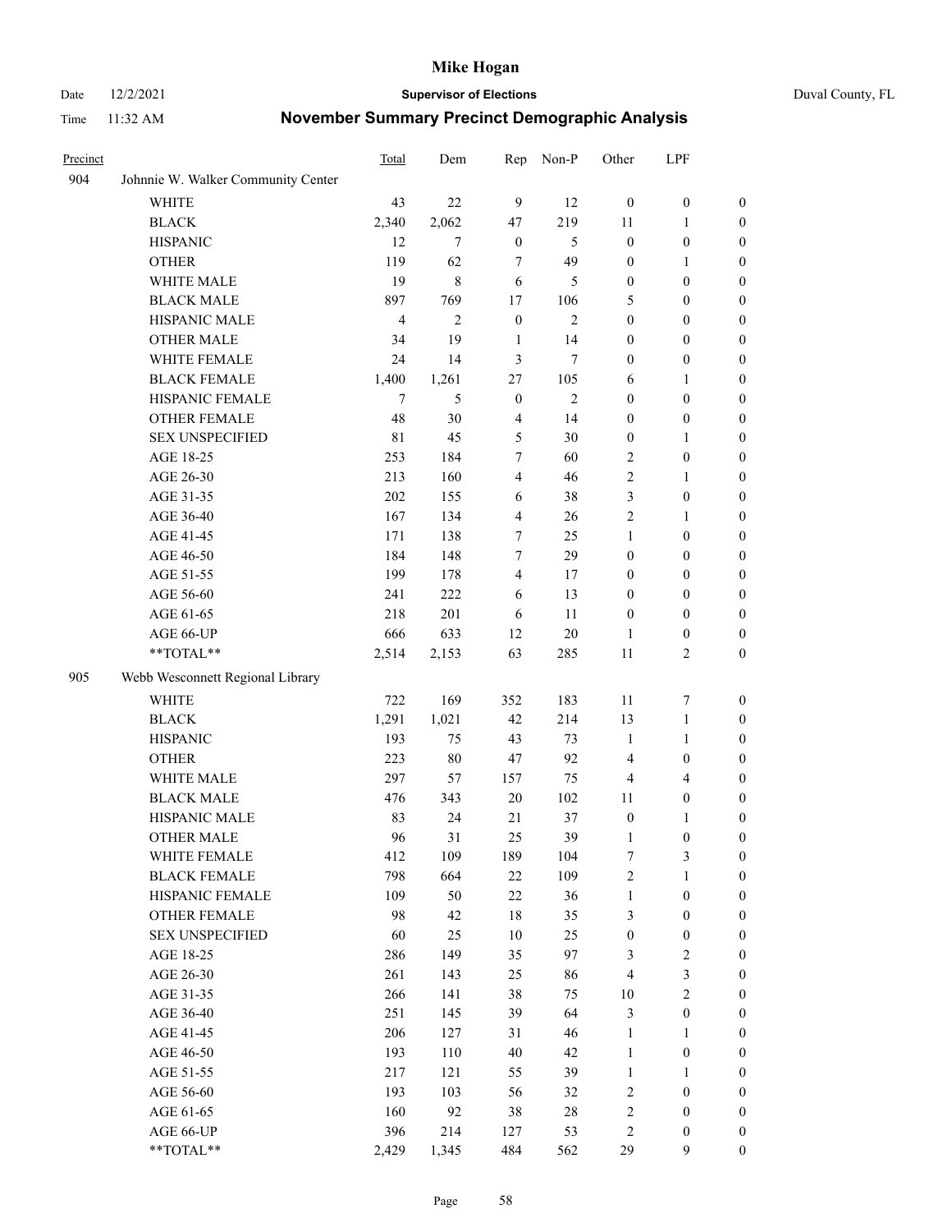| Precinct | | Total | Dem | Rep | Non-P | Other | LPF | |
|---|---|---|---|---|---|---|---|---|
| 904 | Johnnie W. Walker Community Center | | | | | | | |
| | WHITE | 43 | 22 | 9 | 12 | 0 | 0 | 0 |
| | BLACK | 2,340 | 2,062 | 47 | 219 | 11 | 1 | 0 |
| | HISPANIC | 12 | 7 | 0 | 5 | 0 | 0 | 0 |
| | OTHER | 119 | 62 | 7 | 49 | 0 | 1 | 0 |
| | WHITE MALE | 19 | 8 | 6 | 5 | 0 | 0 | 0 |
| | BLACK MALE | 897 | 769 | 17 | 106 | 5 | 0 | 0 |
| | HISPANIC MALE | 4 | 2 | 0 | 2 | 0 | 0 | 0 |
| | OTHER MALE | 34 | 19 | 1 | 14 | 0 | 0 | 0 |
| | WHITE FEMALE | 24 | 14 | 3 | 7 | 0 | 0 | 0 |
| | BLACK FEMALE | 1,400 | 1,261 | 27 | 105 | 6 | 1 | 0 |
| | HISPANIC FEMALE | 7 | 5 | 0 | 2 | 0 | 0 | 0 |
| | OTHER FEMALE | 48 | 30 | 4 | 14 | 0 | 0 | 0 |
| | SEX UNSPECIFIED | 81 | 45 | 5 | 30 | 0 | 1 | 0 |
| | AGE 18-25 | 253 | 184 | 7 | 60 | 2 | 0 | 0 |
| | AGE 26-30 | 213 | 160 | 4 | 46 | 2 | 1 | 0 |
| | AGE 31-35 | 202 | 155 | 6 | 38 | 3 | 0 | 0 |
| | AGE 36-40 | 167 | 134 | 4 | 26 | 2 | 1 | 0 |
| | AGE 41-45 | 171 | 138 | 7 | 25 | 1 | 0 | 0 |
| | AGE 46-50 | 184 | 148 | 7 | 29 | 0 | 0 | 0 |
| | AGE 51-55 | 199 | 178 | 4 | 17 | 0 | 0 | 0 |
| | AGE 56-60 | 241 | 222 | 6 | 13 | 0 | 0 | 0 |
| | AGE 61-65 | 218 | 201 | 6 | 11 | 0 | 0 | 0 |
| | AGE 66-UP | 666 | 633 | 12 | 20 | 1 | 0 | 0 |
| | **TOTAL** | 2,514 | 2,153 | 63 | 285 | 11 | 2 | 0 |
| 905 | Webb Wesconnett Regional Library | | | | | | | |
| | WHITE | 722 | 169 | 352 | 183 | 11 | 7 | 0 |
| | BLACK | 1,291 | 1,021 | 42 | 214 | 13 | 1 | 0 |
| | HISPANIC | 193 | 75 | 43 | 73 | 1 | 1 | 0 |
| | OTHER | 223 | 80 | 47 | 92 | 4 | 0 | 0 |
| | WHITE MALE | 297 | 57 | 157 | 75 | 4 | 4 | 0 |
| | BLACK MALE | 476 | 343 | 20 | 102 | 11 | 0 | 0 |
| | HISPANIC MALE | 83 | 24 | 21 | 37 | 0 | 1 | 0 |
| | OTHER MALE | 96 | 31 | 25 | 39 | 1 | 0 | 0 |
| | WHITE FEMALE | 412 | 109 | 189 | 104 | 7 | 3 | 0 |
| | BLACK FEMALE | 798 | 664 | 22 | 109 | 2 | 1 | 0 |
| | HISPANIC FEMALE | 109 | 50 | 22 | 36 | 1 | 0 | 0 |
| | OTHER FEMALE | 98 | 42 | 18 | 35 | 3 | 0 | 0 |
| | SEX UNSPECIFIED | 60 | 25 | 10 | 25 | 0 | 0 | 0 |
| | AGE 18-25 | 286 | 149 | 35 | 97 | 3 | 2 | 0 |
| | AGE 26-30 | 261 | 143 | 25 | 86 | 4 | 3 | 0 |
| | AGE 31-35 | 266 | 141 | 38 | 75 | 10 | 2 | 0 |
| | AGE 36-40 | 251 | 145 | 39 | 64 | 3 | 0 | 0 |
| | AGE 41-45 | 206 | 127 | 31 | 46 | 1 | 1 | 0 |
| | AGE 46-50 | 193 | 110 | 40 | 42 | 1 | 0 | 0 |
| | AGE 51-55 | 217 | 121 | 55 | 39 | 1 | 1 | 0 |
| | AGE 56-60 | 193 | 103 | 56 | 32 | 2 | 0 | 0 |
| | AGE 61-65 | 160 | 92 | 38 | 28 | 2 | 0 | 0 |
| | AGE 66-UP | 396 | 214 | 127 | 53 | 2 | 0 | 0 |
| | **TOTAL** | 2,429 | 1,345 | 484 | 562 | 29 | 9 | 0 |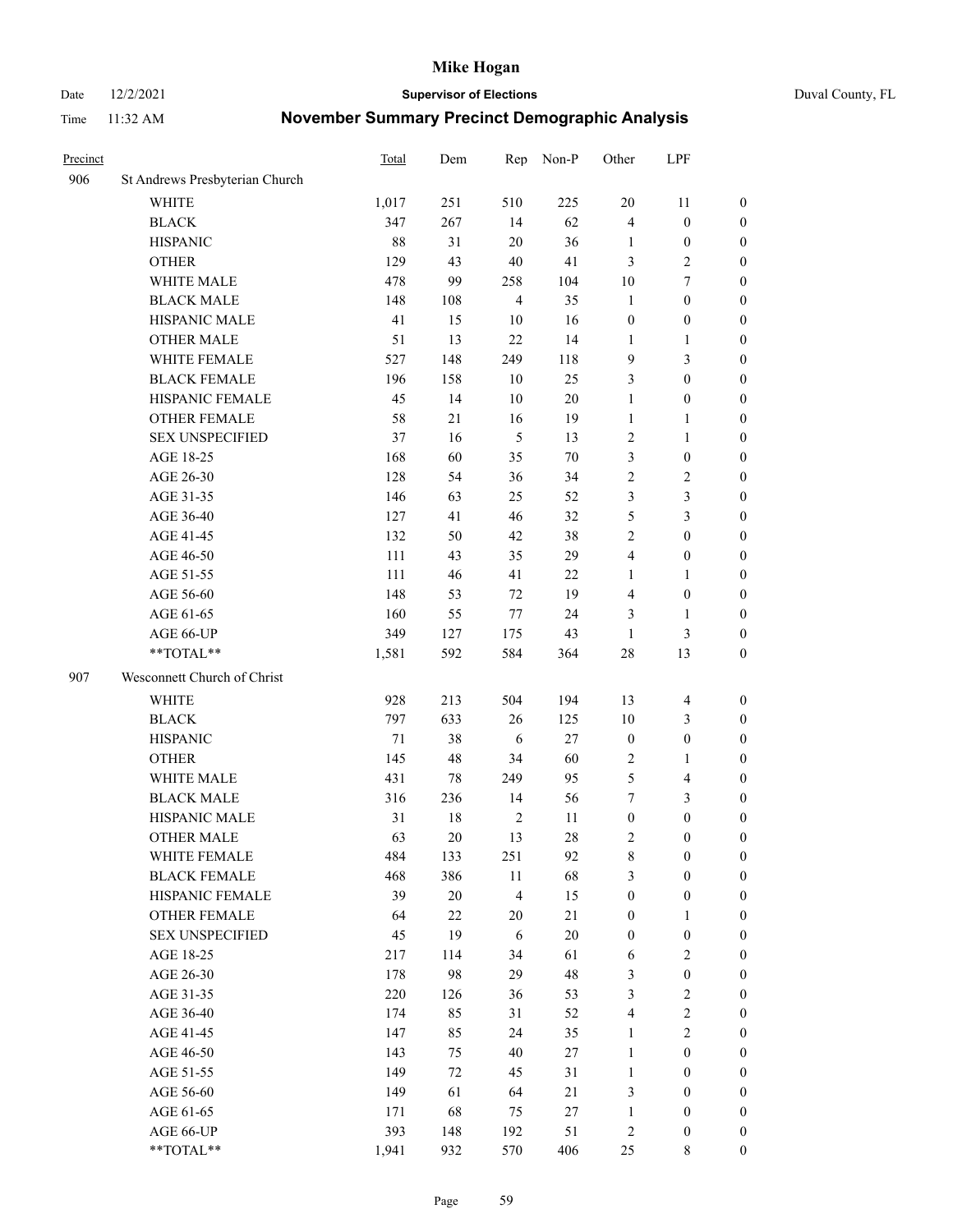# Mike Hogan

Date 12/2/2021 — **Supervisor of Elections** — Duval County, FL

Time 11:32 AM — **November Summary Precinct Demographic Analysis**

| Precinct | | Total | Dem | Rep | Non-P | Other | LPF | |
|---|---|---|---|---|---|---|---|---|
| 906 | St Andrews Presbyterian Church | | | | | | | |
| | WHITE | 1,017 | 251 | 510 | 225 | 20 | 11 | 0 |
| | BLACK | 347 | 267 | 14 | 62 | 4 | 0 | 0 |
| | HISPANIC | 88 | 31 | 20 | 36 | 1 | 0 | 0 |
| | OTHER | 129 | 43 | 40 | 41 | 3 | 2 | 0 |
| | WHITE MALE | 478 | 99 | 258 | 104 | 10 | 7 | 0 |
| | BLACK MALE | 148 | 108 | 4 | 35 | 1 | 0 | 0 |
| | HISPANIC MALE | 41 | 15 | 10 | 16 | 0 | 0 | 0 |
| | OTHER MALE | 51 | 13 | 22 | 14 | 1 | 1 | 0 |
| | WHITE FEMALE | 527 | 148 | 249 | 118 | 9 | 3 | 0 |
| | BLACK FEMALE | 196 | 158 | 10 | 25 | 3 | 0 | 0 |
| | HISPANIC FEMALE | 45 | 14 | 10 | 20 | 1 | 0 | 0 |
| | OTHER FEMALE | 58 | 21 | 16 | 19 | 1 | 1 | 0 |
| | SEX UNSPECIFIED | 37 | 16 | 5 | 13 | 2 | 1 | 0 |
| | AGE 18-25 | 168 | 60 | 35 | 70 | 3 | 0 | 0 |
| | AGE 26-30 | 128 | 54 | 36 | 34 | 2 | 2 | 0 |
| | AGE 31-35 | 146 | 63 | 25 | 52 | 3 | 3 | 0 |
| | AGE 36-40 | 127 | 41 | 46 | 32 | 5 | 3 | 0 |
| | AGE 41-45 | 132 | 50 | 42 | 38 | 2 | 0 | 0 |
| | AGE 46-50 | 111 | 43 | 35 | 29 | 4 | 0 | 0 |
| | AGE 51-55 | 111 | 46 | 41 | 22 | 1 | 1 | 0 |
| | AGE 56-60 | 148 | 53 | 72 | 19 | 4 | 0 | 0 |
| | AGE 61-65 | 160 | 55 | 77 | 24 | 3 | 1 | 0 |
| | AGE 66-UP | 349 | 127 | 175 | 43 | 1 | 3 | 0 |
| | **TOTAL** | 1,581 | 592 | 584 | 364 | 28 | 13 | 0 |
| 907 | Wesconnett Church of Christ | | | | | | | |
| | WHITE | 928 | 213 | 504 | 194 | 13 | 4 | 0 |
| | BLACK | 797 | 633 | 26 | 125 | 10 | 3 | 0 |
| | HISPANIC | 71 | 38 | 6 | 27 | 0 | 0 | 0 |
| | OTHER | 145 | 48 | 34 | 60 | 2 | 1 | 0 |
| | WHITE MALE | 431 | 78 | 249 | 95 | 5 | 4 | 0 |
| | BLACK MALE | 316 | 236 | 14 | 56 | 7 | 3 | 0 |
| | HISPANIC MALE | 31 | 18 | 2 | 11 | 0 | 0 | 0 |
| | OTHER MALE | 63 | 20 | 13 | 28 | 2 | 0 | 0 |
| | WHITE FEMALE | 484 | 133 | 251 | 92 | 8 | 0 | 0 |
| | BLACK FEMALE | 468 | 386 | 11 | 68 | 3 | 0 | 0 |
| | HISPANIC FEMALE | 39 | 20 | 4 | 15 | 0 | 0 | 0 |
| | OTHER FEMALE | 64 | 22 | 20 | 21 | 0 | 1 | 0 |
| | SEX UNSPECIFIED | 45 | 19 | 6 | 20 | 0 | 0 | 0 |
| | AGE 18-25 | 217 | 114 | 34 | 61 | 6 | 2 | 0 |
| | AGE 26-30 | 178 | 98 | 29 | 48 | 3 | 0 | 0 |
| | AGE 31-35 | 220 | 126 | 36 | 53 | 3 | 2 | 0 |
| | AGE 36-40 | 174 | 85 | 31 | 52 | 4 | 2 | 0 |
| | AGE 41-45 | 147 | 85 | 24 | 35 | 1 | 2 | 0 |
| | AGE 46-50 | 143 | 75 | 40 | 27 | 1 | 0 | 0 |
| | AGE 51-55 | 149 | 72 | 45 | 31 | 1 | 0 | 0 |
| | AGE 56-60 | 149 | 61 | 64 | 21 | 3 | 0 | 0 |
| | AGE 61-65 | 171 | 68 | 75 | 27 | 1 | 0 | 0 |
| | AGE 66-UP | 393 | 148 | 192 | 51 | 2 | 0 | 0 |
| | **TOTAL** | 1,941 | 932 | 570 | 406 | 25 | 8 | 0 |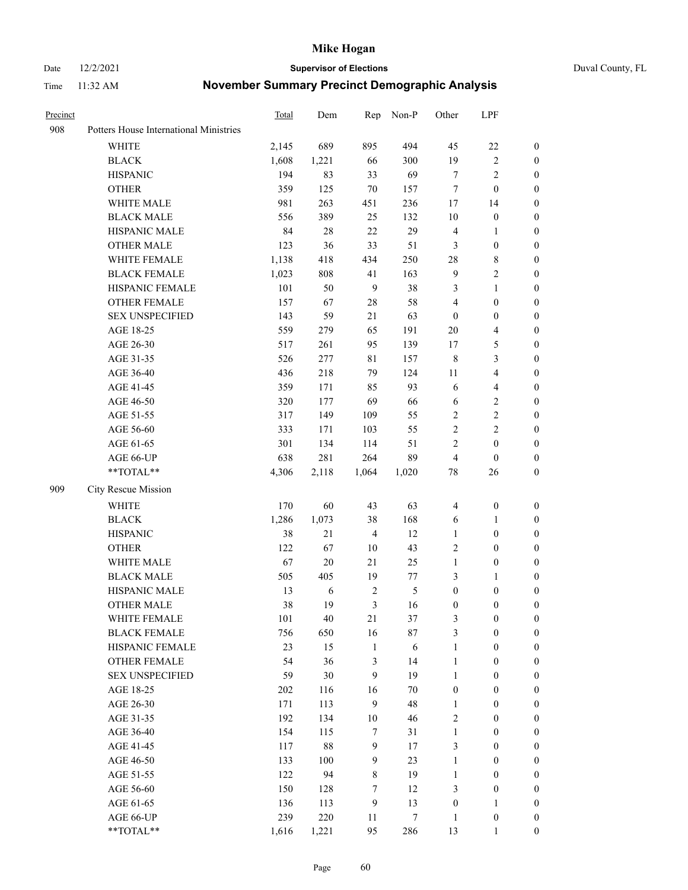# Mike Hogan

Date 12/2/2021 **Supervisor of Elections** Duval County, FL

Time 11:32 AM **November Summary Precinct Demographic Analysis**

| Precinct | | Total | Dem | Rep | Non-P | Other | LPF | |
|---|---|---|---|---|---|---|---|---|
| 908 | Potters House International Ministries | | | | | | | |
| | WHITE | 2,145 | 689 | 895 | 494 | 45 | 22 | 0 |
| | BLACK | 1,608 | 1,221 | 66 | 300 | 19 | 2 | 0 |
| | HISPANIC | 194 | 83 | 33 | 69 | 7 | 2 | 0 |
| | OTHER | 359 | 125 | 70 | 157 | 7 | 0 | 0 |
| | WHITE MALE | 981 | 263 | 451 | 236 | 17 | 14 | 0 |
| | BLACK MALE | 556 | 389 | 25 | 132 | 10 | 0 | 0 |
| | HISPANIC MALE | 84 | 28 | 22 | 29 | 4 | 1 | 0 |
| | OTHER MALE | 123 | 36 | 33 | 51 | 3 | 0 | 0 |
| | WHITE FEMALE | 1,138 | 418 | 434 | 250 | 28 | 8 | 0 |
| | BLACK FEMALE | 1,023 | 808 | 41 | 163 | 9 | 2 | 0 |
| | HISPANIC FEMALE | 101 | 50 | 9 | 38 | 3 | 1 | 0 |
| | OTHER FEMALE | 157 | 67 | 28 | 58 | 4 | 0 | 0 |
| | SEX UNSPECIFIED | 143 | 59 | 21 | 63 | 0 | 0 | 0 |
| | AGE 18-25 | 559 | 279 | 65 | 191 | 20 | 4 | 0 |
| | AGE 26-30 | 517 | 261 | 95 | 139 | 17 | 5 | 0 |
| | AGE 31-35 | 526 | 277 | 81 | 157 | 8 | 3 | 0 |
| | AGE 36-40 | 436 | 218 | 79 | 124 | 11 | 4 | 0 |
| | AGE 41-45 | 359 | 171 | 85 | 93 | 6 | 4 | 0 |
| | AGE 46-50 | 320 | 177 | 69 | 66 | 6 | 2 | 0 |
| | AGE 51-55 | 317 | 149 | 109 | 55 | 2 | 2 | 0 |
| | AGE 56-60 | 333 | 171 | 103 | 55 | 2 | 2 | 0 |
| | AGE 61-65 | 301 | 134 | 114 | 51 | 2 | 0 | 0 |
| | AGE 66-UP | 638 | 281 | 264 | 89 | 4 | 0 | 0 |
| | **TOTAL** | 4,306 | 2,118 | 1,064 | 1,020 | 78 | 26 | 0 |
| 909 | City Rescue Mission | | | | | | | |
| | WHITE | 170 | 60 | 43 | 63 | 4 | 0 | 0 |
| | BLACK | 1,286 | 1,073 | 38 | 168 | 6 | 1 | 0 |
| | HISPANIC | 38 | 21 | 4 | 12 | 1 | 0 | 0 |
| | OTHER | 122 | 67 | 10 | 43 | 2 | 0 | 0 |
| | WHITE MALE | 67 | 20 | 21 | 25 | 1 | 0 | 0 |
| | BLACK MALE | 505 | 405 | 19 | 77 | 3 | 1 | 0 |
| | HISPANIC MALE | 13 | 6 | 2 | 5 | 0 | 0 | 0 |
| | OTHER MALE | 38 | 19 | 3 | 16 | 0 | 0 | 0 |
| | WHITE FEMALE | 101 | 40 | 21 | 37 | 3 | 0 | 0 |
| | BLACK FEMALE | 756 | 650 | 16 | 87 | 3 | 0 | 0 |
| | HISPANIC FEMALE | 23 | 15 | 1 | 6 | 1 | 0 | 0 |
| | OTHER FEMALE | 54 | 36 | 3 | 14 | 1 | 0 | 0 |
| | SEX UNSPECIFIED | 59 | 30 | 9 | 19 | 1 | 0 | 0 |
| | AGE 18-25 | 202 | 116 | 16 | 70 | 0 | 0 | 0 |
| | AGE 26-30 | 171 | 113 | 9 | 48 | 1 | 0 | 0 |
| | AGE 31-35 | 192 | 134 | 10 | 46 | 2 | 0 | 0 |
| | AGE 36-40 | 154 | 115 | 7 | 31 | 1 | 0 | 0 |
| | AGE 41-45 | 117 | 88 | 9 | 17 | 3 | 0 | 0 |
| | AGE 46-50 | 133 | 100 | 9 | 23 | 1 | 0 | 0 |
| | AGE 51-55 | 122 | 94 | 8 | 19 | 1 | 0 | 0 |
| | AGE 56-60 | 150 | 128 | 7 | 12 | 3 | 0 | 0 |
| | AGE 61-65 | 136 | 113 | 9 | 13 | 0 | 1 | 0 |
| | AGE 66-UP | 239 | 220 | 11 | 7 | 1 | 0 | 0 |
| | **TOTAL** | 1,616 | 1,221 | 95 | 286 | 13 | 1 | 0 |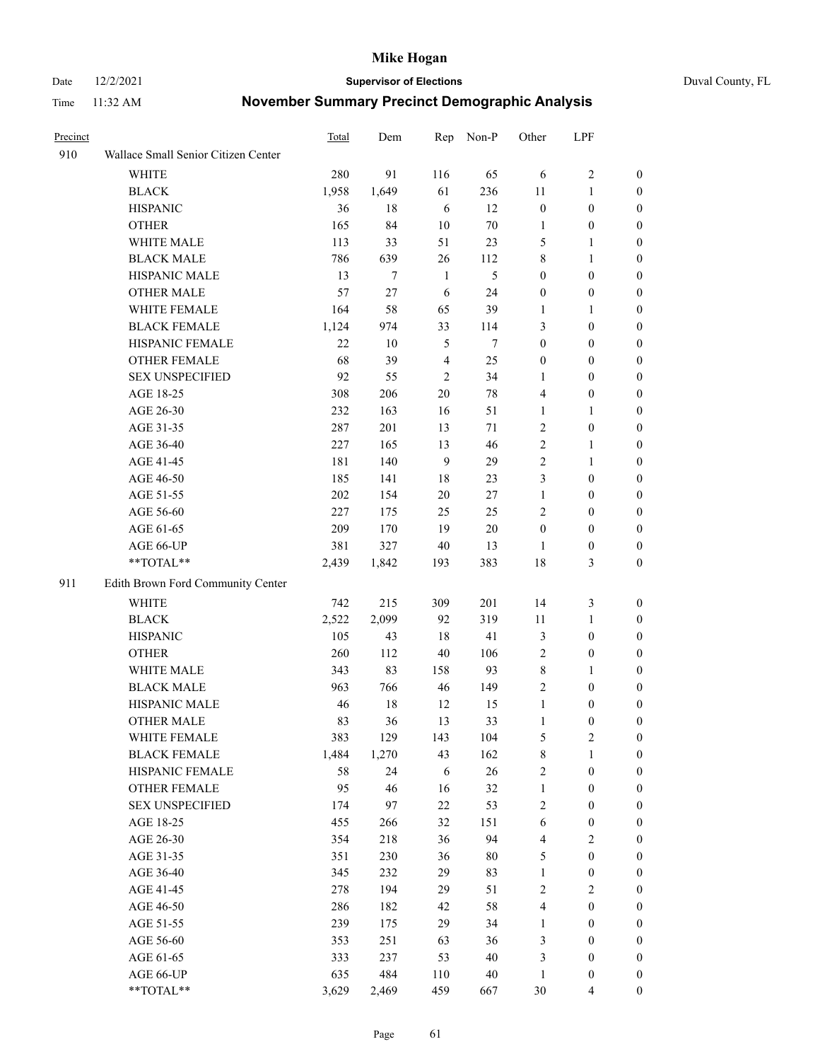# Mike Hogan

Date 12/2/2021 **Supervisor of Elections** Duval County, FL

Time 11:32 AM **November Summary Precinct Demographic Analysis**

| Precinct | | Total | Dem | Rep | Non-P | Other | LPF | |
|---|---|---|---|---|---|---|---|---|
| 910 | Wallace Small Senior Citizen Center | | | | | | | |
| | WHITE | 280 | 91 | 116 | 65 | 6 | 2 | 0 |
| | BLACK | 1,958 | 1,649 | 61 | 236 | 11 | 1 | 0 |
| | HISPANIC | 36 | 18 | 6 | 12 | 0 | 0 | 0 |
| | OTHER | 165 | 84 | 10 | 70 | 1 | 0 | 0 |
| | WHITE MALE | 113 | 33 | 51 | 23 | 5 | 1 | 0 |
| | BLACK MALE | 786 | 639 | 26 | 112 | 8 | 1 | 0 |
| | HISPANIC MALE | 13 | 7 | 1 | 5 | 0 | 0 | 0 |
| | OTHER MALE | 57 | 27 | 6 | 24 | 0 | 0 | 0 |
| | WHITE FEMALE | 164 | 58 | 65 | 39 | 1 | 1 | 0 |
| | BLACK FEMALE | 1,124 | 974 | 33 | 114 | 3 | 0 | 0 |
| | HISPANIC FEMALE | 22 | 10 | 5 | 7 | 0 | 0 | 0 |
| | OTHER FEMALE | 68 | 39 | 4 | 25 | 0 | 0 | 0 |
| | SEX UNSPECIFIED | 92 | 55 | 2 | 34 | 1 | 0 | 0 |
| | AGE 18-25 | 308 | 206 | 20 | 78 | 4 | 0 | 0 |
| | AGE 26-30 | 232 | 163 | 16 | 51 | 1 | 1 | 0 |
| | AGE 31-35 | 287 | 201 | 13 | 71 | 2 | 0 | 0 |
| | AGE 36-40 | 227 | 165 | 13 | 46 | 2 | 1 | 0 |
| | AGE 41-45 | 181 | 140 | 9 | 29 | 2 | 1 | 0 |
| | AGE 46-50 | 185 | 141 | 18 | 23 | 3 | 0 | 0 |
| | AGE 51-55 | 202 | 154 | 20 | 27 | 1 | 0 | 0 |
| | AGE 56-60 | 227 | 175 | 25 | 25 | 2 | 0 | 0 |
| | AGE 61-65 | 209 | 170 | 19 | 20 | 0 | 0 | 0 |
| | AGE 66-UP | 381 | 327 | 40 | 13 | 1 | 0 | 0 |
| | **TOTAL** | 2,439 | 1,842 | 193 | 383 | 18 | 3 | 0 |
| 911 | Edith Brown Ford Community Center | | | | | | | |
| | WHITE | 742 | 215 | 309 | 201 | 14 | 3 | 0 |
| | BLACK | 2,522 | 2,099 | 92 | 319 | 11 | 1 | 0 |
| | HISPANIC | 105 | 43 | 18 | 41 | 3 | 0 | 0 |
| | OTHER | 260 | 112 | 40 | 106 | 2 | 0 | 0 |
| | WHITE MALE | 343 | 83 | 158 | 93 | 8 | 1 | 0 |
| | BLACK MALE | 963 | 766 | 46 | 149 | 2 | 0 | 0 |
| | HISPANIC MALE | 46 | 18 | 12 | 15 | 1 | 0 | 0 |
| | OTHER MALE | 83 | 36 | 13 | 33 | 1 | 0 | 0 |
| | WHITE FEMALE | 383 | 129 | 143 | 104 | 5 | 2 | 0 |
| | BLACK FEMALE | 1,484 | 1,270 | 43 | 162 | 8 | 1 | 0 |
| | HISPANIC FEMALE | 58 | 24 | 6 | 26 | 2 | 0 | 0 |
| | OTHER FEMALE | 95 | 46 | 16 | 32 | 1 | 0 | 0 |
| | SEX UNSPECIFIED | 174 | 97 | 22 | 53 | 2 | 0 | 0 |
| | AGE 18-25 | 455 | 266 | 32 | 151 | 6 | 0 | 0 |
| | AGE 26-30 | 354 | 218 | 36 | 94 | 4 | 2 | 0 |
| | AGE 31-35 | 351 | 230 | 36 | 80 | 5 | 0 | 0 |
| | AGE 36-40 | 345 | 232 | 29 | 83 | 1 | 0 | 0 |
| | AGE 41-45 | 278 | 194 | 29 | 51 | 2 | 2 | 0 |
| | AGE 46-50 | 286 | 182 | 42 | 58 | 4 | 0 | 0 |
| | AGE 51-55 | 239 | 175 | 29 | 34 | 1 | 0 | 0 |
| | AGE 56-60 | 353 | 251 | 63 | 36 | 3 | 0 | 0 |
| | AGE 61-65 | 333 | 237 | 53 | 40 | 3 | 0 | 0 |
| | AGE 66-UP | 635 | 484 | 110 | 40 | 1 | 0 | 0 |
| | **TOTAL** | 3,629 | 2,469 | 459 | 667 | 30 | 4 | 0 |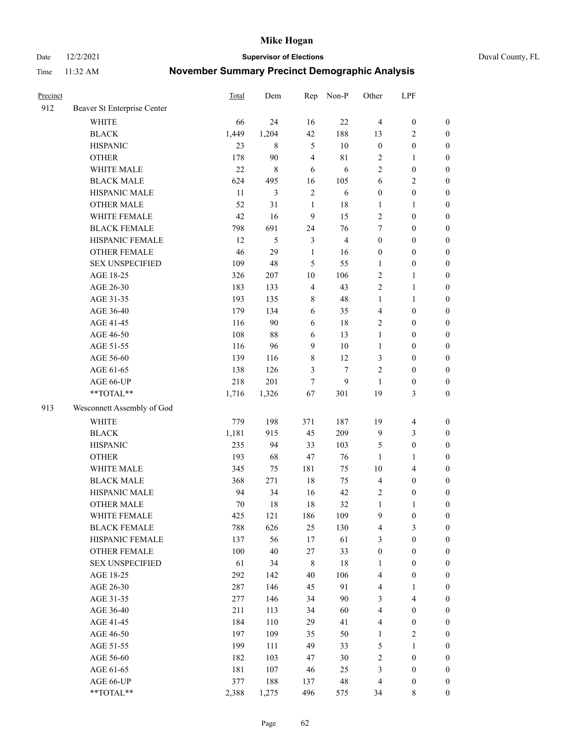# Mike Hogan

Date 12/2/2021 **Supervisor of Elections** Duval County, FL

Time 11:32 AM **November Summary Precinct Demographic Analysis**

| Precinct | | Total | Dem | Rep | Non-P | Other | LPF | |
|---|---|---|---|---|---|---|---|---|
| 912 | Beaver St Enterprise Center | | | | | | | |
| | WHITE | 66 | 24 | 16 | 22 | 4 | 0 | 0 |
| | BLACK | 1,449 | 1,204 | 42 | 188 | 13 | 2 | 0 |
| | HISPANIC | 23 | 8 | 5 | 10 | 0 | 0 | 0 |
| | OTHER | 178 | 90 | 4 | 81 | 2 | 1 | 0 |
| | WHITE MALE | 22 | 8 | 6 | 6 | 2 | 0 | 0 |
| | BLACK MALE | 624 | 495 | 16 | 105 | 6 | 2 | 0 |
| | HISPANIC MALE | 11 | 3 | 2 | 6 | 0 | 0 | 0 |
| | OTHER MALE | 52 | 31 | 1 | 18 | 1 | 1 | 0 |
| | WHITE FEMALE | 42 | 16 | 9 | 15 | 2 | 0 | 0 |
| | BLACK FEMALE | 798 | 691 | 24 | 76 | 7 | 0 | 0 |
| | HISPANIC FEMALE | 12 | 5 | 3 | 4 | 0 | 0 | 0 |
| | OTHER FEMALE | 46 | 29 | 1 | 16 | 0 | 0 | 0 |
| | SEX UNSPECIFIED | 109 | 48 | 5 | 55 | 1 | 0 | 0 |
| | AGE 18-25 | 326 | 207 | 10 | 106 | 2 | 1 | 0 |
| | AGE 26-30 | 183 | 133 | 4 | 43 | 2 | 1 | 0 |
| | AGE 31-35 | 193 | 135 | 8 | 48 | 1 | 1 | 0 |
| | AGE 36-40 | 179 | 134 | 6 | 35 | 4 | 0 | 0 |
| | AGE 41-45 | 116 | 90 | 6 | 18 | 2 | 0 | 0 |
| | AGE 46-50 | 108 | 88 | 6 | 13 | 1 | 0 | 0 |
| | AGE 51-55 | 116 | 96 | 9 | 10 | 1 | 0 | 0 |
| | AGE 56-60 | 139 | 116 | 8 | 12 | 3 | 0 | 0 |
| | AGE 61-65 | 138 | 126 | 3 | 7 | 2 | 0 | 0 |
| | AGE 66-UP | 218 | 201 | 7 | 9 | 1 | 0 | 0 |
| | **TOTAL** | 1,716 | 1,326 | 67 | 301 | 19 | 3 | 0 |
| 913 | Wesconnett Assembly of God | | | | | | | |
| | WHITE | 779 | 198 | 371 | 187 | 19 | 4 | 0 |
| | BLACK | 1,181 | 915 | 45 | 209 | 9 | 3 | 0 |
| | HISPANIC | 235 | 94 | 33 | 103 | 5 | 0 | 0 |
| | OTHER | 193 | 68 | 47 | 76 | 1 | 1 | 0 |
| | WHITE MALE | 345 | 75 | 181 | 75 | 10 | 4 | 0 |
| | BLACK MALE | 368 | 271 | 18 | 75 | 4 | 0 | 0 |
| | HISPANIC MALE | 94 | 34 | 16 | 42 | 2 | 0 | 0 |
| | OTHER MALE | 70 | 18 | 18 | 32 | 1 | 1 | 0 |
| | WHITE FEMALE | 425 | 121 | 186 | 109 | 9 | 0 | 0 |
| | BLACK FEMALE | 788 | 626 | 25 | 130 | 4 | 3 | 0 |
| | HISPANIC FEMALE | 137 | 56 | 17 | 61 | 3 | 0 | 0 |
| | OTHER FEMALE | 100 | 40 | 27 | 33 | 0 | 0 | 0 |
| | SEX UNSPECIFIED | 61 | 34 | 8 | 18 | 1 | 0 | 0 |
| | AGE 18-25 | 292 | 142 | 40 | 106 | 4 | 0 | 0 |
| | AGE 26-30 | 287 | 146 | 45 | 91 | 4 | 1 | 0 |
| | AGE 31-35 | 277 | 146 | 34 | 90 | 3 | 4 | 0 |
| | AGE 36-40 | 211 | 113 | 34 | 60 | 4 | 0 | 0 |
| | AGE 41-45 | 184 | 110 | 29 | 41 | 4 | 0 | 0 |
| | AGE 46-50 | 197 | 109 | 35 | 50 | 1 | 2 | 0 |
| | AGE 51-55 | 199 | 111 | 49 | 33 | 5 | 1 | 0 |
| | AGE 56-60 | 182 | 103 | 47 | 30 | 2 | 0 | 0 |
| | AGE 61-65 | 181 | 107 | 46 | 25 | 3 | 0 | 0 |
| | AGE 66-UP | 377 | 188 | 137 | 48 | 4 | 0 | 0 |
| | **TOTAL** | 2,388 | 1,275 | 496 | 575 | 34 | 8 | 0 |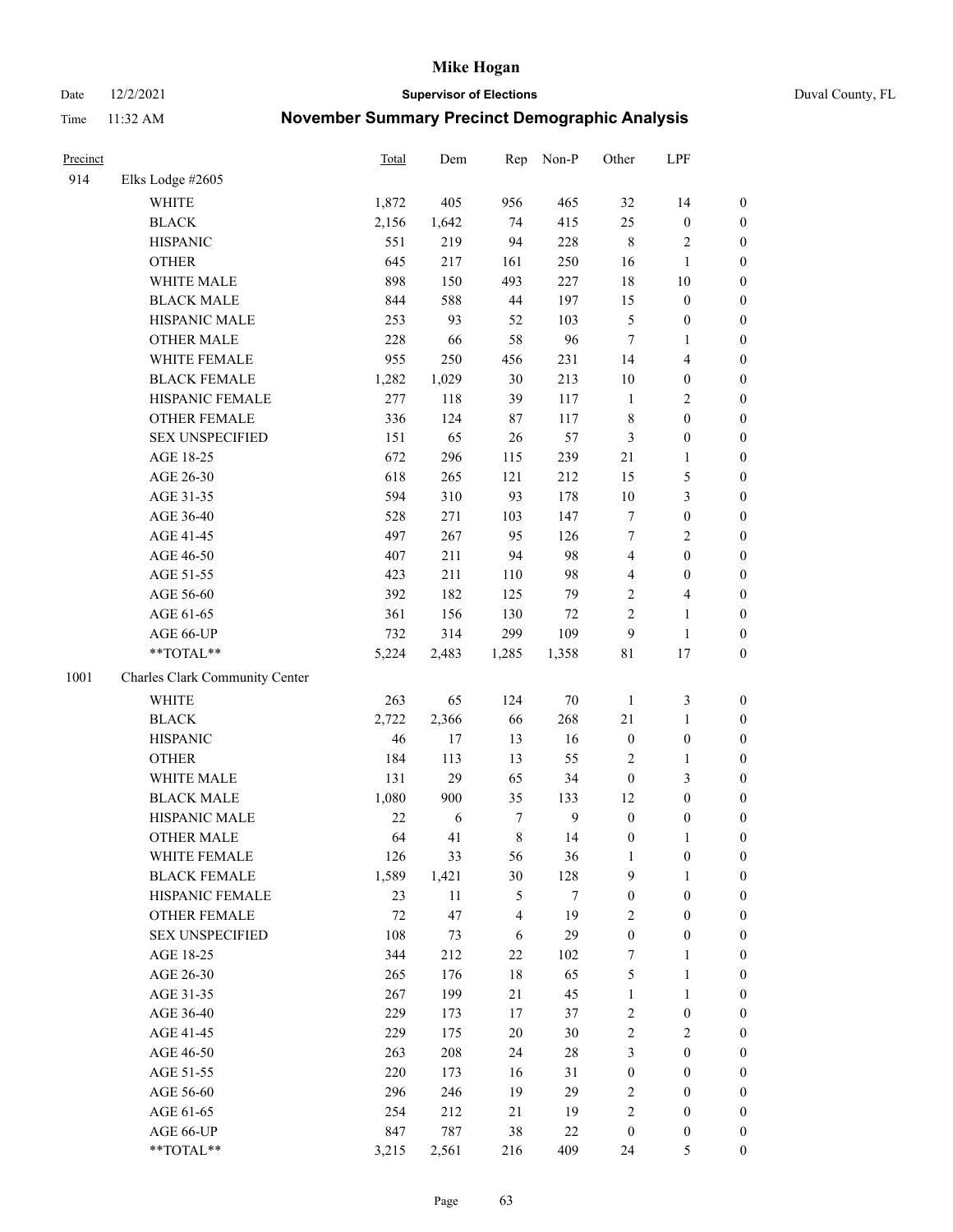# Mike Hogan

Date 12/2/2021 **Supervisor of Elections** Duval County, FL

Time 11:32 AM **November Summary Precinct Demographic Analysis**

| Precinct | | Total | Dem | Rep | Non-P | Other | LPF | |
|---|---|---|---|---|---|---|---|---|
| 914 | Elks Lodge #2605 | | | | | | | |
| | WHITE | 1,872 | 405 | 956 | 465 | 32 | 14 | 0 |
| | BLACK | 2,156 | 1,642 | 74 | 415 | 25 | 0 | 0 |
| | HISPANIC | 551 | 219 | 94 | 228 | 8 | 2 | 0 |
| | OTHER | 645 | 217 | 161 | 250 | 16 | 1 | 0 |
| | WHITE MALE | 898 | 150 | 493 | 227 | 18 | 10 | 0 |
| | BLACK MALE | 844 | 588 | 44 | 197 | 15 | 0 | 0 |
| | HISPANIC MALE | 253 | 93 | 52 | 103 | 5 | 0 | 0 |
| | OTHER MALE | 228 | 66 | 58 | 96 | 7 | 1 | 0 |
| | WHITE FEMALE | 955 | 250 | 456 | 231 | 14 | 4 | 0 |
| | BLACK FEMALE | 1,282 | 1,029 | 30 | 213 | 10 | 0 | 0 |
| | HISPANIC FEMALE | 277 | 118 | 39 | 117 | 1 | 2 | 0 |
| | OTHER FEMALE | 336 | 124 | 87 | 117 | 8 | 0 | 0 |
| | SEX UNSPECIFIED | 151 | 65 | 26 | 57 | 3 | 0 | 0 |
| | AGE 18-25 | 672 | 296 | 115 | 239 | 21 | 1 | 0 |
| | AGE 26-30 | 618 | 265 | 121 | 212 | 15 | 5 | 0 |
| | AGE 31-35 | 594 | 310 | 93 | 178 | 10 | 3 | 0 |
| | AGE 36-40 | 528 | 271 | 103 | 147 | 7 | 0 | 0 |
| | AGE 41-45 | 497 | 267 | 95 | 126 | 7 | 2 | 0 |
| | AGE 46-50 | 407 | 211 | 94 | 98 | 4 | 0 | 0 |
| | AGE 51-55 | 423 | 211 | 110 | 98 | 4 | 0 | 0 |
| | AGE 56-60 | 392 | 182 | 125 | 79 | 2 | 4 | 0 |
| | AGE 61-65 | 361 | 156 | 130 | 72 | 2 | 1 | 0 |
| | AGE 66-UP | 732 | 314 | 299 | 109 | 9 | 1 | 0 |
| | **TOTAL** | 5,224 | 2,483 | 1,285 | 1,358 | 81 | 17 | 0 |
| 1001 | Charles Clark Community Center | | | | | | | |
| | WHITE | 263 | 65 | 124 | 70 | 1 | 3 | 0 |
| | BLACK | 2,722 | 2,366 | 66 | 268 | 21 | 1 | 0 |
| | HISPANIC | 46 | 17 | 13 | 16 | 0 | 0 | 0 |
| | OTHER | 184 | 113 | 13 | 55 | 2 | 1 | 0 |
| | WHITE MALE | 131 | 29 | 65 | 34 | 0 | 3 | 0 |
| | BLACK MALE | 1,080 | 900 | 35 | 133 | 12 | 0 | 0 |
| | HISPANIC MALE | 22 | 6 | 7 | 9 | 0 | 0 | 0 |
| | OTHER MALE | 64 | 41 | 8 | 14 | 0 | 1 | 0 |
| | WHITE FEMALE | 126 | 33 | 56 | 36 | 1 | 0 | 0 |
| | BLACK FEMALE | 1,589 | 1,421 | 30 | 128 | 9 | 1 | 0 |
| | HISPANIC FEMALE | 23 | 11 | 5 | 7 | 0 | 0 | 0 |
| | OTHER FEMALE | 72 | 47 | 4 | 19 | 2 | 0 | 0 |
| | SEX UNSPECIFIED | 108 | 73 | 6 | 29 | 0 | 0 | 0 |
| | AGE 18-25 | 344 | 212 | 22 | 102 | 7 | 1 | 0 |
| | AGE 26-30 | 265 | 176 | 18 | 65 | 5 | 1 | 0 |
| | AGE 31-35 | 267 | 199 | 21 | 45 | 1 | 1 | 0 |
| | AGE 36-40 | 229 | 173 | 17 | 37 | 2 | 0 | 0 |
| | AGE 41-45 | 229 | 175 | 20 | 30 | 2 | 2 | 0 |
| | AGE 46-50 | 263 | 208 | 24 | 28 | 3 | 0 | 0 |
| | AGE 51-55 | 220 | 173 | 16 | 31 | 0 | 0 | 0 |
| | AGE 56-60 | 296 | 246 | 19 | 29 | 2 | 0 | 0 |
| | AGE 61-65 | 254 | 212 | 21 | 19 | 2 | 0 | 0 |
| | AGE 66-UP | 847 | 787 | 38 | 22 | 0 | 0 | 0 |
| | **TOTAL** | 3,215 | 2,561 | 216 | 409 | 24 | 5 | 0 |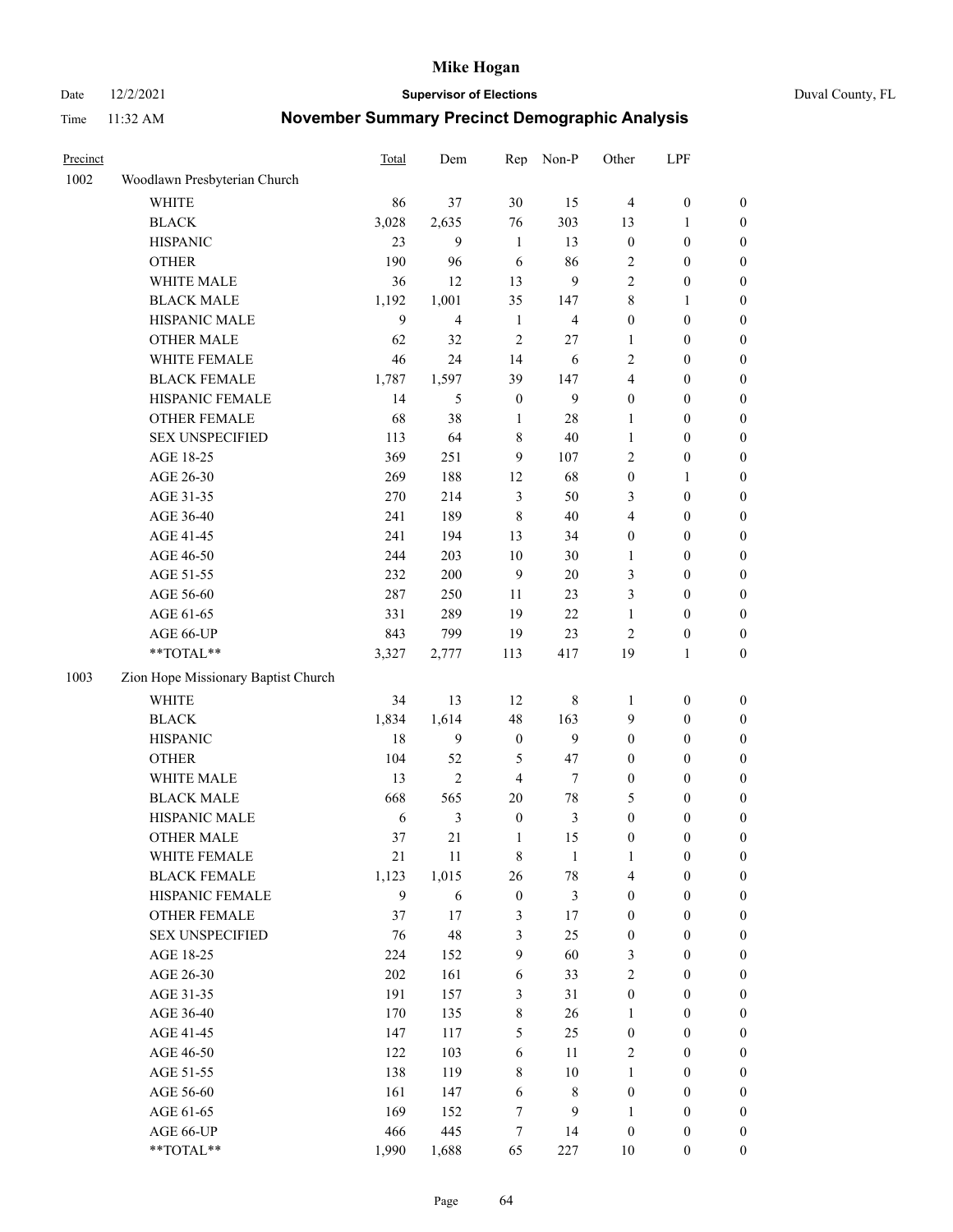# Mike Hogan

**Supervisor of Elections**

Date 12/2/2021 — Duval County, FL

Time 11:32 AM

## November Summary Precinct Demographic Analysis

| Precinct | | Total | Dem | Rep | Non-P | Other | LPF | |
|---|---|---|---|---|---|---|---|---|
| 1002 | Woodlawn Presbyterian Church | | | | | | | |
| | WHITE | 86 | 37 | 30 | 15 | 4 | 0 | 0 |
| | BLACK | 3,028 | 2,635 | 76 | 303 | 13 | 1 | 0 |
| | HISPANIC | 23 | 9 | 1 | 13 | 0 | 0 | 0 |
| | OTHER | 190 | 96 | 6 | 86 | 2 | 0 | 0 |
| | WHITE MALE | 36 | 12 | 13 | 9 | 2 | 0 | 0 |
| | BLACK MALE | 1,192 | 1,001 | 35 | 147 | 8 | 1 | 0 |
| | HISPANIC MALE | 9 | 4 | 1 | 4 | 0 | 0 | 0 |
| | OTHER MALE | 62 | 32 | 2 | 27 | 1 | 0 | 0 |
| | WHITE FEMALE | 46 | 24 | 14 | 6 | 2 | 0 | 0 |
| | BLACK FEMALE | 1,787 | 1,597 | 39 | 147 | 4 | 0 | 0 |
| | HISPANIC FEMALE | 14 | 5 | 0 | 9 | 0 | 0 | 0 |
| | OTHER FEMALE | 68 | 38 | 1 | 28 | 1 | 0 | 0 |
| | SEX UNSPECIFIED | 113 | 64 | 8 | 40 | 1 | 0 | 0 |
| | AGE 18-25 | 369 | 251 | 9 | 107 | 2 | 0 | 0 |
| | AGE 26-30 | 269 | 188 | 12 | 68 | 0 | 1 | 0 |
| | AGE 31-35 | 270 | 214 | 3 | 50 | 3 | 0 | 0 |
| | AGE 36-40 | 241 | 189 | 8 | 40 | 4 | 0 | 0 |
| | AGE 41-45 | 241 | 194 | 13 | 34 | 0 | 0 | 0 |
| | AGE 46-50 | 244 | 203 | 10 | 30 | 1 | 0 | 0 |
| | AGE 51-55 | 232 | 200 | 9 | 20 | 3 | 0 | 0 |
| | AGE 56-60 | 287 | 250 | 11 | 23 | 3 | 0 | 0 |
| | AGE 61-65 | 331 | 289 | 19 | 22 | 1 | 0 | 0 |
| | AGE 66-UP | 843 | 799 | 19 | 23 | 2 | 0 | 0 |
| | **TOTAL** | 3,327 | 2,777 | 113 | 417 | 19 | 1 | 0 |
| 1003 | Zion Hope Missionary Baptist Church | | | | | | | |
| | WHITE | 34 | 13 | 12 | 8 | 1 | 0 | 0 |
| | BLACK | 1,834 | 1,614 | 48 | 163 | 9 | 0 | 0 |
| | HISPANIC | 18 | 9 | 0 | 9 | 0 | 0 | 0 |
| | OTHER | 104 | 52 | 5 | 47 | 0 | 0 | 0 |
| | WHITE MALE | 13 | 2 | 4 | 7 | 0 | 0 | 0 |
| | BLACK MALE | 668 | 565 | 20 | 78 | 5 | 0 | 0 |
| | HISPANIC MALE | 6 | 3 | 0 | 3 | 0 | 0 | 0 |
| | OTHER MALE | 37 | 21 | 1 | 15 | 0 | 0 | 0 |
| | WHITE FEMALE | 21 | 11 | 8 | 1 | 1 | 0 | 0 |
| | BLACK FEMALE | 1,123 | 1,015 | 26 | 78 | 4 | 0 | 0 |
| | HISPANIC FEMALE | 9 | 6 | 0 | 3 | 0 | 0 | 0 |
| | OTHER FEMALE | 37 | 17 | 3 | 17 | 0 | 0 | 0 |
| | SEX UNSPECIFIED | 76 | 48 | 3 | 25 | 0 | 0 | 0 |
| | AGE 18-25 | 224 | 152 | 9 | 60 | 3 | 0 | 0 |
| | AGE 26-30 | 202 | 161 | 6 | 33 | 2 | 0 | 0 |
| | AGE 31-35 | 191 | 157 | 3 | 31 | 0 | 0 | 0 |
| | AGE 36-40 | 170 | 135 | 8 | 26 | 1 | 0 | 0 |
| | AGE 41-45 | 147 | 117 | 5 | 25 | 0 | 0 | 0 |
| | AGE 46-50 | 122 | 103 | 6 | 11 | 2 | 0 | 0 |
| | AGE 51-55 | 138 | 119 | 8 | 10 | 1 | 0 | 0 |
| | AGE 56-60 | 161 | 147 | 6 | 8 | 0 | 0 | 0 |
| | AGE 61-65 | 169 | 152 | 7 | 9 | 1 | 0 | 0 |
| | AGE 66-UP | 466 | 445 | 7 | 14 | 0 | 0 | 0 |
| | **TOTAL** | 1,990 | 1,688 | 65 | 227 | 10 | 0 | 0 |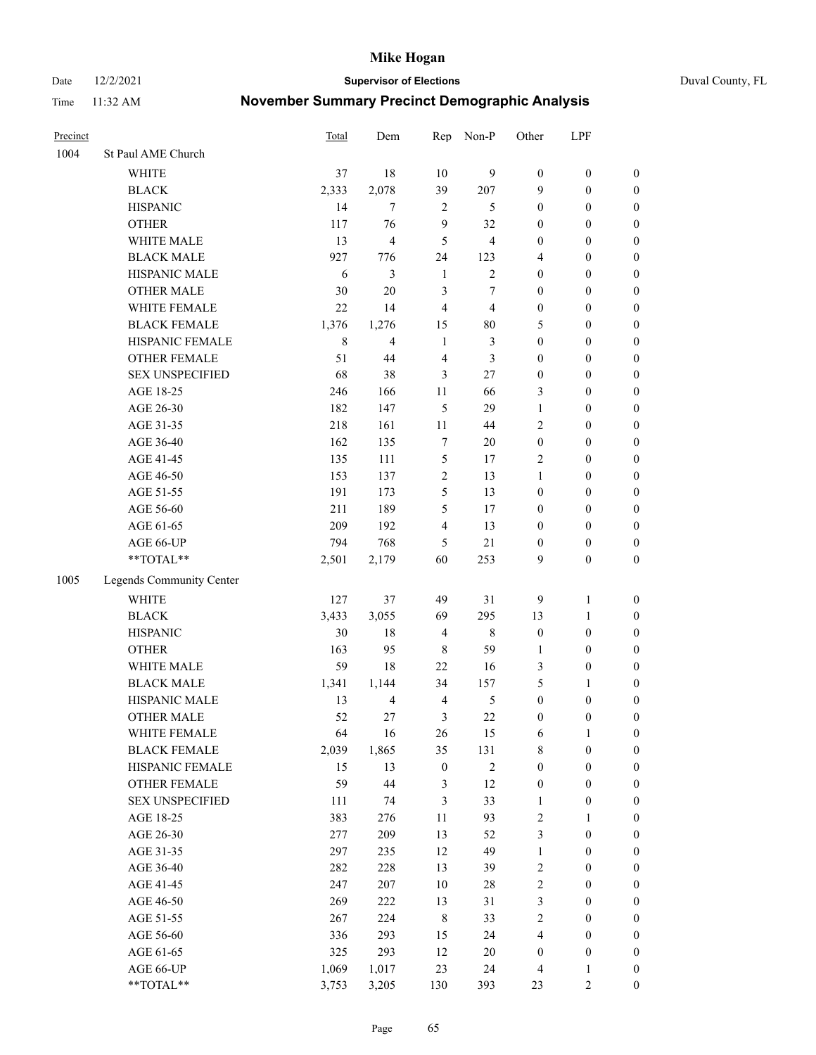# Mike Hogan

Date 12/2/2021 **Supervisor of Elections** Duval County, FL

Time 11:32 AM **November Summary Precinct Demographic Analysis**

| Precinct | | Total | Dem | Rep | Non-P | Other | LPF | |
|---|---|---|---|---|---|---|---|---|
| 1004 | St Paul AME Church | | | | | | | |
| | WHITE | 37 | 18 | 10 | 9 | 0 | 0 | 0 |
| | BLACK | 2,333 | 2,078 | 39 | 207 | 9 | 0 | 0 |
| | HISPANIC | 14 | 7 | 2 | 5 | 0 | 0 | 0 |
| | OTHER | 117 | 76 | 9 | 32 | 0 | 0 | 0 |
| | WHITE MALE | 13 | 4 | 5 | 4 | 0 | 0 | 0 |
| | BLACK MALE | 927 | 776 | 24 | 123 | 4 | 0 | 0 |
| | HISPANIC MALE | 6 | 3 | 1 | 2 | 0 | 0 | 0 |
| | OTHER MALE | 30 | 20 | 3 | 7 | 0 | 0 | 0 |
| | WHITE FEMALE | 22 | 14 | 4 | 4 | 0 | 0 | 0 |
| | BLACK FEMALE | 1,376 | 1,276 | 15 | 80 | 5 | 0 | 0 |
| | HISPANIC FEMALE | 8 | 4 | 1 | 3 | 0 | 0 | 0 |
| | OTHER FEMALE | 51 | 44 | 4 | 3 | 0 | 0 | 0 |
| | SEX UNSPECIFIED | 68 | 38 | 3 | 27 | 0 | 0 | 0 |
| | AGE 18-25 | 246 | 166 | 11 | 66 | 3 | 0 | 0 |
| | AGE 26-30 | 182 | 147 | 5 | 29 | 1 | 0 | 0 |
| | AGE 31-35 | 218 | 161 | 11 | 44 | 2 | 0 | 0 |
| | AGE 36-40 | 162 | 135 | 7 | 20 | 0 | 0 | 0 |
| | AGE 41-45 | 135 | 111 | 5 | 17 | 2 | 0 | 0 |
| | AGE 46-50 | 153 | 137 | 2 | 13 | 1 | 0 | 0 |
| | AGE 51-55 | 191 | 173 | 5 | 13 | 0 | 0 | 0 |
| | AGE 56-60 | 211 | 189 | 5 | 17 | 0 | 0 | 0 |
| | AGE 61-65 | 209 | 192 | 4 | 13 | 0 | 0 | 0 |
| | AGE 66-UP | 794 | 768 | 5 | 21 | 0 | 0 | 0 |
| | **TOTAL** | 2,501 | 2,179 | 60 | 253 | 9 | 0 | 0 |
| 1005 | Legends Community Center | | | | | | | |
| | WHITE | 127 | 37 | 49 | 31 | 9 | 1 | 0 |
| | BLACK | 3,433 | 3,055 | 69 | 295 | 13 | 1 | 0 |
| | HISPANIC | 30 | 18 | 4 | 8 | 0 | 0 | 0 |
| | OTHER | 163 | 95 | 8 | 59 | 1 | 0 | 0 |
| | WHITE MALE | 59 | 18 | 22 | 16 | 3 | 0 | 0 |
| | BLACK MALE | 1,341 | 1,144 | 34 | 157 | 5 | 1 | 0 |
| | HISPANIC MALE | 13 | 4 | 4 | 5 | 0 | 0 | 0 |
| | OTHER MALE | 52 | 27 | 3 | 22 | 0 | 0 | 0 |
| | WHITE FEMALE | 64 | 16 | 26 | 15 | 6 | 1 | 0 |
| | BLACK FEMALE | 2,039 | 1,865 | 35 | 131 | 8 | 0 | 0 |
| | HISPANIC FEMALE | 15 | 13 | 0 | 2 | 0 | 0 | 0 |
| | OTHER FEMALE | 59 | 44 | 3 | 12 | 0 | 0 | 0 |
| | SEX UNSPECIFIED | 111 | 74 | 3 | 33 | 1 | 0 | 0 |
| | AGE 18-25 | 383 | 276 | 11 | 93 | 2 | 1 | 0 |
| | AGE 26-30 | 277 | 209 | 13 | 52 | 3 | 0 | 0 |
| | AGE 31-35 | 297 | 235 | 12 | 49 | 1 | 0 | 0 |
| | AGE 36-40 | 282 | 228 | 13 | 39 | 2 | 0 | 0 |
| | AGE 41-45 | 247 | 207 | 10 | 28 | 2 | 0 | 0 |
| | AGE 46-50 | 269 | 222 | 13 | 31 | 3 | 0 | 0 |
| | AGE 51-55 | 267 | 224 | 8 | 33 | 2 | 0 | 0 |
| | AGE 56-60 | 336 | 293 | 15 | 24 | 4 | 0 | 0 |
| | AGE 61-65 | 325 | 293 | 12 | 20 | 0 | 0 | 0 |
| | AGE 66-UP | 1,069 | 1,017 | 23 | 24 | 4 | 1 | 0 |
| | **TOTAL** | 3,753 | 3,205 | 130 | 393 | 23 | 2 | 0 |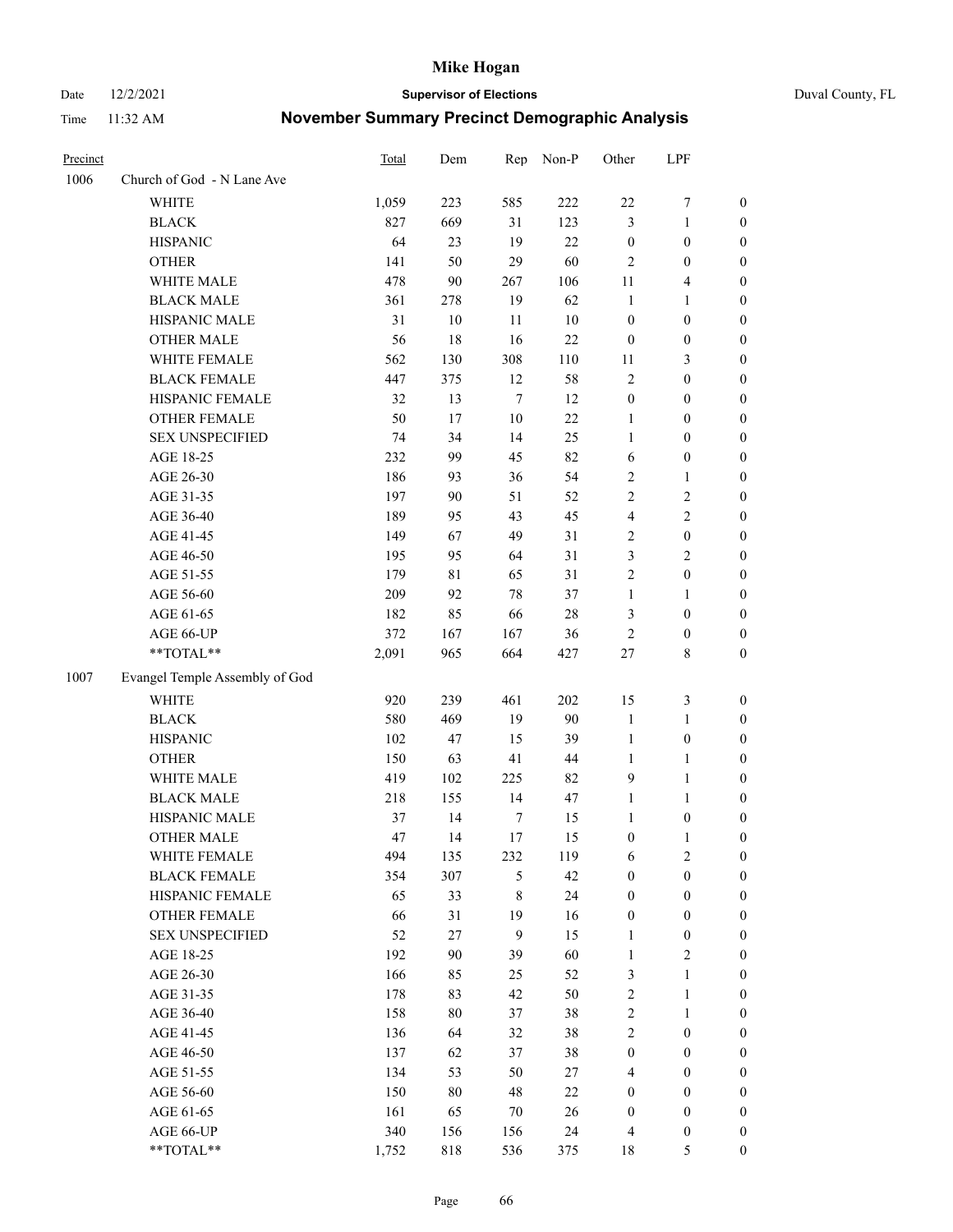# Mike Hogan

Date 12/2/2021 **Supervisor of Elections** Duval County, FL

Time 11:32 AM **November Summary Precinct Demographic Analysis**

| Precinct | | Total | Dem | Rep | Non-P | Other | LPF | |
|---|---|---|---|---|---|---|---|---|
| 1006 | Church of God - N Lane Ave | | | | | | | |
| | WHITE | 1,059 | 223 | 585 | 222 | 22 | 7 | 0 |
| | BLACK | 827 | 669 | 31 | 123 | 3 | 1 | 0 |
| | HISPANIC | 64 | 23 | 19 | 22 | 0 | 0 | 0 |
| | OTHER | 141 | 50 | 29 | 60 | 2 | 0 | 0 |
| | WHITE MALE | 478 | 90 | 267 | 106 | 11 | 4 | 0 |
| | BLACK MALE | 361 | 278 | 19 | 62 | 1 | 1 | 0 |
| | HISPANIC MALE | 31 | 10 | 11 | 10 | 0 | 0 | 0 |
| | OTHER MALE | 56 | 18 | 16 | 22 | 0 | 0 | 0 |
| | WHITE FEMALE | 562 | 130 | 308 | 110 | 11 | 3 | 0 |
| | BLACK FEMALE | 447 | 375 | 12 | 58 | 2 | 0 | 0 |
| | HISPANIC FEMALE | 32 | 13 | 7 | 12 | 0 | 0 | 0 |
| | OTHER FEMALE | 50 | 17 | 10 | 22 | 1 | 0 | 0 |
| | SEX UNSPECIFIED | 74 | 34 | 14 | 25 | 1 | 0 | 0 |
| | AGE 18-25 | 232 | 99 | 45 | 82 | 6 | 0 | 0 |
| | AGE 26-30 | 186 | 93 | 36 | 54 | 2 | 1 | 0 |
| | AGE 31-35 | 197 | 90 | 51 | 52 | 2 | 2 | 0 |
| | AGE 36-40 | 189 | 95 | 43 | 45 | 4 | 2 | 0 |
| | AGE 41-45 | 149 | 67 | 49 | 31 | 2 | 0 | 0 |
| | AGE 46-50 | 195 | 95 | 64 | 31 | 3 | 2 | 0 |
| | AGE 51-55 | 179 | 81 | 65 | 31 | 2 | 0 | 0 |
| | AGE 56-60 | 209 | 92 | 78 | 37 | 1 | 1 | 0 |
| | AGE 61-65 | 182 | 85 | 66 | 28 | 3 | 0 | 0 |
| | AGE 66-UP | 372 | 167 | 167 | 36 | 2 | 0 | 0 |
| | **TOTAL** | 2,091 | 965 | 664 | 427 | 27 | 8 | 0 |
| 1007 | Evangel Temple Assembly of God | | | | | | | |
| | WHITE | 920 | 239 | 461 | 202 | 15 | 3 | 0 |
| | BLACK | 580 | 469 | 19 | 90 | 1 | 1 | 0 |
| | HISPANIC | 102 | 47 | 15 | 39 | 1 | 0 | 0 |
| | OTHER | 150 | 63 | 41 | 44 | 1 | 1 | 0 |
| | WHITE MALE | 419 | 102 | 225 | 82 | 9 | 1 | 0 |
| | BLACK MALE | 218 | 155 | 14 | 47 | 1 | 1 | 0 |
| | HISPANIC MALE | 37 | 14 | 7 | 15 | 1 | 0 | 0 |
| | OTHER MALE | 47 | 14 | 17 | 15 | 0 | 1 | 0 |
| | WHITE FEMALE | 494 | 135 | 232 | 119 | 6 | 2 | 0 |
| | BLACK FEMALE | 354 | 307 | 5 | 42 | 0 | 0 | 0 |
| | HISPANIC FEMALE | 65 | 33 | 8 | 24 | 0 | 0 | 0 |
| | OTHER FEMALE | 66 | 31 | 19 | 16 | 0 | 0 | 0 |
| | SEX UNSPECIFIED | 52 | 27 | 9 | 15 | 1 | 0 | 0 |
| | AGE 18-25 | 192 | 90 | 39 | 60 | 1 | 2 | 0 |
| | AGE 26-30 | 166 | 85 | 25 | 52 | 3 | 1 | 0 |
| | AGE 31-35 | 178 | 83 | 42 | 50 | 2 | 1 | 0 |
| | AGE 36-40 | 158 | 80 | 37 | 38 | 2 | 1 | 0 |
| | AGE 41-45 | 136 | 64 | 32 | 38 | 2 | 0 | 0 |
| | AGE 46-50 | 137 | 62 | 37 | 38 | 0 | 0 | 0 |
| | AGE 51-55 | 134 | 53 | 50 | 27 | 4 | 0 | 0 |
| | AGE 56-60 | 150 | 80 | 48 | 22 | 0 | 0 | 0 |
| | AGE 61-65 | 161 | 65 | 70 | 26 | 0 | 0 | 0 |
| | AGE 66-UP | 340 | 156 | 156 | 24 | 4 | 0 | 0 |
| | **TOTAL** | 1,752 | 818 | 536 | 375 | 18 | 5 | 0 |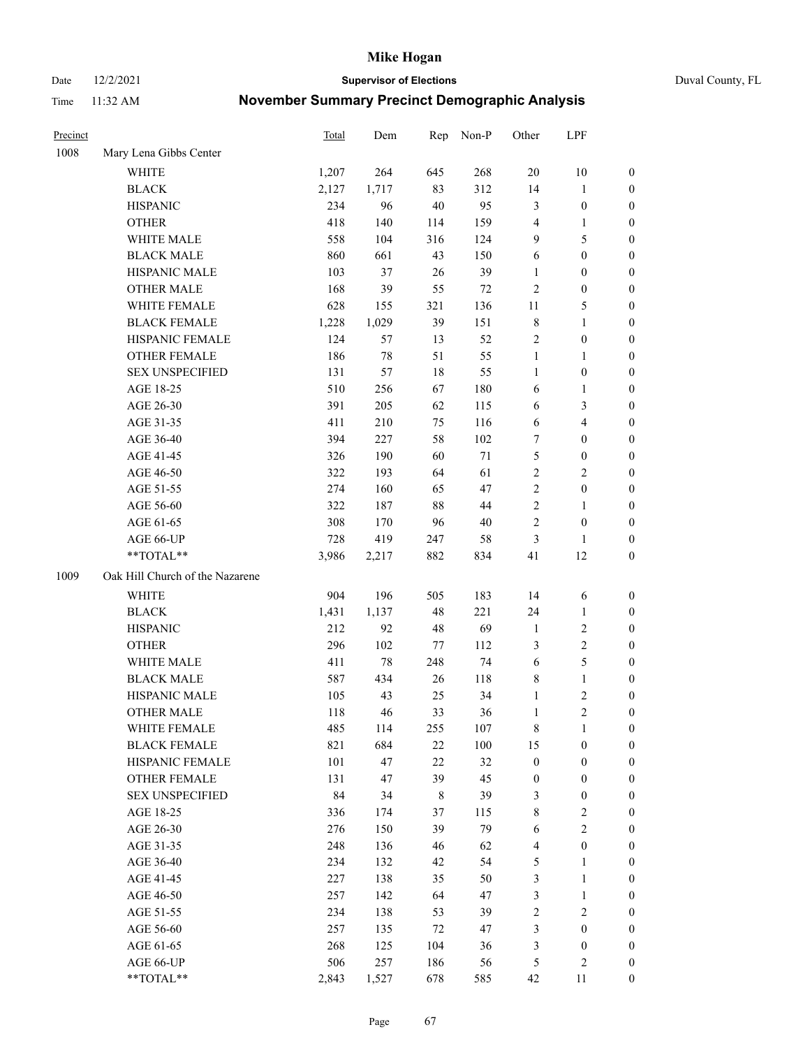# Mike Hogan

Date 12/2/2021 **Supervisor of Elections** Duval County, FL

Time 11:32 AM **November Summary Precinct Demographic Analysis**

| Precinct | | Total | Dem | Rep | Non-P | Other | LPF | |
|---|---|---|---|---|---|---|---|---|
| 1008 | Mary Lena Gibbs Center | | | | | | | |
| | WHITE | 1,207 | 264 | 645 | 268 | 20 | 10 | 0 |
| | BLACK | 2,127 | 1,717 | 83 | 312 | 14 | 1 | 0 |
| | HISPANIC | 234 | 96 | 40 | 95 | 3 | 0 | 0 |
| | OTHER | 418 | 140 | 114 | 159 | 4 | 1 | 0 |
| | WHITE MALE | 558 | 104 | 316 | 124 | 9 | 5 | 0 |
| | BLACK MALE | 860 | 661 | 43 | 150 | 6 | 0 | 0 |
| | HISPANIC MALE | 103 | 37 | 26 | 39 | 1 | 0 | 0 |
| | OTHER MALE | 168 | 39 | 55 | 72 | 2 | 0 | 0 |
| | WHITE FEMALE | 628 | 155 | 321 | 136 | 11 | 5 | 0 |
| | BLACK FEMALE | 1,228 | 1,029 | 39 | 151 | 8 | 1 | 0 |
| | HISPANIC FEMALE | 124 | 57 | 13 | 52 | 2 | 0 | 0 |
| | OTHER FEMALE | 186 | 78 | 51 | 55 | 1 | 1 | 0 |
| | SEX UNSPECIFIED | 131 | 57 | 18 | 55 | 1 | 0 | 0 |
| | AGE 18-25 | 510 | 256 | 67 | 180 | 6 | 1 | 0 |
| | AGE 26-30 | 391 | 205 | 62 | 115 | 6 | 3 | 0 |
| | AGE 31-35 | 411 | 210 | 75 | 116 | 6 | 4 | 0 |
| | AGE 36-40 | 394 | 227 | 58 | 102 | 7 | 0 | 0 |
| | AGE 41-45 | 326 | 190 | 60 | 71 | 5 | 0 | 0 |
| | AGE 46-50 | 322 | 193 | 64 | 61 | 2 | 2 | 0 |
| | AGE 51-55 | 274 | 160 | 65 | 47 | 2 | 0 | 0 |
| | AGE 56-60 | 322 | 187 | 88 | 44 | 2 | 1 | 0 |
| | AGE 61-65 | 308 | 170 | 96 | 40 | 2 | 0 | 0 |
| | AGE 66-UP | 728 | 419 | 247 | 58 | 3 | 1 | 0 |
| | **TOTAL** | 3,986 | 2,217 | 882 | 834 | 41 | 12 | 0 |
| 1009 | Oak Hill Church of the Nazarene | | | | | | | |
| | WHITE | 904 | 196 | 505 | 183 | 14 | 6 | 0 |
| | BLACK | 1,431 | 1,137 | 48 | 221 | 24 | 1 | 0 |
| | HISPANIC | 212 | 92 | 48 | 69 | 1 | 2 | 0 |
| | OTHER | 296 | 102 | 77 | 112 | 3 | 2 | 0 |
| | WHITE MALE | 411 | 78 | 248 | 74 | 6 | 5 | 0 |
| | BLACK MALE | 587 | 434 | 26 | 118 | 8 | 1 | 0 |
| | HISPANIC MALE | 105 | 43 | 25 | 34 | 1 | 2 | 0 |
| | OTHER MALE | 118 | 46 | 33 | 36 | 1 | 2 | 0 |
| | WHITE FEMALE | 485 | 114 | 255 | 107 | 8 | 1 | 0 |
| | BLACK FEMALE | 821 | 684 | 22 | 100 | 15 | 0 | 0 |
| | HISPANIC FEMALE | 101 | 47 | 22 | 32 | 0 | 0 | 0 |
| | OTHER FEMALE | 131 | 47 | 39 | 45 | 0 | 0 | 0 |
| | SEX UNSPECIFIED | 84 | 34 | 8 | 39 | 3 | 0 | 0 |
| | AGE 18-25 | 336 | 174 | 37 | 115 | 8 | 2 | 0 |
| | AGE 26-30 | 276 | 150 | 39 | 79 | 6 | 2 | 0 |
| | AGE 31-35 | 248 | 136 | 46 | 62 | 4 | 0 | 0 |
| | AGE 36-40 | 234 | 132 | 42 | 54 | 5 | 1 | 0 |
| | AGE 41-45 | 227 | 138 | 35 | 50 | 3 | 1 | 0 |
| | AGE 46-50 | 257 | 142 | 64 | 47 | 3 | 1 | 0 |
| | AGE 51-55 | 234 | 138 | 53 | 39 | 2 | 2 | 0 |
| | AGE 56-60 | 257 | 135 | 72 | 47 | 3 | 0 | 0 |
| | AGE 61-65 | 268 | 125 | 104 | 36 | 3 | 0 | 0 |
| | AGE 66-UP | 506 | 257 | 186 | 56 | 5 | 2 | 0 |
| | **TOTAL** | 2,843 | 1,527 | 678 | 585 | 42 | 11 | 0 |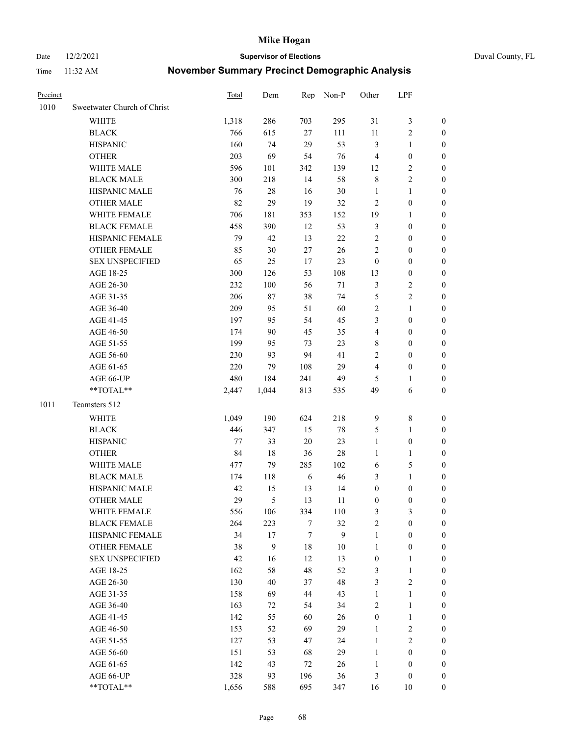# Mike Hogan

Date 12/2/2021 **Supervisor of Elections** Duval County, FL

Time 11:32 AM **November Summary Precinct Demographic Analysis**

| Precinct | | Total | Dem | Rep | Non-P | Other | LPF | |
|---|---|---|---|---|---|---|---|---|
| 1010 | Sweetwater Church of Christ | | | | | | | |
| | WHITE | 1,318 | 286 | 703 | 295 | 31 | 3 | 0 |
| | BLACK | 766 | 615 | 27 | 111 | 11 | 2 | 0 |
| | HISPANIC | 160 | 74 | 29 | 53 | 3 | 1 | 0 |
| | OTHER | 203 | 69 | 54 | 76 | 4 | 0 | 0 |
| | WHITE MALE | 596 | 101 | 342 | 139 | 12 | 2 | 0 |
| | BLACK MALE | 300 | 218 | 14 | 58 | 8 | 2 | 0 |
| | HISPANIC MALE | 76 | 28 | 16 | 30 | 1 | 1 | 0 |
| | OTHER MALE | 82 | 29 | 19 | 32 | 2 | 0 | 0 |
| | WHITE FEMALE | 706 | 181 | 353 | 152 | 19 | 1 | 0 |
| | BLACK FEMALE | 458 | 390 | 12 | 53 | 3 | 0 | 0 |
| | HISPANIC FEMALE | 79 | 42 | 13 | 22 | 2 | 0 | 0 |
| | OTHER FEMALE | 85 | 30 | 27 | 26 | 2 | 0 | 0 |
| | SEX UNSPECIFIED | 65 | 25 | 17 | 23 | 0 | 0 | 0 |
| | AGE 18-25 | 300 | 126 | 53 | 108 | 13 | 0 | 0 |
| | AGE 26-30 | 232 | 100 | 56 | 71 | 3 | 2 | 0 |
| | AGE 31-35 | 206 | 87 | 38 | 74 | 5 | 2 | 0 |
| | AGE 36-40 | 209 | 95 | 51 | 60 | 2 | 1 | 0 |
| | AGE 41-45 | 197 | 95 | 54 | 45 | 3 | 0 | 0 |
| | AGE 46-50 | 174 | 90 | 45 | 35 | 4 | 0 | 0 |
| | AGE 51-55 | 199 | 95 | 73 | 23 | 8 | 0 | 0 |
| | AGE 56-60 | 230 | 93 | 94 | 41 | 2 | 0 | 0 |
| | AGE 61-65 | 220 | 79 | 108 | 29 | 4 | 0 | 0 |
| | AGE 66-UP | 480 | 184 | 241 | 49 | 5 | 1 | 0 |
| | **TOTAL** | 2,447 | 1,044 | 813 | 535 | 49 | 6 | 0 |
| 1011 | Teamsters 512 | | | | | | | |
| | WHITE | 1,049 | 190 | 624 | 218 | 9 | 8 | 0 |
| | BLACK | 446 | 347 | 15 | 78 | 5 | 1 | 0 |
| | HISPANIC | 77 | 33 | 20 | 23 | 1 | 0 | 0 |
| | OTHER | 84 | 18 | 36 | 28 | 1 | 1 | 0 |
| | WHITE MALE | 477 | 79 | 285 | 102 | 6 | 5 | 0 |
| | BLACK MALE | 174 | 118 | 6 | 46 | 3 | 1 | 0 |
| | HISPANIC MALE | 42 | 15 | 13 | 14 | 0 | 0 | 0 |
| | OTHER MALE | 29 | 5 | 13 | 11 | 0 | 0 | 0 |
| | WHITE FEMALE | 556 | 106 | 334 | 110 | 3 | 3 | 0 |
| | BLACK FEMALE | 264 | 223 | 7 | 32 | 2 | 0 | 0 |
| | HISPANIC FEMALE | 34 | 17 | 7 | 9 | 1 | 0 | 0 |
| | OTHER FEMALE | 38 | 9 | 18 | 10 | 1 | 0 | 0 |
| | SEX UNSPECIFIED | 42 | 16 | 12 | 13 | 0 | 1 | 0 |
| | AGE 18-25 | 162 | 58 | 48 | 52 | 3 | 1 | 0 |
| | AGE 26-30 | 130 | 40 | 37 | 48 | 3 | 2 | 0 |
| | AGE 31-35 | 158 | 69 | 44 | 43 | 1 | 1 | 0 |
| | AGE 36-40 | 163 | 72 | 54 | 34 | 2 | 1 | 0 |
| | AGE 41-45 | 142 | 55 | 60 | 26 | 0 | 1 | 0 |
| | AGE 46-50 | 153 | 52 | 69 | 29 | 1 | 2 | 0 |
| | AGE 51-55 | 127 | 53 | 47 | 24 | 1 | 2 | 0 |
| | AGE 56-60 | 151 | 53 | 68 | 29 | 1 | 0 | 0 |
| | AGE 61-65 | 142 | 43 | 72 | 26 | 1 | 0 | 0 |
| | AGE 66-UP | 328 | 93 | 196 | 36 | 3 | 0 | 0 |
| | **TOTAL** | 1,656 | 588 | 695 | 347 | 16 | 10 | 0 |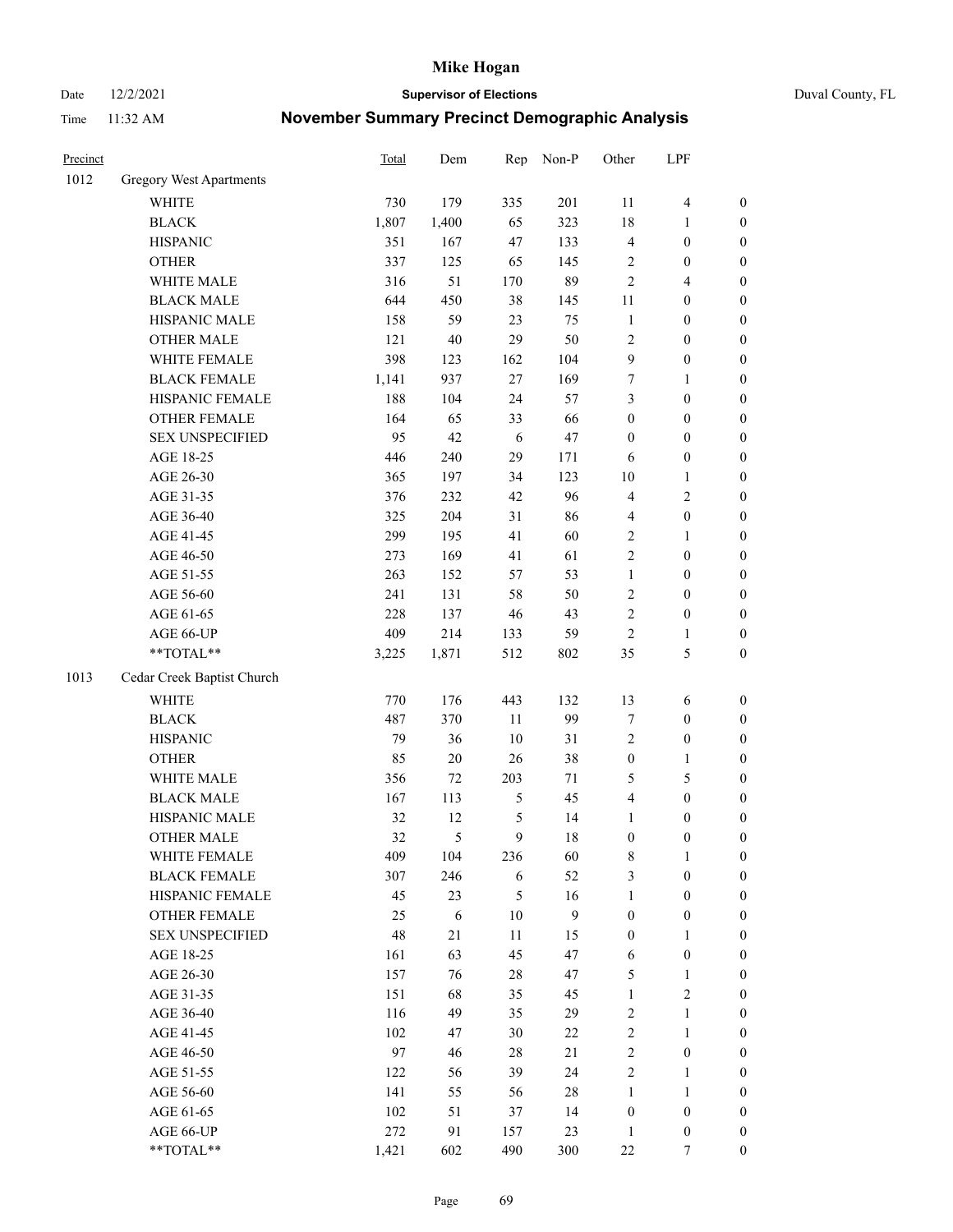# Mike Hogan

Date 12/2/2021 **Supervisor of Elections** Duval County, FL

Time 11:32 AM **November Summary Precinct Demographic Analysis**

| Precinct | | Total | Dem | Rep | Non-P | Other | LPF | |
|---|---|---|---|---|---|---|---|---|
| 1012 | Gregory West Apartments | | | | | | | |
| | WHITE | 730 | 179 | 335 | 201 | 11 | 4 | 0 |
| | BLACK | 1,807 | 1,400 | 65 | 323 | 18 | 1 | 0 |
| | HISPANIC | 351 | 167 | 47 | 133 | 4 | 0 | 0 |
| | OTHER | 337 | 125 | 65 | 145 | 2 | 0 | 0 |
| | WHITE MALE | 316 | 51 | 170 | 89 | 2 | 4 | 0 |
| | BLACK MALE | 644 | 450 | 38 | 145 | 11 | 0 | 0 |
| | HISPANIC MALE | 158 | 59 | 23 | 75 | 1 | 0 | 0 |
| | OTHER MALE | 121 | 40 | 29 | 50 | 2 | 0 | 0 |
| | WHITE FEMALE | 398 | 123 | 162 | 104 | 9 | 0 | 0 |
| | BLACK FEMALE | 1,141 | 937 | 27 | 169 | 7 | 1 | 0 |
| | HISPANIC FEMALE | 188 | 104 | 24 | 57 | 3 | 0 | 0 |
| | OTHER FEMALE | 164 | 65 | 33 | 66 | 0 | 0 | 0 |
| | SEX UNSPECIFIED | 95 | 42 | 6 | 47 | 0 | 0 | 0 |
| | AGE 18-25 | 446 | 240 | 29 | 171 | 6 | 0 | 0 |
| | AGE 26-30 | 365 | 197 | 34 | 123 | 10 | 1 | 0 |
| | AGE 31-35 | 376 | 232 | 42 | 96 | 4 | 2 | 0 |
| | AGE 36-40 | 325 | 204 | 31 | 86 | 4 | 0 | 0 |
| | AGE 41-45 | 299 | 195 | 41 | 60 | 2 | 1 | 0 |
| | AGE 46-50 | 273 | 169 | 41 | 61 | 2 | 0 | 0 |
| | AGE 51-55 | 263 | 152 | 57 | 53 | 1 | 0 | 0 |
| | AGE 56-60 | 241 | 131 | 58 | 50 | 2 | 0 | 0 |
| | AGE 61-65 | 228 | 137 | 46 | 43 | 2 | 0 | 0 |
| | AGE 66-UP | 409 | 214 | 133 | 59 | 2 | 1 | 0 |
| | **TOTAL** | 3,225 | 1,871 | 512 | 802 | 35 | 5 | 0 |
| 1013 | Cedar Creek Baptist Church | | | | | | | |
| | WHITE | 770 | 176 | 443 | 132 | 13 | 6 | 0 |
| | BLACK | 487 | 370 | 11 | 99 | 7 | 0 | 0 |
| | HISPANIC | 79 | 36 | 10 | 31 | 2 | 0 | 0 |
| | OTHER | 85 | 20 | 26 | 38 | 0 | 1 | 0 |
| | WHITE MALE | 356 | 72 | 203 | 71 | 5 | 5 | 0 |
| | BLACK MALE | 167 | 113 | 5 | 45 | 4 | 0 | 0 |
| | HISPANIC MALE | 32 | 12 | 5 | 14 | 1 | 0 | 0 |
| | OTHER MALE | 32 | 5 | 9 | 18 | 0 | 0 | 0 |
| | WHITE FEMALE | 409 | 104 | 236 | 60 | 8 | 1 | 0 |
| | BLACK FEMALE | 307 | 246 | 6 | 52 | 3 | 0 | 0 |
| | HISPANIC FEMALE | 45 | 23 | 5 | 16 | 1 | 0 | 0 |
| | OTHER FEMALE | 25 | 6 | 10 | 9 | 0 | 0 | 0 |
| | SEX UNSPECIFIED | 48 | 21 | 11 | 15 | 0 | 1 | 0 |
| | AGE 18-25 | 161 | 63 | 45 | 47 | 6 | 0 | 0 |
| | AGE 26-30 | 157 | 76 | 28 | 47 | 5 | 1 | 0 |
| | AGE 31-35 | 151 | 68 | 35 | 45 | 1 | 2 | 0 |
| | AGE 36-40 | 116 | 49 | 35 | 29 | 2 | 1 | 0 |
| | AGE 41-45 | 102 | 47 | 30 | 22 | 2 | 1 | 0 |
| | AGE 46-50 | 97 | 46 | 28 | 21 | 2 | 0 | 0 |
| | AGE 51-55 | 122 | 56 | 39 | 24 | 2 | 1 | 0 |
| | AGE 56-60 | 141 | 55 | 56 | 28 | 1 | 1 | 0 |
| | AGE 61-65 | 102 | 51 | 37 | 14 | 0 | 0 | 0 |
| | AGE 66-UP | 272 | 91 | 157 | 23 | 1 | 0 | 0 |
| | **TOTAL** | 1,421 | 602 | 490 | 300 | 22 | 7 | 0 |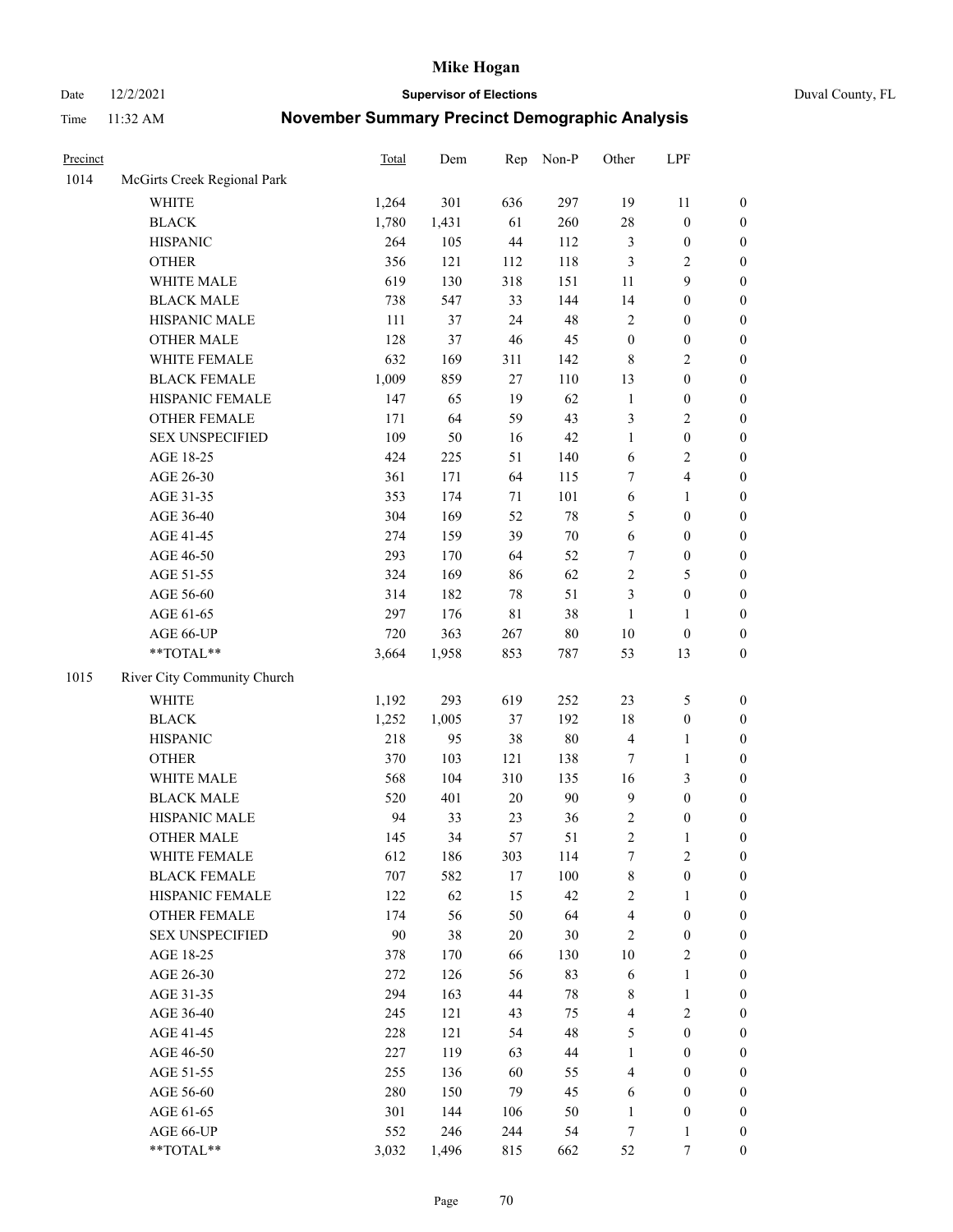# Mike Hogan

Date 12/2/2021 — **Supervisor of Elections** — Duval County, FL

Time 11:32 AM — **November Summary Precinct Demographic Analysis**

| Precinct | | Total | Dem | Rep | Non-P | Other | LPF | |
|---|---|---|---|---|---|---|---|---|
| 1014 | McGirts Creek Regional Park | | | | | | | |
| | WHITE | 1,264 | 301 | 636 | 297 | 19 | 11 | 0 |
| | BLACK | 1,780 | 1,431 | 61 | 260 | 28 | 0 | 0 |
| | HISPANIC | 264 | 105 | 44 | 112 | 3 | 0 | 0 |
| | OTHER | 356 | 121 | 112 | 118 | 3 | 2 | 0 |
| | WHITE MALE | 619 | 130 | 318 | 151 | 11 | 9 | 0 |
| | BLACK MALE | 738 | 547 | 33 | 144 | 14 | 0 | 0 |
| | HISPANIC MALE | 111 | 37 | 24 | 48 | 2 | 0 | 0 |
| | OTHER MALE | 128 | 37 | 46 | 45 | 0 | 0 | 0 |
| | WHITE FEMALE | 632 | 169 | 311 | 142 | 8 | 2 | 0 |
| | BLACK FEMALE | 1,009 | 859 | 27 | 110 | 13 | 0 | 0 |
| | HISPANIC FEMALE | 147 | 65 | 19 | 62 | 1 | 0 | 0 |
| | OTHER FEMALE | 171 | 64 | 59 | 43 | 3 | 2 | 0 |
| | SEX UNSPECIFIED | 109 | 50 | 16 | 42 | 1 | 0 | 0 |
| | AGE 18-25 | 424 | 225 | 51 | 140 | 6 | 2 | 0 |
| | AGE 26-30 | 361 | 171 | 64 | 115 | 7 | 4 | 0 |
| | AGE 31-35 | 353 | 174 | 71 | 101 | 6 | 1 | 0 |
| | AGE 36-40 | 304 | 169 | 52 | 78 | 5 | 0 | 0 |
| | AGE 41-45 | 274 | 159 | 39 | 70 | 6 | 0 | 0 |
| | AGE 46-50 | 293 | 170 | 64 | 52 | 7 | 0 | 0 |
| | AGE 51-55 | 324 | 169 | 86 | 62 | 2 | 5 | 0 |
| | AGE 56-60 | 314 | 182 | 78 | 51 | 3 | 0 | 0 |
| | AGE 61-65 | 297 | 176 | 81 | 38 | 1 | 1 | 0 |
| | AGE 66-UP | 720 | 363 | 267 | 80 | 10 | 0 | 0 |
| | **TOTAL** | 3,664 | 1,958 | 853 | 787 | 53 | 13 | 0 |
| 1015 | River City Community Church | | | | | | | |
| | WHITE | 1,192 | 293 | 619 | 252 | 23 | 5 | 0 |
| | BLACK | 1,252 | 1,005 | 37 | 192 | 18 | 0 | 0 |
| | HISPANIC | 218 | 95 | 38 | 80 | 4 | 1 | 0 |
| | OTHER | 370 | 103 | 121 | 138 | 7 | 1 | 0 |
| | WHITE MALE | 568 | 104 | 310 | 135 | 16 | 3 | 0 |
| | BLACK MALE | 520 | 401 | 20 | 90 | 9 | 0 | 0 |
| | HISPANIC MALE | 94 | 33 | 23 | 36 | 2 | 0 | 0 |
| | OTHER MALE | 145 | 34 | 57 | 51 | 2 | 1 | 0 |
| | WHITE FEMALE | 612 | 186 | 303 | 114 | 7 | 2 | 0 |
| | BLACK FEMALE | 707 | 582 | 17 | 100 | 8 | 0 | 0 |
| | HISPANIC FEMALE | 122 | 62 | 15 | 42 | 2 | 1 | 0 |
| | OTHER FEMALE | 174 | 56 | 50 | 64 | 4 | 0 | 0 |
| | SEX UNSPECIFIED | 90 | 38 | 20 | 30 | 2 | 0 | 0 |
| | AGE 18-25 | 378 | 170 | 66 | 130 | 10 | 2 | 0 |
| | AGE 26-30 | 272 | 126 | 56 | 83 | 6 | 1 | 0 |
| | AGE 31-35 | 294 | 163 | 44 | 78 | 8 | 1 | 0 |
| | AGE 36-40 | 245 | 121 | 43 | 75 | 4 | 2 | 0 |
| | AGE 41-45 | 228 | 121 | 54 | 48 | 5 | 0 | 0 |
| | AGE 46-50 | 227 | 119 | 63 | 44 | 1 | 0 | 0 |
| | AGE 51-55 | 255 | 136 | 60 | 55 | 4 | 0 | 0 |
| | AGE 56-60 | 280 | 150 | 79 | 45 | 6 | 0 | 0 |
| | AGE 61-65 | 301 | 144 | 106 | 50 | 1 | 0 | 0 |
| | AGE 66-UP | 552 | 246 | 244 | 54 | 7 | 1 | 0 |
| | **TOTAL** | 3,032 | 1,496 | 815 | 662 | 52 | 7 | 0 |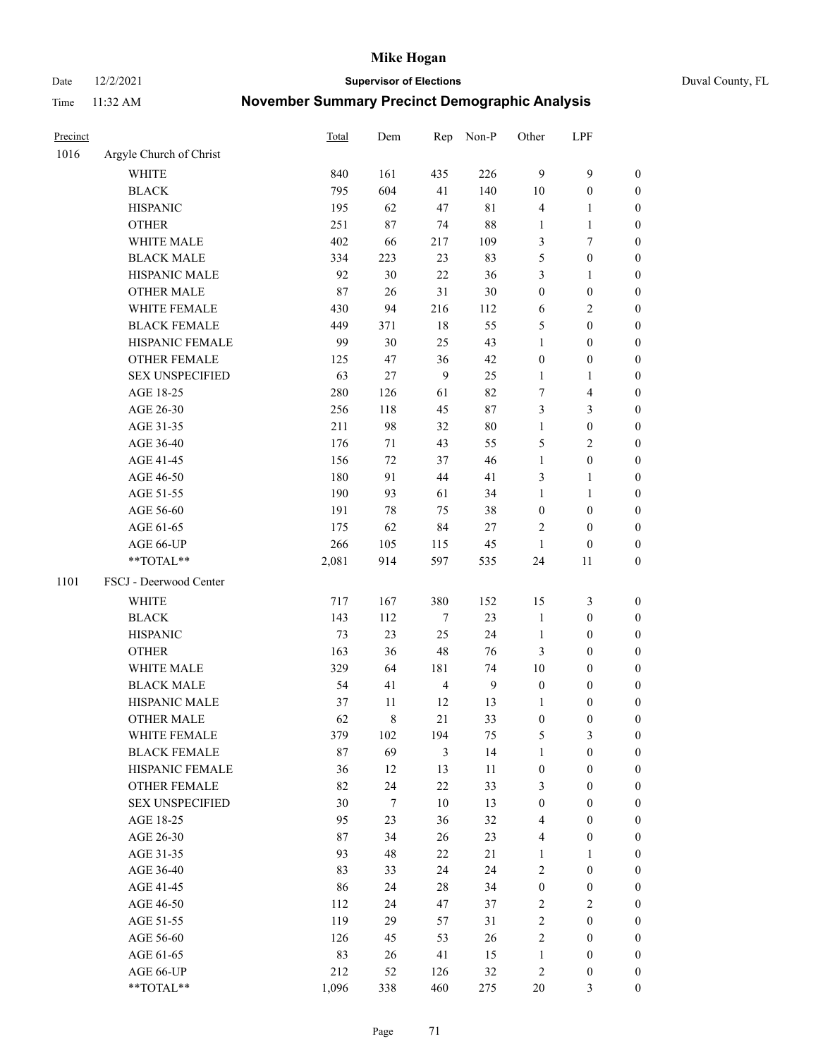# Mike Hogan

Date 12/2/2021 **Supervisor of Elections** Duval County, FL

Time 11:32 AM **November Summary Precinct Demographic Analysis**

| Precinct | | Total | Dem | Rep | Non-P | Other | LPF | |
|---|---|---|---|---|---|---|---|---|
| 1016 | Argyle Church of Christ | | | | | | | |
| | WHITE | 840 | 161 | 435 | 226 | 9 | 9 | 0 |
| | BLACK | 795 | 604 | 41 | 140 | 10 | 0 | 0 |
| | HISPANIC | 195 | 62 | 47 | 81 | 4 | 1 | 0 |
| | OTHER | 251 | 87 | 74 | 88 | 1 | 1 | 0 |
| | WHITE MALE | 402 | 66 | 217 | 109 | 3 | 7 | 0 |
| | BLACK MALE | 334 | 223 | 23 | 83 | 5 | 0 | 0 |
| | HISPANIC MALE | 92 | 30 | 22 | 36 | 3 | 1 | 0 |
| | OTHER MALE | 87 | 26 | 31 | 30 | 0 | 0 | 0 |
| | WHITE FEMALE | 430 | 94 | 216 | 112 | 6 | 2 | 0 |
| | BLACK FEMALE | 449 | 371 | 18 | 55 | 5 | 0 | 0 |
| | HISPANIC FEMALE | 99 | 30 | 25 | 43 | 1 | 0 | 0 |
| | OTHER FEMALE | 125 | 47 | 36 | 42 | 0 | 0 | 0 |
| | SEX UNSPECIFIED | 63 | 27 | 9 | 25 | 1 | 1 | 0 |
| | AGE 18-25 | 280 | 126 | 61 | 82 | 7 | 4 | 0 |
| | AGE 26-30 | 256 | 118 | 45 | 87 | 3 | 3 | 0 |
| | AGE 31-35 | 211 | 98 | 32 | 80 | 1 | 0 | 0 |
| | AGE 36-40 | 176 | 71 | 43 | 55 | 5 | 2 | 0 |
| | AGE 41-45 | 156 | 72 | 37 | 46 | 1 | 0 | 0 |
| | AGE 46-50 | 180 | 91 | 44 | 41 | 3 | 1 | 0 |
| | AGE 51-55 | 190 | 93 | 61 | 34 | 1 | 1 | 0 |
| | AGE 56-60 | 191 | 78 | 75 | 38 | 0 | 0 | 0 |
| | AGE 61-65 | 175 | 62 | 84 | 27 | 2 | 0 | 0 |
| | AGE 66-UP | 266 | 105 | 115 | 45 | 1 | 0 | 0 |
| | **TOTAL** | 2,081 | 914 | 597 | 535 | 24 | 11 | 0 |
| 1101 | FSCJ - Deerwood Center | | | | | | | |
| | WHITE | 717 | 167 | 380 | 152 | 15 | 3 | 0 |
| | BLACK | 143 | 112 | 7 | 23 | 1 | 0 | 0 |
| | HISPANIC | 73 | 23 | 25 | 24 | 1 | 0 | 0 |
| | OTHER | 163 | 36 | 48 | 76 | 3 | 0 | 0 |
| | WHITE MALE | 329 | 64 | 181 | 74 | 10 | 0 | 0 |
| | BLACK MALE | 54 | 41 | 4 | 9 | 0 | 0 | 0 |
| | HISPANIC MALE | 37 | 11 | 12 | 13 | 1 | 0 | 0 |
| | OTHER MALE | 62 | 8 | 21 | 33 | 0 | 0 | 0 |
| | WHITE FEMALE | 379 | 102 | 194 | 75 | 5 | 3 | 0 |
| | BLACK FEMALE | 87 | 69 | 3 | 14 | 1 | 0 | 0 |
| | HISPANIC FEMALE | 36 | 12 | 13 | 11 | 0 | 0 | 0 |
| | OTHER FEMALE | 82 | 24 | 22 | 33 | 3 | 0 | 0 |
| | SEX UNSPECIFIED | 30 | 7 | 10 | 13 | 0 | 0 | 0 |
| | AGE 18-25 | 95 | 23 | 36 | 32 | 4 | 0 | 0 |
| | AGE 26-30 | 87 | 34 | 26 | 23 | 4 | 0 | 0 |
| | AGE 31-35 | 93 | 48 | 22 | 21 | 1 | 1 | 0 |
| | AGE 36-40 | 83 | 33 | 24 | 24 | 2 | 0 | 0 |
| | AGE 41-45 | 86 | 24 | 28 | 34 | 0 | 0 | 0 |
| | AGE 46-50 | 112 | 24 | 47 | 37 | 2 | 2 | 0 |
| | AGE 51-55 | 119 | 29 | 57 | 31 | 2 | 0 | 0 |
| | AGE 56-60 | 126 | 45 | 53 | 26 | 2 | 0 | 0 |
| | AGE 61-65 | 83 | 26 | 41 | 15 | 1 | 0 | 0 |
| | AGE 66-UP | 212 | 52 | 126 | 32 | 2 | 0 | 0 |
| | **TOTAL** | 1,096 | 338 | 460 | 275 | 20 | 3 | 0 |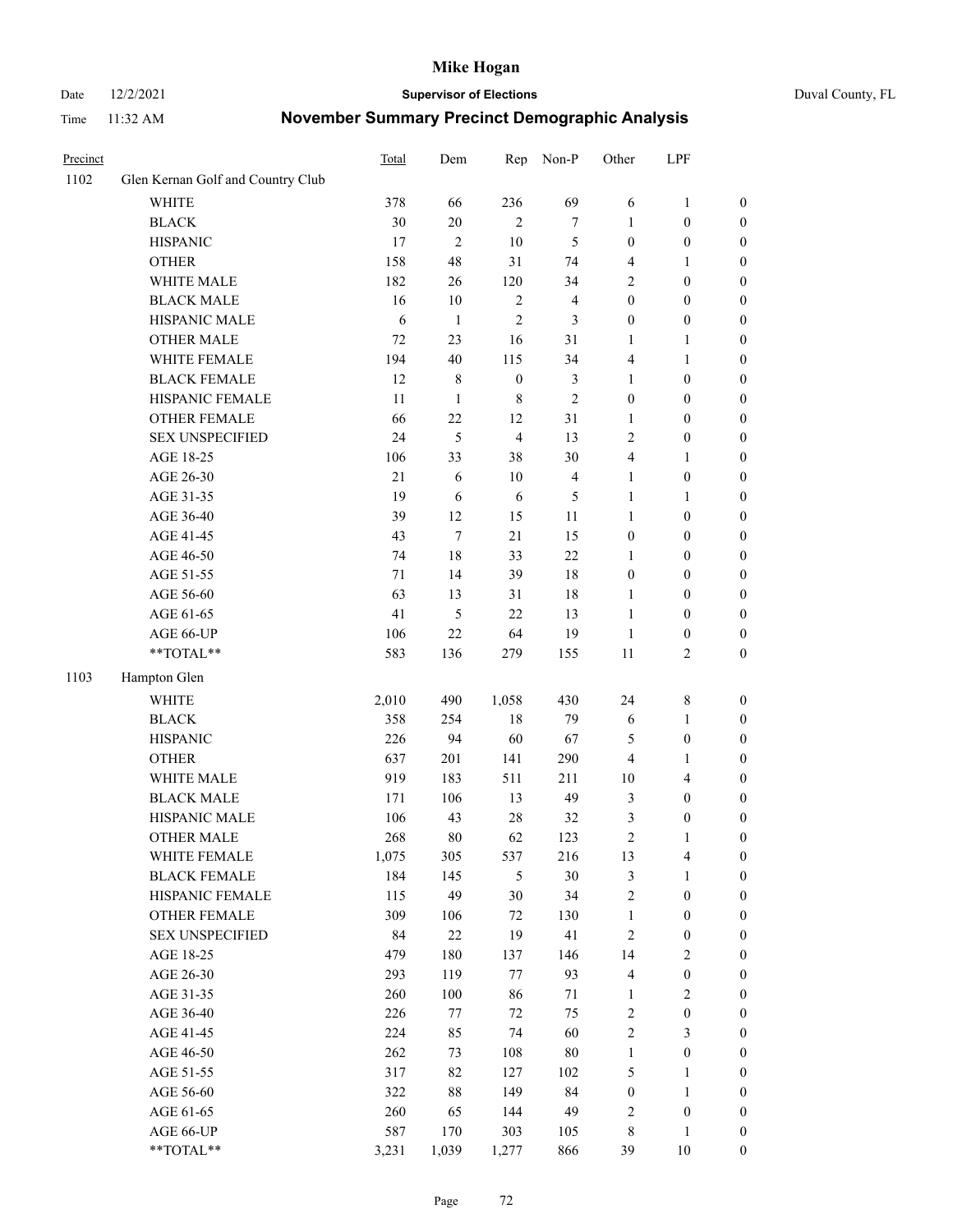| Precinct | | Total | Dem | Rep | Non-P | Other | LPF | |
|---|---|---|---|---|---|---|---|---|
| 1102 | Glen Kernan Golf and Country Club | | | | | | | |
| | WHITE | 378 | 66 | 236 | 69 | 6 | 1 | 0 |
| | BLACK | 30 | 20 | 2 | 7 | 1 | 0 | 0 |
| | HISPANIC | 17 | 2 | 10 | 5 | 0 | 0 | 0 |
| | OTHER | 158 | 48 | 31 | 74 | 4 | 1 | 0 |
| | WHITE MALE | 182 | 26 | 120 | 34 | 2 | 0 | 0 |
| | BLACK MALE | 16 | 10 | 2 | 4 | 0 | 0 | 0 |
| | HISPANIC MALE | 6 | 1 | 2 | 3 | 0 | 0 | 0 |
| | OTHER MALE | 72 | 23 | 16 | 31 | 1 | 1 | 0 |
| | WHITE FEMALE | 194 | 40 | 115 | 34 | 4 | 1 | 0 |
| | BLACK FEMALE | 12 | 8 | 0 | 3 | 1 | 0 | 0 |
| | HISPANIC FEMALE | 11 | 1 | 8 | 2 | 0 | 0 | 0 |
| | OTHER FEMALE | 66 | 22 | 12 | 31 | 1 | 0 | 0 |
| | SEX UNSPECIFIED | 24 | 5 | 4 | 13 | 2 | 0 | 0 |
| | AGE 18-25 | 106 | 33 | 38 | 30 | 4 | 1 | 0 |
| | AGE 26-30 | 21 | 6 | 10 | 4 | 1 | 0 | 0 |
| | AGE 31-35 | 19 | 6 | 6 | 5 | 1 | 1 | 0 |
| | AGE 36-40 | 39 | 12 | 15 | 11 | 1 | 0 | 0 |
| | AGE 41-45 | 43 | 7 | 21 | 15 | 0 | 0 | 0 |
| | AGE 46-50 | 74 | 18 | 33 | 22 | 1 | 0 | 0 |
| | AGE 51-55 | 71 | 14 | 39 | 18 | 0 | 0 | 0 |
| | AGE 56-60 | 63 | 13 | 31 | 18 | 1 | 0 | 0 |
| | AGE 61-65 | 41 | 5 | 22 | 13 | 1 | 0 | 0 |
| | AGE 66-UP | 106 | 22 | 64 | 19 | 1 | 0 | 0 |
| | **TOTAL** | 583 | 136 | 279 | 155 | 11 | 2 | 0 |
| 1103 | Hampton Glen | | | | | | | |
| | WHITE | 2,010 | 490 | 1,058 | 430 | 24 | 8 | 0 |
| | BLACK | 358 | 254 | 18 | 79 | 6 | 1 | 0 |
| | HISPANIC | 226 | 94 | 60 | 67 | 5 | 0 | 0 |
| | OTHER | 637 | 201 | 141 | 290 | 4 | 1 | 0 |
| | WHITE MALE | 919 | 183 | 511 | 211 | 10 | 4 | 0 |
| | BLACK MALE | 171 | 106 | 13 | 49 | 3 | 0 | 0 |
| | HISPANIC MALE | 106 | 43 | 28 | 32 | 3 | 0 | 0 |
| | OTHER MALE | 268 | 80 | 62 | 123 | 2 | 1 | 0 |
| | WHITE FEMALE | 1,075 | 305 | 537 | 216 | 13 | 4 | 0 |
| | BLACK FEMALE | 184 | 145 | 5 | 30 | 3 | 1 | 0 |
| | HISPANIC FEMALE | 115 | 49 | 30 | 34 | 2 | 0 | 0 |
| | OTHER FEMALE | 309 | 106 | 72 | 130 | 1 | 0 | 0 |
| | SEX UNSPECIFIED | 84 | 22 | 19 | 41 | 2 | 0 | 0 |
| | AGE 18-25 | 479 | 180 | 137 | 146 | 14 | 2 | 0 |
| | AGE 26-30 | 293 | 119 | 77 | 93 | 4 | 0 | 0 |
| | AGE 31-35 | 260 | 100 | 86 | 71 | 1 | 2 | 0 |
| | AGE 36-40 | 226 | 77 | 72 | 75 | 2 | 0 | 0 |
| | AGE 41-45 | 224 | 85 | 74 | 60 | 2 | 3 | 0 |
| | AGE 46-50 | 262 | 73 | 108 | 80 | 1 | 0 | 0 |
| | AGE 51-55 | 317 | 82 | 127 | 102 | 5 | 1 | 0 |
| | AGE 56-60 | 322 | 88 | 149 | 84 | 0 | 1 | 0 |
| | AGE 61-65 | 260 | 65 | 144 | 49 | 2 | 0 | 0 |
| | AGE 66-UP | 587 | 170 | 303 | 105 | 8 | 1 | 0 |
| | **TOTAL** | 3,231 | 1,039 | 1,277 | 866 | 39 | 10 | 0 |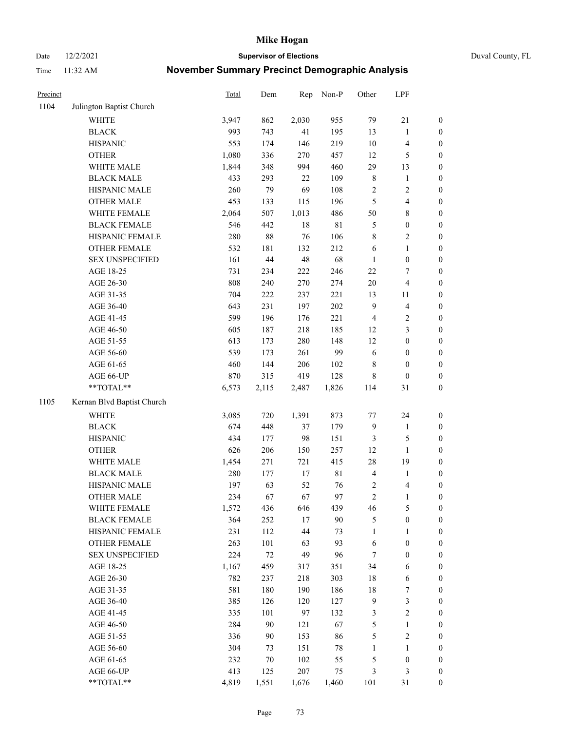# Mike Hogan

Date 12/2/2021 **Supervisor of Elections** Duval County, FL

Time 11:32 AM **November Summary Precinct Demographic Analysis**

| Precinct | | Total | Dem | Rep | Non-P | Other | LPF | |
|---|---|---|---|---|---|---|---|---|
| 1104 | Julington Baptist Church | | | | | | | |
| | WHITE | 3,947 | 862 | 2,030 | 955 | 79 | 21 | 0 |
| | BLACK | 993 | 743 | 41 | 195 | 13 | 1 | 0 |
| | HISPANIC | 553 | 174 | 146 | 219 | 10 | 4 | 0 |
| | OTHER | 1,080 | 336 | 270 | 457 | 12 | 5 | 0 |
| | WHITE MALE | 1,844 | 348 | 994 | 460 | 29 | 13 | 0 |
| | BLACK MALE | 433 | 293 | 22 | 109 | 8 | 1 | 0 |
| | HISPANIC MALE | 260 | 79 | 69 | 108 | 2 | 2 | 0 |
| | OTHER MALE | 453 | 133 | 115 | 196 | 5 | 4 | 0 |
| | WHITE FEMALE | 2,064 | 507 | 1,013 | 486 | 50 | 8 | 0 |
| | BLACK FEMALE | 546 | 442 | 18 | 81 | 5 | 0 | 0 |
| | HISPANIC FEMALE | 280 | 88 | 76 | 106 | 8 | 2 | 0 |
| | OTHER FEMALE | 532 | 181 | 132 | 212 | 6 | 1 | 0 |
| | SEX UNSPECIFIED | 161 | 44 | 48 | 68 | 1 | 0 | 0 |
| | AGE 18-25 | 731 | 234 | 222 | 246 | 22 | 7 | 0 |
| | AGE 26-30 | 808 | 240 | 270 | 274 | 20 | 4 | 0 |
| | AGE 31-35 | 704 | 222 | 237 | 221 | 13 | 11 | 0 |
| | AGE 36-40 | 643 | 231 | 197 | 202 | 9 | 4 | 0 |
| | AGE 41-45 | 599 | 196 | 176 | 221 | 4 | 2 | 0 |
| | AGE 46-50 | 605 | 187 | 218 | 185 | 12 | 3 | 0 |
| | AGE 51-55 | 613 | 173 | 280 | 148 | 12 | 0 | 0 |
| | AGE 56-60 | 539 | 173 | 261 | 99 | 6 | 0 | 0 |
| | AGE 61-65 | 460 | 144 | 206 | 102 | 8 | 0 | 0 |
| | AGE 66-UP | 870 | 315 | 419 | 128 | 8 | 0 | 0 |
| | **TOTAL** | 6,573 | 2,115 | 2,487 | 1,826 | 114 | 31 | 0 |
| 1105 | Kernan Blvd Baptist Church | | | | | | | |
| | WHITE | 3,085 | 720 | 1,391 | 873 | 77 | 24 | 0 |
| | BLACK | 674 | 448 | 37 | 179 | 9 | 1 | 0 |
| | HISPANIC | 434 | 177 | 98 | 151 | 3 | 5 | 0 |
| | OTHER | 626 | 206 | 150 | 257 | 12 | 1 | 0 |
| | WHITE MALE | 1,454 | 271 | 721 | 415 | 28 | 19 | 0 |
| | BLACK MALE | 280 | 177 | 17 | 81 | 4 | 1 | 0 |
| | HISPANIC MALE | 197 | 63 | 52 | 76 | 2 | 4 | 0 |
| | OTHER MALE | 234 | 67 | 67 | 97 | 2 | 1 | 0 |
| | WHITE FEMALE | 1,572 | 436 | 646 | 439 | 46 | 5 | 0 |
| | BLACK FEMALE | 364 | 252 | 17 | 90 | 5 | 0 | 0 |
| | HISPANIC FEMALE | 231 | 112 | 44 | 73 | 1 | 1 | 0 |
| | OTHER FEMALE | 263 | 101 | 63 | 93 | 6 | 0 | 0 |
| | SEX UNSPECIFIED | 224 | 72 | 49 | 96 | 7 | 0 | 0 |
| | AGE 18-25 | 1,167 | 459 | 317 | 351 | 34 | 6 | 0 |
| | AGE 26-30 | 782 | 237 | 218 | 303 | 18 | 6 | 0 |
| | AGE 31-35 | 581 | 180 | 190 | 186 | 18 | 7 | 0 |
| | AGE 36-40 | 385 | 126 | 120 | 127 | 9 | 3 | 0 |
| | AGE 41-45 | 335 | 101 | 97 | 132 | 3 | 2 | 0 |
| | AGE 46-50 | 284 | 90 | 121 | 67 | 5 | 1 | 0 |
| | AGE 51-55 | 336 | 90 | 153 | 86 | 5 | 2 | 0 |
| | AGE 56-60 | 304 | 73 | 151 | 78 | 1 | 1 | 0 |
| | AGE 61-65 | 232 | 70 | 102 | 55 | 5 | 0 | 0 |
| | AGE 66-UP | 413 | 125 | 207 | 75 | 3 | 3 | 0 |
| | **TOTAL** | 4,819 | 1,551 | 1,676 | 1,460 | 101 | 31 | 0 |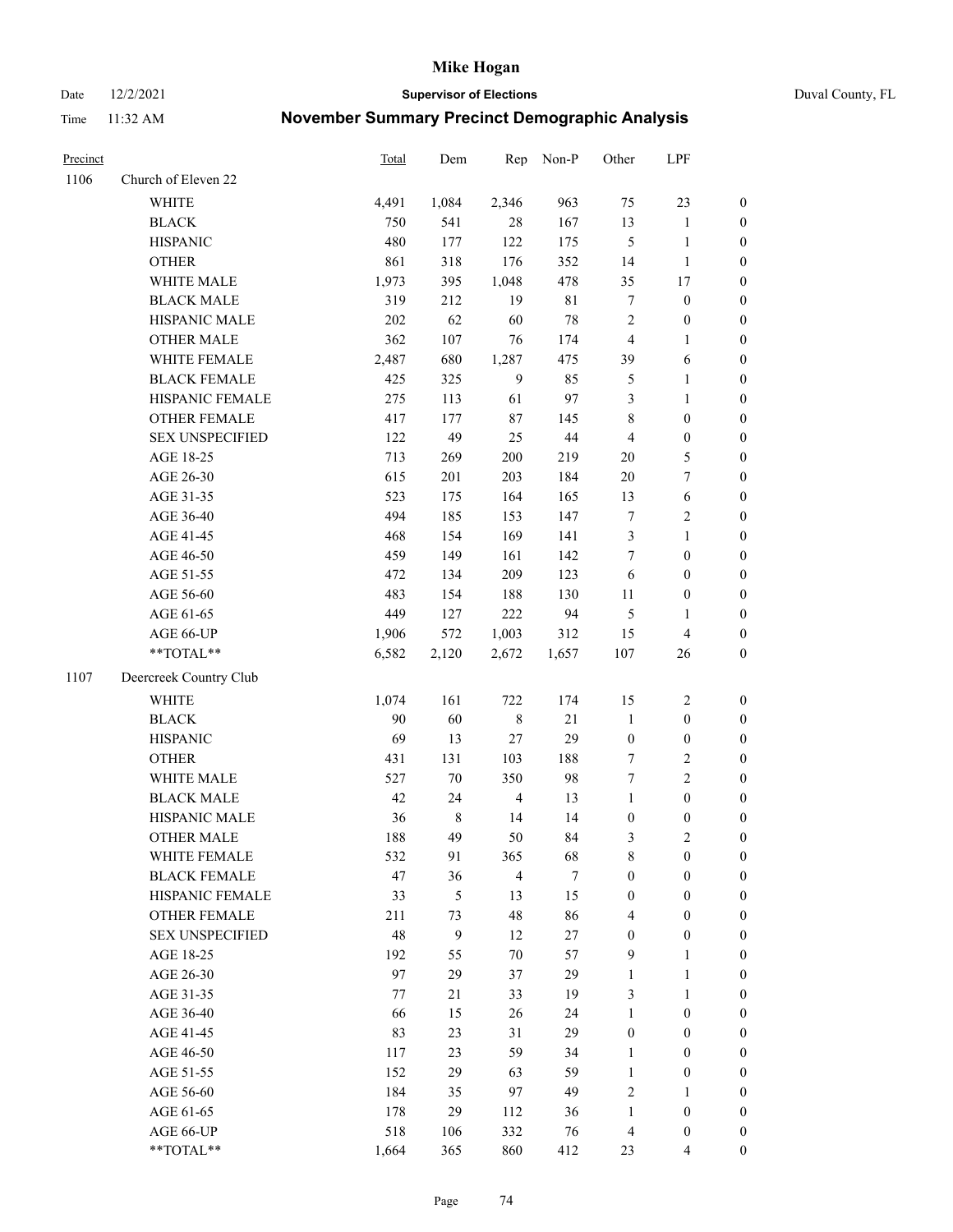# Mike Hogan

Date 12/2/2021 **Supervisor of Elections** Duval County, FL

Time 11:32 AM **November Summary Precinct Demographic Analysis**

| Precinct | | Total | Dem | Rep | Non-P | Other | LPF | |
|---|---|---|---|---|---|---|---|---|
| 1106 | Church of Eleven 22 | | | | | | | |
| | WHITE | 4,491 | 1,084 | 2,346 | 963 | 75 | 23 | 0 |
| | BLACK | 750 | 541 | 28 | 167 | 13 | 1 | 0 |
| | HISPANIC | 480 | 177 | 122 | 175 | 5 | 1 | 0 |
| | OTHER | 861 | 318 | 176 | 352 | 14 | 1 | 0 |
| | WHITE MALE | 1,973 | 395 | 1,048 | 478 | 35 | 17 | 0 |
| | BLACK MALE | 319 | 212 | 19 | 81 | 7 | 0 | 0 |
| | HISPANIC MALE | 202 | 62 | 60 | 78 | 2 | 0 | 0 |
| | OTHER MALE | 362 | 107 | 76 | 174 | 4 | 1 | 0 |
| | WHITE FEMALE | 2,487 | 680 | 1,287 | 475 | 39 | 6 | 0 |
| | BLACK FEMALE | 425 | 325 | 9 | 85 | 5 | 1 | 0 |
| | HISPANIC FEMALE | 275 | 113 | 61 | 97 | 3 | 1 | 0 |
| | OTHER FEMALE | 417 | 177 | 87 | 145 | 8 | 0 | 0 |
| | SEX UNSPECIFIED | 122 | 49 | 25 | 44 | 4 | 0 | 0 |
| | AGE 18-25 | 713 | 269 | 200 | 219 | 20 | 5 | 0 |
| | AGE 26-30 | 615 | 201 | 203 | 184 | 20 | 7 | 0 |
| | AGE 31-35 | 523 | 175 | 164 | 165 | 13 | 6 | 0 |
| | AGE 36-40 | 494 | 185 | 153 | 147 | 7 | 2 | 0 |
| | AGE 41-45 | 468 | 154 | 169 | 141 | 3 | 1 | 0 |
| | AGE 46-50 | 459 | 149 | 161 | 142 | 7 | 0 | 0 |
| | AGE 51-55 | 472 | 134 | 209 | 123 | 6 | 0 | 0 |
| | AGE 56-60 | 483 | 154 | 188 | 130 | 11 | 0 | 0 |
| | AGE 61-65 | 449 | 127 | 222 | 94 | 5 | 1 | 0 |
| | AGE 66-UP | 1,906 | 572 | 1,003 | 312 | 15 | 4 | 0 |
| | **TOTAL** | 6,582 | 2,120 | 2,672 | 1,657 | 107 | 26 | 0 |
| 1107 | Deercreek Country Club | | | | | | | |
| | WHITE | 1,074 | 161 | 722 | 174 | 15 | 2 | 0 |
| | BLACK | 90 | 60 | 8 | 21 | 1 | 0 | 0 |
| | HISPANIC | 69 | 13 | 27 | 29 | 0 | 0 | 0 |
| | OTHER | 431 | 131 | 103 | 188 | 7 | 2 | 0 |
| | WHITE MALE | 527 | 70 | 350 | 98 | 7 | 2 | 0 |
| | BLACK MALE | 42 | 24 | 4 | 13 | 1 | 0 | 0 |
| | HISPANIC MALE | 36 | 8 | 14 | 14 | 0 | 0 | 0 |
| | OTHER MALE | 188 | 49 | 50 | 84 | 3 | 2 | 0 |
| | WHITE FEMALE | 532 | 91 | 365 | 68 | 8 | 0 | 0 |
| | BLACK FEMALE | 47 | 36 | 4 | 7 | 0 | 0 | 0 |
| | HISPANIC FEMALE | 33 | 5 | 13 | 15 | 0 | 0 | 0 |
| | OTHER FEMALE | 211 | 73 | 48 | 86 | 4 | 0 | 0 |
| | SEX UNSPECIFIED | 48 | 9 | 12 | 27 | 0 | 0 | 0 |
| | AGE 18-25 | 192 | 55 | 70 | 57 | 9 | 1 | 0 |
| | AGE 26-30 | 97 | 29 | 37 | 29 | 1 | 1 | 0 |
| | AGE 31-35 | 77 | 21 | 33 | 19 | 3 | 1 | 0 |
| | AGE 36-40 | 66 | 15 | 26 | 24 | 1 | 0 | 0 |
| | AGE 41-45 | 83 | 23 | 31 | 29 | 0 | 0 | 0 |
| | AGE 46-50 | 117 | 23 | 59 | 34 | 1 | 0 | 0 |
| | AGE 51-55 | 152 | 29 | 63 | 59 | 1 | 0 | 0 |
| | AGE 56-60 | 184 | 35 | 97 | 49 | 2 | 1 | 0 |
| | AGE 61-65 | 178 | 29 | 112 | 36 | 1 | 0 | 0 |
| | AGE 66-UP | 518 | 106 | 332 | 76 | 4 | 0 | 0 |
| | **TOTAL** | 1,664 | 365 | 860 | 412 | 23 | 4 | 0 |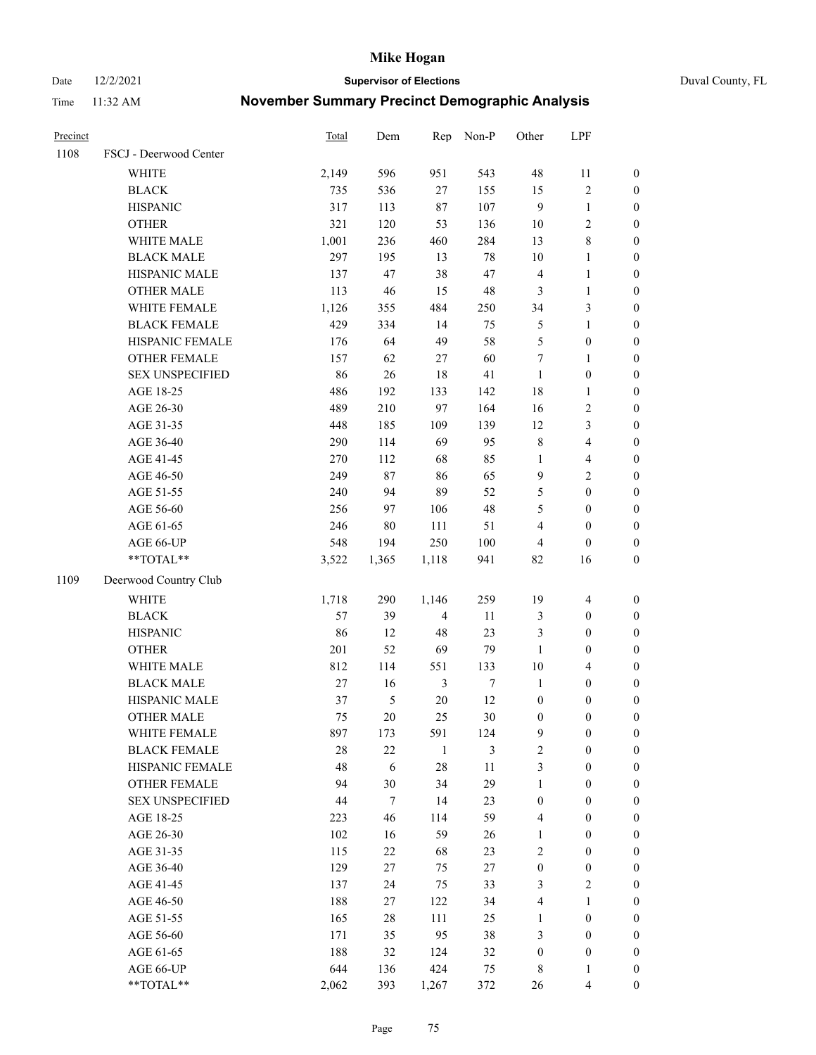# Mike Hogan

Date 12/2/2021 **Supervisor of Elections** Duval County, FL

Time 11:32 AM **November Summary Precinct Demographic Analysis**

| Precinct | | Total | Dem | Rep | Non-P | Other | LPF | |
|---|---|---|---|---|---|---|---|---|
| 1108 | FSCJ - Deerwood Center | | | | | | | |
| | WHITE | 2,149 | 596 | 951 | 543 | 48 | 11 | 0 |
| | BLACK | 735 | 536 | 27 | 155 | 15 | 2 | 0 |
| | HISPANIC | 317 | 113 | 87 | 107 | 9 | 1 | 0 |
| | OTHER | 321 | 120 | 53 | 136 | 10 | 2 | 0 |
| | WHITE MALE | 1,001 | 236 | 460 | 284 | 13 | 8 | 0 |
| | BLACK MALE | 297 | 195 | 13 | 78 | 10 | 1 | 0 |
| | HISPANIC MALE | 137 | 47 | 38 | 47 | 4 | 1 | 0 |
| | OTHER MALE | 113 | 46 | 15 | 48 | 3 | 1 | 0 |
| | WHITE FEMALE | 1,126 | 355 | 484 | 250 | 34 | 3 | 0 |
| | BLACK FEMALE | 429 | 334 | 14 | 75 | 5 | 1 | 0 |
| | HISPANIC FEMALE | 176 | 64 | 49 | 58 | 5 | 0 | 0 |
| | OTHER FEMALE | 157 | 62 | 27 | 60 | 7 | 1 | 0 |
| | SEX UNSPECIFIED | 86 | 26 | 18 | 41 | 1 | 0 | 0 |
| | AGE 18-25 | 486 | 192 | 133 | 142 | 18 | 1 | 0 |
| | AGE 26-30 | 489 | 210 | 97 | 164 | 16 | 2 | 0 |
| | AGE 31-35 | 448 | 185 | 109 | 139 | 12 | 3 | 0 |
| | AGE 36-40 | 290 | 114 | 69 | 95 | 8 | 4 | 0 |
| | AGE 41-45 | 270 | 112 | 68 | 85 | 1 | 4 | 0 |
| | AGE 46-50 | 249 | 87 | 86 | 65 | 9 | 2 | 0 |
| | AGE 51-55 | 240 | 94 | 89 | 52 | 5 | 0 | 0 |
| | AGE 56-60 | 256 | 97 | 106 | 48 | 5 | 0 | 0 |
| | AGE 61-65 | 246 | 80 | 111 | 51 | 4 | 0 | 0 |
| | AGE 66-UP | 548 | 194 | 250 | 100 | 4 | 0 | 0 |
| | **TOTAL** | 3,522 | 1,365 | 1,118 | 941 | 82 | 16 | 0 |
| 1109 | Deerwood Country Club | | | | | | | |
| | WHITE | 1,718 | 290 | 1,146 | 259 | 19 | 4 | 0 |
| | BLACK | 57 | 39 | 4 | 11 | 3 | 0 | 0 |
| | HISPANIC | 86 | 12 | 48 | 23 | 3 | 0 | 0 |
| | OTHER | 201 | 52 | 69 | 79 | 1 | 0 | 0 |
| | WHITE MALE | 812 | 114 | 551 | 133 | 10 | 4 | 0 |
| | BLACK MALE | 27 | 16 | 3 | 7 | 1 | 0 | 0 |
| | HISPANIC MALE | 37 | 5 | 20 | 12 | 0 | 0 | 0 |
| | OTHER MALE | 75 | 20 | 25 | 30 | 0 | 0 | 0 |
| | WHITE FEMALE | 897 | 173 | 591 | 124 | 9 | 0 | 0 |
| | BLACK FEMALE | 28 | 22 | 1 | 3 | 2 | 0 | 0 |
| | HISPANIC FEMALE | 48 | 6 | 28 | 11 | 3 | 0 | 0 |
| | OTHER FEMALE | 94 | 30 | 34 | 29 | 1 | 0 | 0 |
| | SEX UNSPECIFIED | 44 | 7 | 14 | 23 | 0 | 0 | 0 |
| | AGE 18-25 | 223 | 46 | 114 | 59 | 4 | 0 | 0 |
| | AGE 26-30 | 102 | 16 | 59 | 26 | 1 | 0 | 0 |
| | AGE 31-35 | 115 | 22 | 68 | 23 | 2 | 0 | 0 |
| | AGE 36-40 | 129 | 27 | 75 | 27 | 0 | 0 | 0 |
| | AGE 41-45 | 137 | 24 | 75 | 33 | 3 | 2 | 0 |
| | AGE 46-50 | 188 | 27 | 122 | 34 | 4 | 1 | 0 |
| | AGE 51-55 | 165 | 28 | 111 | 25 | 1 | 0 | 0 |
| | AGE 56-60 | 171 | 35 | 95 | 38 | 3 | 0 | 0 |
| | AGE 61-65 | 188 | 32 | 124 | 32 | 0 | 0 | 0 |
| | AGE 66-UP | 644 | 136 | 424 | 75 | 8 | 1 | 0 |
| | **TOTAL** | 2,062 | 393 | 1,267 | 372 | 26 | 4 | 0 |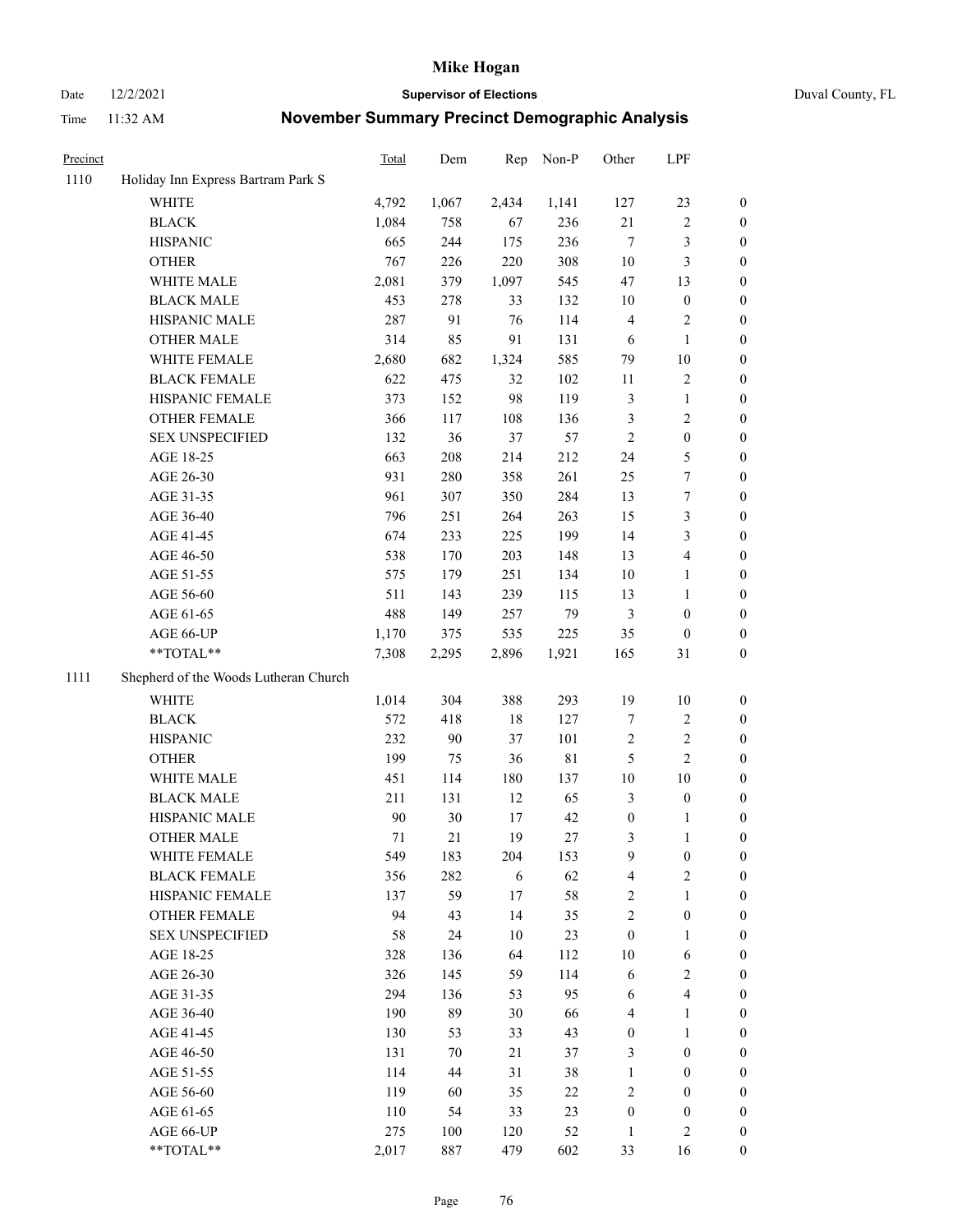# Mike Hogan

Date 12/2/2021 **Supervisor of Elections** Duval County, FL

Time 11:32 AM **November Summary Precinct Demographic Analysis**

| Precinct | | Total | Dem | Rep | Non-P | Other | LPF | |
|---|---|---|---|---|---|---|---|---|
| 1110 | Holiday Inn Express Bartram Park S | | | | | | | |
| | WHITE | 4,792 | 1,067 | 2,434 | 1,141 | 127 | 23 | 0 |
| | BLACK | 1,084 | 758 | 67 | 236 | 21 | 2 | 0 |
| | HISPANIC | 665 | 244 | 175 | 236 | 7 | 3 | 0 |
| | OTHER | 767 | 226 | 220 | 308 | 10 | 3 | 0 |
| | WHITE MALE | 2,081 | 379 | 1,097 | 545 | 47 | 13 | 0 |
| | BLACK MALE | 453 | 278 | 33 | 132 | 10 | 0 | 0 |
| | HISPANIC MALE | 287 | 91 | 76 | 114 | 4 | 2 | 0 |
| | OTHER MALE | 314 | 85 | 91 | 131 | 6 | 1 | 0 |
| | WHITE FEMALE | 2,680 | 682 | 1,324 | 585 | 79 | 10 | 0 |
| | BLACK FEMALE | 622 | 475 | 32 | 102 | 11 | 2 | 0 |
| | HISPANIC FEMALE | 373 | 152 | 98 | 119 | 3 | 1 | 0 |
| | OTHER FEMALE | 366 | 117 | 108 | 136 | 3 | 2 | 0 |
| | SEX UNSPECIFIED | 132 | 36 | 37 | 57 | 2 | 0 | 0 |
| | AGE 18-25 | 663 | 208 | 214 | 212 | 24 | 5 | 0 |
| | AGE 26-30 | 931 | 280 | 358 | 261 | 25 | 7 | 0 |
| | AGE 31-35 | 961 | 307 | 350 | 284 | 13 | 7 | 0 |
| | AGE 36-40 | 796 | 251 | 264 | 263 | 15 | 3 | 0 |
| | AGE 41-45 | 674 | 233 | 225 | 199 | 14 | 3 | 0 |
| | AGE 46-50 | 538 | 170 | 203 | 148 | 13 | 4 | 0 |
| | AGE 51-55 | 575 | 179 | 251 | 134 | 10 | 1 | 0 |
| | AGE 56-60 | 511 | 143 | 239 | 115 | 13 | 1 | 0 |
| | AGE 61-65 | 488 | 149 | 257 | 79 | 3 | 0 | 0 |
| | AGE 66-UP | 1,170 | 375 | 535 | 225 | 35 | 0 | 0 |
| | **TOTAL** | 7,308 | 2,295 | 2,896 | 1,921 | 165 | 31 | 0 |
| 1111 | Shepherd of the Woods Lutheran Church | | | | | | | |
| | WHITE | 1,014 | 304 | 388 | 293 | 19 | 10 | 0 |
| | BLACK | 572 | 418 | 18 | 127 | 7 | 2 | 0 |
| | HISPANIC | 232 | 90 | 37 | 101 | 2 | 2 | 0 |
| | OTHER | 199 | 75 | 36 | 81 | 5 | 2 | 0 |
| | WHITE MALE | 451 | 114 | 180 | 137 | 10 | 10 | 0 |
| | BLACK MALE | 211 | 131 | 12 | 65 | 3 | 0 | 0 |
| | HISPANIC MALE | 90 | 30 | 17 | 42 | 0 | 1 | 0 |
| | OTHER MALE | 71 | 21 | 19 | 27 | 3 | 1 | 0 |
| | WHITE FEMALE | 549 | 183 | 204 | 153 | 9 | 0 | 0 |
| | BLACK FEMALE | 356 | 282 | 6 | 62 | 4 | 2 | 0 |
| | HISPANIC FEMALE | 137 | 59 | 17 | 58 | 2 | 1 | 0 |
| | OTHER FEMALE | 94 | 43 | 14 | 35 | 2 | 0 | 0 |
| | SEX UNSPECIFIED | 58 | 24 | 10 | 23 | 0 | 1 | 0 |
| | AGE 18-25 | 328 | 136 | 64 | 112 | 10 | 6 | 0 |
| | AGE 26-30 | 326 | 145 | 59 | 114 | 6 | 2 | 0 |
| | AGE 31-35 | 294 | 136 | 53 | 95 | 6 | 4 | 0 |
| | AGE 36-40 | 190 | 89 | 30 | 66 | 4 | 1 | 0 |
| | AGE 41-45 | 130 | 53 | 33 | 43 | 0 | 1 | 0 |
| | AGE 46-50 | 131 | 70 | 21 | 37 | 3 | 0 | 0 |
| | AGE 51-55 | 114 | 44 | 31 | 38 | 1 | 0 | 0 |
| | AGE 56-60 | 119 | 60 | 35 | 22 | 2 | 0 | 0 |
| | AGE 61-65 | 110 | 54 | 33 | 23 | 0 | 0 | 0 |
| | AGE 66-UP | 275 | 100 | 120 | 52 | 1 | 2 | 0 |
| | **TOTAL** | 2,017 | 887 | 479 | 602 | 33 | 16 | 0 |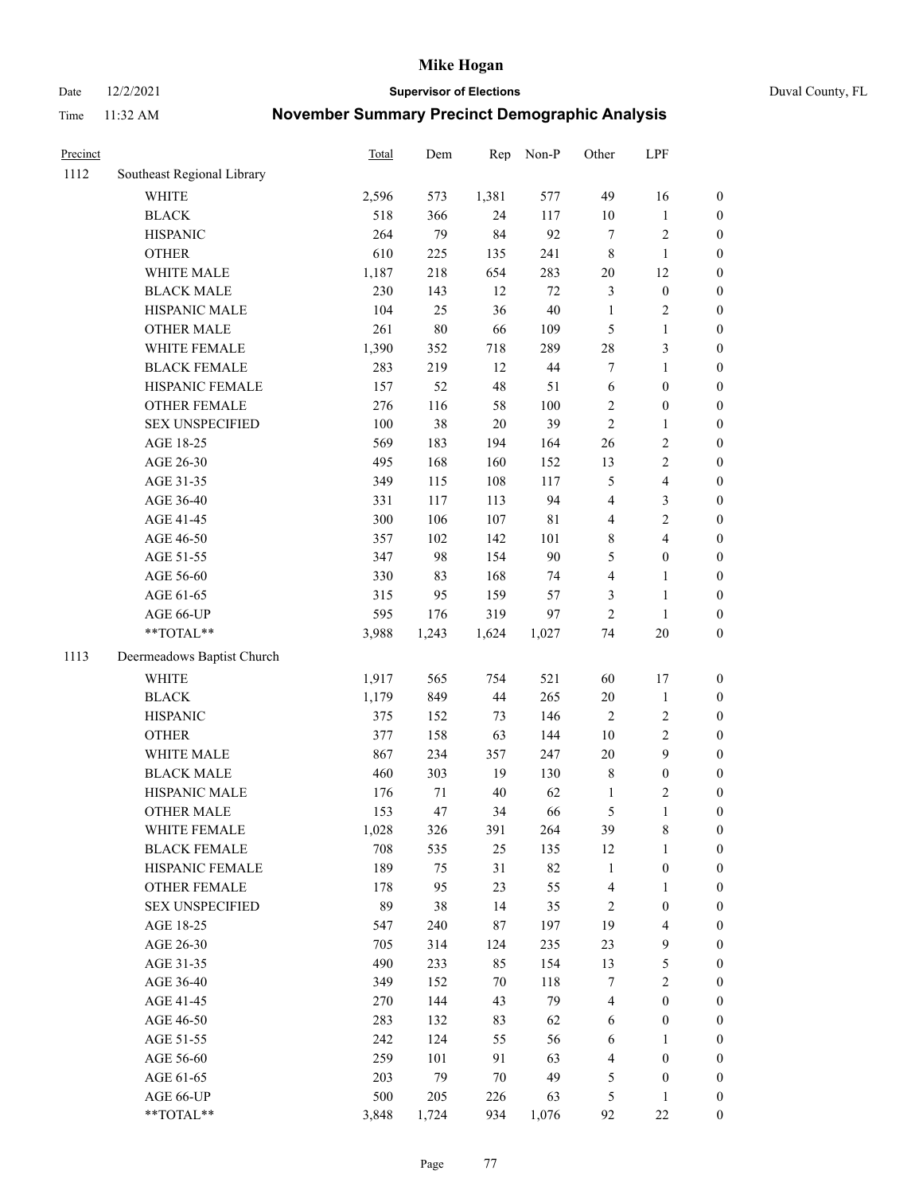# Mike Hogan

Date 12/2/2021 **Supervisor of Elections** Duval County, FL

Time 11:32 AM **November Summary Precinct Demographic Analysis**

| Precinct | | Total | Dem | Rep | Non-P | Other | LPF | |
|---|---|---|---|---|---|---|---|---|
| 1112 | Southeast Regional Library | | | | | | | |
| | WHITE | 2,596 | 573 | 1,381 | 577 | 49 | 16 | 0 |
| | BLACK | 518 | 366 | 24 | 117 | 10 | 1 | 0 |
| | HISPANIC | 264 | 79 | 84 | 92 | 7 | 2 | 0 |
| | OTHER | 610 | 225 | 135 | 241 | 8 | 1 | 0 |
| | WHITE MALE | 1,187 | 218 | 654 | 283 | 20 | 12 | 0 |
| | BLACK MALE | 230 | 143 | 12 | 72 | 3 | 0 | 0 |
| | HISPANIC MALE | 104 | 25 | 36 | 40 | 1 | 2 | 0 |
| | OTHER MALE | 261 | 80 | 66 | 109 | 5 | 1 | 0 |
| | WHITE FEMALE | 1,390 | 352 | 718 | 289 | 28 | 3 | 0 |
| | BLACK FEMALE | 283 | 219 | 12 | 44 | 7 | 1 | 0 |
| | HISPANIC FEMALE | 157 | 52 | 48 | 51 | 6 | 0 | 0 |
| | OTHER FEMALE | 276 | 116 | 58 | 100 | 2 | 0 | 0 |
| | SEX UNSPECIFIED | 100 | 38 | 20 | 39 | 2 | 1 | 0 |
| | AGE 18-25 | 569 | 183 | 194 | 164 | 26 | 2 | 0 |
| | AGE 26-30 | 495 | 168 | 160 | 152 | 13 | 2 | 0 |
| | AGE 31-35 | 349 | 115 | 108 | 117 | 5 | 4 | 0 |
| | AGE 36-40 | 331 | 117 | 113 | 94 | 4 | 3 | 0 |
| | AGE 41-45 | 300 | 106 | 107 | 81 | 4 | 2 | 0 |
| | AGE 46-50 | 357 | 102 | 142 | 101 | 8 | 4 | 0 |
| | AGE 51-55 | 347 | 98 | 154 | 90 | 5 | 0 | 0 |
| | AGE 56-60 | 330 | 83 | 168 | 74 | 4 | 1 | 0 |
| | AGE 61-65 | 315 | 95 | 159 | 57 | 3 | 1 | 0 |
| | AGE 66-UP | 595 | 176 | 319 | 97 | 2 | 1 | 0 |
| | **TOTAL** | 3,988 | 1,243 | 1,624 | 1,027 | 74 | 20 | 0 |
| 1113 | Deermeadows Baptist Church | | | | | | | |
| | WHITE | 1,917 | 565 | 754 | 521 | 60 | 17 | 0 |
| | BLACK | 1,179 | 849 | 44 | 265 | 20 | 1 | 0 |
| | HISPANIC | 375 | 152 | 73 | 146 | 2 | 2 | 0 |
| | OTHER | 377 | 158 | 63 | 144 | 10 | 2 | 0 |
| | WHITE MALE | 867 | 234 | 357 | 247 | 20 | 9 | 0 |
| | BLACK MALE | 460 | 303 | 19 | 130 | 8 | 0 | 0 |
| | HISPANIC MALE | 176 | 71 | 40 | 62 | 1 | 2 | 0 |
| | OTHER MALE | 153 | 47 | 34 | 66 | 5 | 1 | 0 |
| | WHITE FEMALE | 1,028 | 326 | 391 | 264 | 39 | 8 | 0 |
| | BLACK FEMALE | 708 | 535 | 25 | 135 | 12 | 1 | 0 |
| | HISPANIC FEMALE | 189 | 75 | 31 | 82 | 1 | 0 | 0 |
| | OTHER FEMALE | 178 | 95 | 23 | 55 | 4 | 1 | 0 |
| | SEX UNSPECIFIED | 89 | 38 | 14 | 35 | 2 | 0 | 0 |
| | AGE 18-25 | 547 | 240 | 87 | 197 | 19 | 4 | 0 |
| | AGE 26-30 | 705 | 314 | 124 | 235 | 23 | 9 | 0 |
| | AGE 31-35 | 490 | 233 | 85 | 154 | 13 | 5 | 0 |
| | AGE 36-40 | 349 | 152 | 70 | 118 | 7 | 2 | 0 |
| | AGE 41-45 | 270 | 144 | 43 | 79 | 4 | 0 | 0 |
| | AGE 46-50 | 283 | 132 | 83 | 62 | 6 | 0 | 0 |
| | AGE 51-55 | 242 | 124 | 55 | 56 | 6 | 1 | 0 |
| | AGE 56-60 | 259 | 101 | 91 | 63 | 4 | 0 | 0 |
| | AGE 61-65 | 203 | 79 | 70 | 49 | 5 | 0 | 0 |
| | AGE 66-UP | 500 | 205 | 226 | 63 | 5 | 1 | 0 |
| | **TOTAL** | 3,848 | 1,724 | 934 | 1,076 | 92 | 22 | 0 |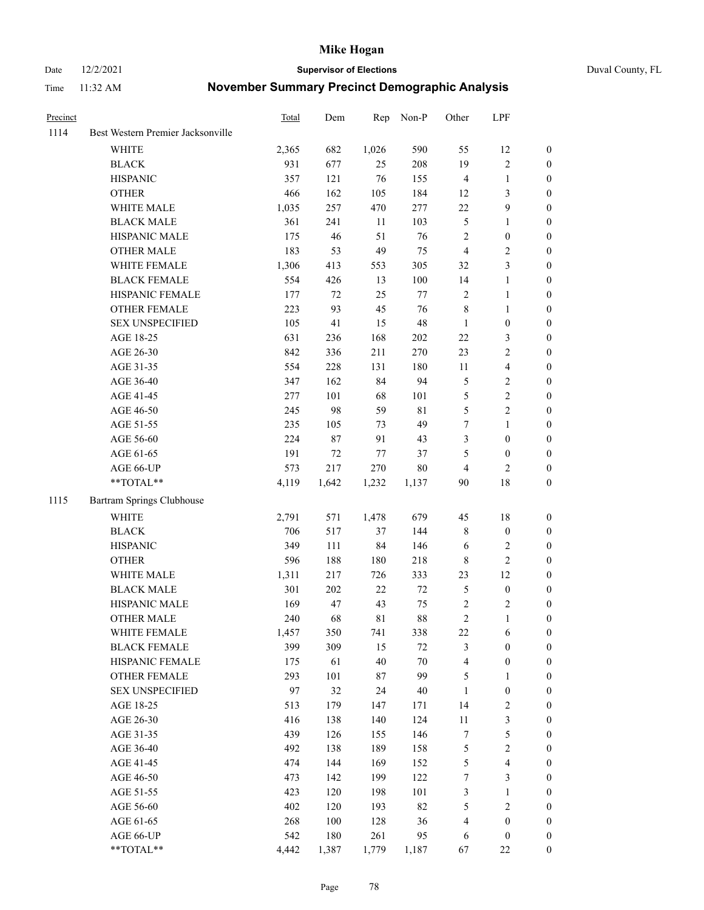# Mike Hogan

Date 12/2/2021 **Supervisor of Elections** Duval County, FL

Time 11:32 AM **November Summary Precinct Demographic Analysis**

| Precinct | | Total | Dem | Rep | Non-P | Other | LPF | |
|---|---|---|---|---|---|---|---|---|
| 1114 | Best Western Premier Jacksonville | | | | | | | |
| | WHITE | 2,365 | 682 | 1,026 | 590 | 55 | 12 | 0 |
| | BLACK | 931 | 677 | 25 | 208 | 19 | 2 | 0 |
| | HISPANIC | 357 | 121 | 76 | 155 | 4 | 1 | 0 |
| | OTHER | 466 | 162 | 105 | 184 | 12 | 3 | 0 |
| | WHITE MALE | 1,035 | 257 | 470 | 277 | 22 | 9 | 0 |
| | BLACK MALE | 361 | 241 | 11 | 103 | 5 | 1 | 0 |
| | HISPANIC MALE | 175 | 46 | 51 | 76 | 2 | 0 | 0 |
| | OTHER MALE | 183 | 53 | 49 | 75 | 4 | 2 | 0 |
| | WHITE FEMALE | 1,306 | 413 | 553 | 305 | 32 | 3 | 0 |
| | BLACK FEMALE | 554 | 426 | 13 | 100 | 14 | 1 | 0 |
| | HISPANIC FEMALE | 177 | 72 | 25 | 77 | 2 | 1 | 0 |
| | OTHER FEMALE | 223 | 93 | 45 | 76 | 8 | 1 | 0 |
| | SEX UNSPECIFIED | 105 | 41 | 15 | 48 | 1 | 0 | 0 |
| | AGE 18-25 | 631 | 236 | 168 | 202 | 22 | 3 | 0 |
| | AGE 26-30 | 842 | 336 | 211 | 270 | 23 | 2 | 0 |
| | AGE 31-35 | 554 | 228 | 131 | 180 | 11 | 4 | 0 |
| | AGE 36-40 | 347 | 162 | 84 | 94 | 5 | 2 | 0 |
| | AGE 41-45 | 277 | 101 | 68 | 101 | 5 | 2 | 0 |
| | AGE 46-50 | 245 | 98 | 59 | 81 | 5 | 2 | 0 |
| | AGE 51-55 | 235 | 105 | 73 | 49 | 7 | 1 | 0 |
| | AGE 56-60 | 224 | 87 | 91 | 43 | 3 | 0 | 0 |
| | AGE 61-65 | 191 | 72 | 77 | 37 | 5 | 0 | 0 |
| | AGE 66-UP | 573 | 217 | 270 | 80 | 4 | 2 | 0 |
| | **TOTAL** | 4,119 | 1,642 | 1,232 | 1,137 | 90 | 18 | 0 |
| 1115 | Bartram Springs Clubhouse | | | | | | | |
| | WHITE | 2,791 | 571 | 1,478 | 679 | 45 | 18 | 0 |
| | BLACK | 706 | 517 | 37 | 144 | 8 | 0 | 0 |
| | HISPANIC | 349 | 111 | 84 | 146 | 6 | 2 | 0 |
| | OTHER | 596 | 188 | 180 | 218 | 8 | 2 | 0 |
| | WHITE MALE | 1,311 | 217 | 726 | 333 | 23 | 12 | 0 |
| | BLACK MALE | 301 | 202 | 22 | 72 | 5 | 0 | 0 |
| | HISPANIC MALE | 169 | 47 | 43 | 75 | 2 | 2 | 0 |
| | OTHER MALE | 240 | 68 | 81 | 88 | 2 | 1 | 0 |
| | WHITE FEMALE | 1,457 | 350 | 741 | 338 | 22 | 6 | 0 |
| | BLACK FEMALE | 399 | 309 | 15 | 72 | 3 | 0 | 0 |
| | HISPANIC FEMALE | 175 | 61 | 40 | 70 | 4 | 0 | 0 |
| | OTHER FEMALE | 293 | 101 | 87 | 99 | 5 | 1 | 0 |
| | SEX UNSPECIFIED | 97 | 32 | 24 | 40 | 1 | 0 | 0 |
| | AGE 18-25 | 513 | 179 | 147 | 171 | 14 | 2 | 0 |
| | AGE 26-30 | 416 | 138 | 140 | 124 | 11 | 3 | 0 |
| | AGE 31-35 | 439 | 126 | 155 | 146 | 7 | 5 | 0 |
| | AGE 36-40 | 492 | 138 | 189 | 158 | 5 | 2 | 0 |
| | AGE 41-45 | 474 | 144 | 169 | 152 | 5 | 4 | 0 |
| | AGE 46-50 | 473 | 142 | 199 | 122 | 7 | 3 | 0 |
| | AGE 51-55 | 423 | 120 | 198 | 101 | 3 | 1 | 0 |
| | AGE 56-60 | 402 | 120 | 193 | 82 | 5 | 2 | 0 |
| | AGE 61-65 | 268 | 100 | 128 | 36 | 4 | 0 | 0 |
| | AGE 66-UP | 542 | 180 | 261 | 95 | 6 | 0 | 0 |
| | **TOTAL** | 4,442 | 1,387 | 1,779 | 1,187 | 67 | 22 | 0 |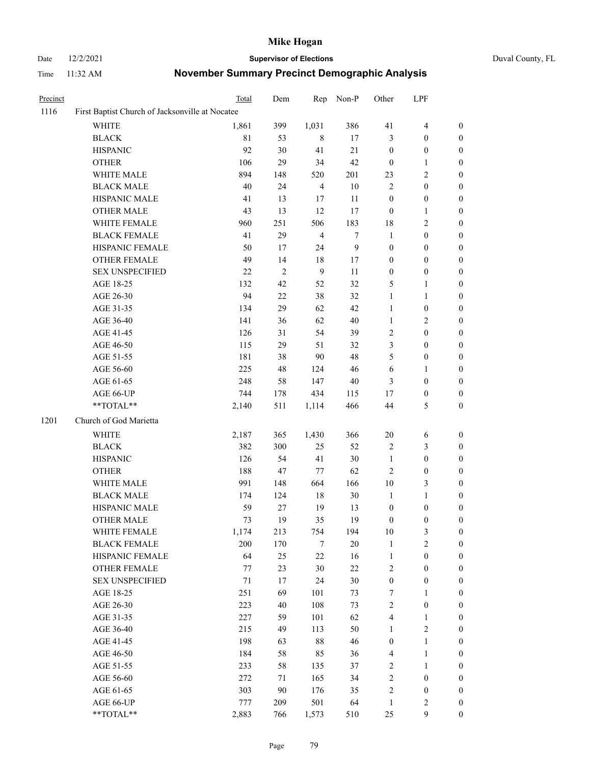| Precinct | | Total | Dem | Rep | Non-P | Other | LPF | |
|---|---|---|---|---|---|---|---|---|
| 1116 | First Baptist Church of Jacksonville at Nocatee | | | | | | | |
| | WHITE | 1,861 | 399 | 1,031 | 386 | 41 | 4 | 0 |
| | BLACK | 81 | 53 | 8 | 17 | 3 | 0 | 0 |
| | HISPANIC | 92 | 30 | 41 | 21 | 0 | 0 | 0 |
| | OTHER | 106 | 29 | 34 | 42 | 0 | 1 | 0 |
| | WHITE MALE | 894 | 148 | 520 | 201 | 23 | 2 | 0 |
| | BLACK MALE | 40 | 24 | 4 | 10 | 2 | 0 | 0 |
| | HISPANIC MALE | 41 | 13 | 17 | 11 | 0 | 0 | 0 |
| | OTHER MALE | 43 | 13 | 12 | 17 | 0 | 1 | 0 |
| | WHITE FEMALE | 960 | 251 | 506 | 183 | 18 | 2 | 0 |
| | BLACK FEMALE | 41 | 29 | 4 | 7 | 1 | 0 | 0 |
| | HISPANIC FEMALE | 50 | 17 | 24 | 9 | 0 | 0 | 0 |
| | OTHER FEMALE | 49 | 14 | 18 | 17 | 0 | 0 | 0 |
| | SEX UNSPECIFIED | 22 | 2 | 9 | 11 | 0 | 0 | 0 |
| | AGE 18-25 | 132 | 42 | 52 | 32 | 5 | 1 | 0 |
| | AGE 26-30 | 94 | 22 | 38 | 32 | 1 | 1 | 0 |
| | AGE 31-35 | 134 | 29 | 62 | 42 | 1 | 0 | 0 |
| | AGE 36-40 | 141 | 36 | 62 | 40 | 1 | 2 | 0 |
| | AGE 41-45 | 126 | 31 | 54 | 39 | 2 | 0 | 0 |
| | AGE 46-50 | 115 | 29 | 51 | 32 | 3 | 0 | 0 |
| | AGE 51-55 | 181 | 38 | 90 | 48 | 5 | 0 | 0 |
| | AGE 56-60 | 225 | 48 | 124 | 46 | 6 | 1 | 0 |
| | AGE 61-65 | 248 | 58 | 147 | 40 | 3 | 0 | 0 |
| | AGE 66-UP | 744 | 178 | 434 | 115 | 17 | 0 | 0 |
| | **TOTAL** | 2,140 | 511 | 1,114 | 466 | 44 | 5 | 0 |
| 1201 | Church of God Marietta | | | | | | | |
| | WHITE | 2,187 | 365 | 1,430 | 366 | 20 | 6 | 0 |
| | BLACK | 382 | 300 | 25 | 52 | 2 | 3 | 0 |
| | HISPANIC | 126 | 54 | 41 | 30 | 1 | 0 | 0 |
| | OTHER | 188 | 47 | 77 | 62 | 2 | 0 | 0 |
| | WHITE MALE | 991 | 148 | 664 | 166 | 10 | 3 | 0 |
| | BLACK MALE | 174 | 124 | 18 | 30 | 1 | 1 | 0 |
| | HISPANIC MALE | 59 | 27 | 19 | 13 | 0 | 0 | 0 |
| | OTHER MALE | 73 | 19 | 35 | 19 | 0 | 0 | 0 |
| | WHITE FEMALE | 1,174 | 213 | 754 | 194 | 10 | 3 | 0 |
| | BLACK FEMALE | 200 | 170 | 7 | 20 | 1 | 2 | 0 |
| | HISPANIC FEMALE | 64 | 25 | 22 | 16 | 1 | 0 | 0 |
| | OTHER FEMALE | 77 | 23 | 30 | 22 | 2 | 0 | 0 |
| | SEX UNSPECIFIED | 71 | 17 | 24 | 30 | 0 | 0 | 0 |
| | AGE 18-25 | 251 | 69 | 101 | 73 | 7 | 1 | 0 |
| | AGE 26-30 | 223 | 40 | 108 | 73 | 2 | 0 | 0 |
| | AGE 31-35 | 227 | 59 | 101 | 62 | 4 | 1 | 0 |
| | AGE 36-40 | 215 | 49 | 113 | 50 | 1 | 2 | 0 |
| | AGE 41-45 | 198 | 63 | 88 | 46 | 0 | 1 | 0 |
| | AGE 46-50 | 184 | 58 | 85 | 36 | 4 | 1 | 0 |
| | AGE 51-55 | 233 | 58 | 135 | 37 | 2 | 1 | 0 |
| | AGE 56-60 | 272 | 71 | 165 | 34 | 2 | 0 | 0 |
| | AGE 61-65 | 303 | 90 | 176 | 35 | 2 | 0 | 0 |
| | AGE 66-UP | 777 | 209 | 501 | 64 | 1 | 2 | 0 |
| | **TOTAL** | 2,883 | 766 | 1,573 | 510 | 25 | 9 | 0 |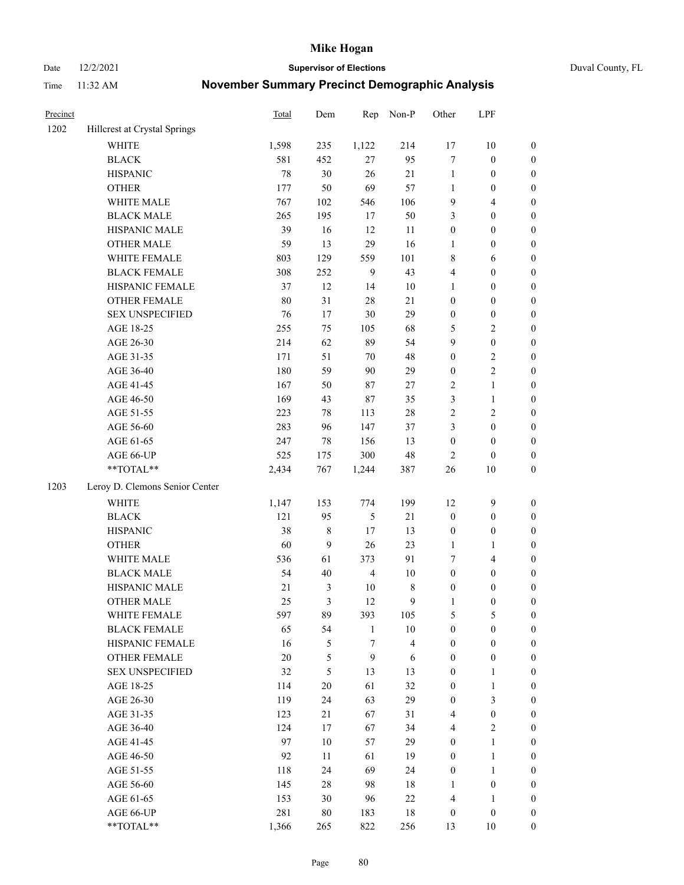# Mike Hogan

Date 12/2/2021 **Supervisor of Elections** Duval County, FL

Time 11:32 AM **November Summary Precinct Demographic Analysis**

| Precinct | | Total | Dem | Rep | Non-P | Other | LPF | |
|---|---|---|---|---|---|---|---|---|
| 1202 | Hillcrest at Crystal Springs | | | | | | | |
| | WHITE | 1,598 | 235 | 1,122 | 214 | 17 | 10 | 0 |
| | BLACK | 581 | 452 | 27 | 95 | 7 | 0 | 0 |
| | HISPANIC | 78 | 30 | 26 | 21 | 1 | 0 | 0 |
| | OTHER | 177 | 50 | 69 | 57 | 1 | 0 | 0 |
| | WHITE MALE | 767 | 102 | 546 | 106 | 9 | 4 | 0 |
| | BLACK MALE | 265 | 195 | 17 | 50 | 3 | 0 | 0 |
| | HISPANIC MALE | 39 | 16 | 12 | 11 | 0 | 0 | 0 |
| | OTHER MALE | 59 | 13 | 29 | 16 | 1 | 0 | 0 |
| | WHITE FEMALE | 803 | 129 | 559 | 101 | 8 | 6 | 0 |
| | BLACK FEMALE | 308 | 252 | 9 | 43 | 4 | 0 | 0 |
| | HISPANIC FEMALE | 37 | 12 | 14 | 10 | 1 | 0 | 0 |
| | OTHER FEMALE | 80 | 31 | 28 | 21 | 0 | 0 | 0 |
| | SEX UNSPECIFIED | 76 | 17 | 30 | 29 | 0 | 0 | 0 |
| | AGE 18-25 | 255 | 75 | 105 | 68 | 5 | 2 | 0 |
| | AGE 26-30 | 214 | 62 | 89 | 54 | 9 | 0 | 0 |
| | AGE 31-35 | 171 | 51 | 70 | 48 | 0 | 2 | 0 |
| | AGE 36-40 | 180 | 59 | 90 | 29 | 0 | 2 | 0 |
| | AGE 41-45 | 167 | 50 | 87 | 27 | 2 | 1 | 0 |
| | AGE 46-50 | 169 | 43 | 87 | 35 | 3 | 1 | 0 |
| | AGE 51-55 | 223 | 78 | 113 | 28 | 2 | 2 | 0 |
| | AGE 56-60 | 283 | 96 | 147 | 37 | 3 | 0 | 0 |
| | AGE 61-65 | 247 | 78 | 156 | 13 | 0 | 0 | 0 |
| | AGE 66-UP | 525 | 175 | 300 | 48 | 2 | 0 | 0 |
| | **TOTAL** | 2,434 | 767 | 1,244 | 387 | 26 | 10 | 0 |
| 1203 | Leroy D. Clemons Senior Center | | | | | | | |
| | WHITE | 1,147 | 153 | 774 | 199 | 12 | 9 | 0 |
| | BLACK | 121 | 95 | 5 | 21 | 0 | 0 | 0 |
| | HISPANIC | 38 | 8 | 17 | 13 | 0 | 0 | 0 |
| | OTHER | 60 | 9 | 26 | 23 | 1 | 1 | 0 |
| | WHITE MALE | 536 | 61 | 373 | 91 | 7 | 4 | 0 |
| | BLACK MALE | 54 | 40 | 4 | 10 | 0 | 0 | 0 |
| | HISPANIC MALE | 21 | 3 | 10 | 8 | 0 | 0 | 0 |
| | OTHER MALE | 25 | 3 | 12 | 9 | 1 | 0 | 0 |
| | WHITE FEMALE | 597 | 89 | 393 | 105 | 5 | 5 | 0 |
| | BLACK FEMALE | 65 | 54 | 1 | 10 | 0 | 0 | 0 |
| | HISPANIC FEMALE | 16 | 5 | 7 | 4 | 0 | 0 | 0 |
| | OTHER FEMALE | 20 | 5 | 9 | 6 | 0 | 0 | 0 |
| | SEX UNSPECIFIED | 32 | 5 | 13 | 13 | 0 | 1 | 0 |
| | AGE 18-25 | 114 | 20 | 61 | 32 | 0 | 1 | 0 |
| | AGE 26-30 | 119 | 24 | 63 | 29 | 0 | 3 | 0 |
| | AGE 31-35 | 123 | 21 | 67 | 31 | 4 | 0 | 0 |
| | AGE 36-40 | 124 | 17 | 67 | 34 | 4 | 2 | 0 |
| | AGE 41-45 | 97 | 10 | 57 | 29 | 0 | 1 | 0 |
| | AGE 46-50 | 92 | 11 | 61 | 19 | 0 | 1 | 0 |
| | AGE 51-55 | 118 | 24 | 69 | 24 | 0 | 1 | 0 |
| | AGE 56-60 | 145 | 28 | 98 | 18 | 1 | 0 | 0 |
| | AGE 61-65 | 153 | 30 | 96 | 22 | 4 | 1 | 0 |
| | AGE 66-UP | 281 | 80 | 183 | 18 | 0 | 0 | 0 |
| | **TOTAL** | 1,366 | 265 | 822 | 256 | 13 | 10 | 0 |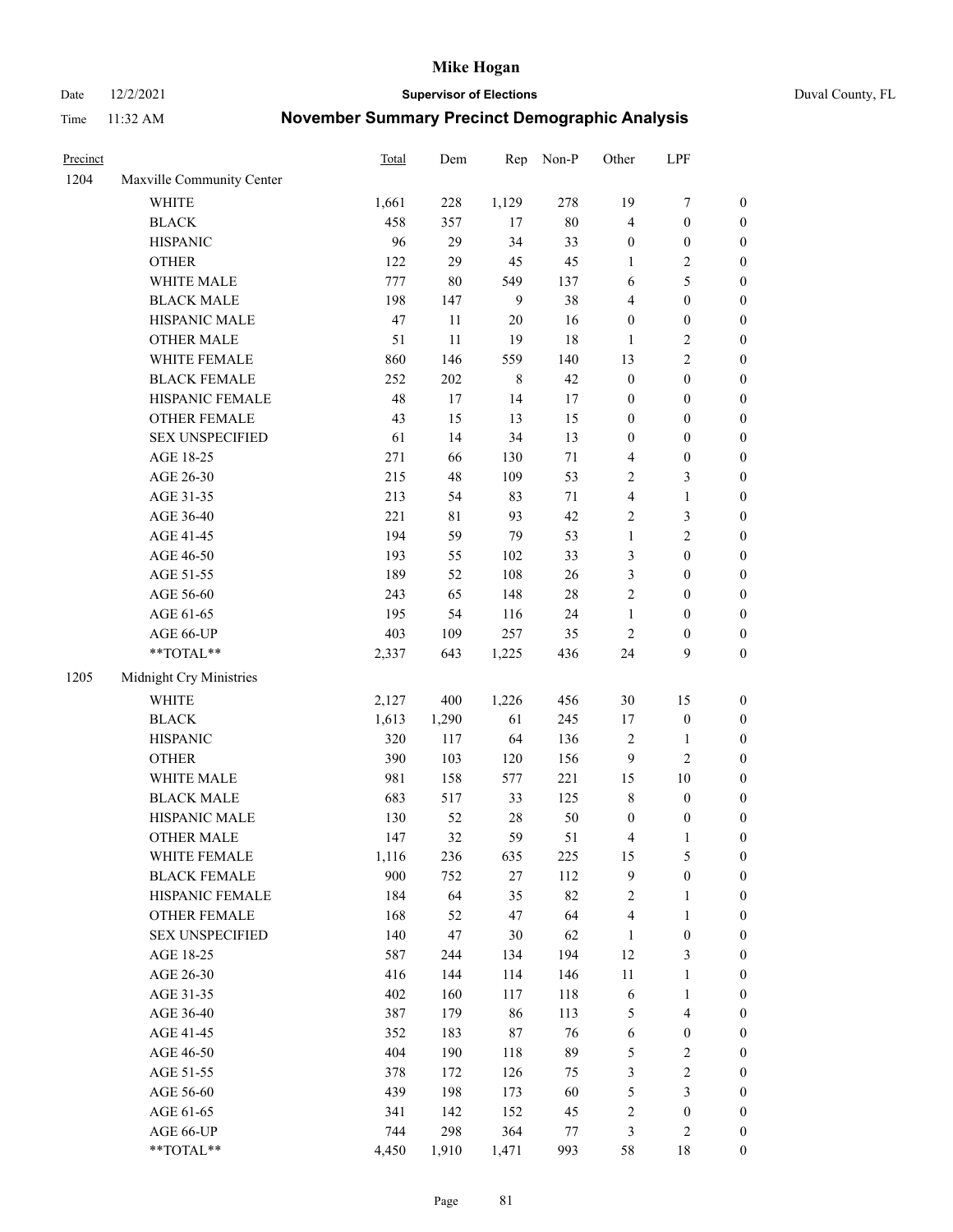# Mike Hogan

Date 12/2/2021 | **Supervisor of Elections** | Duval County, FL

Time 11:32 AM | **November Summary Precinct Demographic Analysis**

| Precinct | | Total | Dem | Rep | Non-P | Other | LPF | |
|---|---|---|---|---|---|---|---|---|
| 1204 | Maxville Community Center | | | | | | | |
| | WHITE | 1,661 | 228 | 1,129 | 278 | 19 | 7 | 0 |
| | BLACK | 458 | 357 | 17 | 80 | 4 | 0 | 0 |
| | HISPANIC | 96 | 29 | 34 | 33 | 0 | 0 | 0 |
| | OTHER | 122 | 29 | 45 | 45 | 1 | 2 | 0 |
| | WHITE MALE | 777 | 80 | 549 | 137 | 6 | 5 | 0 |
| | BLACK MALE | 198 | 147 | 9 | 38 | 4 | 0 | 0 |
| | HISPANIC MALE | 47 | 11 | 20 | 16 | 0 | 0 | 0 |
| | OTHER MALE | 51 | 11 | 19 | 18 | 1 | 2 | 0 |
| | WHITE FEMALE | 860 | 146 | 559 | 140 | 13 | 2 | 0 |
| | BLACK FEMALE | 252 | 202 | 8 | 42 | 0 | 0 | 0 |
| | HISPANIC FEMALE | 48 | 17 | 14 | 17 | 0 | 0 | 0 |
| | OTHER FEMALE | 43 | 15 | 13 | 15 | 0 | 0 | 0 |
| | SEX UNSPECIFIED | 61 | 14 | 34 | 13 | 0 | 0 | 0 |
| | AGE 18-25 | 271 | 66 | 130 | 71 | 4 | 0 | 0 |
| | AGE 26-30 | 215 | 48 | 109 | 53 | 2 | 3 | 0 |
| | AGE 31-35 | 213 | 54 | 83 | 71 | 4 | 1 | 0 |
| | AGE 36-40 | 221 | 81 | 93 | 42 | 2 | 3 | 0 |
| | AGE 41-45 | 194 | 59 | 79 | 53 | 1 | 2 | 0 |
| | AGE 46-50 | 193 | 55 | 102 | 33 | 3 | 0 | 0 |
| | AGE 51-55 | 189 | 52 | 108 | 26 | 3 | 0 | 0 |
| | AGE 56-60 | 243 | 65 | 148 | 28 | 2 | 0 | 0 |
| | AGE 61-65 | 195 | 54 | 116 | 24 | 1 | 0 | 0 |
| | AGE 66-UP | 403 | 109 | 257 | 35 | 2 | 0 | 0 |
| | **TOTAL** | 2,337 | 643 | 1,225 | 436 | 24 | 9 | 0 |
| 1205 | Midnight Cry Ministries | | | | | | | |
| | WHITE | 2,127 | 400 | 1,226 | 456 | 30 | 15 | 0 |
| | BLACK | 1,613 | 1,290 | 61 | 245 | 17 | 0 | 0 |
| | HISPANIC | 320 | 117 | 64 | 136 | 2 | 1 | 0 |
| | OTHER | 390 | 103 | 120 | 156 | 9 | 2 | 0 |
| | WHITE MALE | 981 | 158 | 577 | 221 | 15 | 10 | 0 |
| | BLACK MALE | 683 | 517 | 33 | 125 | 8 | 0 | 0 |
| | HISPANIC MALE | 130 | 52 | 28 | 50 | 0 | 0 | 0 |
| | OTHER MALE | 147 | 32 | 59 | 51 | 4 | 1 | 0 |
| | WHITE FEMALE | 1,116 | 236 | 635 | 225 | 15 | 5 | 0 |
| | BLACK FEMALE | 900 | 752 | 27 | 112 | 9 | 0 | 0 |
| | HISPANIC FEMALE | 184 | 64 | 35 | 82 | 2 | 1 | 0 |
| | OTHER FEMALE | 168 | 52 | 47 | 64 | 4 | 1 | 0 |
| | SEX UNSPECIFIED | 140 | 47 | 30 | 62 | 1 | 0 | 0 |
| | AGE 18-25 | 587 | 244 | 134 | 194 | 12 | 3 | 0 |
| | AGE 26-30 | 416 | 144 | 114 | 146 | 11 | 1 | 0 |
| | AGE 31-35 | 402 | 160 | 117 | 118 | 6 | 1 | 0 |
| | AGE 36-40 | 387 | 179 | 86 | 113 | 5 | 4 | 0 |
| | AGE 41-45 | 352 | 183 | 87 | 76 | 6 | 0 | 0 |
| | AGE 46-50 | 404 | 190 | 118 | 89 | 5 | 2 | 0 |
| | AGE 51-55 | 378 | 172 | 126 | 75 | 3 | 2 | 0 |
| | AGE 56-60 | 439 | 198 | 173 | 60 | 5 | 3 | 0 |
| | AGE 61-65 | 341 | 142 | 152 | 45 | 2 | 0 | 0 |
| | AGE 66-UP | 744 | 298 | 364 | 77 | 3 | 2 | 0 |
| | **TOTAL** | 4,450 | 1,910 | 1,471 | 993 | 58 | 18 | 0 |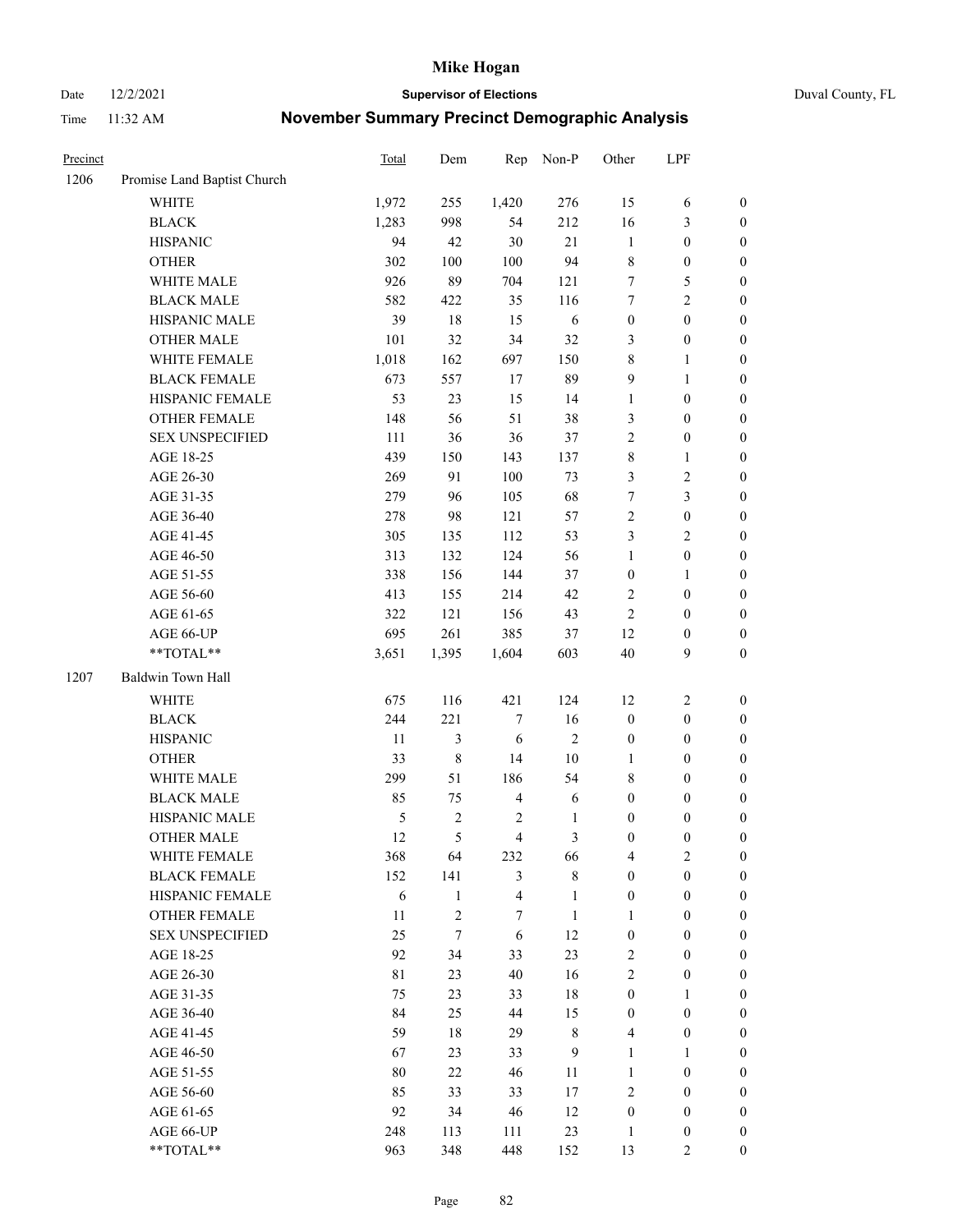# Mike Hogan

Date 12/2/2021 **Supervisor of Elections** Duval County, FL

Time 11:32 AM **November Summary Precinct Demographic Analysis**

| Precinct | | Total | Dem | Rep | Non-P | Other | LPF | |
|---|---|---|---|---|---|---|---|---|
| 1206 | Promise Land Baptist Church | | | | | | | |
| | WHITE | 1,972 | 255 | 1,420 | 276 | 15 | 6 | 0 |
| | BLACK | 1,283 | 998 | 54 | 212 | 16 | 3 | 0 |
| | HISPANIC | 94 | 42 | 30 | 21 | 1 | 0 | 0 |
| | OTHER | 302 | 100 | 100 | 94 | 8 | 0 | 0 |
| | WHITE MALE | 926 | 89 | 704 | 121 | 7 | 5 | 0 |
| | BLACK MALE | 582 | 422 | 35 | 116 | 7 | 2 | 0 |
| | HISPANIC MALE | 39 | 18 | 15 | 6 | 0 | 0 | 0 |
| | OTHER MALE | 101 | 32 | 34 | 32 | 3 | 0 | 0 |
| | WHITE FEMALE | 1,018 | 162 | 697 | 150 | 8 | 1 | 0 |
| | BLACK FEMALE | 673 | 557 | 17 | 89 | 9 | 1 | 0 |
| | HISPANIC FEMALE | 53 | 23 | 15 | 14 | 1 | 0 | 0 |
| | OTHER FEMALE | 148 | 56 | 51 | 38 | 3 | 0 | 0 |
| | SEX UNSPECIFIED | 111 | 36 | 36 | 37 | 2 | 0 | 0 |
| | AGE 18-25 | 439 | 150 | 143 | 137 | 8 | 1 | 0 |
| | AGE 26-30 | 269 | 91 | 100 | 73 | 3 | 2 | 0 |
| | AGE 31-35 | 279 | 96 | 105 | 68 | 7 | 3 | 0 |
| | AGE 36-40 | 278 | 98 | 121 | 57 | 2 | 0 | 0 |
| | AGE 41-45 | 305 | 135 | 112 | 53 | 3 | 2 | 0 |
| | AGE 46-50 | 313 | 132 | 124 | 56 | 1 | 0 | 0 |
| | AGE 51-55 | 338 | 156 | 144 | 37 | 0 | 1 | 0 |
| | AGE 56-60 | 413 | 155 | 214 | 42 | 2 | 0 | 0 |
| | AGE 61-65 | 322 | 121 | 156 | 43 | 2 | 0 | 0 |
| | AGE 66-UP | 695 | 261 | 385 | 37 | 12 | 0 | 0 |
| | **TOTAL** | 3,651 | 1,395 | 1,604 | 603 | 40 | 9 | 0 |
| 1207 | Baldwin Town Hall | | | | | | | |
| | WHITE | 675 | 116 | 421 | 124 | 12 | 2 | 0 |
| | BLACK | 244 | 221 | 7 | 16 | 0 | 0 | 0 |
| | HISPANIC | 11 | 3 | 6 | 2 | 0 | 0 | 0 |
| | OTHER | 33 | 8 | 14 | 10 | 1 | 0 | 0 |
| | WHITE MALE | 299 | 51 | 186 | 54 | 8 | 0 | 0 |
| | BLACK MALE | 85 | 75 | 4 | 6 | 0 | 0 | 0 |
| | HISPANIC MALE | 5 | 2 | 2 | 1 | 0 | 0 | 0 |
| | OTHER MALE | 12 | 5 | 4 | 3 | 0 | 0 | 0 |
| | WHITE FEMALE | 368 | 64 | 232 | 66 | 4 | 2 | 0 |
| | BLACK FEMALE | 152 | 141 | 3 | 8 | 0 | 0 | 0 |
| | HISPANIC FEMALE | 6 | 1 | 4 | 1 | 0 | 0 | 0 |
| | OTHER FEMALE | 11 | 2 | 7 | 1 | 1 | 0 | 0 |
| | SEX UNSPECIFIED | 25 | 7 | 6 | 12 | 0 | 0 | 0 |
| | AGE 18-25 | 92 | 34 | 33 | 23 | 2 | 0 | 0 |
| | AGE 26-30 | 81 | 23 | 40 | 16 | 2 | 0 | 0 |
| | AGE 31-35 | 75 | 23 | 33 | 18 | 0 | 1 | 0 |
| | AGE 36-40 | 84 | 25 | 44 | 15 | 0 | 0 | 0 |
| | AGE 41-45 | 59 | 18 | 29 | 8 | 4 | 0 | 0 |
| | AGE 46-50 | 67 | 23 | 33 | 9 | 1 | 1 | 0 |
| | AGE 51-55 | 80 | 22 | 46 | 11 | 1 | 0 | 0 |
| | AGE 56-60 | 85 | 33 | 33 | 17 | 2 | 0 | 0 |
| | AGE 61-65 | 92 | 34 | 46 | 12 | 0 | 0 | 0 |
| | AGE 66-UP | 248 | 113 | 111 | 23 | 1 | 0 | 0 |
| | **TOTAL** | 963 | 348 | 448 | 152 | 13 | 2 | 0 |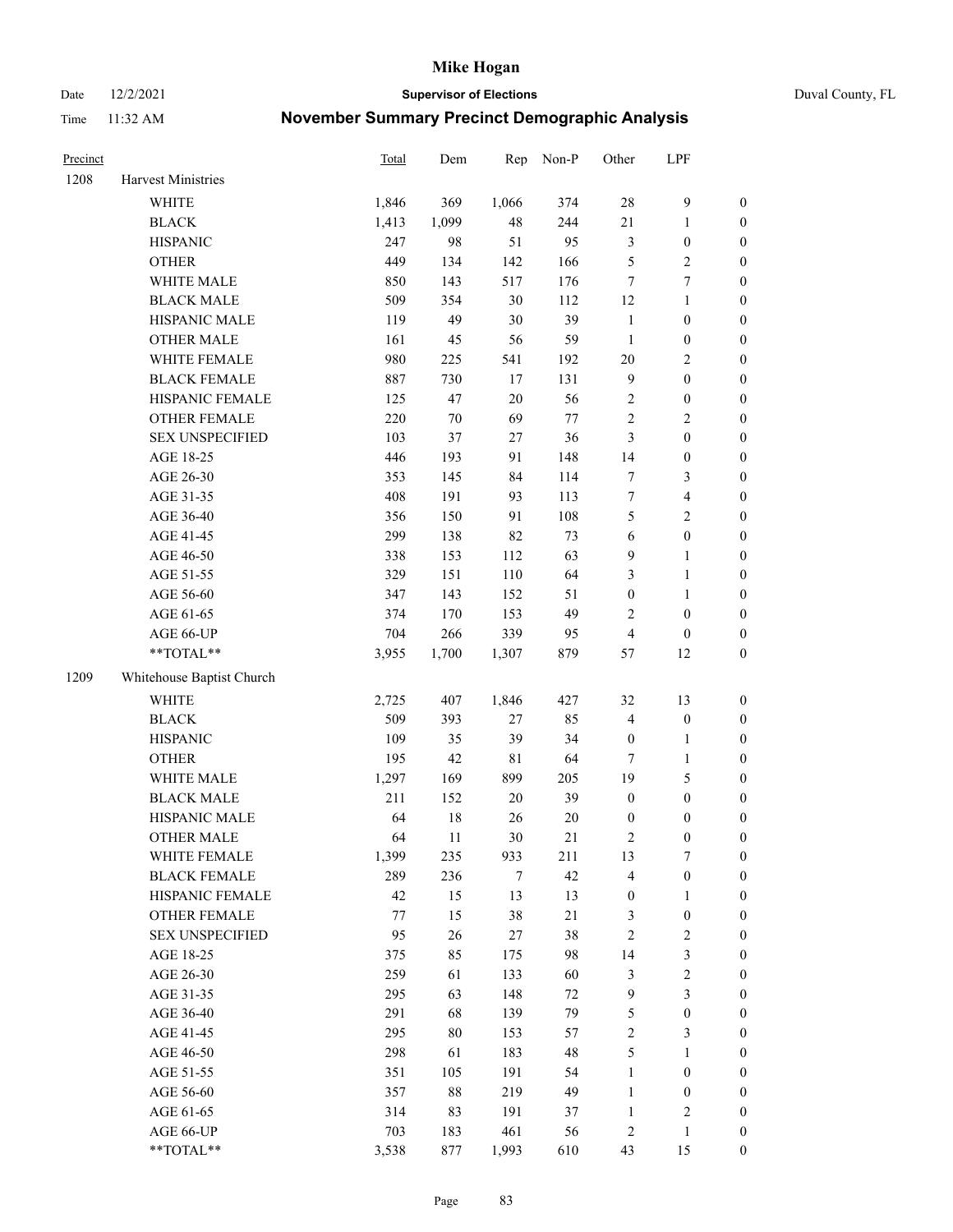# Mike Hogan

Date 12/2/2021 **Supervisor of Elections** Duval County, FL

Time 11:32 AM **November Summary Precinct Demographic Analysis**

| Precinct | | Total | Dem | Rep | Non-P | Other | LPF | |
|---|---|---|---|---|---|---|---|---|
| 1208 | Harvest Ministries | | | | | | | |
| | WHITE | 1,846 | 369 | 1,066 | 374 | 28 | 9 | 0 |
| | BLACK | 1,413 | 1,099 | 48 | 244 | 21 | 1 | 0 |
| | HISPANIC | 247 | 98 | 51 | 95 | 3 | 0 | 0 |
| | OTHER | 449 | 134 | 142 | 166 | 5 | 2 | 0 |
| | WHITE MALE | 850 | 143 | 517 | 176 | 7 | 7 | 0 |
| | BLACK MALE | 509 | 354 | 30 | 112 | 12 | 1 | 0 |
| | HISPANIC MALE | 119 | 49 | 30 | 39 | 1 | 0 | 0 |
| | OTHER MALE | 161 | 45 | 56 | 59 | 1 | 0 | 0 |
| | WHITE FEMALE | 980 | 225 | 541 | 192 | 20 | 2 | 0 |
| | BLACK FEMALE | 887 | 730 | 17 | 131 | 9 | 0 | 0 |
| | HISPANIC FEMALE | 125 | 47 | 20 | 56 | 2 | 0 | 0 |
| | OTHER FEMALE | 220 | 70 | 69 | 77 | 2 | 2 | 0 |
| | SEX UNSPECIFIED | 103 | 37 | 27 | 36 | 3 | 0 | 0 |
| | AGE 18-25 | 446 | 193 | 91 | 148 | 14 | 0 | 0 |
| | AGE 26-30 | 353 | 145 | 84 | 114 | 7 | 3 | 0 |
| | AGE 31-35 | 408 | 191 | 93 | 113 | 7 | 4 | 0 |
| | AGE 36-40 | 356 | 150 | 91 | 108 | 5 | 2 | 0 |
| | AGE 41-45 | 299 | 138 | 82 | 73 | 6 | 0 | 0 |
| | AGE 46-50 | 338 | 153 | 112 | 63 | 9 | 1 | 0 |
| | AGE 51-55 | 329 | 151 | 110 | 64 | 3 | 1 | 0 |
| | AGE 56-60 | 347 | 143 | 152 | 51 | 0 | 1 | 0 |
| | AGE 61-65 | 374 | 170 | 153 | 49 | 2 | 0 | 0 |
| | AGE 66-UP | 704 | 266 | 339 | 95 | 4 | 0 | 0 |
| | **TOTAL** | 3,955 | 1,700 | 1,307 | 879 | 57 | 12 | 0 |
| 1209 | Whitehouse Baptist Church | | | | | | | |
| | WHITE | 2,725 | 407 | 1,846 | 427 | 32 | 13 | 0 |
| | BLACK | 509 | 393 | 27 | 85 | 4 | 0 | 0 |
| | HISPANIC | 109 | 35 | 39 | 34 | 0 | 1 | 0 |
| | OTHER | 195 | 42 | 81 | 64 | 7 | 1 | 0 |
| | WHITE MALE | 1,297 | 169 | 899 | 205 | 19 | 5 | 0 |
| | BLACK MALE | 211 | 152 | 20 | 39 | 0 | 0 | 0 |
| | HISPANIC MALE | 64 | 18 | 26 | 20 | 0 | 0 | 0 |
| | OTHER MALE | 64 | 11 | 30 | 21 | 2 | 0 | 0 |
| | WHITE FEMALE | 1,399 | 235 | 933 | 211 | 13 | 7 | 0 |
| | BLACK FEMALE | 289 | 236 | 7 | 42 | 4 | 0 | 0 |
| | HISPANIC FEMALE | 42 | 15 | 13 | 13 | 0 | 1 | 0 |
| | OTHER FEMALE | 77 | 15 | 38 | 21 | 3 | 0 | 0 |
| | SEX UNSPECIFIED | 95 | 26 | 27 | 38 | 2 | 2 | 0 |
| | AGE 18-25 | 375 | 85 | 175 | 98 | 14 | 3 | 0 |
| | AGE 26-30 | 259 | 61 | 133 | 60 | 3 | 2 | 0 |
| | AGE 31-35 | 295 | 63 | 148 | 72 | 9 | 3 | 0 |
| | AGE 36-40 | 291 | 68 | 139 | 79 | 5 | 0 | 0 |
| | AGE 41-45 | 295 | 80 | 153 | 57 | 2 | 3 | 0 |
| | AGE 46-50 | 298 | 61 | 183 | 48 | 5 | 1 | 0 |
| | AGE 51-55 | 351 | 105 | 191 | 54 | 1 | 0 | 0 |
| | AGE 56-60 | 357 | 88 | 219 | 49 | 1 | 0 | 0 |
| | AGE 61-65 | 314 | 83 | 191 | 37 | 1 | 2 | 0 |
| | AGE 66-UP | 703 | 183 | 461 | 56 | 2 | 1 | 0 |
| | **TOTAL** | 3,538 | 877 | 1,993 | 610 | 43 | 15 | 0 |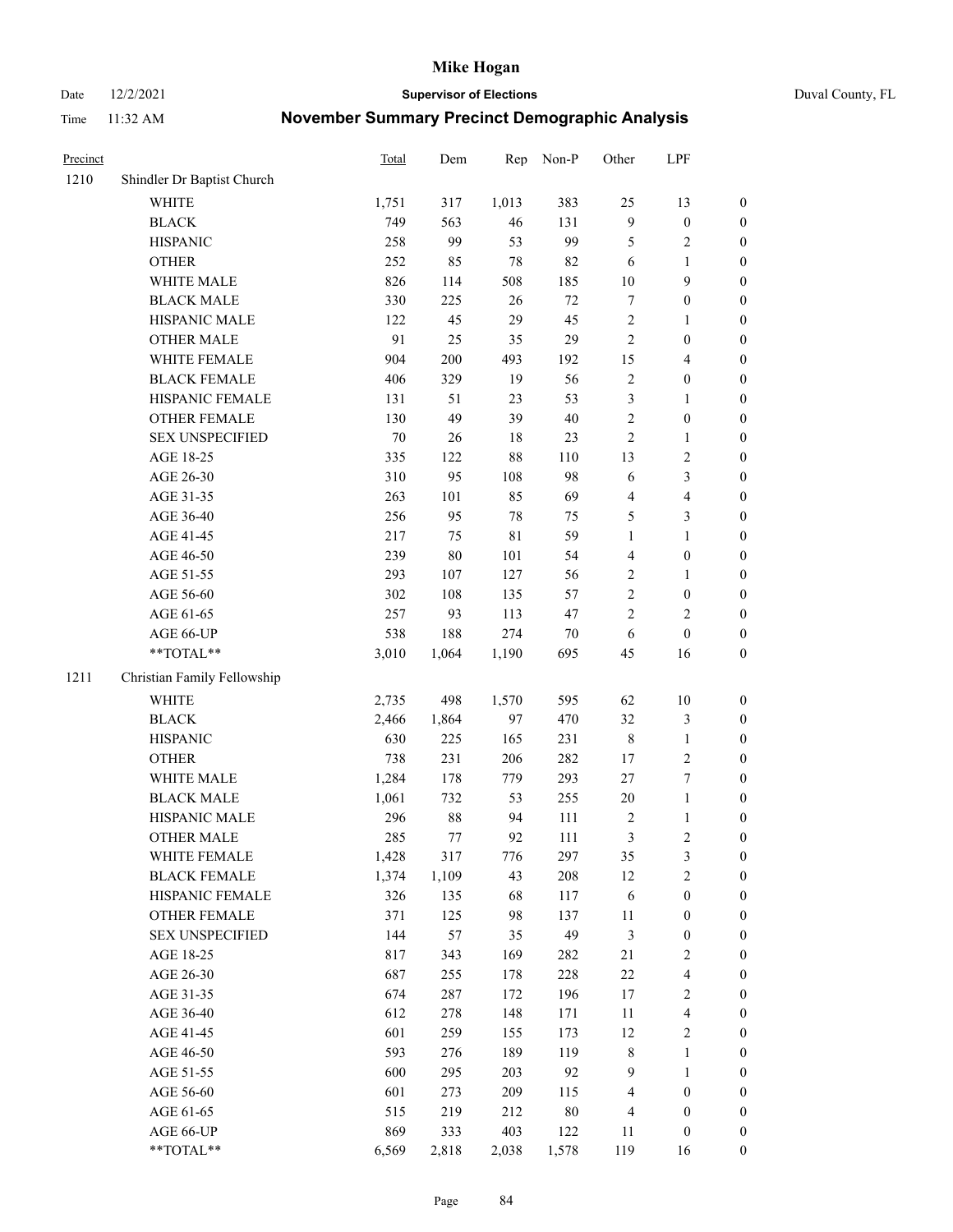# Mike Hogan

Date 12/2/2021 **Supervisor of Elections** Duval County, FL

Time 11:32 AM **November Summary Precinct Demographic Analysis**

| Precinct | | Total | Dem | Rep | Non-P | Other | LPF | |
|---|---|---|---|---|---|---|---|---|
| 1210 | Shindler Dr Baptist Church | | | | | | | |
| | WHITE | 1,751 | 317 | 1,013 | 383 | 25 | 13 | 0 |
| | BLACK | 749 | 563 | 46 | 131 | 9 | 0 | 0 |
| | HISPANIC | 258 | 99 | 53 | 99 | 5 | 2 | 0 |
| | OTHER | 252 | 85 | 78 | 82 | 6 | 1 | 0 |
| | WHITE MALE | 826 | 114 | 508 | 185 | 10 | 9 | 0 |
| | BLACK MALE | 330 | 225 | 26 | 72 | 7 | 0 | 0 |
| | HISPANIC MALE | 122 | 45 | 29 | 45 | 2 | 1 | 0 |
| | OTHER MALE | 91 | 25 | 35 | 29 | 2 | 0 | 0 |
| | WHITE FEMALE | 904 | 200 | 493 | 192 | 15 | 4 | 0 |
| | BLACK FEMALE | 406 | 329 | 19 | 56 | 2 | 0 | 0 |
| | HISPANIC FEMALE | 131 | 51 | 23 | 53 | 3 | 1 | 0 |
| | OTHER FEMALE | 130 | 49 | 39 | 40 | 2 | 0 | 0 |
| | SEX UNSPECIFIED | 70 | 26 | 18 | 23 | 2 | 1 | 0 |
| | AGE 18-25 | 335 | 122 | 88 | 110 | 13 | 2 | 0 |
| | AGE 26-30 | 310 | 95 | 108 | 98 | 6 | 3 | 0 |
| | AGE 31-35 | 263 | 101 | 85 | 69 | 4 | 4 | 0 |
| | AGE 36-40 | 256 | 95 | 78 | 75 | 5 | 3 | 0 |
| | AGE 41-45 | 217 | 75 | 81 | 59 | 1 | 1 | 0 |
| | AGE 46-50 | 239 | 80 | 101 | 54 | 4 | 0 | 0 |
| | AGE 51-55 | 293 | 107 | 127 | 56 | 2 | 1 | 0 |
| | AGE 56-60 | 302 | 108 | 135 | 57 | 2 | 0 | 0 |
| | AGE 61-65 | 257 | 93 | 113 | 47 | 2 | 2 | 0 |
| | AGE 66-UP | 538 | 188 | 274 | 70 | 6 | 0 | 0 |
| | **TOTAL** | 3,010 | 1,064 | 1,190 | 695 | 45 | 16 | 0 |
| 1211 | Christian Family Fellowship | | | | | | | |
| | WHITE | 2,735 | 498 | 1,570 | 595 | 62 | 10 | 0 |
| | BLACK | 2,466 | 1,864 | 97 | 470 | 32 | 3 | 0 |
| | HISPANIC | 630 | 225 | 165 | 231 | 8 | 1 | 0 |
| | OTHER | 738 | 231 | 206 | 282 | 17 | 2 | 0 |
| | WHITE MALE | 1,284 | 178 | 779 | 293 | 27 | 7 | 0 |
| | BLACK MALE | 1,061 | 732 | 53 | 255 | 20 | 1 | 0 |
| | HISPANIC MALE | 296 | 88 | 94 | 111 | 2 | 1 | 0 |
| | OTHER MALE | 285 | 77 | 92 | 111 | 3 | 2 | 0 |
| | WHITE FEMALE | 1,428 | 317 | 776 | 297 | 35 | 3 | 0 |
| | BLACK FEMALE | 1,374 | 1,109 | 43 | 208 | 12 | 2 | 0 |
| | HISPANIC FEMALE | 326 | 135 | 68 | 117 | 6 | 0 | 0 |
| | OTHER FEMALE | 371 | 125 | 98 | 137 | 11 | 0 | 0 |
| | SEX UNSPECIFIED | 144 | 57 | 35 | 49 | 3 | 0 | 0 |
| | AGE 18-25 | 817 | 343 | 169 | 282 | 21 | 2 | 0 |
| | AGE 26-30 | 687 | 255 | 178 | 228 | 22 | 4 | 0 |
| | AGE 31-35 | 674 | 287 | 172 | 196 | 17 | 2 | 0 |
| | AGE 36-40 | 612 | 278 | 148 | 171 | 11 | 4 | 0 |
| | AGE 41-45 | 601 | 259 | 155 | 173 | 12 | 2 | 0 |
| | AGE 46-50 | 593 | 276 | 189 | 119 | 8 | 1 | 0 |
| | AGE 51-55 | 600 | 295 | 203 | 92 | 9 | 1 | 0 |
| | AGE 56-60 | 601 | 273 | 209 | 115 | 4 | 0 | 0 |
| | AGE 61-65 | 515 | 219 | 212 | 80 | 4 | 0 | 0 |
| | AGE 66-UP | 869 | 333 | 403 | 122 | 11 | 0 | 0 |
| | **TOTAL** | 6,569 | 2,818 | 2,038 | 1,578 | 119 | 16 | 0 |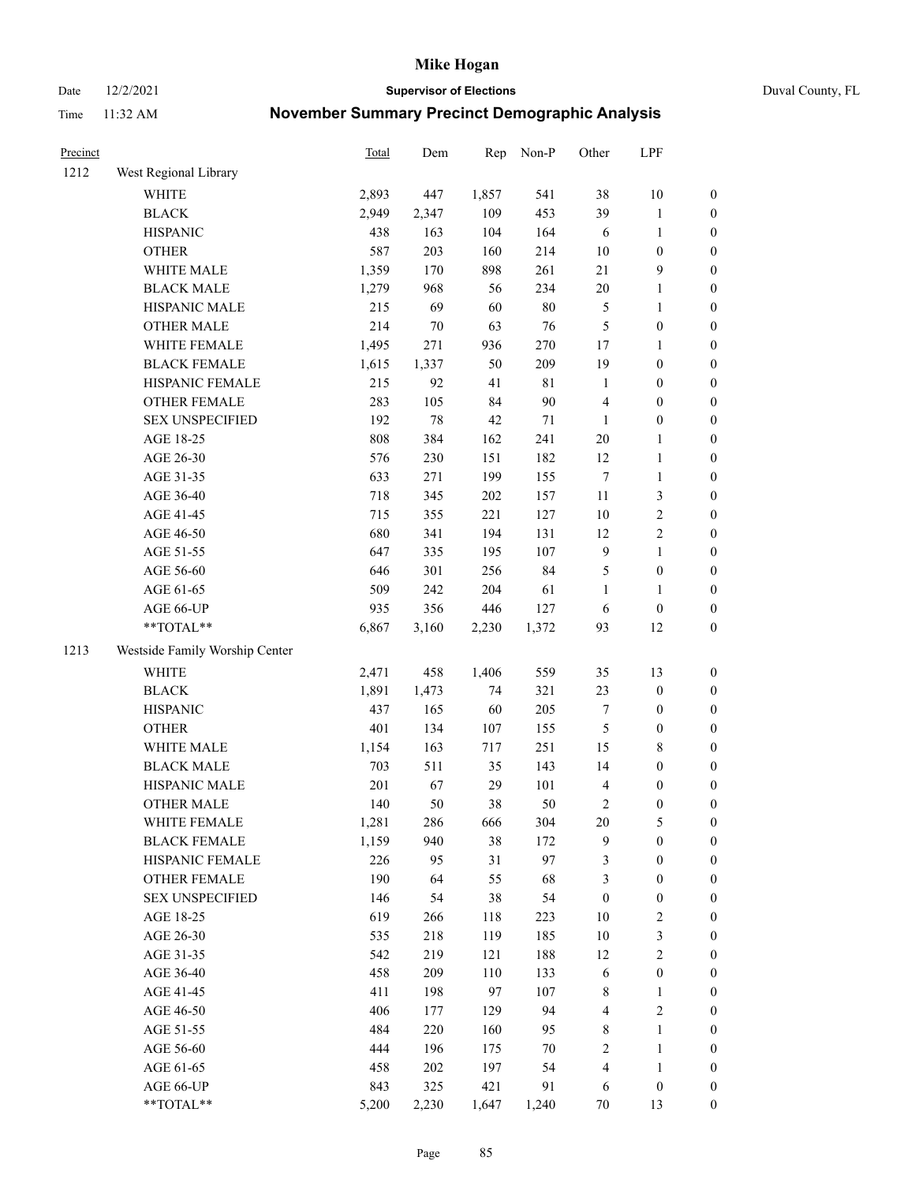# Mike Hogan

Date 12/2/2021 **Supervisor of Elections** Duval County, FL

Time 11:32 AM **November Summary Precinct Demographic Analysis**

| Precinct | | Total | Dem | Rep | Non-P | Other | LPF | |
|---|---|---|---|---|---|---|---|---|
| 1212 | West Regional Library | | | | | | | |
| | WHITE | 2,893 | 447 | 1,857 | 541 | 38 | 10 | 0 |
| | BLACK | 2,949 | 2,347 | 109 | 453 | 39 | 1 | 0 |
| | HISPANIC | 438 | 163 | 104 | 164 | 6 | 1 | 0 |
| | OTHER | 587 | 203 | 160 | 214 | 10 | 0 | 0 |
| | WHITE MALE | 1,359 | 170 | 898 | 261 | 21 | 9 | 0 |
| | BLACK MALE | 1,279 | 968 | 56 | 234 | 20 | 1 | 0 |
| | HISPANIC MALE | 215 | 69 | 60 | 80 | 5 | 1 | 0 |
| | OTHER MALE | 214 | 70 | 63 | 76 | 5 | 0 | 0 |
| | WHITE FEMALE | 1,495 | 271 | 936 | 270 | 17 | 1 | 0 |
| | BLACK FEMALE | 1,615 | 1,337 | 50 | 209 | 19 | 0 | 0 |
| | HISPANIC FEMALE | 215 | 92 | 41 | 81 | 1 | 0 | 0 |
| | OTHER FEMALE | 283 | 105 | 84 | 90 | 4 | 0 | 0 |
| | SEX UNSPECIFIED | 192 | 78 | 42 | 71 | 1 | 0 | 0 |
| | AGE 18-25 | 808 | 384 | 162 | 241 | 20 | 1 | 0 |
| | AGE 26-30 | 576 | 230 | 151 | 182 | 12 | 1 | 0 |
| | AGE 31-35 | 633 | 271 | 199 | 155 | 7 | 1 | 0 |
| | AGE 36-40 | 718 | 345 | 202 | 157 | 11 | 3 | 0 |
| | AGE 41-45 | 715 | 355 | 221 | 127 | 10 | 2 | 0 |
| | AGE 46-50 | 680 | 341 | 194 | 131 | 12 | 2 | 0 |
| | AGE 51-55 | 647 | 335 | 195 | 107 | 9 | 1 | 0 |
| | AGE 56-60 | 646 | 301 | 256 | 84 | 5 | 0 | 0 |
| | AGE 61-65 | 509 | 242 | 204 | 61 | 1 | 1 | 0 |
| | AGE 66-UP | 935 | 356 | 446 | 127 | 6 | 0 | 0 |
| | **TOTAL** | 6,867 | 3,160 | 2,230 | 1,372 | 93 | 12 | 0 |
| 1213 | Westside Family Worship Center | | | | | | | |
| | WHITE | 2,471 | 458 | 1,406 | 559 | 35 | 13 | 0 |
| | BLACK | 1,891 | 1,473 | 74 | 321 | 23 | 0 | 0 |
| | HISPANIC | 437 | 165 | 60 | 205 | 7 | 0 | 0 |
| | OTHER | 401 | 134 | 107 | 155 | 5 | 0 | 0 |
| | WHITE MALE | 1,154 | 163 | 717 | 251 | 15 | 8 | 0 |
| | BLACK MALE | 703 | 511 | 35 | 143 | 14 | 0 | 0 |
| | HISPANIC MALE | 201 | 67 | 29 | 101 | 4 | 0 | 0 |
| | OTHER MALE | 140 | 50 | 38 | 50 | 2 | 0 | 0 |
| | WHITE FEMALE | 1,281 | 286 | 666 | 304 | 20 | 5 | 0 |
| | BLACK FEMALE | 1,159 | 940 | 38 | 172 | 9 | 0 | 0 |
| | HISPANIC FEMALE | 226 | 95 | 31 | 97 | 3 | 0 | 0 |
| | OTHER FEMALE | 190 | 64 | 55 | 68 | 3 | 0 | 0 |
| | SEX UNSPECIFIED | 146 | 54 | 38 | 54 | 0 | 0 | 0 |
| | AGE 18-25 | 619 | 266 | 118 | 223 | 10 | 2 | 0 |
| | AGE 26-30 | 535 | 218 | 119 | 185 | 10 | 3 | 0 |
| | AGE 31-35 | 542 | 219 | 121 | 188 | 12 | 2 | 0 |
| | AGE 36-40 | 458 | 209 | 110 | 133 | 6 | 0 | 0 |
| | AGE 41-45 | 411 | 198 | 97 | 107 | 8 | 1 | 0 |
| | AGE 46-50 | 406 | 177 | 129 | 94 | 4 | 2 | 0 |
| | AGE 51-55 | 484 | 220 | 160 | 95 | 8 | 1 | 0 |
| | AGE 56-60 | 444 | 196 | 175 | 70 | 2 | 1 | 0 |
| | AGE 61-65 | 458 | 202 | 197 | 54 | 4 | 1 | 0 |
| | AGE 66-UP | 843 | 325 | 421 | 91 | 6 | 0 | 0 |
| | **TOTAL** | 5,200 | 2,230 | 1,647 | 1,240 | 70 | 13 | 0 |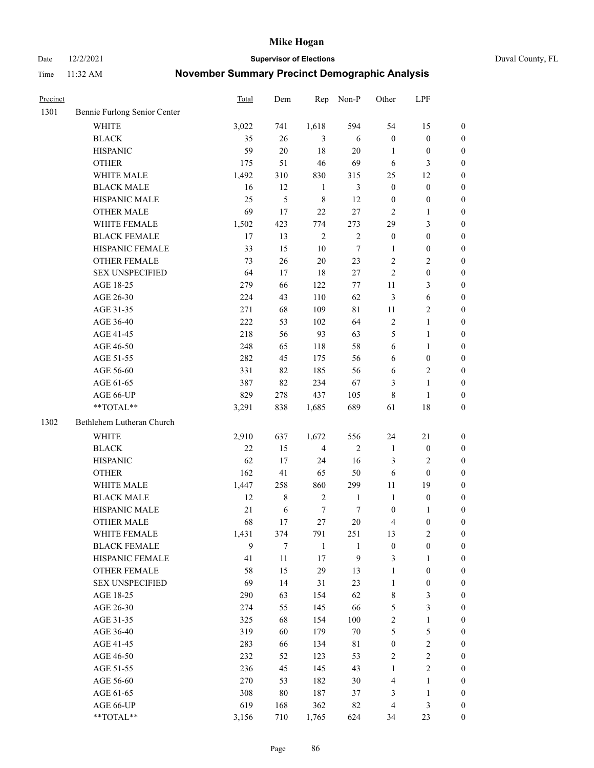# Mike Hogan

Date 12/2/2021 **Supervisor of Elections** Duval County, FL

Time 11:32 AM **November Summary Precinct Demographic Analysis**

| Precinct | | Total | Dem | Rep | Non-P | Other | LPF | |
|---|---|---|---|---|---|---|---|---|
| 1301 | Bennie Furlong Senior Center | | | | | | | |
| | WHITE | 3,022 | 741 | 1,618 | 594 | 54 | 15 | 0 |
| | BLACK | 35 | 26 | 3 | 6 | 0 | 0 | 0 |
| | HISPANIC | 59 | 20 | 18 | 20 | 1 | 0 | 0 |
| | OTHER | 175 | 51 | 46 | 69 | 6 | 3 | 0 |
| | WHITE MALE | 1,492 | 310 | 830 | 315 | 25 | 12 | 0 |
| | BLACK MALE | 16 | 12 | 1 | 3 | 0 | 0 | 0 |
| | HISPANIC MALE | 25 | 5 | 8 | 12 | 0 | 0 | 0 |
| | OTHER MALE | 69 | 17 | 22 | 27 | 2 | 1 | 0 |
| | WHITE FEMALE | 1,502 | 423 | 774 | 273 | 29 | 3 | 0 |
| | BLACK FEMALE | 17 | 13 | 2 | 2 | 0 | 0 | 0 |
| | HISPANIC FEMALE | 33 | 15 | 10 | 7 | 1 | 0 | 0 |
| | OTHER FEMALE | 73 | 26 | 20 | 23 | 2 | 2 | 0 |
| | SEX UNSPECIFIED | 64 | 17 | 18 | 27 | 2 | 0 | 0 |
| | AGE 18-25 | 279 | 66 | 122 | 77 | 11 | 3 | 0 |
| | AGE 26-30 | 224 | 43 | 110 | 62 | 3 | 6 | 0 |
| | AGE 31-35 | 271 | 68 | 109 | 81 | 11 | 2 | 0 |
| | AGE 36-40 | 222 | 53 | 102 | 64 | 2 | 1 | 0 |
| | AGE 41-45 | 218 | 56 | 93 | 63 | 5 | 1 | 0 |
| | AGE 46-50 | 248 | 65 | 118 | 58 | 6 | 1 | 0 |
| | AGE 51-55 | 282 | 45 | 175 | 56 | 6 | 0 | 0 |
| | AGE 56-60 | 331 | 82 | 185 | 56 | 6 | 2 | 0 |
| | AGE 61-65 | 387 | 82 | 234 | 67 | 3 | 1 | 0 |
| | AGE 66-UP | 829 | 278 | 437 | 105 | 8 | 1 | 0 |
| | **TOTAL** | 3,291 | 838 | 1,685 | 689 | 61 | 18 | 0 |
| 1302 | Bethlehem Lutheran Church | | | | | | | |
| | WHITE | 2,910 | 637 | 1,672 | 556 | 24 | 21 | 0 |
| | BLACK | 22 | 15 | 4 | 2 | 1 | 0 | 0 |
| | HISPANIC | 62 | 17 | 24 | 16 | 3 | 2 | 0 |
| | OTHER | 162 | 41 | 65 | 50 | 6 | 0 | 0 |
| | WHITE MALE | 1,447 | 258 | 860 | 299 | 11 | 19 | 0 |
| | BLACK MALE | 12 | 8 | 2 | 1 | 1 | 0 | 0 |
| | HISPANIC MALE | 21 | 6 | 7 | 7 | 0 | 1 | 0 |
| | OTHER MALE | 68 | 17 | 27 | 20 | 4 | 0 | 0 |
| | WHITE FEMALE | 1,431 | 374 | 791 | 251 | 13 | 2 | 0 |
| | BLACK FEMALE | 9 | 7 | 1 | 1 | 0 | 0 | 0 |
| | HISPANIC FEMALE | 41 | 11 | 17 | 9 | 3 | 1 | 0 |
| | OTHER FEMALE | 58 | 15 | 29 | 13 | 1 | 0 | 0 |
| | SEX UNSPECIFIED | 69 | 14 | 31 | 23 | 1 | 0 | 0 |
| | AGE 18-25 | 290 | 63 | 154 | 62 | 8 | 3 | 0 |
| | AGE 26-30 | 274 | 55 | 145 | 66 | 5 | 3 | 0 |
| | AGE 31-35 | 325 | 68 | 154 | 100 | 2 | 1 | 0 |
| | AGE 36-40 | 319 | 60 | 179 | 70 | 5 | 5 | 0 |
| | AGE 41-45 | 283 | 66 | 134 | 81 | 0 | 2 | 0 |
| | AGE 46-50 | 232 | 52 | 123 | 53 | 2 | 2 | 0 |
| | AGE 51-55 | 236 | 45 | 145 | 43 | 1 | 2 | 0 |
| | AGE 56-60 | 270 | 53 | 182 | 30 | 4 | 1 | 0 |
| | AGE 61-65 | 308 | 80 | 187 | 37 | 3 | 1 | 0 |
| | AGE 66-UP | 619 | 168 | 362 | 82 | 4 | 3 | 0 |
| | **TOTAL** | 3,156 | 710 | 1,765 | 624 | 34 | 23 | 0 |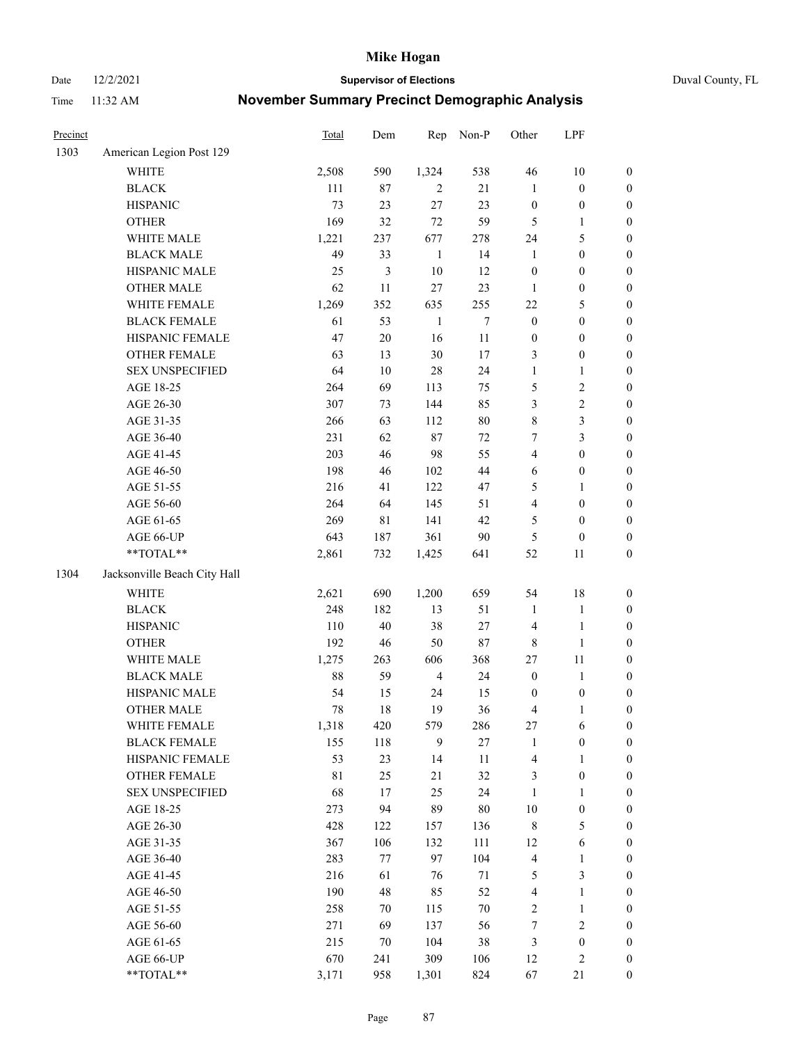# Mike Hogan

Date 12/2/2021 **Supervisor of Elections** Duval County, FL

Time 11:32 AM **November Summary Precinct Demographic Analysis**

| Precinct | | Total | Dem | Rep | Non-P | Other | LPF | |
|---|---|---|---|---|---|---|---|---|
| 1303 | American Legion Post 129 | | | | | | | |
| | WHITE | 2,508 | 590 | 1,324 | 538 | 46 | 10 | 0 |
| | BLACK | 111 | 87 | 2 | 21 | 1 | 0 | 0 |
| | HISPANIC | 73 | 23 | 27 | 23 | 0 | 0 | 0 |
| | OTHER | 169 | 32 | 72 | 59 | 5 | 1 | 0 |
| | WHITE MALE | 1,221 | 237 | 677 | 278 | 24 | 5 | 0 |
| | BLACK MALE | 49 | 33 | 1 | 14 | 1 | 0 | 0 |
| | HISPANIC MALE | 25 | 3 | 10 | 12 | 0 | 0 | 0 |
| | OTHER MALE | 62 | 11 | 27 | 23 | 1 | 0 | 0 |
| | WHITE FEMALE | 1,269 | 352 | 635 | 255 | 22 | 5 | 0 |
| | BLACK FEMALE | 61 | 53 | 1 | 7 | 0 | 0 | 0 |
| | HISPANIC FEMALE | 47 | 20 | 16 | 11 | 0 | 0 | 0 |
| | OTHER FEMALE | 63 | 13 | 30 | 17 | 3 | 0 | 0 |
| | SEX UNSPECIFIED | 64 | 10 | 28 | 24 | 1 | 1 | 0 |
| | AGE 18-25 | 264 | 69 | 113 | 75 | 5 | 2 | 0 |
| | AGE 26-30 | 307 | 73 | 144 | 85 | 3 | 2 | 0 |
| | AGE 31-35 | 266 | 63 | 112 | 80 | 8 | 3 | 0 |
| | AGE 36-40 | 231 | 62 | 87 | 72 | 7 | 3 | 0 |
| | AGE 41-45 | 203 | 46 | 98 | 55 | 4 | 0 | 0 |
| | AGE 46-50 | 198 | 46 | 102 | 44 | 6 | 0 | 0 |
| | AGE 51-55 | 216 | 41 | 122 | 47 | 5 | 1 | 0 |
| | AGE 56-60 | 264 | 64 | 145 | 51 | 4 | 0 | 0 |
| | AGE 61-65 | 269 | 81 | 141 | 42 | 5 | 0 | 0 |
| | AGE 66-UP | 643 | 187 | 361 | 90 | 5 | 0 | 0 |
| | **TOTAL** | 2,861 | 732 | 1,425 | 641 | 52 | 11 | 0 |
| 1304 | Jacksonville Beach City Hall | | | | | | | |
| | WHITE | 2,621 | 690 | 1,200 | 659 | 54 | 18 | 0 |
| | BLACK | 248 | 182 | 13 | 51 | 1 | 1 | 0 |
| | HISPANIC | 110 | 40 | 38 | 27 | 4 | 1 | 0 |
| | OTHER | 192 | 46 | 50 | 87 | 8 | 1 | 0 |
| | WHITE MALE | 1,275 | 263 | 606 | 368 | 27 | 11 | 0 |
| | BLACK MALE | 88 | 59 | 4 | 24 | 0 | 1 | 0 |
| | HISPANIC MALE | 54 | 15 | 24 | 15 | 0 | 0 | 0 |
| | OTHER MALE | 78 | 18 | 19 | 36 | 4 | 1 | 0 |
| | WHITE FEMALE | 1,318 | 420 | 579 | 286 | 27 | 6 | 0 |
| | BLACK FEMALE | 155 | 118 | 9 | 27 | 1 | 0 | 0 |
| | HISPANIC FEMALE | 53 | 23 | 14 | 11 | 4 | 1 | 0 |
| | OTHER FEMALE | 81 | 25 | 21 | 32 | 3 | 0 | 0 |
| | SEX UNSPECIFIED | 68 | 17 | 25 | 24 | 1 | 1 | 0 |
| | AGE 18-25 | 273 | 94 | 89 | 80 | 10 | 0 | 0 |
| | AGE 26-30 | 428 | 122 | 157 | 136 | 8 | 5 | 0 |
| | AGE 31-35 | 367 | 106 | 132 | 111 | 12 | 6 | 0 |
| | AGE 36-40 | 283 | 77 | 97 | 104 | 4 | 1 | 0 |
| | AGE 41-45 | 216 | 61 | 76 | 71 | 5 | 3 | 0 |
| | AGE 46-50 | 190 | 48 | 85 | 52 | 4 | 1 | 0 |
| | AGE 51-55 | 258 | 70 | 115 | 70 | 2 | 1 | 0 |
| | AGE 56-60 | 271 | 69 | 137 | 56 | 7 | 2 | 0 |
| | AGE 61-65 | 215 | 70 | 104 | 38 | 3 | 0 | 0 |
| | AGE 66-UP | 670 | 241 | 309 | 106 | 12 | 2 | 0 |
| | **TOTAL** | 3,171 | 958 | 1,301 | 824 | 67 | 21 | 0 |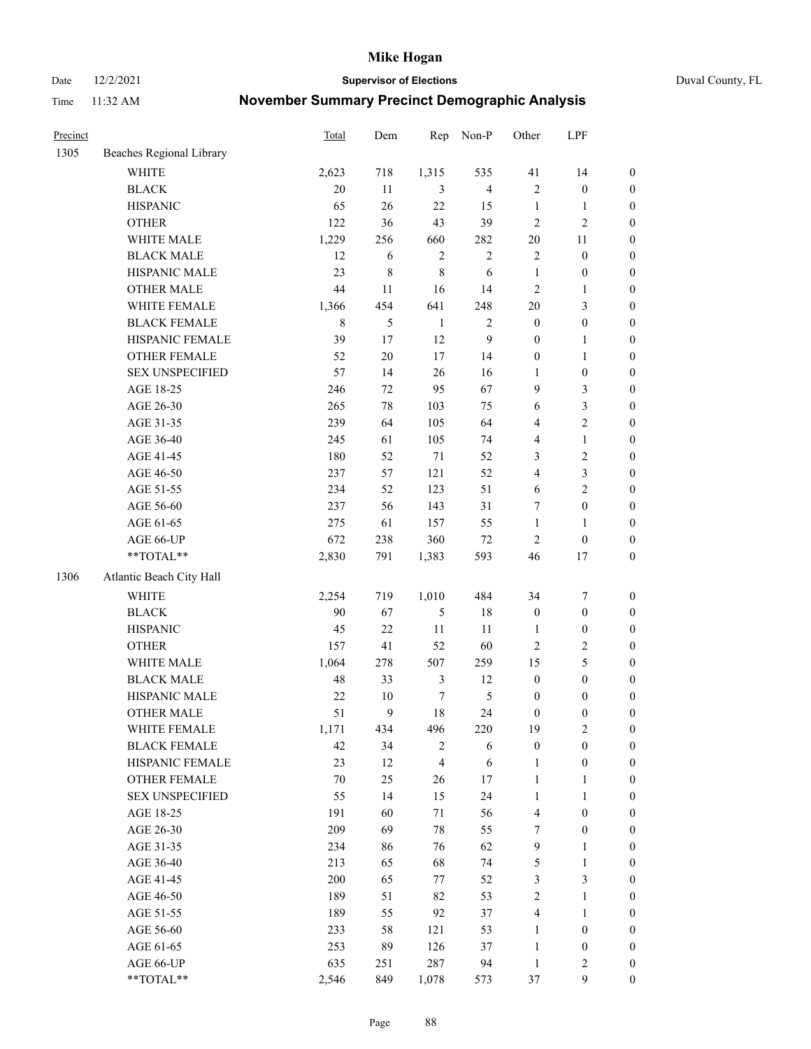| Precinct | | Total | Dem | Rep | Non-P | Other | LPF | |
|---|---|---|---|---|---|---|---|---|
| 1305 | Beaches Regional Library | | | | | | | |
| | WHITE | 2,623 | 718 | 1,315 | 535 | 41 | 14 | 0 |
| | BLACK | 20 | 11 | 3 | 4 | 2 | 0 | 0 |
| | HISPANIC | 65 | 26 | 22 | 15 | 1 | 1 | 0 |
| | OTHER | 122 | 36 | 43 | 39 | 2 | 2 | 0 |
| | WHITE MALE | 1,229 | 256 | 660 | 282 | 20 | 11 | 0 |
| | BLACK MALE | 12 | 6 | 2 | 2 | 2 | 0 | 0 |
| | HISPANIC MALE | 23 | 8 | 8 | 6 | 1 | 0 | 0 |
| | OTHER MALE | 44 | 11 | 16 | 14 | 2 | 1 | 0 |
| | WHITE FEMALE | 1,366 | 454 | 641 | 248 | 20 | 3 | 0 |
| | BLACK FEMALE | 8 | 5 | 1 | 2 | 0 | 0 | 0 |
| | HISPANIC FEMALE | 39 | 17 | 12 | 9 | 0 | 1 | 0 |
| | OTHER FEMALE | 52 | 20 | 17 | 14 | 0 | 1 | 0 |
| | SEX UNSPECIFIED | 57 | 14 | 26 | 16 | 1 | 0 | 0 |
| | AGE 18-25 | 246 | 72 | 95 | 67 | 9 | 3 | 0 |
| | AGE 26-30 | 265 | 78 | 103 | 75 | 6 | 3 | 0 |
| | AGE 31-35 | 239 | 64 | 105 | 64 | 4 | 2 | 0 |
| | AGE 36-40 | 245 | 61 | 105 | 74 | 4 | 1 | 0 |
| | AGE 41-45 | 180 | 52 | 71 | 52 | 3 | 2 | 0 |
| | AGE 46-50 | 237 | 57 | 121 | 52 | 4 | 3 | 0 |
| | AGE 51-55 | 234 | 52 | 123 | 51 | 6 | 2 | 0 |
| | AGE 56-60 | 237 | 56 | 143 | 31 | 7 | 0 | 0 |
| | AGE 61-65 | 275 | 61 | 157 | 55 | 1 | 1 | 0 |
| | AGE 66-UP | 672 | 238 | 360 | 72 | 2 | 0 | 0 |
| | **TOTAL** | 2,830 | 791 | 1,383 | 593 | 46 | 17 | 0 |
| 1306 | Atlantic Beach City Hall | | | | | | | |
| | WHITE | 2,254 | 719 | 1,010 | 484 | 34 | 7 | 0 |
| | BLACK | 90 | 67 | 5 | 18 | 0 | 0 | 0 |
| | HISPANIC | 45 | 22 | 11 | 11 | 1 | 0 | 0 |
| | OTHER | 157 | 41 | 52 | 60 | 2 | 2 | 0 |
| | WHITE MALE | 1,064 | 278 | 507 | 259 | 15 | 5 | 0 |
| | BLACK MALE | 48 | 33 | 3 | 12 | 0 | 0 | 0 |
| | HISPANIC MALE | 22 | 10 | 7 | 5 | 0 | 0 | 0 |
| | OTHER MALE | 51 | 9 | 18 | 24 | 0 | 0 | 0 |
| | WHITE FEMALE | 1,171 | 434 | 496 | 220 | 19 | 2 | 0 |
| | BLACK FEMALE | 42 | 34 | 2 | 6 | 0 | 0 | 0 |
| | HISPANIC FEMALE | 23 | 12 | 4 | 6 | 1 | 0 | 0 |
| | OTHER FEMALE | 70 | 25 | 26 | 17 | 1 | 1 | 0 |
| | SEX UNSPECIFIED | 55 | 14 | 15 | 24 | 1 | 1 | 0 |
| | AGE 18-25 | 191 | 60 | 71 | 56 | 4 | 0 | 0 |
| | AGE 26-30 | 209 | 69 | 78 | 55 | 7 | 0 | 0 |
| | AGE 31-35 | 234 | 86 | 76 | 62 | 9 | 1 | 0 |
| | AGE 36-40 | 213 | 65 | 68 | 74 | 5 | 1 | 0 |
| | AGE 41-45 | 200 | 65 | 77 | 52 | 3 | 3 | 0 |
| | AGE 46-50 | 189 | 51 | 82 | 53 | 2 | 1 | 0 |
| | AGE 51-55 | 189 | 55 | 92 | 37 | 4 | 1 | 0 |
| | AGE 56-60 | 233 | 58 | 121 | 53 | 1 | 0 | 0 |
| | AGE 61-65 | 253 | 89 | 126 | 37 | 1 | 0 | 0 |
| | AGE 66-UP | 635 | 251 | 287 | 94 | 1 | 2 | 0 |
| | **TOTAL** | 2,546 | 849 | 1,078 | 573 | 37 | 9 | 0 |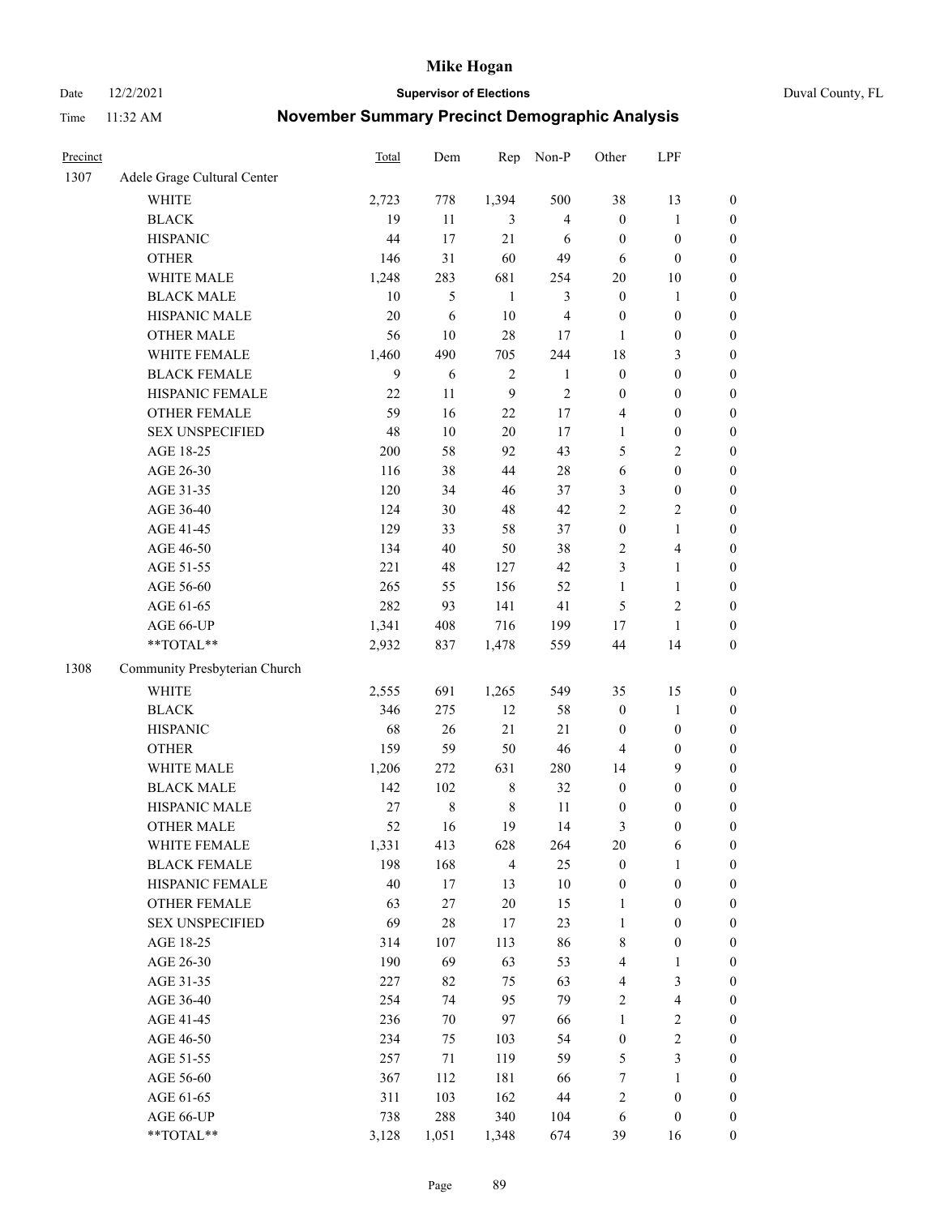# Mike Hogan

Date 12/2/2021 **Supervisor of Elections** Duval County, FL

Time 11:32 AM **November Summary Precinct Demographic Analysis**

| Precinct | | Total | Dem | Rep | Non-P | Other | LPF | |
|---|---|---|---|---|---|---|---|---|
| 1307 | Adele Grage Cultural Center | | | | | | | |
| | WHITE | 2,723 | 778 | 1,394 | 500 | 38 | 13 | 0 |
| | BLACK | 19 | 11 | 3 | 4 | 0 | 1 | 0 |
| | HISPANIC | 44 | 17 | 21 | 6 | 0 | 0 | 0 |
| | OTHER | 146 | 31 | 60 | 49 | 6 | 0 | 0 |
| | WHITE MALE | 1,248 | 283 | 681 | 254 | 20 | 10 | 0 |
| | BLACK MALE | 10 | 5 | 1 | 3 | 0 | 1 | 0 |
| | HISPANIC MALE | 20 | 6 | 10 | 4 | 0 | 0 | 0 |
| | OTHER MALE | 56 | 10 | 28 | 17 | 1 | 0 | 0 |
| | WHITE FEMALE | 1,460 | 490 | 705 | 244 | 18 | 3 | 0 |
| | BLACK FEMALE | 9 | 6 | 2 | 1 | 0 | 0 | 0 |
| | HISPANIC FEMALE | 22 | 11 | 9 | 2 | 0 | 0 | 0 |
| | OTHER FEMALE | 59 | 16 | 22 | 17 | 4 | 0 | 0 |
| | SEX UNSPECIFIED | 48 | 10 | 20 | 17 | 1 | 0 | 0 |
| | AGE 18-25 | 200 | 58 | 92 | 43 | 5 | 2 | 0 |
| | AGE 26-30 | 116 | 38 | 44 | 28 | 6 | 0 | 0 |
| | AGE 31-35 | 120 | 34 | 46 | 37 | 3 | 0 | 0 |
| | AGE 36-40 | 124 | 30 | 48 | 42 | 2 | 2 | 0 |
| | AGE 41-45 | 129 | 33 | 58 | 37 | 0 | 1 | 0 |
| | AGE 46-50 | 134 | 40 | 50 | 38 | 2 | 4 | 0 |
| | AGE 51-55 | 221 | 48 | 127 | 42 | 3 | 1 | 0 |
| | AGE 56-60 | 265 | 55 | 156 | 52 | 1 | 1 | 0 |
| | AGE 61-65 | 282 | 93 | 141 | 41 | 5 | 2 | 0 |
| | AGE 66-UP | 1,341 | 408 | 716 | 199 | 17 | 1 | 0 |
| | **TOTAL** | 2,932 | 837 | 1,478 | 559 | 44 | 14 | 0 |
| 1308 | Community Presbyterian Church | | | | | | | |
| | WHITE | 2,555 | 691 | 1,265 | 549 | 35 | 15 | 0 |
| | BLACK | 346 | 275 | 12 | 58 | 0 | 1 | 0 |
| | HISPANIC | 68 | 26 | 21 | 21 | 0 | 0 | 0 |
| | OTHER | 159 | 59 | 50 | 46 | 4 | 0 | 0 |
| | WHITE MALE | 1,206 | 272 | 631 | 280 | 14 | 9 | 0 |
| | BLACK MALE | 142 | 102 | 8 | 32 | 0 | 0 | 0 |
| | HISPANIC MALE | 27 | 8 | 8 | 11 | 0 | 0 | 0 |
| | OTHER MALE | 52 | 16 | 19 | 14 | 3 | 0 | 0 |
| | WHITE FEMALE | 1,331 | 413 | 628 | 264 | 20 | 6 | 0 |
| | BLACK FEMALE | 198 | 168 | 4 | 25 | 0 | 1 | 0 |
| | HISPANIC FEMALE | 40 | 17 | 13 | 10 | 0 | 0 | 0 |
| | OTHER FEMALE | 63 | 27 | 20 | 15 | 1 | 0 | 0 |
| | SEX UNSPECIFIED | 69 | 28 | 17 | 23 | 1 | 0 | 0 |
| | AGE 18-25 | 314 | 107 | 113 | 86 | 8 | 0 | 0 |
| | AGE 26-30 | 190 | 69 | 63 | 53 | 4 | 1 | 0 |
| | AGE 31-35 | 227 | 82 | 75 | 63 | 4 | 3 | 0 |
| | AGE 36-40 | 254 | 74 | 95 | 79 | 2 | 4 | 0 |
| | AGE 41-45 | 236 | 70 | 97 | 66 | 1 | 2 | 0 |
| | AGE 46-50 | 234 | 75 | 103 | 54 | 0 | 2 | 0 |
| | AGE 51-55 | 257 | 71 | 119 | 59 | 5 | 3 | 0 |
| | AGE 56-60 | 367 | 112 | 181 | 66 | 7 | 1 | 0 |
| | AGE 61-65 | 311 | 103 | 162 | 44 | 2 | 0 | 0 |
| | AGE 66-UP | 738 | 288 | 340 | 104 | 6 | 0 | 0 |
| | **TOTAL** | 3,128 | 1,051 | 1,348 | 674 | 39 | 16 | 0 |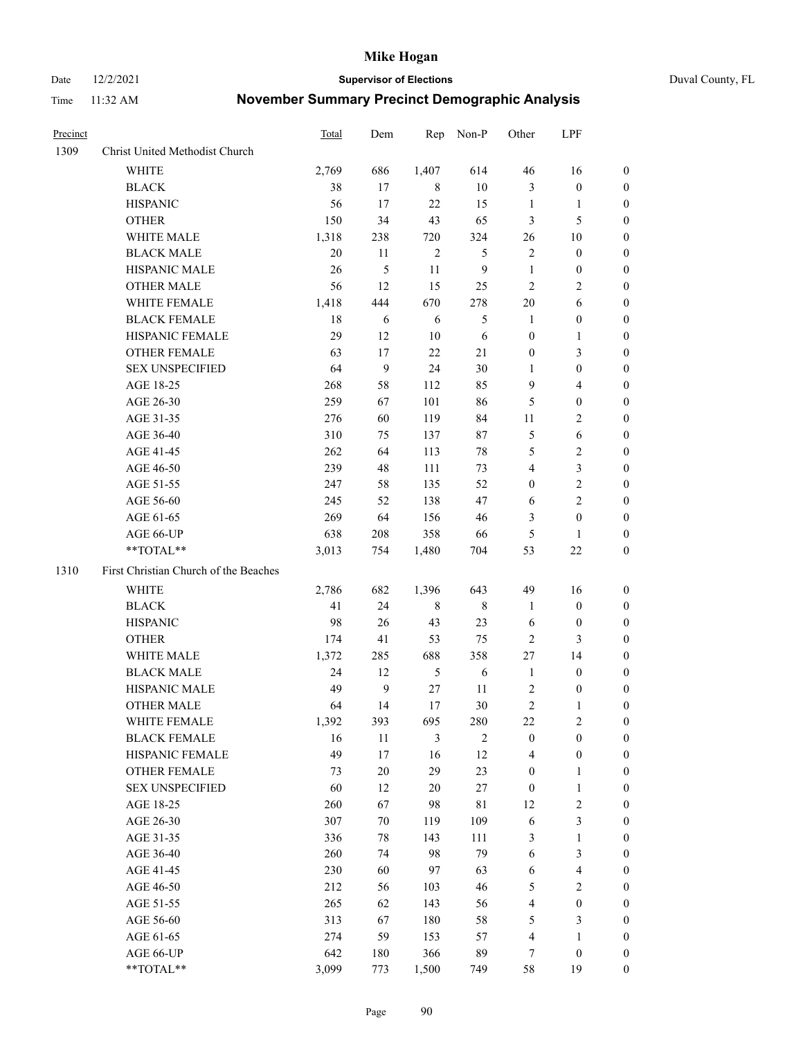# Mike Hogan

Date 12/2/2021 **Supervisor of Elections** Duval County, FL

Time 11:32 AM **November Summary Precinct Demographic Analysis**

| Precinct | | Total | Dem | Rep | Non-P | Other | LPF | |
|---|---|---|---|---|---|---|---|---|
| 1309 | Christ United Methodist Church | | | | | | | |
| | WHITE | 2,769 | 686 | 1,407 | 614 | 46 | 16 | 0 |
| | BLACK | 38 | 17 | 8 | 10 | 3 | 0 | 0 |
| | HISPANIC | 56 | 17 | 22 | 15 | 1 | 1 | 0 |
| | OTHER | 150 | 34 | 43 | 65 | 3 | 5 | 0 |
| | WHITE MALE | 1,318 | 238 | 720 | 324 | 26 | 10 | 0 |
| | BLACK MALE | 20 | 11 | 2 | 5 | 2 | 0 | 0 |
| | HISPANIC MALE | 26 | 5 | 11 | 9 | 1 | 0 | 0 |
| | OTHER MALE | 56 | 12 | 15 | 25 | 2 | 2 | 0 |
| | WHITE FEMALE | 1,418 | 444 | 670 | 278 | 20 | 6 | 0 |
| | BLACK FEMALE | 18 | 6 | 6 | 5 | 1 | 0 | 0 |
| | HISPANIC FEMALE | 29 | 12 | 10 | 6 | 0 | 1 | 0 |
| | OTHER FEMALE | 63 | 17 | 22 | 21 | 0 | 3 | 0 |
| | SEX UNSPECIFIED | 64 | 9 | 24 | 30 | 1 | 0 | 0 |
| | AGE 18-25 | 268 | 58 | 112 | 85 | 9 | 4 | 0 |
| | AGE 26-30 | 259 | 67 | 101 | 86 | 5 | 0 | 0 |
| | AGE 31-35 | 276 | 60 | 119 | 84 | 11 | 2 | 0 |
| | AGE 36-40 | 310 | 75 | 137 | 87 | 5 | 6 | 0 |
| | AGE 41-45 | 262 | 64 | 113 | 78 | 5 | 2 | 0 |
| | AGE 46-50 | 239 | 48 | 111 | 73 | 4 | 3 | 0 |
| | AGE 51-55 | 247 | 58 | 135 | 52 | 0 | 2 | 0 |
| | AGE 56-60 | 245 | 52 | 138 | 47 | 6 | 2 | 0 |
| | AGE 61-65 | 269 | 64 | 156 | 46 | 3 | 0 | 0 |
| | AGE 66-UP | 638 | 208 | 358 | 66 | 5 | 1 | 0 |
| | **TOTAL** | 3,013 | 754 | 1,480 | 704 | 53 | 22 | 0 |
| 1310 | First Christian Church of the Beaches | | | | | | | |
| | WHITE | 2,786 | 682 | 1,396 | 643 | 49 | 16 | 0 |
| | BLACK | 41 | 24 | 8 | 8 | 1 | 0 | 0 |
| | HISPANIC | 98 | 26 | 43 | 23 | 6 | 0 | 0 |
| | OTHER | 174 | 41 | 53 | 75 | 2 | 3 | 0 |
| | WHITE MALE | 1,372 | 285 | 688 | 358 | 27 | 14 | 0 |
| | BLACK MALE | 24 | 12 | 5 | 6 | 1 | 0 | 0 |
| | HISPANIC MALE | 49 | 9 | 27 | 11 | 2 | 0 | 0 |
| | OTHER MALE | 64 | 14 | 17 | 30 | 2 | 1 | 0 |
| | WHITE FEMALE | 1,392 | 393 | 695 | 280 | 22 | 2 | 0 |
| | BLACK FEMALE | 16 | 11 | 3 | 2 | 0 | 0 | 0 |
| | HISPANIC FEMALE | 49 | 17 | 16 | 12 | 4 | 0 | 0 |
| | OTHER FEMALE | 73 | 20 | 29 | 23 | 0 | 1 | 0 |
| | SEX UNSPECIFIED | 60 | 12 | 20 | 27 | 0 | 1 | 0 |
| | AGE 18-25 | 260 | 67 | 98 | 81 | 12 | 2 | 0 |
| | AGE 26-30 | 307 | 70 | 119 | 109 | 6 | 3 | 0 |
| | AGE 31-35 | 336 | 78 | 143 | 111 | 3 | 1 | 0 |
| | AGE 36-40 | 260 | 74 | 98 | 79 | 6 | 3 | 0 |
| | AGE 41-45 | 230 | 60 | 97 | 63 | 6 | 4 | 0 |
| | AGE 46-50 | 212 | 56 | 103 | 46 | 5 | 2 | 0 |
| | AGE 51-55 | 265 | 62 | 143 | 56 | 4 | 0 | 0 |
| | AGE 56-60 | 313 | 67 | 180 | 58 | 5 | 3 | 0 |
| | AGE 61-65 | 274 | 59 | 153 | 57 | 4 | 1 | 0 |
| | AGE 66-UP | 642 | 180 | 366 | 89 | 7 | 0 | 0 |
| | **TOTAL** | 3,099 | 773 | 1,500 | 749 | 58 | 19 | 0 |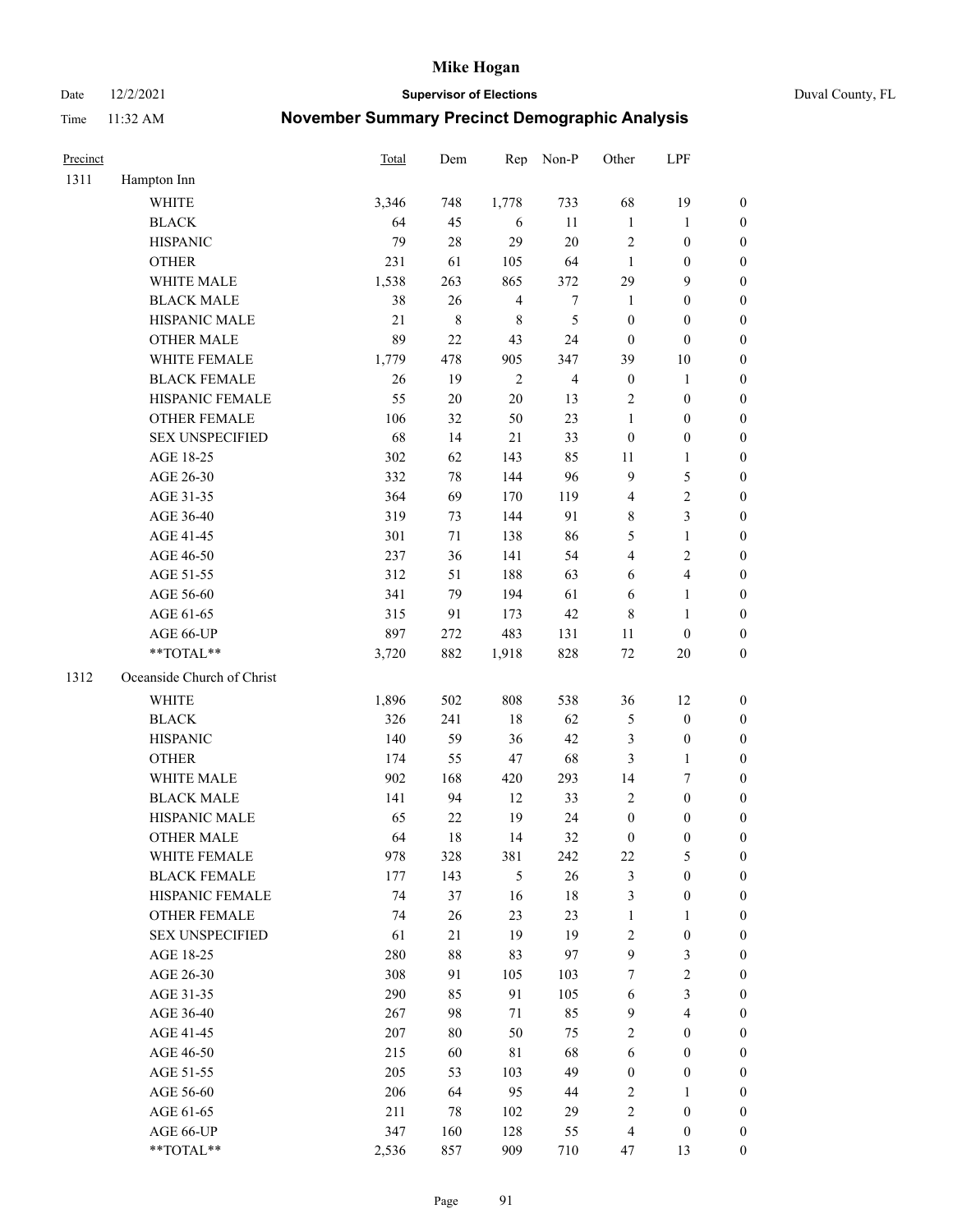# Mike Hogan

Date 12/2/2021 **Supervisor of Elections** Duval County, FL

Time 11:32 AM **November Summary Precinct Demographic Analysis**

| Precinct | | Total | Dem | Rep | Non-P | Other | LPF | |
|---|---|---|---|---|---|---|---|---|
| 1311 | Hampton Inn | | | | | | | |
| | WHITE | 3,346 | 748 | 1,778 | 733 | 68 | 19 | 0 |
| | BLACK | 64 | 45 | 6 | 11 | 1 | 1 | 0 |
| | HISPANIC | 79 | 28 | 29 | 20 | 2 | 0 | 0 |
| | OTHER | 231 | 61 | 105 | 64 | 1 | 0 | 0 |
| | WHITE MALE | 1,538 | 263 | 865 | 372 | 29 | 9 | 0 |
| | BLACK MALE | 38 | 26 | 4 | 7 | 1 | 0 | 0 |
| | HISPANIC MALE | 21 | 8 | 8 | 5 | 0 | 0 | 0 |
| | OTHER MALE | 89 | 22 | 43 | 24 | 0 | 0 | 0 |
| | WHITE FEMALE | 1,779 | 478 | 905 | 347 | 39 | 10 | 0 |
| | BLACK FEMALE | 26 | 19 | 2 | 4 | 0 | 1 | 0 |
| | HISPANIC FEMALE | 55 | 20 | 20 | 13 | 2 | 0 | 0 |
| | OTHER FEMALE | 106 | 32 | 50 | 23 | 1 | 0 | 0 |
| | SEX UNSPECIFIED | 68 | 14 | 21 | 33 | 0 | 0 | 0 |
| | AGE 18-25 | 302 | 62 | 143 | 85 | 11 | 1 | 0 |
| | AGE 26-30 | 332 | 78 | 144 | 96 | 9 | 5 | 0 |
| | AGE 31-35 | 364 | 69 | 170 | 119 | 4 | 2 | 0 |
| | AGE 36-40 | 319 | 73 | 144 | 91 | 8 | 3 | 0 |
| | AGE 41-45 | 301 | 71 | 138 | 86 | 5 | 1 | 0 |
| | AGE 46-50 | 237 | 36 | 141 | 54 | 4 | 2 | 0 |
| | AGE 51-55 | 312 | 51 | 188 | 63 | 6 | 4 | 0 |
| | AGE 56-60 | 341 | 79 | 194 | 61 | 6 | 1 | 0 |
| | AGE 61-65 | 315 | 91 | 173 | 42 | 8 | 1 | 0 |
| | AGE 66-UP | 897 | 272 | 483 | 131 | 11 | 0 | 0 |
| | **TOTAL** | 3,720 | 882 | 1,918 | 828 | 72 | 20 | 0 |
| 1312 | Oceanside Church of Christ | | | | | | | |
| | WHITE | 1,896 | 502 | 808 | 538 | 36 | 12 | 0 |
| | BLACK | 326 | 241 | 18 | 62 | 5 | 0 | 0 |
| | HISPANIC | 140 | 59 | 36 | 42 | 3 | 0 | 0 |
| | OTHER | 174 | 55 | 47 | 68 | 3 | 1 | 0 |
| | WHITE MALE | 902 | 168 | 420 | 293 | 14 | 7 | 0 |
| | BLACK MALE | 141 | 94 | 12 | 33 | 2 | 0 | 0 |
| | HISPANIC MALE | 65 | 22 | 19 | 24 | 0 | 0 | 0 |
| | OTHER MALE | 64 | 18 | 14 | 32 | 0 | 0 | 0 |
| | WHITE FEMALE | 978 | 328 | 381 | 242 | 22 | 5 | 0 |
| | BLACK FEMALE | 177 | 143 | 5 | 26 | 3 | 0 | 0 |
| | HISPANIC FEMALE | 74 | 37 | 16 | 18 | 3 | 0 | 0 |
| | OTHER FEMALE | 74 | 26 | 23 | 23 | 1 | 1 | 0 |
| | SEX UNSPECIFIED | 61 | 21 | 19 | 19 | 2 | 0 | 0 |
| | AGE 18-25 | 280 | 88 | 83 | 97 | 9 | 3 | 0 |
| | AGE 26-30 | 308 | 91 | 105 | 103 | 7 | 2 | 0 |
| | AGE 31-35 | 290 | 85 | 91 | 105 | 6 | 3 | 0 |
| | AGE 36-40 | 267 | 98 | 71 | 85 | 9 | 4 | 0 |
| | AGE 41-45 | 207 | 80 | 50 | 75 | 2 | 0 | 0 |
| | AGE 46-50 | 215 | 60 | 81 | 68 | 6 | 0 | 0 |
| | AGE 51-55 | 205 | 53 | 103 | 49 | 0 | 0 | 0 |
| | AGE 56-60 | 206 | 64 | 95 | 44 | 2 | 1 | 0 |
| | AGE 61-65 | 211 | 78 | 102 | 29 | 2 | 0 | 0 |
| | AGE 66-UP | 347 | 160 | 128 | 55 | 4 | 0 | 0 |
| | **TOTAL** | 2,536 | 857 | 909 | 710 | 47 | 13 | 0 |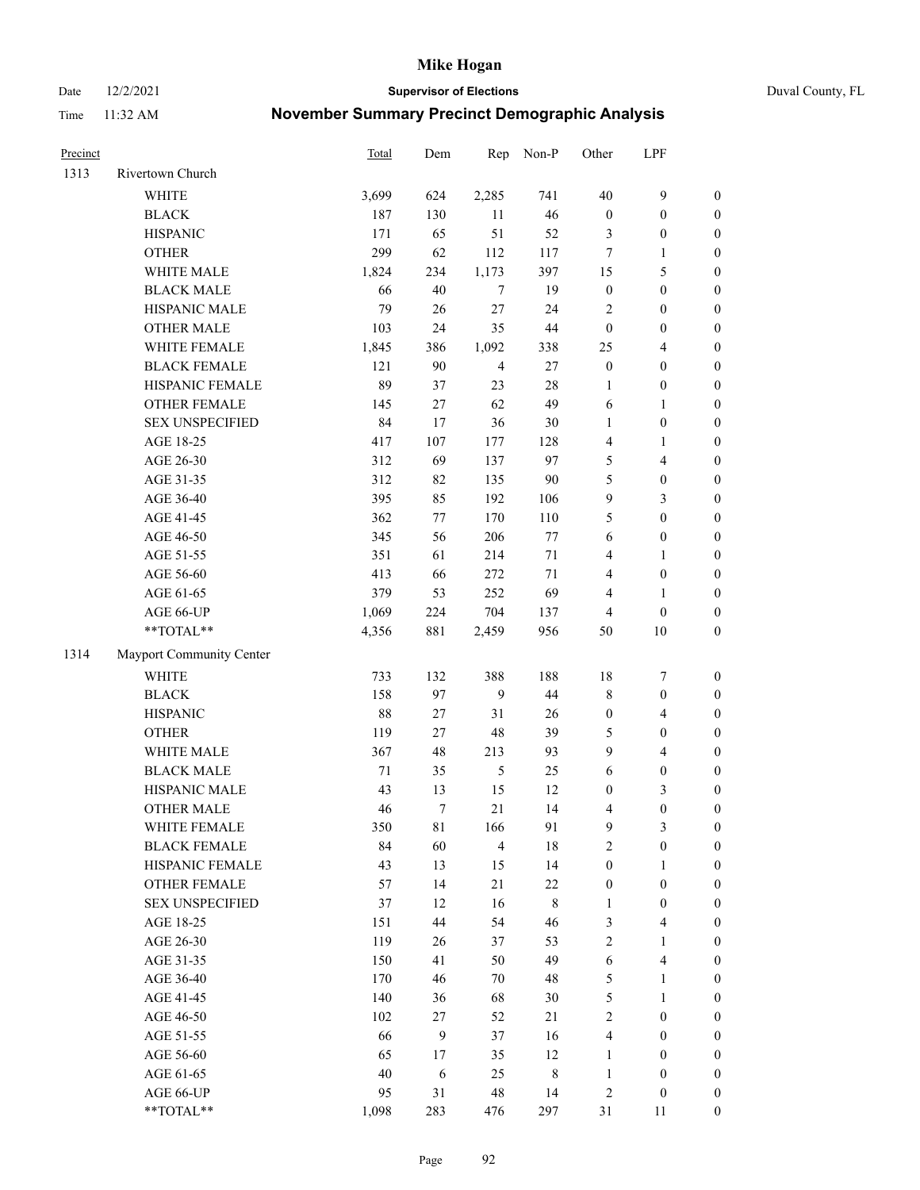# Mike Hogan

Date 12/2/2021 **Supervisor of Elections** Duval County, FL

Time 11:32 AM **November Summary Precinct Demographic Analysis**

| Precinct | | Total | Dem | Rep | Non-P | Other | LPF | |
|---|---|---|---|---|---|---|---|---|
| 1313 | Rivertown Church | | | | | | | |
| | WHITE | 3,699 | 624 | 2,285 | 741 | 40 | 9 | 0 |
| | BLACK | 187 | 130 | 11 | 46 | 0 | 0 | 0 |
| | HISPANIC | 171 | 65 | 51 | 52 | 3 | 0 | 0 |
| | OTHER | 299 | 62 | 112 | 117 | 7 | 1 | 0 |
| | WHITE MALE | 1,824 | 234 | 1,173 | 397 | 15 | 5 | 0 |
| | BLACK MALE | 66 | 40 | 7 | 19 | 0 | 0 | 0 |
| | HISPANIC MALE | 79 | 26 | 27 | 24 | 2 | 0 | 0 |
| | OTHER MALE | 103 | 24 | 35 | 44 | 0 | 0 | 0 |
| | WHITE FEMALE | 1,845 | 386 | 1,092 | 338 | 25 | 4 | 0 |
| | BLACK FEMALE | 121 | 90 | 4 | 27 | 0 | 0 | 0 |
| | HISPANIC FEMALE | 89 | 37 | 23 | 28 | 1 | 0 | 0 |
| | OTHER FEMALE | 145 | 27 | 62 | 49 | 6 | 1 | 0 |
| | SEX UNSPECIFIED | 84 | 17 | 36 | 30 | 1 | 0 | 0 |
| | AGE 18-25 | 417 | 107 | 177 | 128 | 4 | 1 | 0 |
| | AGE 26-30 | 312 | 69 | 137 | 97 | 5 | 4 | 0 |
| | AGE 31-35 | 312 | 82 | 135 | 90 | 5 | 0 | 0 |
| | AGE 36-40 | 395 | 85 | 192 | 106 | 9 | 3 | 0 |
| | AGE 41-45 | 362 | 77 | 170 | 110 | 5 | 0 | 0 |
| | AGE 46-50 | 345 | 56 | 206 | 77 | 6 | 0 | 0 |
| | AGE 51-55 | 351 | 61 | 214 | 71 | 4 | 1 | 0 |
| | AGE 56-60 | 413 | 66 | 272 | 71 | 4 | 0 | 0 |
| | AGE 61-65 | 379 | 53 | 252 | 69 | 4 | 1 | 0 |
| | AGE 66-UP | 1,069 | 224 | 704 | 137 | 4 | 0 | 0 |
| | **TOTAL** | 4,356 | 881 | 2,459 | 956 | 50 | 10 | 0 |
| 1314 | Mayport Community Center | | | | | | | |
| | WHITE | 733 | 132 | 388 | 188 | 18 | 7 | 0 |
| | BLACK | 158 | 97 | 9 | 44 | 8 | 0 | 0 |
| | HISPANIC | 88 | 27 | 31 | 26 | 0 | 4 | 0 |
| | OTHER | 119 | 27 | 48 | 39 | 5 | 0 | 0 |
| | WHITE MALE | 367 | 48 | 213 | 93 | 9 | 4 | 0 |
| | BLACK MALE | 71 | 35 | 5 | 25 | 6 | 0 | 0 |
| | HISPANIC MALE | 43 | 13 | 15 | 12 | 0 | 3 | 0 |
| | OTHER MALE | 46 | 7 | 21 | 14 | 4 | 0 | 0 |
| | WHITE FEMALE | 350 | 81 | 166 | 91 | 9 | 3 | 0 |
| | BLACK FEMALE | 84 | 60 | 4 | 18 | 2 | 0 | 0 |
| | HISPANIC FEMALE | 43 | 13 | 15 | 14 | 0 | 1 | 0 |
| | OTHER FEMALE | 57 | 14 | 21 | 22 | 0 | 0 | 0 |
| | SEX UNSPECIFIED | 37 | 12 | 16 | 8 | 1 | 0 | 0 |
| | AGE 18-25 | 151 | 44 | 54 | 46 | 3 | 4 | 0 |
| | AGE 26-30 | 119 | 26 | 37 | 53 | 2 | 1 | 0 |
| | AGE 31-35 | 150 | 41 | 50 | 49 | 6 | 4 | 0 |
| | AGE 36-40 | 170 | 46 | 70 | 48 | 5 | 1 | 0 |
| | AGE 41-45 | 140 | 36 | 68 | 30 | 5 | 1 | 0 |
| | AGE 46-50 | 102 | 27 | 52 | 21 | 2 | 0 | 0 |
| | AGE 51-55 | 66 | 9 | 37 | 16 | 4 | 0 | 0 |
| | AGE 56-60 | 65 | 17 | 35 | 12 | 1 | 0 | 0 |
| | AGE 61-65 | 40 | 6 | 25 | 8 | 1 | 0 | 0 |
| | AGE 66-UP | 95 | 31 | 48 | 14 | 2 | 0 | 0 |
| | **TOTAL** | 1,098 | 283 | 476 | 297 | 31 | 11 | 0 |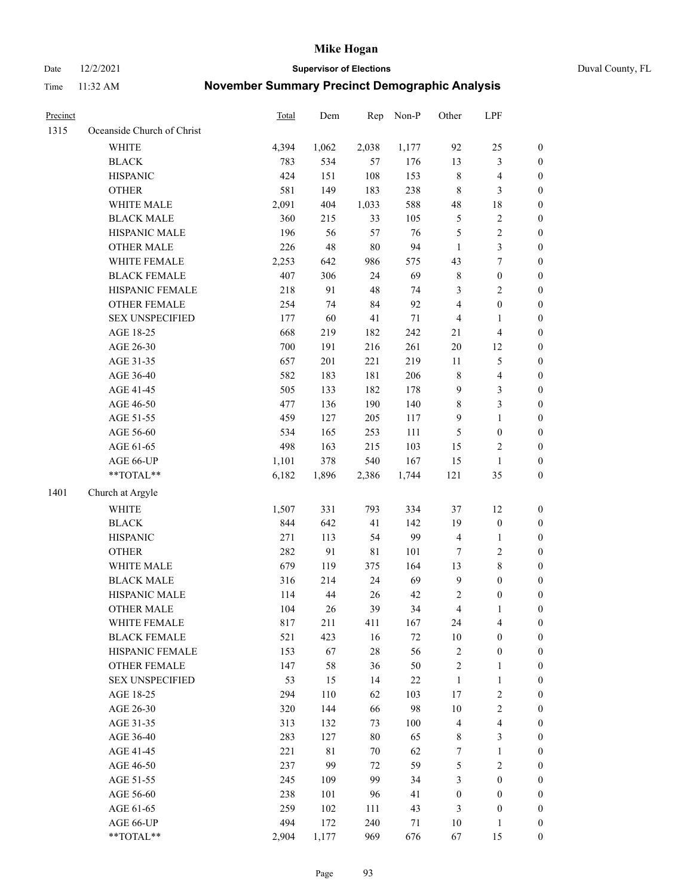# November Summary Precinct Demographic Analysis

| Precinct | | Total | Dem | Rep | Non-P | Other | LPF | |
|---|---|---|---|---|---|---|---|---|
| 1315 | Oceanside Church of Christ | | | | | | | |
| | WHITE | 4,394 | 1,062 | 2,038 | 1,177 | 92 | 25 | 0 |
| | BLACK | 783 | 534 | 57 | 176 | 13 | 3 | 0 |
| | HISPANIC | 424 | 151 | 108 | 153 | 8 | 4 | 0 |
| | OTHER | 581 | 149 | 183 | 238 | 8 | 3 | 0 |
| | WHITE MALE | 2,091 | 404 | 1,033 | 588 | 48 | 18 | 0 |
| | BLACK MALE | 360 | 215 | 33 | 105 | 5 | 2 | 0 |
| | HISPANIC MALE | 196 | 56 | 57 | 76 | 5 | 2 | 0 |
| | OTHER MALE | 226 | 48 | 80 | 94 | 1 | 3 | 0 |
| | WHITE FEMALE | 2,253 | 642 | 986 | 575 | 43 | 7 | 0 |
| | BLACK FEMALE | 407 | 306 | 24 | 69 | 8 | 0 | 0 |
| | HISPANIC FEMALE | 218 | 91 | 48 | 74 | 3 | 2 | 0 |
| | OTHER FEMALE | 254 | 74 | 84 | 92 | 4 | 0 | 0 |
| | SEX UNSPECIFIED | 177 | 60 | 41 | 71 | 4 | 1 | 0 |
| | AGE 18-25 | 668 | 219 | 182 | 242 | 21 | 4 | 0 |
| | AGE 26-30 | 700 | 191 | 216 | 261 | 20 | 12 | 0 |
| | AGE 31-35 | 657 | 201 | 221 | 219 | 11 | 5 | 0 |
| | AGE 36-40 | 582 | 183 | 181 | 206 | 8 | 4 | 0 |
| | AGE 41-45 | 505 | 133 | 182 | 178 | 9 | 3 | 0 |
| | AGE 46-50 | 477 | 136 | 190 | 140 | 8 | 3 | 0 |
| | AGE 51-55 | 459 | 127 | 205 | 117 | 9 | 1 | 0 |
| | AGE 56-60 | 534 | 165 | 253 | 111 | 5 | 0 | 0 |
| | AGE 61-65 | 498 | 163 | 215 | 103 | 15 | 2 | 0 |
| | AGE 66-UP | 1,101 | 378 | 540 | 167 | 15 | 1 | 0 |
| | **TOTAL** | 6,182 | 1,896 | 2,386 | 1,744 | 121 | 35 | 0 |
| 1401 | Church at Argyle | | | | | | | |
| | WHITE | 1,507 | 331 | 793 | 334 | 37 | 12 | 0 |
| | BLACK | 844 | 642 | 41 | 142 | 19 | 0 | 0 |
| | HISPANIC | 271 | 113 | 54 | 99 | 4 | 1 | 0 |
| | OTHER | 282 | 91 | 81 | 101 | 7 | 2 | 0 |
| | WHITE MALE | 679 | 119 | 375 | 164 | 13 | 8 | 0 |
| | BLACK MALE | 316 | 214 | 24 | 69 | 9 | 0 | 0 |
| | HISPANIC MALE | 114 | 44 | 26 | 42 | 2 | 0 | 0 |
| | OTHER MALE | 104 | 26 | 39 | 34 | 4 | 1 | 0 |
| | WHITE FEMALE | 817 | 211 | 411 | 167 | 24 | 4 | 0 |
| | BLACK FEMALE | 521 | 423 | 16 | 72 | 10 | 0 | 0 |
| | HISPANIC FEMALE | 153 | 67 | 28 | 56 | 2 | 0 | 0 |
| | OTHER FEMALE | 147 | 58 | 36 | 50 | 2 | 1 | 0 |
| | SEX UNSPECIFIED | 53 | 15 | 14 | 22 | 1 | 1 | 0 |
| | AGE 18-25 | 294 | 110 | 62 | 103 | 17 | 2 | 0 |
| | AGE 26-30 | 320 | 144 | 66 | 98 | 10 | 2 | 0 |
| | AGE 31-35 | 313 | 132 | 73 | 100 | 4 | 4 | 0 |
| | AGE 36-40 | 283 | 127 | 80 | 65 | 8 | 3 | 0 |
| | AGE 41-45 | 221 | 81 | 70 | 62 | 7 | 1 | 0 |
| | AGE 46-50 | 237 | 99 | 72 | 59 | 5 | 2 | 0 |
| | AGE 51-55 | 245 | 109 | 99 | 34 | 3 | 0 | 0 |
| | AGE 56-60 | 238 | 101 | 96 | 41 | 0 | 0 | 0 |
| | AGE 61-65 | 259 | 102 | 111 | 43 | 3 | 0 | 0 |
| | AGE 66-UP | 494 | 172 | 240 | 71 | 10 | 1 | 0 |
| | **TOTAL** | 2,904 | 1,177 | 969 | 676 | 67 | 15 | 0 |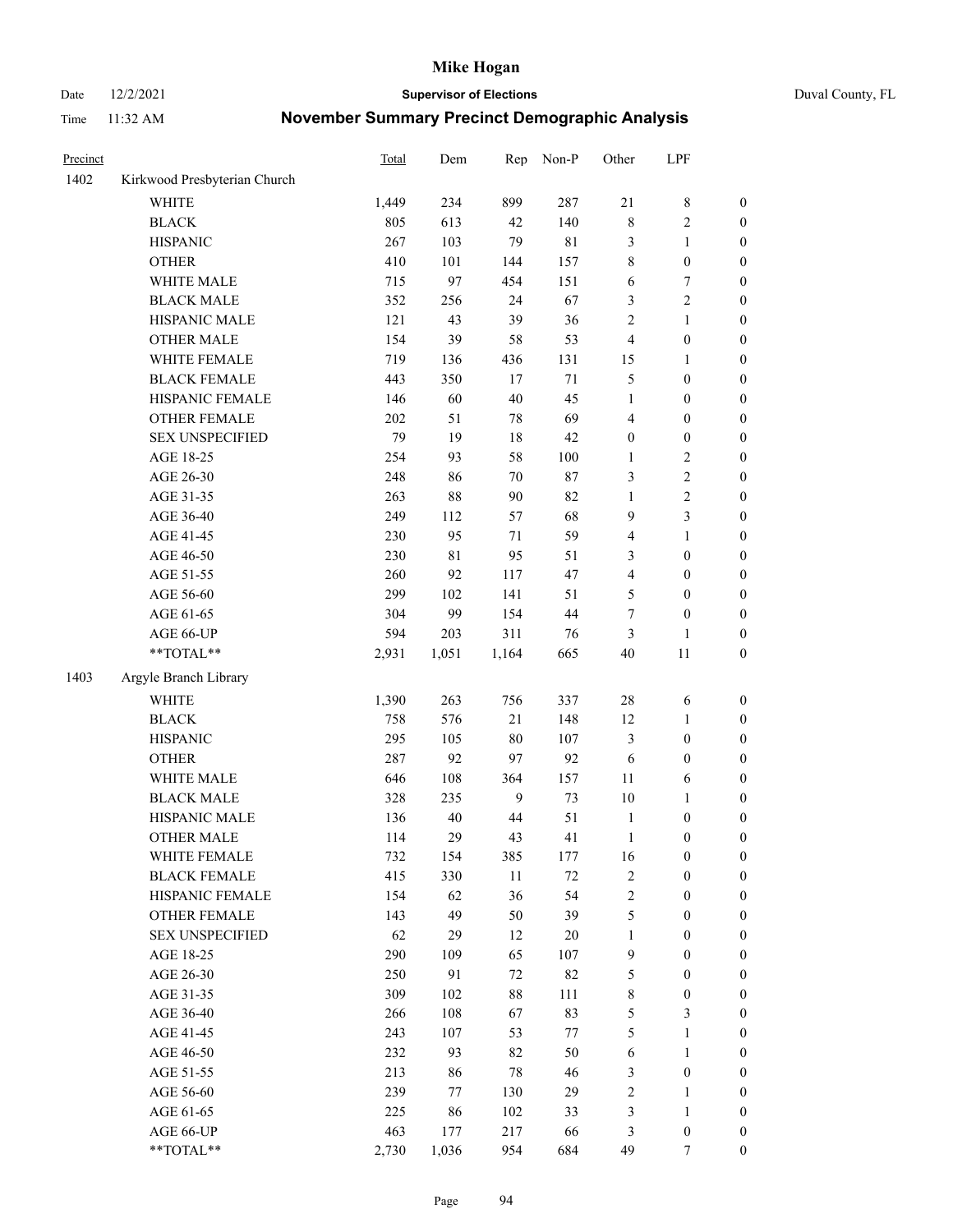# Mike Hogan

Date 12/2/2021 **Supervisor of Elections** Duval County, FL

Time 11:32 AM **November Summary Precinct Demographic Analysis**

| Precinct | | Total | Dem | Rep | Non-P | Other | LPF | |
|---|---|---|---|---|---|---|---|---|
| 1402 | Kirkwood Presbyterian Church | | | | | | | |
| | WHITE | 1,449 | 234 | 899 | 287 | 21 | 8 | 0 |
| | BLACK | 805 | 613 | 42 | 140 | 8 | 2 | 0 |
| | HISPANIC | 267 | 103 | 79 | 81 | 3 | 1 | 0 |
| | OTHER | 410 | 101 | 144 | 157 | 8 | 0 | 0 |
| | WHITE MALE | 715 | 97 | 454 | 151 | 6 | 7 | 0 |
| | BLACK MALE | 352 | 256 | 24 | 67 | 3 | 2 | 0 |
| | HISPANIC MALE | 121 | 43 | 39 | 36 | 2 | 1 | 0 |
| | OTHER MALE | 154 | 39 | 58 | 53 | 4 | 0 | 0 |
| | WHITE FEMALE | 719 | 136 | 436 | 131 | 15 | 1 | 0 |
| | BLACK FEMALE | 443 | 350 | 17 | 71 | 5 | 0 | 0 |
| | HISPANIC FEMALE | 146 | 60 | 40 | 45 | 1 | 0 | 0 |
| | OTHER FEMALE | 202 | 51 | 78 | 69 | 4 | 0 | 0 |
| | SEX UNSPECIFIED | 79 | 19 | 18 | 42 | 0 | 0 | 0 |
| | AGE 18-25 | 254 | 93 | 58 | 100 | 1 | 2 | 0 |
| | AGE 26-30 | 248 | 86 | 70 | 87 | 3 | 2 | 0 |
| | AGE 31-35 | 263 | 88 | 90 | 82 | 1 | 2 | 0 |
| | AGE 36-40 | 249 | 112 | 57 | 68 | 9 | 3 | 0 |
| | AGE 41-45 | 230 | 95 | 71 | 59 | 4 | 1 | 0 |
| | AGE 46-50 | 230 | 81 | 95 | 51 | 3 | 0 | 0 |
| | AGE 51-55 | 260 | 92 | 117 | 47 | 4 | 0 | 0 |
| | AGE 56-60 | 299 | 102 | 141 | 51 | 5 | 0 | 0 |
| | AGE 61-65 | 304 | 99 | 154 | 44 | 7 | 0 | 0 |
| | AGE 66-UP | 594 | 203 | 311 | 76 | 3 | 1 | 0 |
| | **TOTAL** | 2,931 | 1,051 | 1,164 | 665 | 40 | 11 | 0 |
| 1403 | Argyle Branch Library | | | | | | | |
| | WHITE | 1,390 | 263 | 756 | 337 | 28 | 6 | 0 |
| | BLACK | 758 | 576 | 21 | 148 | 12 | 1 | 0 |
| | HISPANIC | 295 | 105 | 80 | 107 | 3 | 0 | 0 |
| | OTHER | 287 | 92 | 97 | 92 | 6 | 0 | 0 |
| | WHITE MALE | 646 | 108 | 364 | 157 | 11 | 6 | 0 |
| | BLACK MALE | 328 | 235 | 9 | 73 | 10 | 1 | 0 |
| | HISPANIC MALE | 136 | 40 | 44 | 51 | 1 | 0 | 0 |
| | OTHER MALE | 114 | 29 | 43 | 41 | 1 | 0 | 0 |
| | WHITE FEMALE | 732 | 154 | 385 | 177 | 16 | 0 | 0 |
| | BLACK FEMALE | 415 | 330 | 11 | 72 | 2 | 0 | 0 |
| | HISPANIC FEMALE | 154 | 62 | 36 | 54 | 2 | 0 | 0 |
| | OTHER FEMALE | 143 | 49 | 50 | 39 | 5 | 0 | 0 |
| | SEX UNSPECIFIED | 62 | 29 | 12 | 20 | 1 | 0 | 0 |
| | AGE 18-25 | 290 | 109 | 65 | 107 | 9 | 0 | 0 |
| | AGE 26-30 | 250 | 91 | 72 | 82 | 5 | 0 | 0 |
| | AGE 31-35 | 309 | 102 | 88 | 111 | 8 | 0 | 0 |
| | AGE 36-40 | 266 | 108 | 67 | 83 | 5 | 3 | 0 |
| | AGE 41-45 | 243 | 107 | 53 | 77 | 5 | 1 | 0 |
| | AGE 46-50 | 232 | 93 | 82 | 50 | 6 | 1 | 0 |
| | AGE 51-55 | 213 | 86 | 78 | 46 | 3 | 0 | 0 |
| | AGE 56-60 | 239 | 77 | 130 | 29 | 2 | 1 | 0 |
| | AGE 61-65 | 225 | 86 | 102 | 33 | 3 | 1 | 0 |
| | AGE 66-UP | 463 | 177 | 217 | 66 | 3 | 0 | 0 |
| | **TOTAL** | 2,730 | 1,036 | 954 | 684 | 49 | 7 | 0 |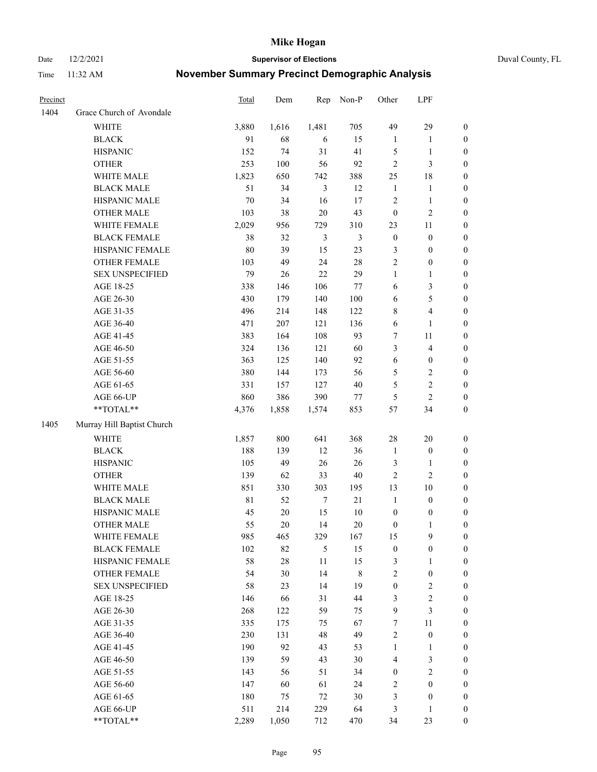# November Summary Precinct Demographic Analysis

| Precinct | | Total | Dem | Rep | Non-P | Other | LPF | |
|---|---|---|---|---|---|---|---|---|
| 1404 | Grace Church of Avondale | | | | | | | |
| | WHITE | 3,880 | 1,616 | 1,481 | 705 | 49 | 29 | 0 |
| | BLACK | 91 | 68 | 6 | 15 | 1 | 1 | 0 |
| | HISPANIC | 152 | 74 | 31 | 41 | 5 | 1 | 0 |
| | OTHER | 253 | 100 | 56 | 92 | 2 | 3 | 0 |
| | WHITE MALE | 1,823 | 650 | 742 | 388 | 25 | 18 | 0 |
| | BLACK MALE | 51 | 34 | 3 | 12 | 1 | 1 | 0 |
| | HISPANIC MALE | 70 | 34 | 16 | 17 | 2 | 1 | 0 |
| | OTHER MALE | 103 | 38 | 20 | 43 | 0 | 2 | 0 |
| | WHITE FEMALE | 2,029 | 956 | 729 | 310 | 23 | 11 | 0 |
| | BLACK FEMALE | 38 | 32 | 3 | 3 | 0 | 0 | 0 |
| | HISPANIC FEMALE | 80 | 39 | 15 | 23 | 3 | 0 | 0 |
| | OTHER FEMALE | 103 | 49 | 24 | 28 | 2 | 0 | 0 |
| | SEX UNSPECIFIED | 79 | 26 | 22 | 29 | 1 | 1 | 0 |
| | AGE 18-25 | 338 | 146 | 106 | 77 | 6 | 3 | 0 |
| | AGE 26-30 | 430 | 179 | 140 | 100 | 6 | 5 | 0 |
| | AGE 31-35 | 496 | 214 | 148 | 122 | 8 | 4 | 0 |
| | AGE 36-40 | 471 | 207 | 121 | 136 | 6 | 1 | 0 |
| | AGE 41-45 | 383 | 164 | 108 | 93 | 7 | 11 | 0 |
| | AGE 46-50 | 324 | 136 | 121 | 60 | 3 | 4 | 0 |
| | AGE 51-55 | 363 | 125 | 140 | 92 | 6 | 0 | 0 |
| | AGE 56-60 | 380 | 144 | 173 | 56 | 5 | 2 | 0 |
| | AGE 61-65 | 331 | 157 | 127 | 40 | 5 | 2 | 0 |
| | AGE 66-UP | 860 | 386 | 390 | 77 | 5 | 2 | 0 |
| | **TOTAL** | 4,376 | 1,858 | 1,574 | 853 | 57 | 34 | 0 |
| 1405 | Murray Hill Baptist Church | | | | | | | |
| | WHITE | 1,857 | 800 | 641 | 368 | 28 | 20 | 0 |
| | BLACK | 188 | 139 | 12 | 36 | 1 | 0 | 0 |
| | HISPANIC | 105 | 49 | 26 | 26 | 3 | 1 | 0 |
| | OTHER | 139 | 62 | 33 | 40 | 2 | 2 | 0 |
| | WHITE MALE | 851 | 330 | 303 | 195 | 13 | 10 | 0 |
| | BLACK MALE | 81 | 52 | 7 | 21 | 1 | 0 | 0 |
| | HISPANIC MALE | 45 | 20 | 15 | 10 | 0 | 0 | 0 |
| | OTHER MALE | 55 | 20 | 14 | 20 | 0 | 1 | 0 |
| | WHITE FEMALE | 985 | 465 | 329 | 167 | 15 | 9 | 0 |
| | BLACK FEMALE | 102 | 82 | 5 | 15 | 0 | 0 | 0 |
| | HISPANIC FEMALE | 58 | 28 | 11 | 15 | 3 | 1 | 0 |
| | OTHER FEMALE | 54 | 30 | 14 | 8 | 2 | 0 | 0 |
| | SEX UNSPECIFIED | 58 | 23 | 14 | 19 | 0 | 2 | 0 |
| | AGE 18-25 | 146 | 66 | 31 | 44 | 3 | 2 | 0 |
| | AGE 26-30 | 268 | 122 | 59 | 75 | 9 | 3 | 0 |
| | AGE 31-35 | 335 | 175 | 75 | 67 | 7 | 11 | 0 |
| | AGE 36-40 | 230 | 131 | 48 | 49 | 2 | 0 | 0 |
| | AGE 41-45 | 190 | 92 | 43 | 53 | 1 | 1 | 0 |
| | AGE 46-50 | 139 | 59 | 43 | 30 | 4 | 3 | 0 |
| | AGE 51-55 | 143 | 56 | 51 | 34 | 0 | 2 | 0 |
| | AGE 56-60 | 147 | 60 | 61 | 24 | 2 | 0 | 0 |
| | AGE 61-65 | 180 | 75 | 72 | 30 | 3 | 0 | 0 |
| | AGE 66-UP | 511 | 214 | 229 | 64 | 3 | 1 | 0 |
| | **TOTAL** | 2,289 | 1,050 | 712 | 470 | 34 | 23 | 0 |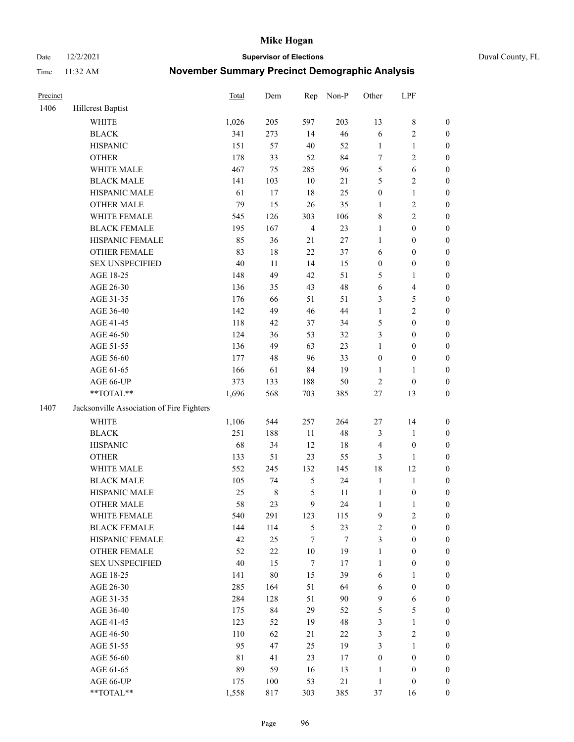| Precinct | | Total | Dem | Rep | Non-P | Other | LPF | |
|---|---|---|---|---|---|---|---|---|
| 1406 | Hillcrest Baptist | | | | | | | |
| | WHITE | 1,026 | 205 | 597 | 203 | 13 | 8 | 0 |
| | BLACK | 341 | 273 | 14 | 46 | 6 | 2 | 0 |
| | HISPANIC | 151 | 57 | 40 | 52 | 1 | 1 | 0 |
| | OTHER | 178 | 33 | 52 | 84 | 7 | 2 | 0 |
| | WHITE MALE | 467 | 75 | 285 | 96 | 5 | 6 | 0 |
| | BLACK MALE | 141 | 103 | 10 | 21 | 5 | 2 | 0 |
| | HISPANIC MALE | 61 | 17 | 18 | 25 | 0 | 1 | 0 |
| | OTHER MALE | 79 | 15 | 26 | 35 | 1 | 2 | 0 |
| | WHITE FEMALE | 545 | 126 | 303 | 106 | 8 | 2 | 0 |
| | BLACK FEMALE | 195 | 167 | 4 | 23 | 1 | 0 | 0 |
| | HISPANIC FEMALE | 85 | 36 | 21 | 27 | 1 | 0 | 0 |
| | OTHER FEMALE | 83 | 18 | 22 | 37 | 6 | 0 | 0 |
| | SEX UNSPECIFIED | 40 | 11 | 14 | 15 | 0 | 0 | 0 |
| | AGE 18-25 | 148 | 49 | 42 | 51 | 5 | 1 | 0 |
| | AGE 26-30 | 136 | 35 | 43 | 48 | 6 | 4 | 0 |
| | AGE 31-35 | 176 | 66 | 51 | 51 | 3 | 5 | 0 |
| | AGE 36-40 | 142 | 49 | 46 | 44 | 1 | 2 | 0 |
| | AGE 41-45 | 118 | 42 | 37 | 34 | 5 | 0 | 0 |
| | AGE 46-50 | 124 | 36 | 53 | 32 | 3 | 0 | 0 |
| | AGE 51-55 | 136 | 49 | 63 | 23 | 1 | 0 | 0 |
| | AGE 56-60 | 177 | 48 | 96 | 33 | 0 | 0 | 0 |
| | AGE 61-65 | 166 | 61 | 84 | 19 | 1 | 1 | 0 |
| | AGE 66-UP | 373 | 133 | 188 | 50 | 2 | 0 | 0 |
| | **TOTAL** | 1,696 | 568 | 703 | 385 | 27 | 13 | 0 |
| 1407 | Jacksonville Association of Fire Fighters | | | | | | | |
| | WHITE | 1,106 | 544 | 257 | 264 | 27 | 14 | 0 |
| | BLACK | 251 | 188 | 11 | 48 | 3 | 1 | 0 |
| | HISPANIC | 68 | 34 | 12 | 18 | 4 | 0 | 0 |
| | OTHER | 133 | 51 | 23 | 55 | 3 | 1 | 0 |
| | WHITE MALE | 552 | 245 | 132 | 145 | 18 | 12 | 0 |
| | BLACK MALE | 105 | 74 | 5 | 24 | 1 | 1 | 0 |
| | HISPANIC MALE | 25 | 8 | 5 | 11 | 1 | 0 | 0 |
| | OTHER MALE | 58 | 23 | 9 | 24 | 1 | 1 | 0 |
| | WHITE FEMALE | 540 | 291 | 123 | 115 | 9 | 2 | 0 |
| | BLACK FEMALE | 144 | 114 | 5 | 23 | 2 | 0 | 0 |
| | HISPANIC FEMALE | 42 | 25 | 7 | 7 | 3 | 0 | 0 |
| | OTHER FEMALE | 52 | 22 | 10 | 19 | 1 | 0 | 0 |
| | SEX UNSPECIFIED | 40 | 15 | 7 | 17 | 1 | 0 | 0 |
| | AGE 18-25 | 141 | 80 | 15 | 39 | 6 | 1 | 0 |
| | AGE 26-30 | 285 | 164 | 51 | 64 | 6 | 0 | 0 |
| | AGE 31-35 | 284 | 128 | 51 | 90 | 9 | 6 | 0 |
| | AGE 36-40 | 175 | 84 | 29 | 52 | 5 | 5 | 0 |
| | AGE 41-45 | 123 | 52 | 19 | 48 | 3 | 1 | 0 |
| | AGE 46-50 | 110 | 62 | 21 | 22 | 3 | 2 | 0 |
| | AGE 51-55 | 95 | 47 | 25 | 19 | 3 | 1 | 0 |
| | AGE 56-60 | 81 | 41 | 23 | 17 | 0 | 0 | 0 |
| | AGE 61-65 | 89 | 59 | 16 | 13 | 1 | 0 | 0 |
| | AGE 66-UP | 175 | 100 | 53 | 21 | 1 | 0 | 0 |
| | **TOTAL** | 1,558 | 817 | 303 | 385 | 37 | 16 | 0 |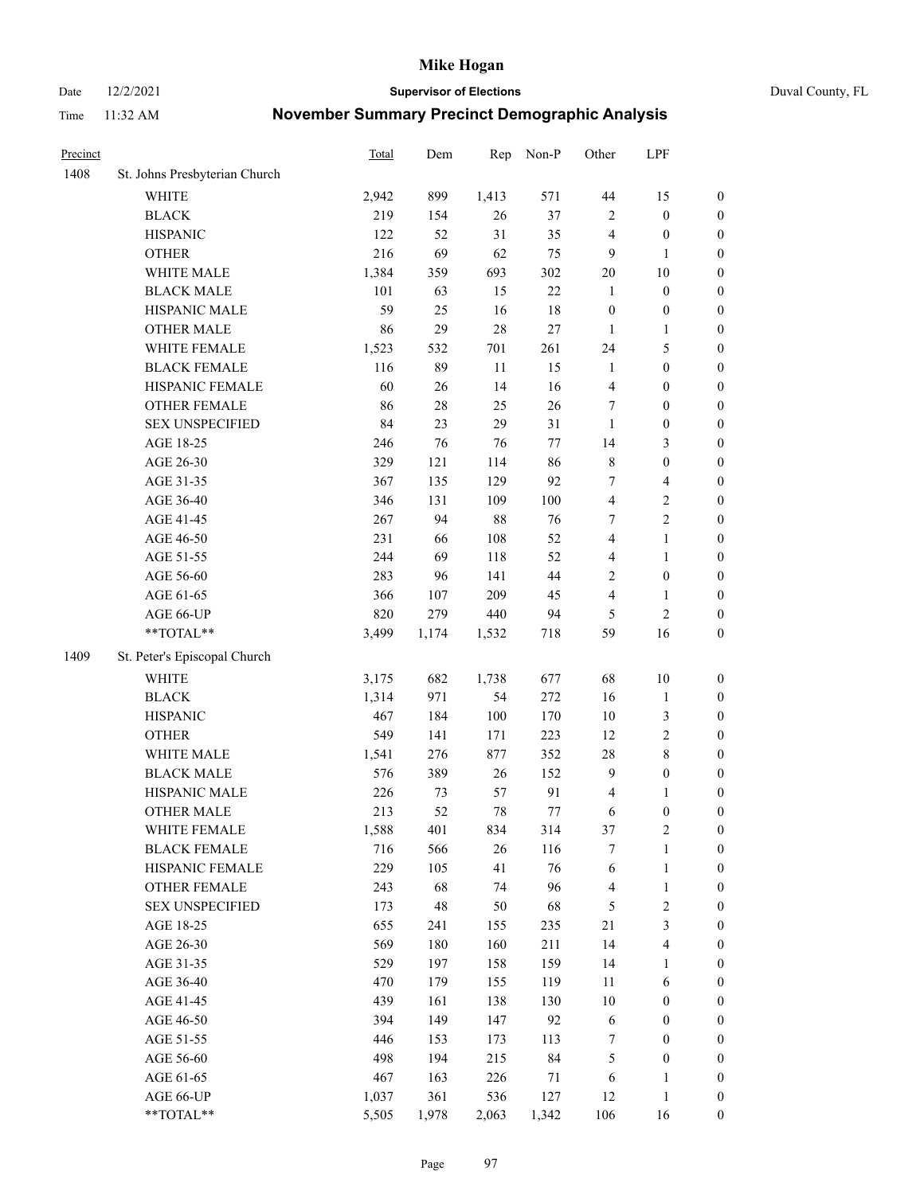# November Summary Precinct Demographic Analysis

| Precinct | | Total | Dem | Rep | Non-P | Other | LPF | |
|---|---|---|---|---|---|---|---|---|
| 1408 | St. Johns Presbyterian Church | | | | | | | |
| | WHITE | 2,942 | 899 | 1,413 | 571 | 44 | 15 | 0 |
| | BLACK | 219 | 154 | 26 | 37 | 2 | 0 | 0 |
| | HISPANIC | 122 | 52 | 31 | 35 | 4 | 0 | 0 |
| | OTHER | 216 | 69 | 62 | 75 | 9 | 1 | 0 |
| | WHITE MALE | 1,384 | 359 | 693 | 302 | 20 | 10 | 0 |
| | BLACK MALE | 101 | 63 | 15 | 22 | 1 | 0 | 0 |
| | HISPANIC MALE | 59 | 25 | 16 | 18 | 0 | 0 | 0 |
| | OTHER MALE | 86 | 29 | 28 | 27 | 1 | 1 | 0 |
| | WHITE FEMALE | 1,523 | 532 | 701 | 261 | 24 | 5 | 0 |
| | BLACK FEMALE | 116 | 89 | 11 | 15 | 1 | 0 | 0 |
| | HISPANIC FEMALE | 60 | 26 | 14 | 16 | 4 | 0 | 0 |
| | OTHER FEMALE | 86 | 28 | 25 | 26 | 7 | 0 | 0 |
| | SEX UNSPECIFIED | 84 | 23 | 29 | 31 | 1 | 0 | 0 |
| | AGE 18-25 | 246 | 76 | 76 | 77 | 14 | 3 | 0 |
| | AGE 26-30 | 329 | 121 | 114 | 86 | 8 | 0 | 0 |
| | AGE 31-35 | 367 | 135 | 129 | 92 | 7 | 4 | 0 |
| | AGE 36-40 | 346 | 131 | 109 | 100 | 4 | 2 | 0 |
| | AGE 41-45 | 267 | 94 | 88 | 76 | 7 | 2 | 0 |
| | AGE 46-50 | 231 | 66 | 108 | 52 | 4 | 1 | 0 |
| | AGE 51-55 | 244 | 69 | 118 | 52 | 4 | 1 | 0 |
| | AGE 56-60 | 283 | 96 | 141 | 44 | 2 | 0 | 0 |
| | AGE 61-65 | 366 | 107 | 209 | 45 | 4 | 1 | 0 |
| | AGE 66-UP | 820 | 279 | 440 | 94 | 5 | 2 | 0 |
| | **TOTAL** | 3,499 | 1,174 | 1,532 | 718 | 59 | 16 | 0 |
| 1409 | St. Peter's Episcopal Church | | | | | | | |
| | WHITE | 3,175 | 682 | 1,738 | 677 | 68 | 10 | 0 |
| | BLACK | 1,314 | 971 | 54 | 272 | 16 | 1 | 0 |
| | HISPANIC | 467 | 184 | 100 | 170 | 10 | 3 | 0 |
| | OTHER | 549 | 141 | 171 | 223 | 12 | 2 | 0 |
| | WHITE MALE | 1,541 | 276 | 877 | 352 | 28 | 8 | 0 |
| | BLACK MALE | 576 | 389 | 26 | 152 | 9 | 0 | 0 |
| | HISPANIC MALE | 226 | 73 | 57 | 91 | 4 | 1 | 0 |
| | OTHER MALE | 213 | 52 | 78 | 77 | 6 | 0 | 0 |
| | WHITE FEMALE | 1,588 | 401 | 834 | 314 | 37 | 2 | 0 |
| | BLACK FEMALE | 716 | 566 | 26 | 116 | 7 | 1 | 0 |
| | HISPANIC FEMALE | 229 | 105 | 41 | 76 | 6 | 1 | 0 |
| | OTHER FEMALE | 243 | 68 | 74 | 96 | 4 | 1 | 0 |
| | SEX UNSPECIFIED | 173 | 48 | 50 | 68 | 5 | 2 | 0 |
| | AGE 18-25 | 655 | 241 | 155 | 235 | 21 | 3 | 0 |
| | AGE 26-30 | 569 | 180 | 160 | 211 | 14 | 4 | 0 |
| | AGE 31-35 | 529 | 197 | 158 | 159 | 14 | 1 | 0 |
| | AGE 36-40 | 470 | 179 | 155 | 119 | 11 | 6 | 0 |
| | AGE 41-45 | 439 | 161 | 138 | 130 | 10 | 0 | 0 |
| | AGE 46-50 | 394 | 149 | 147 | 92 | 6 | 0 | 0 |
| | AGE 51-55 | 446 | 153 | 173 | 113 | 7 | 0 | 0 |
| | AGE 56-60 | 498 | 194 | 215 | 84 | 5 | 0 | 0 |
| | AGE 61-65 | 467 | 163 | 226 | 71 | 6 | 1 | 0 |
| | AGE 66-UP | 1,037 | 361 | 536 | 127 | 12 | 1 | 0 |
| | **TOTAL** | 5,505 | 1,978 | 2,063 | 1,342 | 106 | 16 | 0 |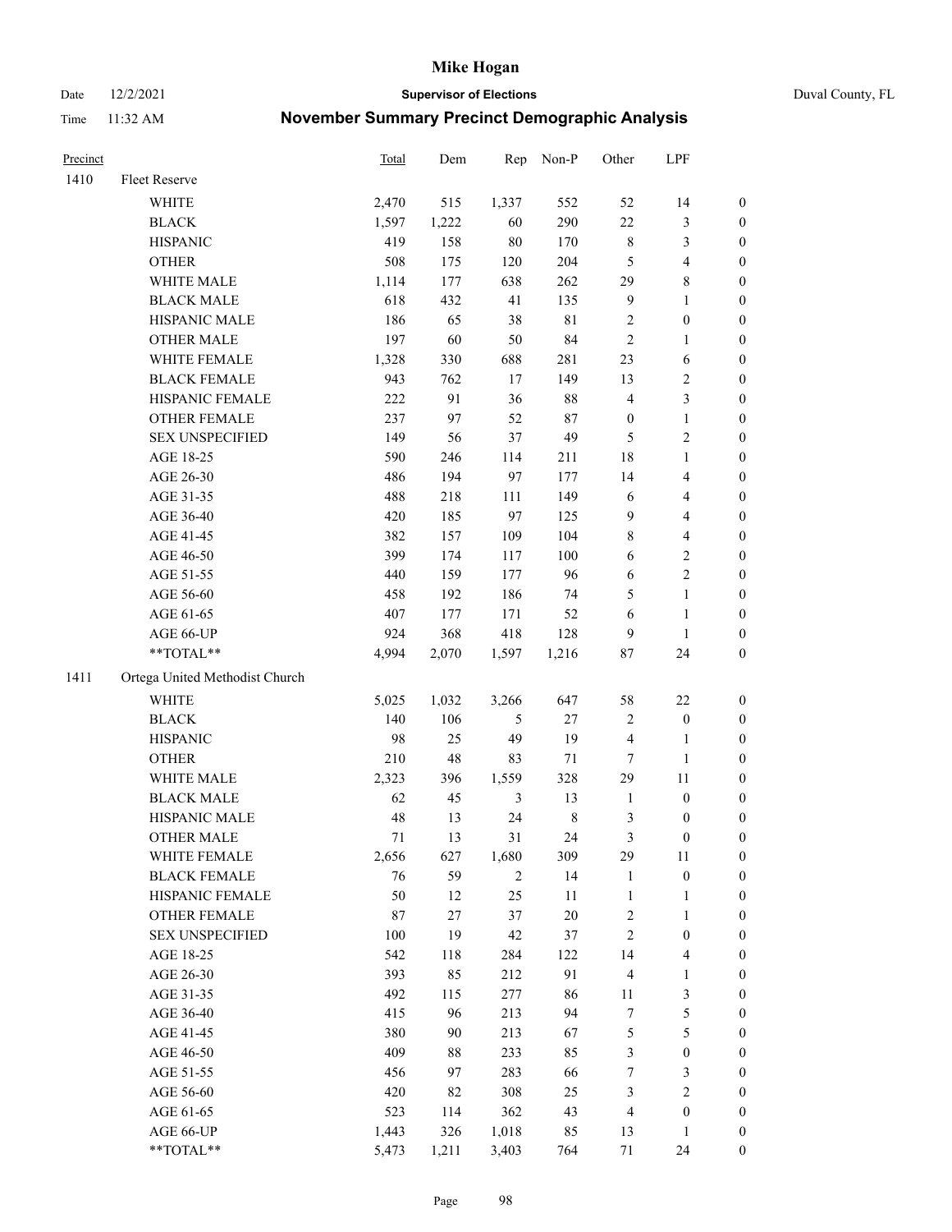# Mike Hogan

Date 12/2/2021 — **Supervisor of Elections** — Duval County, FL

Time 11:32 AM — **November Summary Precinct Demographic Analysis**

| Precinct | | Total | Dem | Rep | Non-P | Other | LPF | |
|---|---|---|---|---|---|---|---|---|
| 1410 | Fleet Reserve | | | | | | | |
| | WHITE | 2,470 | 515 | 1,337 | 552 | 52 | 14 | 0 |
| | BLACK | 1,597 | 1,222 | 60 | 290 | 22 | 3 | 0 |
| | HISPANIC | 419 | 158 | 80 | 170 | 8 | 3 | 0 |
| | OTHER | 508 | 175 | 120 | 204 | 5 | 4 | 0 |
| | WHITE MALE | 1,114 | 177 | 638 | 262 | 29 | 8 | 0 |
| | BLACK MALE | 618 | 432 | 41 | 135 | 9 | 1 | 0 |
| | HISPANIC MALE | 186 | 65 | 38 | 81 | 2 | 0 | 0 |
| | OTHER MALE | 197 | 60 | 50 | 84 | 2 | 1 | 0 |
| | WHITE FEMALE | 1,328 | 330 | 688 | 281 | 23 | 6 | 0 |
| | BLACK FEMALE | 943 | 762 | 17 | 149 | 13 | 2 | 0 |
| | HISPANIC FEMALE | 222 | 91 | 36 | 88 | 4 | 3 | 0 |
| | OTHER FEMALE | 237 | 97 | 52 | 87 | 0 | 1 | 0 |
| | SEX UNSPECIFIED | 149 | 56 | 37 | 49 | 5 | 2 | 0 |
| | AGE 18-25 | 590 | 246 | 114 | 211 | 18 | 1 | 0 |
| | AGE 26-30 | 486 | 194 | 97 | 177 | 14 | 4 | 0 |
| | AGE 31-35 | 488 | 218 | 111 | 149 | 6 | 4 | 0 |
| | AGE 36-40 | 420 | 185 | 97 | 125 | 9 | 4 | 0 |
| | AGE 41-45 | 382 | 157 | 109 | 104 | 8 | 4 | 0 |
| | AGE 46-50 | 399 | 174 | 117 | 100 | 6 | 2 | 0 |
| | AGE 51-55 | 440 | 159 | 177 | 96 | 6 | 2 | 0 |
| | AGE 56-60 | 458 | 192 | 186 | 74 | 5 | 1 | 0 |
| | AGE 61-65 | 407 | 177 | 171 | 52 | 6 | 1 | 0 |
| | AGE 66-UP | 924 | 368 | 418 | 128 | 9 | 1 | 0 |
| | **TOTAL** | 4,994 | 2,070 | 1,597 | 1,216 | 87 | 24 | 0 |
| 1411 | Ortega United Methodist Church | | | | | | | |
| | WHITE | 5,025 | 1,032 | 3,266 | 647 | 58 | 22 | 0 |
| | BLACK | 140 | 106 | 5 | 27 | 2 | 0 | 0 |
| | HISPANIC | 98 | 25 | 49 | 19 | 4 | 1 | 0 |
| | OTHER | 210 | 48 | 83 | 71 | 7 | 1 | 0 |
| | WHITE MALE | 2,323 | 396 | 1,559 | 328 | 29 | 11 | 0 |
| | BLACK MALE | 62 | 45 | 3 | 13 | 1 | 0 | 0 |
| | HISPANIC MALE | 48 | 13 | 24 | 8 | 3 | 0 | 0 |
| | OTHER MALE | 71 | 13 | 31 | 24 | 3 | 0 | 0 |
| | WHITE FEMALE | 2,656 | 627 | 1,680 | 309 | 29 | 11 | 0 |
| | BLACK FEMALE | 76 | 59 | 2 | 14 | 1 | 0 | 0 |
| | HISPANIC FEMALE | 50 | 12 | 25 | 11 | 1 | 1 | 0 |
| | OTHER FEMALE | 87 | 27 | 37 | 20 | 2 | 1 | 0 |
| | SEX UNSPECIFIED | 100 | 19 | 42 | 37 | 2 | 0 | 0 |
| | AGE 18-25 | 542 | 118 | 284 | 122 | 14 | 4 | 0 |
| | AGE 26-30 | 393 | 85 | 212 | 91 | 4 | 1 | 0 |
| | AGE 31-35 | 492 | 115 | 277 | 86 | 11 | 3 | 0 |
| | AGE 36-40 | 415 | 96 | 213 | 94 | 7 | 5 | 0 |
| | AGE 41-45 | 380 | 90 | 213 | 67 | 5 | 5 | 0 |
| | AGE 46-50 | 409 | 88 | 233 | 85 | 3 | 0 | 0 |
| | AGE 51-55 | 456 | 97 | 283 | 66 | 7 | 3 | 0 |
| | AGE 56-60 | 420 | 82 | 308 | 25 | 3 | 2 | 0 |
| | AGE 61-65 | 523 | 114 | 362 | 43 | 4 | 0 | 0 |
| | AGE 66-UP | 1,443 | 326 | 1,018 | 85 | 13 | 1 | 0 |
| | **TOTAL** | 5,473 | 1,211 | 3,403 | 764 | 71 | 24 | 0 |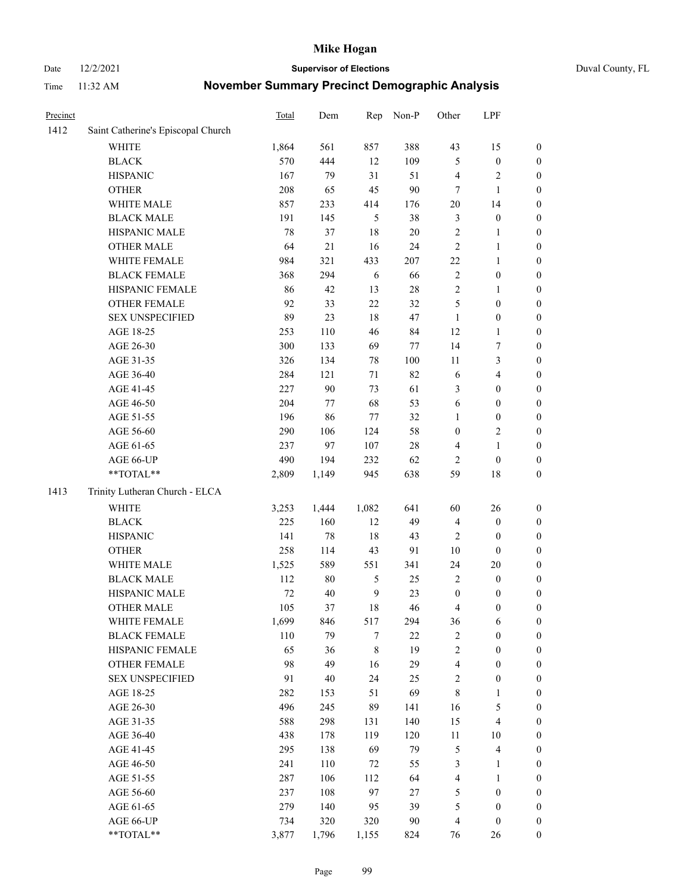# Mike Hogan

Date 12/2/2021 | **Supervisor of Elections** | Duval County, FL

Time 11:32 AM | **November Summary Precinct Demographic Analysis**

| Precinct | | Total | Dem | Rep | Non-P | Other | LPF | |
|---|---|---|---|---|---|---|---|---|
| 1412 | Saint Catherine's Episcopal Church | | | | | | | |
| | WHITE | 1,864 | 561 | 857 | 388 | 43 | 15 | 0 |
| | BLACK | 570 | 444 | 12 | 109 | 5 | 0 | 0 |
| | HISPANIC | 167 | 79 | 31 | 51 | 4 | 2 | 0 |
| | OTHER | 208 | 65 | 45 | 90 | 7 | 1 | 0 |
| | WHITE MALE | 857 | 233 | 414 | 176 | 20 | 14 | 0 |
| | BLACK MALE | 191 | 145 | 5 | 38 | 3 | 0 | 0 |
| | HISPANIC MALE | 78 | 37 | 18 | 20 | 2 | 1 | 0 |
| | OTHER MALE | 64 | 21 | 16 | 24 | 2 | 1 | 0 |
| | WHITE FEMALE | 984 | 321 | 433 | 207 | 22 | 1 | 0 |
| | BLACK FEMALE | 368 | 294 | 6 | 66 | 2 | 0 | 0 |
| | HISPANIC FEMALE | 86 | 42 | 13 | 28 | 2 | 1 | 0 |
| | OTHER FEMALE | 92 | 33 | 22 | 32 | 5 | 0 | 0 |
| | SEX UNSPECIFIED | 89 | 23 | 18 | 47 | 1 | 0 | 0 |
| | AGE 18-25 | 253 | 110 | 46 | 84 | 12 | 1 | 0 |
| | AGE 26-30 | 300 | 133 | 69 | 77 | 14 | 7 | 0 |
| | AGE 31-35 | 326 | 134 | 78 | 100 | 11 | 3 | 0 |
| | AGE 36-40 | 284 | 121 | 71 | 82 | 6 | 4 | 0 |
| | AGE 41-45 | 227 | 90 | 73 | 61 | 3 | 0 | 0 |
| | AGE 46-50 | 204 | 77 | 68 | 53 | 6 | 0 | 0 |
| | AGE 51-55 | 196 | 86 | 77 | 32 | 1 | 0 | 0 |
| | AGE 56-60 | 290 | 106 | 124 | 58 | 0 | 2 | 0 |
| | AGE 61-65 | 237 | 97 | 107 | 28 | 4 | 1 | 0 |
| | AGE 66-UP | 490 | 194 | 232 | 62 | 2 | 0 | 0 |
| | **TOTAL** | 2,809 | 1,149 | 945 | 638 | 59 | 18 | 0 |
| 1413 | Trinity Lutheran Church - ELCA | | | | | | | |
| | WHITE | 3,253 | 1,444 | 1,082 | 641 | 60 | 26 | 0 |
| | BLACK | 225 | 160 | 12 | 49 | 4 | 0 | 0 |
| | HISPANIC | 141 | 78 | 18 | 43 | 2 | 0 | 0 |
| | OTHER | 258 | 114 | 43 | 91 | 10 | 0 | 0 |
| | WHITE MALE | 1,525 | 589 | 551 | 341 | 24 | 20 | 0 |
| | BLACK MALE | 112 | 80 | 5 | 25 | 2 | 0 | 0 |
| | HISPANIC MALE | 72 | 40 | 9 | 23 | 0 | 0 | 0 |
| | OTHER MALE | 105 | 37 | 18 | 46 | 4 | 0 | 0 |
| | WHITE FEMALE | 1,699 | 846 | 517 | 294 | 36 | 6 | 0 |
| | BLACK FEMALE | 110 | 79 | 7 | 22 | 2 | 0 | 0 |
| | HISPANIC FEMALE | 65 | 36 | 8 | 19 | 2 | 0 | 0 |
| | OTHER FEMALE | 98 | 49 | 16 | 29 | 4 | 0 | 0 |
| | SEX UNSPECIFIED | 91 | 40 | 24 | 25 | 2 | 0 | 0 |
| | AGE 18-25 | 282 | 153 | 51 | 69 | 8 | 1 | 0 |
| | AGE 26-30 | 496 | 245 | 89 | 141 | 16 | 5 | 0 |
| | AGE 31-35 | 588 | 298 | 131 | 140 | 15 | 4 | 0 |
| | AGE 36-40 | 438 | 178 | 119 | 120 | 11 | 10 | 0 |
| | AGE 41-45 | 295 | 138 | 69 | 79 | 5 | 4 | 0 |
| | AGE 46-50 | 241 | 110 | 72 | 55 | 3 | 1 | 0 |
| | AGE 51-55 | 287 | 106 | 112 | 64 | 4 | 1 | 0 |
| | AGE 56-60 | 237 | 108 | 97 | 27 | 5 | 0 | 0 |
| | AGE 61-65 | 279 | 140 | 95 | 39 | 5 | 0 | 0 |
| | AGE 66-UP | 734 | 320 | 320 | 90 | 4 | 0 | 0 |
| | **TOTAL** | 3,877 | 1,796 | 1,155 | 824 | 76 | 26 | 0 |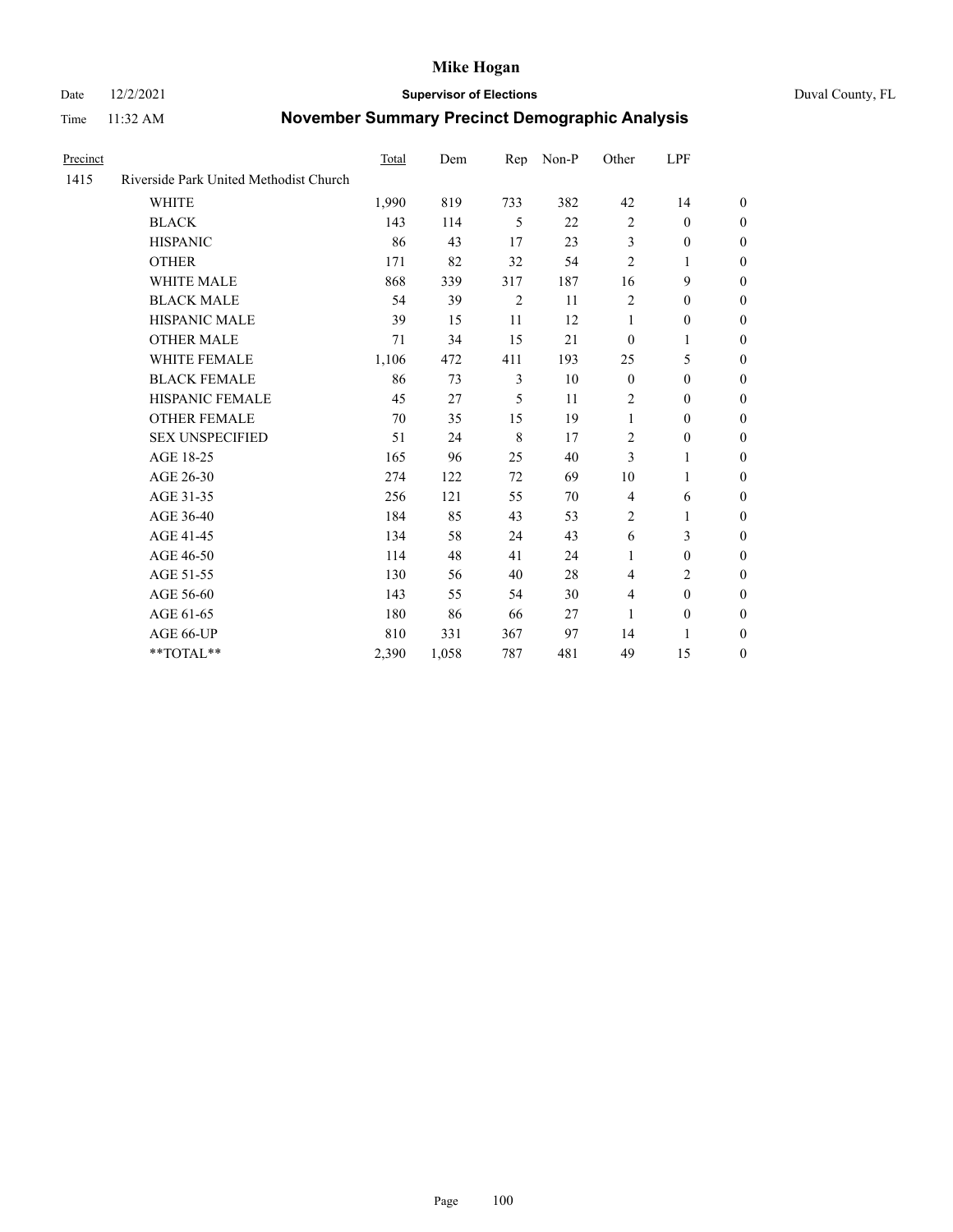# Mike Hogan

Date 12/2/2021 **Supervisor of Elections** Duval County, FL

Time 11:32 AM **November Summary Precinct Demographic Analysis**

| Precinct | | Total | Dem | Rep | Non-P | Other | LPF | |
|---|---|---|---|---|---|---|---|---|
| 1415 | Riverside Park United Methodist Church | | | | | | | |
| | WHITE | 1,990 | 819 | 733 | 382 | 42 | 14 | 0 |
| | BLACK | 143 | 114 | 5 | 22 | 2 | 0 | 0 |
| | HISPANIC | 86 | 43 | 17 | 23 | 3 | 0 | 0 |
| | OTHER | 171 | 82 | 32 | 54 | 2 | 1 | 0 |
| | WHITE MALE | 868 | 339 | 317 | 187 | 16 | 9 | 0 |
| | BLACK MALE | 54 | 39 | 2 | 11 | 2 | 0 | 0 |
| | HISPANIC MALE | 39 | 15 | 11 | 12 | 1 | 0 | 0 |
| | OTHER MALE | 71 | 34 | 15 | 21 | 0 | 1 | 0 |
| | WHITE FEMALE | 1,106 | 472 | 411 | 193 | 25 | 5 | 0 |
| | BLACK FEMALE | 86 | 73 | 3 | 10 | 0 | 0 | 0 |
| | HISPANIC FEMALE | 45 | 27 | 5 | 11 | 2 | 0 | 0 |
| | OTHER FEMALE | 70 | 35 | 15 | 19 | 1 | 0 | 0 |
| | SEX UNSPECIFIED | 51 | 24 | 8 | 17 | 2 | 0 | 0 |
| | AGE 18-25 | 165 | 96 | 25 | 40 | 3 | 1 | 0 |
| | AGE 26-30 | 274 | 122 | 72 | 69 | 10 | 1 | 0 |
| | AGE 31-35 | 256 | 121 | 55 | 70 | 4 | 6 | 0 |
| | AGE 36-40 | 184 | 85 | 43 | 53 | 2 | 1 | 0 |
| | AGE 41-45 | 134 | 58 | 24 | 43 | 6 | 3 | 0 |
| | AGE 46-50 | 114 | 48 | 41 | 24 | 1 | 0 | 0 |
| | AGE 51-55 | 130 | 56 | 40 | 28 | 4 | 2 | 0 |
| | AGE 56-60 | 143 | 55 | 54 | 30 | 4 | 0 | 0 |
| | AGE 61-65 | 180 | 86 | 66 | 27 | 1 | 0 | 0 |
| | AGE 66-UP | 810 | 331 | 367 | 97 | 14 | 1 | 0 |
| | **TOTAL** | 2,390 | 1,058 | 787 | 481 | 49 | 15 | 0 |